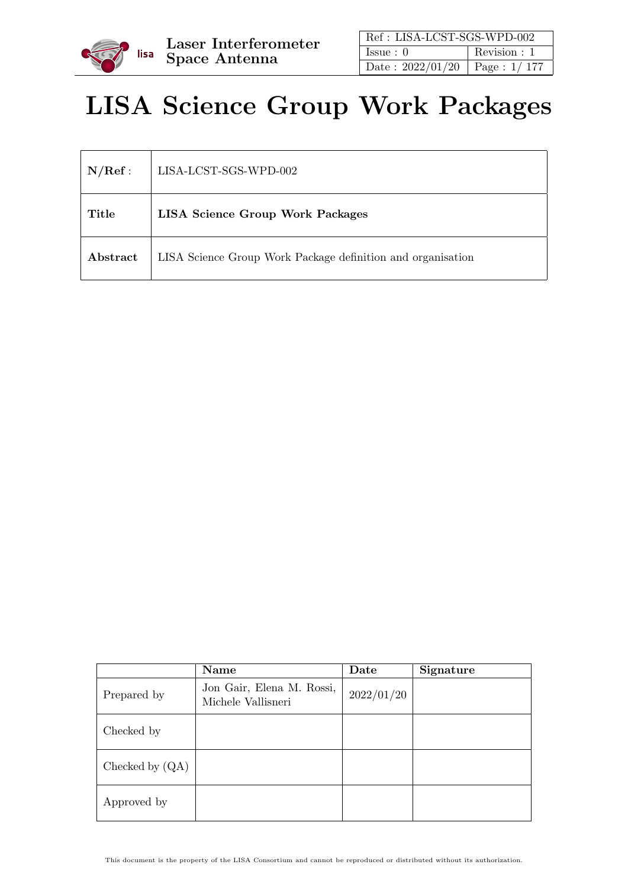# LISA Science Group Work Packages

| | |
|---|---|
| **N/Ref** : | LISA-LCST-SGS-WPD-002 |
| **Title** | **LISA Science Group Work Packages** |
| **Abstract** | LISA Science Group Work Package definition and organisation |

| | Name | Date | Signature |
|---|---|---|---|
| Prepared by | Jon Gair, Elena M. Rossi, Michele Vallisneri | 2022/01/20 | |
| Checked by | | | |
| Checked by (QA) | | | |
| Approved by | | | |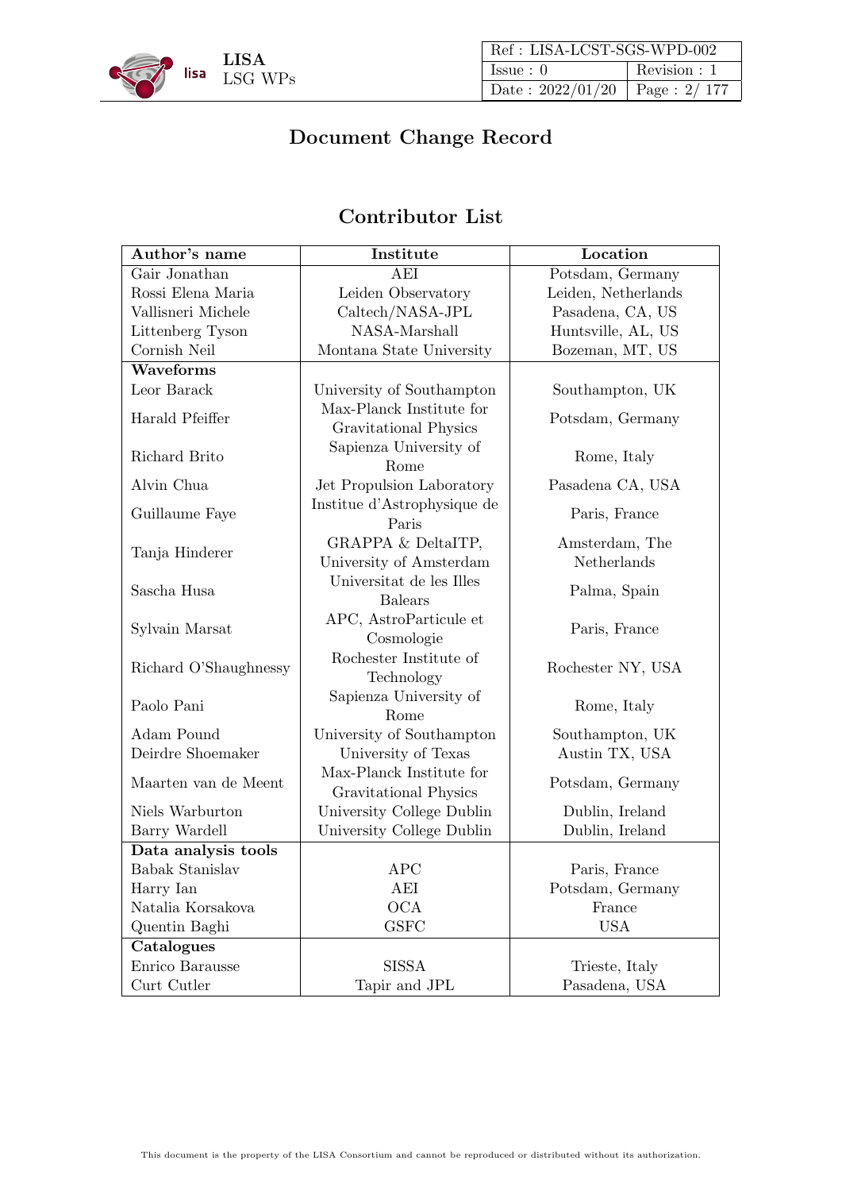# Document Change Record

## Contributor List

| Author's name | Institute | Location |
|---|---|---|
| Gair Jonathan | AEI | Potsdam, Germany |
| Rossi Elena Maria | Leiden Observatory | Leiden, Netherlands |
| Vallisneri Michele | Caltech/NASA-JPL | Pasadena, CA, US |
| Littenberg Tyson | NASA-Marshall | Huntsville, AL, US |
| Cornish Neil | Montana State University | Bozeman, MT, US |
| **Waveforms** | | |
| Leor Barack | University of Southampton | Southampton, UK |
| Harald Pfeiffer | Max-Planck Institute for Gravitational Physics | Potsdam, Germany |
| Richard Brito | Sapienza University of Rome | Rome, Italy |
| Alvin Chua | Jet Propulsion Laboratory | Pasadena CA, USA |
| Guillaume Faye | Institue d'Astrophysique de Paris | Paris, France |
| Tanja Hinderer | GRAPPA & DeltaITP, University of Amsterdam | Amsterdam, The Netherlands |
| Sascha Husa | Universitat de les Illes Balears | Palma, Spain |
| Sylvain Marsat | APC, AstroParticule et Cosmologie | Paris, France |
| Richard O'Shaughnessy | Rochester Institute of Technology | Rochester NY, USA |
| Paolo Pani | Sapienza University of Rome | Rome, Italy |
| Adam Pound | University of Southampton | Southampton, UK |
| Deirdre Shoemaker | University of Texas | Austin TX, USA |
| Maarten van de Meent | Max-Planck Institute for Gravitational Physics | Potsdam, Germany |
| Niels Warburton | University College Dublin | Dublin, Ireland |
| Barry Wardell | University College Dublin | Dublin, Ireland |
| **Data analysis tools** | | |
| Babak Stanislav | APC | Paris, France |
| Harry Ian | AEI | Potsdam, Germany |
| Natalia Korsakova | OCA | France |
| Quentin Baghi | GSFC | USA |
| **Catalogues** | | |
| Enrico Barausse | SISSA | Trieste, Italy |
| Curt Cutler | Tapir and JPL | Pasadena, USA |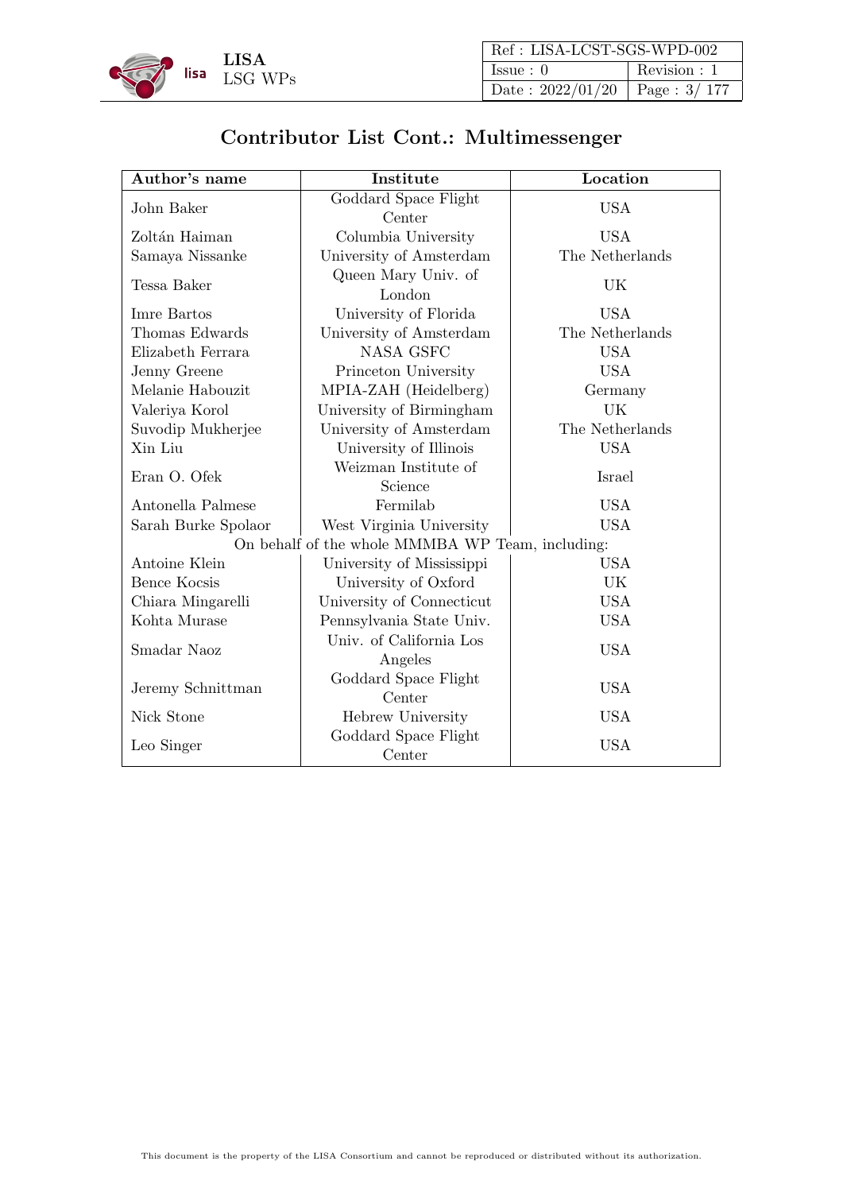# Contributor List Cont.: Multimessenger

| Author's name | Institute | Location |
|---|---|---|
| John Baker | Goddard Space Flight Center | USA |
| Zoltán Haiman | Columbia University | USA |
| Samaya Nissanke | University of Amsterdam | The Netherlands |
| Tessa Baker | Queen Mary Univ. of London | UK |
| Imre Bartos | University of Florida | USA |
| Thomas Edwards | University of Amsterdam | The Netherlands |
| Elizabeth Ferrara | NASA GSFC | USA |
| Jenny Greene | Princeton University | USA |
| Melanie Habouzit | MPIA-ZAH (Heidelberg) | Germany |
| Valeriya Korol | University of Birmingham | UK |
| Suvodip Mukherjee | University of Amsterdam | The Netherlands |
| Xin Liu | University of Illinois | USA |
| Eran O. Ofek | Weizman Institute of Science | Israel |
| Antonella Palmese | Fermilab | USA |
| Sarah Burke Spolaor | West Virginia University | USA |
| On behalf of the whole MMMBA WP Team, including: | | |
| Antoine Klein | University of Mississippi | USA |
| Bence Kocsis | University of Oxford | UK |
| Chiara Mingarelli | University of Connecticut | USA |
| Kohta Murase | Pennsylvania State Univ. | USA |
| Smadar Naoz | Univ. of California Los Angeles | USA |
| Jeremy Schnittman | Goddard Space Flight Center | USA |
| Nick Stone | Hebrew University | USA |
| Leo Singer | Goddard Space Flight Center | USA |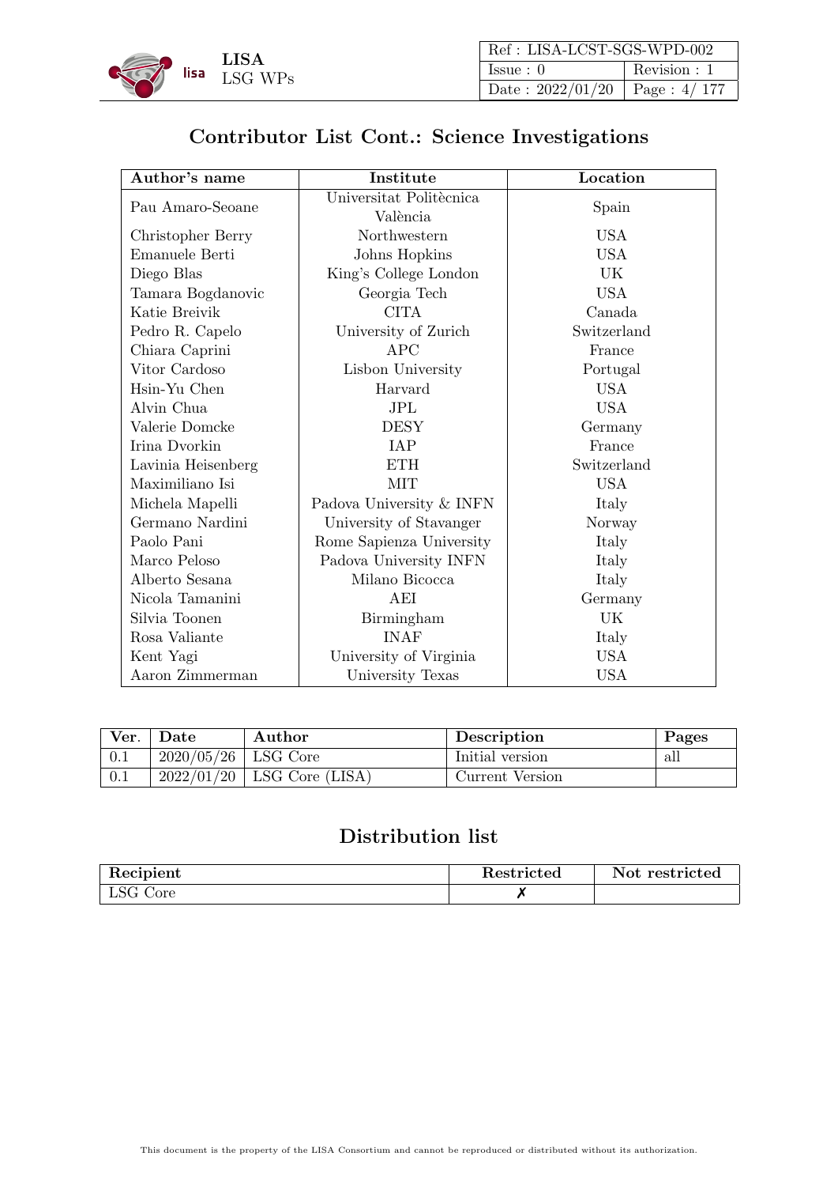## Contributor List Cont.: Science Investigations

| Author's name | Institute | Location |
|---|---|---|
| Pau Amaro-Seoane | Universitat Politècnica València | Spain |
| Christopher Berry | Northwestern | USA |
| Emanuele Berti | Johns Hopkins | USA |
| Diego Blas | King's College London | UK |
| Tamara Bogdanovic | Georgia Tech | USA |
| Katie Breivik | CITA | Canada |
| Pedro R. Capelo | University of Zurich | Switzerland |
| Chiara Caprini | APC | France |
| Vitor Cardoso | Lisbon University | Portugal |
| Hsin-Yu Chen | Harvard | USA |
| Alvin Chua | JPL | USA |
| Valerie Domcke | DESY | Germany |
| Irina Dvorkin | IAP | France |
| Lavinia Heisenberg | ETH | Switzerland |
| Maximiliano Isi | MIT | USA |
| Michela Mapelli | Padova University & INFN | Italy |
| Germano Nardini | University of Stavanger | Norway |
| Paolo Pani | Rome Sapienza University | Italy |
| Marco Peloso | Padova University INFN | Italy |
| Alberto Sesana | Milano Bicocca | Italy |
| Nicola Tamanini | AEI | Germany |
| Silvia Toonen | Birmingham | UK |
| Rosa Valiante | INAF | Italy |
| Kent Yagi | University of Virginia | USA |
| Aaron Zimmerman | University Texas | USA |

| Ver. | Date | Author | Description | Pages |
|---|---|---|---|---|
| 0.1 | 2020/05/26 | LSG Core | Initial version | all |
| 0.1 | 2022/01/20 | LSG Core (LISA) | Current Version | |

## Distribution list

| Recipient | Restricted | Not restricted |
|---|---|---|
| LSG Core | ✗ | |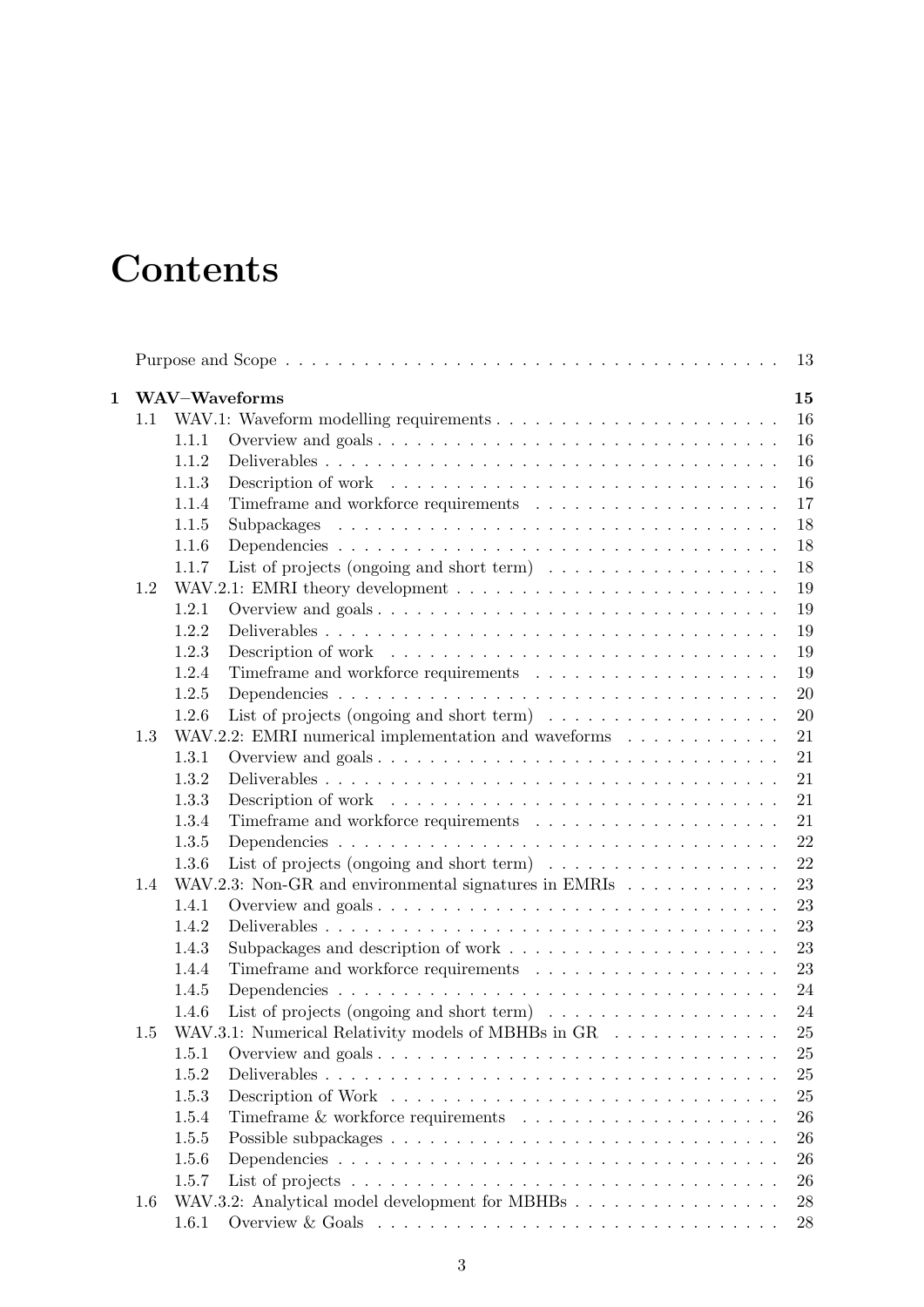# Contents

Purpose and Scope . . . . . . . . . . . . . . . . . . . . . . . . . . . . . . . . . . . . . . . . 13

**1 WAV–Waveforms** **15**

- 1.1 WAV.1: Waveform modelling requirements . . . . . . . . . . . . . . . . . . . . . 16
  - 1.1.1 Overview and goals . . . . . . . . . . . . . . . . . . . . . . . . . . . . . . 16
  - 1.1.2 Deliverables . . . . . . . . . . . . . . . . . . . . . . . . . . . . . . . . . . 16
  - 1.1.3 Description of work . . . . . . . . . . . . . . . . . . . . . . . . . . . . . 16
  - 1.1.4 Timeframe and workforce requirements . . . . . . . . . . . . . . . . . . 17
  - 1.1.5 Subpackages . . . . . . . . . . . . . . . . . . . . . . . . . . . . . . . . . 18
  - 1.1.6 Dependencies . . . . . . . . . . . . . . . . . . . . . . . . . . . . . . . . . 18
  - 1.1.7 List of projects (ongoing and short term) . . . . . . . . . . . . . . . . . 18
- 1.2 WAV.2.1: EMRI theory development . . . . . . . . . . . . . . . . . . . . . . . . 19
  - 1.2.1 Overview and goals . . . . . . . . . . . . . . . . . . . . . . . . . . . . . . 19
  - 1.2.2 Deliverables . . . . . . . . . . . . . . . . . . . . . . . . . . . . . . . . . . 19
  - 1.2.3 Description of work . . . . . . . . . . . . . . . . . . . . . . . . . . . . . 19
  - 1.2.4 Timeframe and workforce requirements . . . . . . . . . . . . . . . . . . 19
  - 1.2.5 Dependencies . . . . . . . . . . . . . . . . . . . . . . . . . . . . . . . . . 20
  - 1.2.6 List of projects (ongoing and short term) . . . . . . . . . . . . . . . . . 20
- 1.3 WAV.2.2: EMRI numerical implementation and waveforms . . . . . . . . . . . . 21
  - 1.3.1 Overview and goals . . . . . . . . . . . . . . . . . . . . . . . . . . . . . . 21
  - 1.3.2 Deliverables . . . . . . . . . . . . . . . . . . . . . . . . . . . . . . . . . . 21
  - 1.3.3 Description of work . . . . . . . . . . . . . . . . . . . . . . . . . . . . . 21
  - 1.3.4 Timeframe and workforce requirements . . . . . . . . . . . . . . . . . . 21
  - 1.3.5 Dependencies . . . . . . . . . . . . . . . . . . . . . . . . . . . . . . . . . 22
  - 1.3.6 List of projects (ongoing and short term) . . . . . . . . . . . . . . . . . 22
- 1.4 WAV.2.3: Non-GR and environmental signatures in EMRIs . . . . . . . . . . . . 23
  - 1.4.1 Overview and goals . . . . . . . . . . . . . . . . . . . . . . . . . . . . . . 23
  - 1.4.2 Deliverables . . . . . . . . . . . . . . . . . . . . . . . . . . . . . . . . . . 23
  - 1.4.3 Subpackages and description of work . . . . . . . . . . . . . . . . . . . 23
  - 1.4.4 Timeframe and workforce requirements . . . . . . . . . . . . . . . . . . 23
  - 1.4.5 Dependencies . . . . . . . . . . . . . . . . . . . . . . . . . . . . . . . . . 24
  - 1.4.6 List of projects (ongoing and short term) . . . . . . . . . . . . . . . . . 24
- 1.5 WAV.3.1: Numerical Relativity models of MBHBs in GR . . . . . . . . . . . . . 25
  - 1.5.1 Overview and goals . . . . . . . . . . . . . . . . . . . . . . . . . . . . . . 25
  - 1.5.2 Deliverables . . . . . . . . . . . . . . . . . . . . . . . . . . . . . . . . . . 25
  - 1.5.3 Description of Work . . . . . . . . . . . . . . . . . . . . . . . . . . . . . 25
  - 1.5.4 Timeframe & workforce requirements . . . . . . . . . . . . . . . . . . . 26
  - 1.5.5 Possible subpackages . . . . . . . . . . . . . . . . . . . . . . . . . . . . . 26
  - 1.5.6 Dependencies . . . . . . . . . . . . . . . . . . . . . . . . . . . . . . . . . 26
  - 1.5.7 List of projects . . . . . . . . . . . . . . . . . . . . . . . . . . . . . . . . 26
- 1.6 WAV.3.2: Analytical model development for MBHBs . . . . . . . . . . . . . . . 28
  - 1.6.1 Overview & Goals . . . . . . . . . . . . . . . . . . . . . . . . . . . . . . 28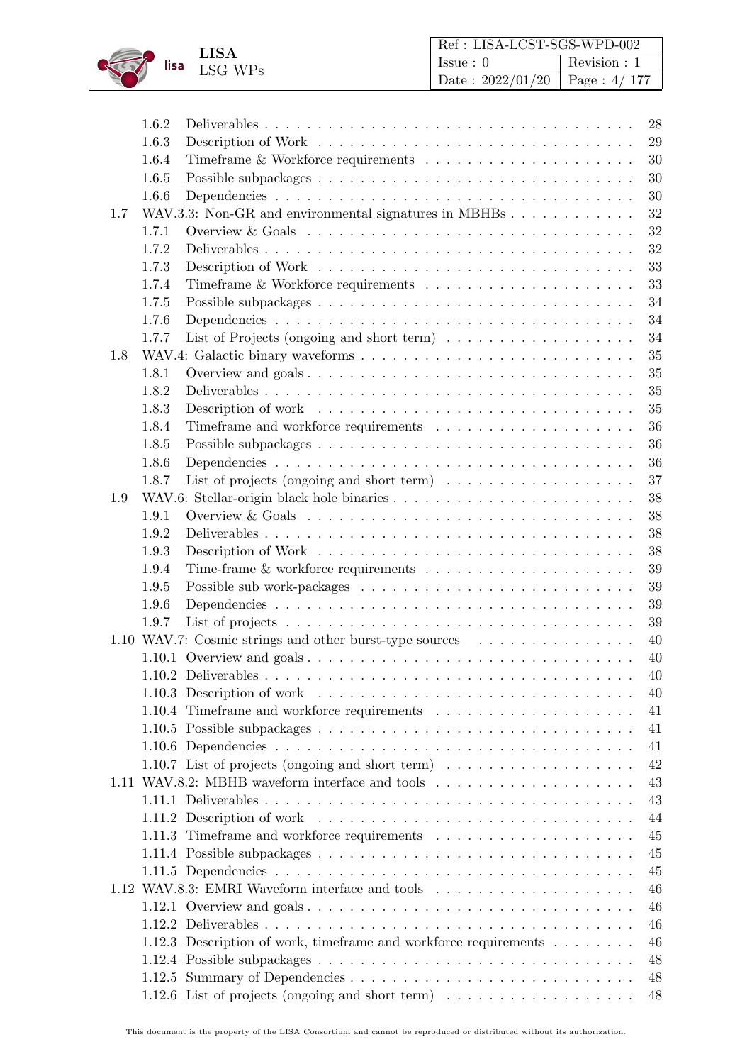1.6.2 Deliverables . . . . . . . . . . . . . . . . . . . . . . . . . . . . . . . . . . 28
1.6.3 Description of Work . . . . . . . . . . . . . . . . . . . . . . . . . . . . . 29
1.6.4 Timeframe & Workforce requirements . . . . . . . . . . . . . . . . . . . . 30
1.6.5 Possible subpackages . . . . . . . . . . . . . . . . . . . . . . . . . . . . . 30
1.6.6 Dependencies . . . . . . . . . . . . . . . . . . . . . . . . . . . . . . . . . 30

1.7 WAV.3.3: Non-GR and environmental signatures in MBHBs . . . . . . . . . . . . . 32
1.7.1 Overview & Goals . . . . . . . . . . . . . . . . . . . . . . . . . . . . . . . 32
1.7.2 Deliverables . . . . . . . . . . . . . . . . . . . . . . . . . . . . . . . . . . 32
1.7.3 Description of Work . . . . . . . . . . . . . . . . . . . . . . . . . . . . . 33
1.7.4 Timeframe & Workforce requirements . . . . . . . . . . . . . . . . . . . . 33
1.7.5 Possible subpackages . . . . . . . . . . . . . . . . . . . . . . . . . . . . . 34
1.7.6 Dependencies . . . . . . . . . . . . . . . . . . . . . . . . . . . . . . . . . 34
1.7.7 List of Projects (ongoing and short term) . . . . . . . . . . . . . . . . . . 34

1.8 WAV.4: Galactic binary waveforms . . . . . . . . . . . . . . . . . . . . . . . . . 35
1.8.1 Overview and goals . . . . . . . . . . . . . . . . . . . . . . . . . . . . . . 35
1.8.2 Deliverables . . . . . . . . . . . . . . . . . . . . . . . . . . . . . . . . . . 35
1.8.3 Description of work . . . . . . . . . . . . . . . . . . . . . . . . . . . . . 35
1.8.4 Timeframe and workforce requirements . . . . . . . . . . . . . . . . . . . 36
1.8.5 Possible subpackages . . . . . . . . . . . . . . . . . . . . . . . . . . . . . 36
1.8.6 Dependencies . . . . . . . . . . . . . . . . . . . . . . . . . . . . . . . . . 36
1.8.7 List of projects (ongoing and short term) . . . . . . . . . . . . . . . . . . 37

1.9 WAV.6: Stellar-origin black hole binaries . . . . . . . . . . . . . . . . . . . . . . 38
1.9.1 Overview & Goals . . . . . . . . . . . . . . . . . . . . . . . . . . . . . . . 38
1.9.2 Deliverables . . . . . . . . . . . . . . . . . . . . . . . . . . . . . . . . . . 38
1.9.3 Description of Work . . . . . . . . . . . . . . . . . . . . . . . . . . . . . 38
1.9.4 Time-frame & workforce requirements . . . . . . . . . . . . . . . . . . . . 39
1.9.5 Possible sub work-packages . . . . . . . . . . . . . . . . . . . . . . . . . . 39
1.9.6 Dependencies . . . . . . . . . . . . . . . . . . . . . . . . . . . . . . . . . 39
1.9.7 List of projects . . . . . . . . . . . . . . . . . . . . . . . . . . . . . . . . 39

1.10 WAV.7: Cosmic strings and other burst-type sources . . . . . . . . . . . . . . . 40
1.10.1 Overview and goals . . . . . . . . . . . . . . . . . . . . . . . . . . . . . . 40
1.10.2 Deliverables . . . . . . . . . . . . . . . . . . . . . . . . . . . . . . . . . . 40
1.10.3 Description of work . . . . . . . . . . . . . . . . . . . . . . . . . . . . . 40
1.10.4 Timeframe and workforce requirements . . . . . . . . . . . . . . . . . . . 41
1.10.5 Possible subpackages . . . . . . . . . . . . . . . . . . . . . . . . . . . . . 41
1.10.6 Dependencies . . . . . . . . . . . . . . . . . . . . . . . . . . . . . . . . . 41
1.10.7 List of projects (ongoing and short term) . . . . . . . . . . . . . . . . . . 42

1.11 WAV.8.2: MBHB waveform interface and tools . . . . . . . . . . . . . . . . . . 43
1.11.1 Deliverables . . . . . . . . . . . . . . . . . . . . . . . . . . . . . . . . . . 43
1.11.2 Description of work . . . . . . . . . . . . . . . . . . . . . . . . . . . . . 44
1.11.3 Timeframe and workforce requirements . . . . . . . . . . . . . . . . . . . 45
1.11.4 Possible subpackages . . . . . . . . . . . . . . . . . . . . . . . . . . . . . 45
1.11.5 Dependencies . . . . . . . . . . . . . . . . . . . . . . . . . . . . . . . . . 45

1.12 WAV.8.3: EMRI Waveform interface and tools . . . . . . . . . . . . . . . . . . 46
1.12.1 Overview and goals . . . . . . . . . . . . . . . . . . . . . . . . . . . . . . 46
1.12.2 Deliverables . . . . . . . . . . . . . . . . . . . . . . . . . . . . . . . . . . 46
1.12.3 Description of work, timeframe and workforce requirements . . . . . . . . 46
1.12.4 Possible subpackages . . . . . . . . . . . . . . . . . . . . . . . . . . . . . 48
1.12.5 Summary of Dependencies . . . . . . . . . . . . . . . . . . . . . . . . . . 48
1.12.6 List of projects (ongoing and short term) . . . . . . . . . . . . . . . . . . 48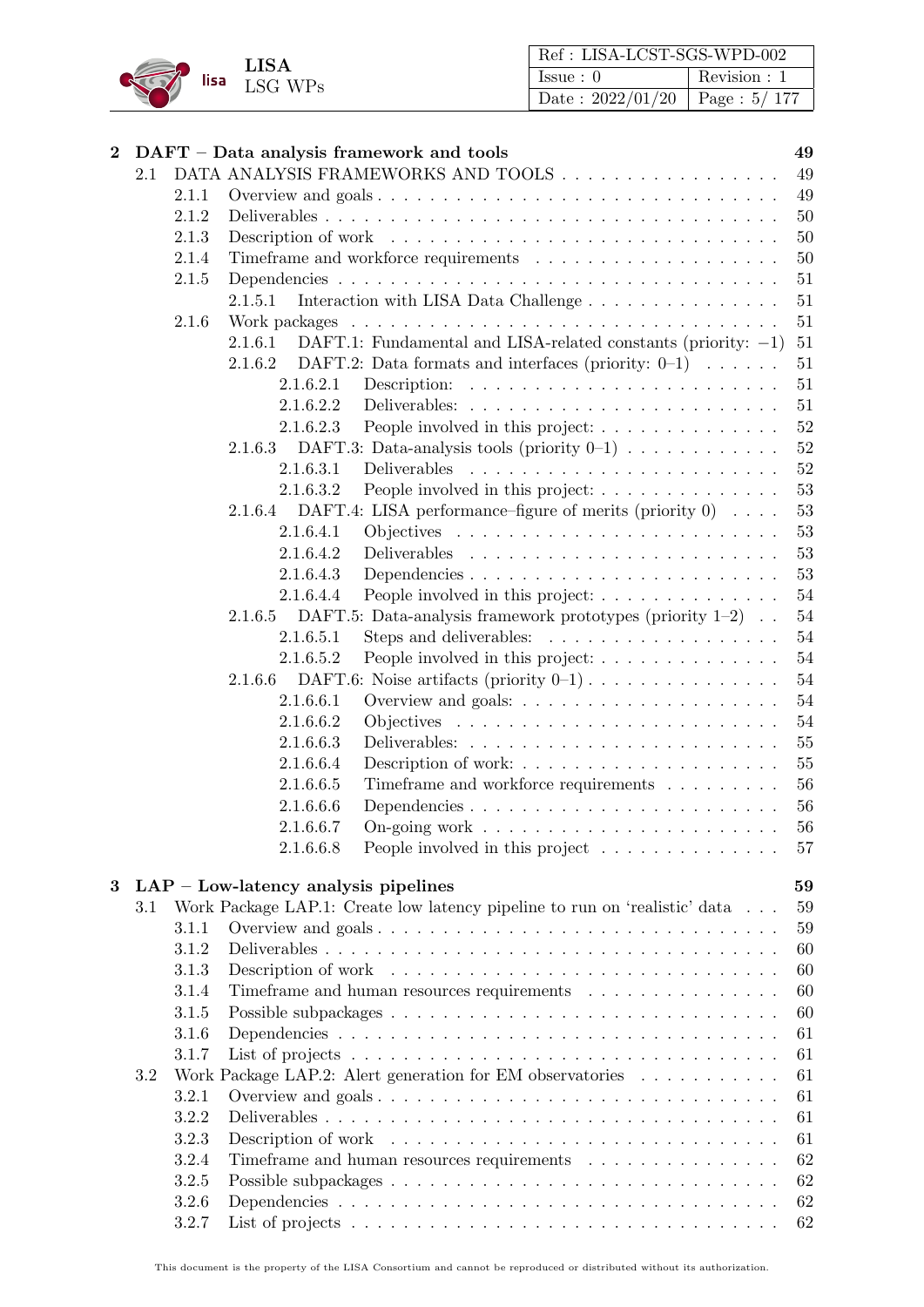| | | | |
|---|---|---|---|
| **2** | **DAFT – Data analysis framework and tools** | | **49** |
| 2.1 | DATA ANALYSIS FRAMEWORKS AND TOOLS | | 49 |
| | 2.1.1 | Overview and goals | 49 |
| | 2.1.2 | Deliverables | 50 |
| | 2.1.3 | Description of work | 50 |
| | 2.1.4 | Timeframe and workforce requirements | 50 |
| | 2.1.5 | Dependencies | 51 |
| | | 2.1.5.1 Interaction with LISA Data Challenge | 51 |
| | 2.1.6 | Work packages | 51 |
| | | 2.1.6.1 DAFT.1: Fundamental and LISA-related constants (priority: $-1$) | 51 |
| | | 2.1.6.2 DAFT.2: Data formats and interfaces (priority: 0–1) | 51 |
| | | 2.1.6.2.1 Description: | 51 |
| | | 2.1.6.2.2 Deliverables: | 51 |
| | | 2.1.6.2.3 People involved in this project: | 52 |
| | | 2.1.6.3 DAFT.3: Data-analysis tools (priority 0–1) | 52 |
| | | 2.1.6.3.1 Deliverables | 52 |
| | | 2.1.6.3.2 People involved in this project: | 53 |
| | | 2.1.6.4 DAFT.4: LISA performance–figure of merits (priority 0) | 53 |
| | | 2.1.6.4.1 Objectives | 53 |
| | | 2.1.6.4.2 Deliverables | 53 |
| | | 2.1.6.4.3 Dependencies | 53 |
| | | 2.1.6.4.4 People involved in this project: | 54 |
| | | 2.1.6.5 DAFT.5: Data-analysis framework prototypes (priority 1–2) | 54 |
| | | 2.1.6.5.1 Steps and deliverables: | 54 |
| | | 2.1.6.5.2 People involved in this project: | 54 |
| | | 2.1.6.6 DAFT.6: Noise artifacts (priority 0–1) | 54 |
| | | 2.1.6.6.1 Overview and goals: | 54 |
| | | 2.1.6.6.2 Objectives | 54 |
| | | 2.1.6.6.3 Deliverables: | 55 |
| | | 2.1.6.6.4 Description of work: | 55 |
| | | 2.1.6.6.5 Timeframe and workforce requirements | 56 |
| | | 2.1.6.6.6 Dependencies | 56 |
| | | 2.1.6.6.7 On-going work | 56 |
| | | 2.1.6.6.8 People involved in this project | 57 |
| **3** | **LAP – Low-latency analysis pipelines** | | **59** |
| 3.1 | Work Package LAP.1: Create low latency pipeline to run on 'realistic' data | | 59 |
| | 3.1.1 | Overview and goals | 59 |
| | 3.1.2 | Deliverables | 60 |
| | 3.1.3 | Description of work | 60 |
| | 3.1.4 | Timeframe and human resources requirements | 60 |
| | 3.1.5 | Possible subpackages | 60 |
| | 3.1.6 | Dependencies | 61 |
| | 3.1.7 | List of projects | 61 |
| 3.2 | Work Package LAP.2: Alert generation for EM observatories | | 61 |
| | 3.2.1 | Overview and goals | 61 |
| | 3.2.2 | Deliverables | 61 |
| | 3.2.3 | Description of work | 61 |
| | 3.2.4 | Timeframe and human resources requirements | 62 |
| | 3.2.5 | Possible subpackages | 62 |
| | 3.2.6 | Dependencies | 62 |
| | 3.2.7 | List of projects | 62 |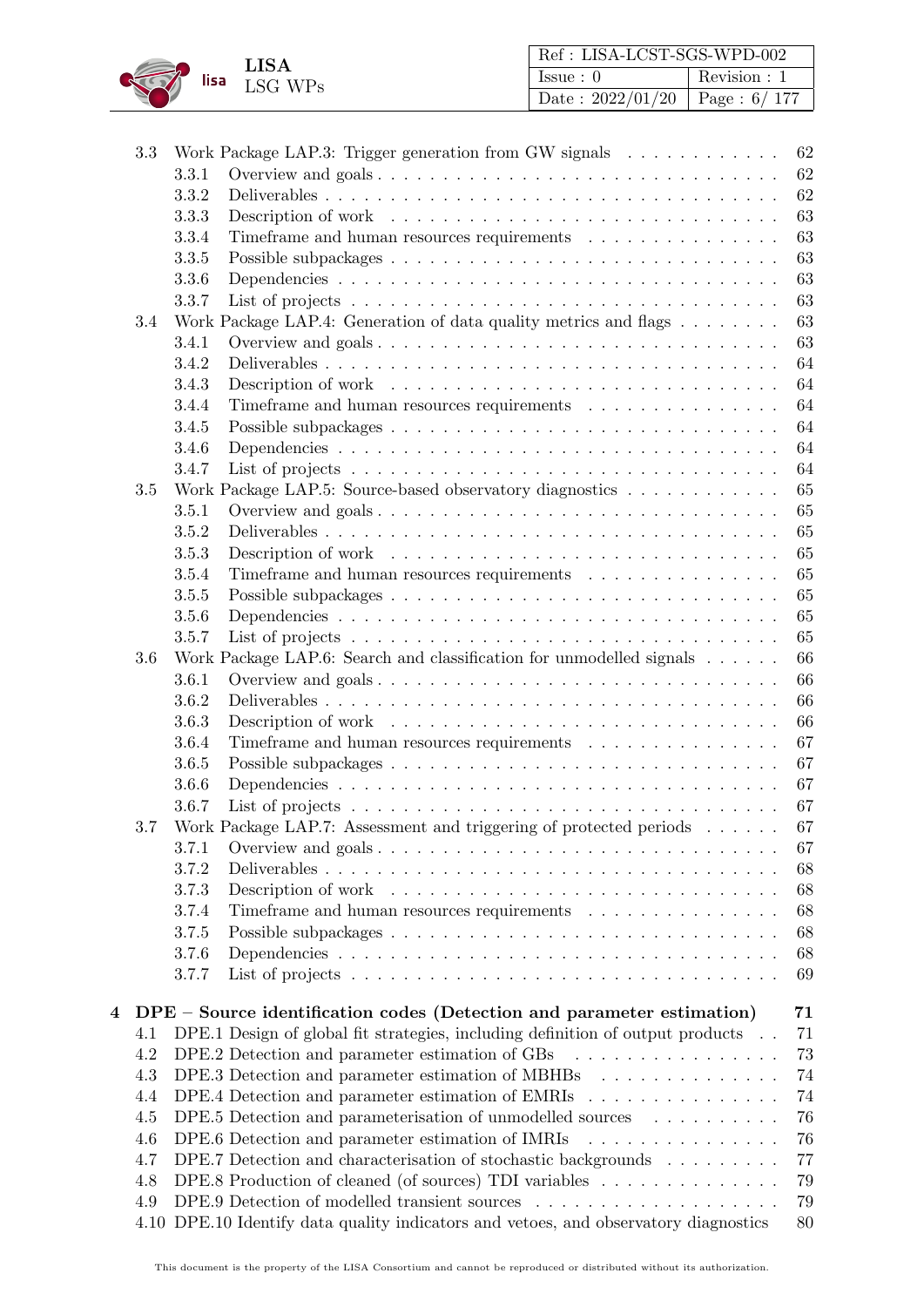| | | |
|---|---|---|
| 3.3 | Work Package LAP.3: Trigger generation from GW signals | 62 |
| 3.3.1 | Overview and goals | 62 |
| 3.3.2 | Deliverables | 62 |
| 3.3.3 | Description of work | 63 |
| 3.3.4 | Timeframe and human resources requirements | 63 |
| 3.3.5 | Possible subpackages | 63 |
| 3.3.6 | Dependencies | 63 |
| 3.3.7 | List of projects | 63 |
| 3.4 | Work Package LAP.4: Generation of data quality metrics and flags | 63 |
| 3.4.1 | Overview and goals | 63 |
| 3.4.2 | Deliverables | 64 |
| 3.4.3 | Description of work | 64 |
| 3.4.4 | Timeframe and human resources requirements | 64 |
| 3.4.5 | Possible subpackages | 64 |
| 3.4.6 | Dependencies | 64 |
| 3.4.7 | List of projects | 64 |
| 3.5 | Work Package LAP.5: Source-based observatory diagnostics | 65 |
| 3.5.1 | Overview and goals | 65 |
| 3.5.2 | Deliverables | 65 |
| 3.5.3 | Description of work | 65 |
| 3.5.4 | Timeframe and human resources requirements | 65 |
| 3.5.5 | Possible subpackages | 65 |
| 3.5.6 | Dependencies | 65 |
| 3.5.7 | List of projects | 65 |
| 3.6 | Work Package LAP.6: Search and classification for unmodelled signals | 66 |
| 3.6.1 | Overview and goals | 66 |
| 3.6.2 | Deliverables | 66 |
| 3.6.3 | Description of work | 66 |
| 3.6.4 | Timeframe and human resources requirements | 67 |
| 3.6.5 | Possible subpackages | 67 |
| 3.6.6 | Dependencies | 67 |
| 3.6.7 | List of projects | 67 |
| 3.7 | Work Package LAP.7: Assessment and triggering of protected periods | 67 |
| 3.7.1 | Overview and goals | 67 |
| 3.7.2 | Deliverables | 68 |
| 3.7.3 | Description of work | 68 |
| 3.7.4 | Timeframe and human resources requirements | 68 |
| 3.7.5 | Possible subpackages | 68 |
| 3.7.6 | Dependencies | 68 |
| 3.7.7 | List of projects | 69 |
| **4** | **DPE – Source identification codes (Detection and parameter estimation)** | **71** |
| 4.1 | DPE.1 Design of global fit strategies, including definition of output products | 71 |
| 4.2 | DPE.2 Detection and parameter estimation of GBs | 73 |
| 4.3 | DPE.3 Detection and parameter estimation of MBHBs | 74 |
| 4.4 | DPE.4 Detection and parameter estimation of EMRIs | 74 |
| 4.5 | DPE.5 Detection and parameterisation of unmodelled sources | 76 |
| 4.6 | DPE.6 Detection and parameter estimation of IMRIs | 76 |
| 4.7 | DPE.7 Detection and characterisation of stochastic backgrounds | 77 |
| 4.8 | DPE.8 Production of cleaned (of sources) TDI variables | 79 |
| 4.9 | DPE.9 Detection of modelled transient sources | 79 |
| 4.10 | DPE.10 Identify data quality indicators and vetoes, and observatory diagnostics | 80 |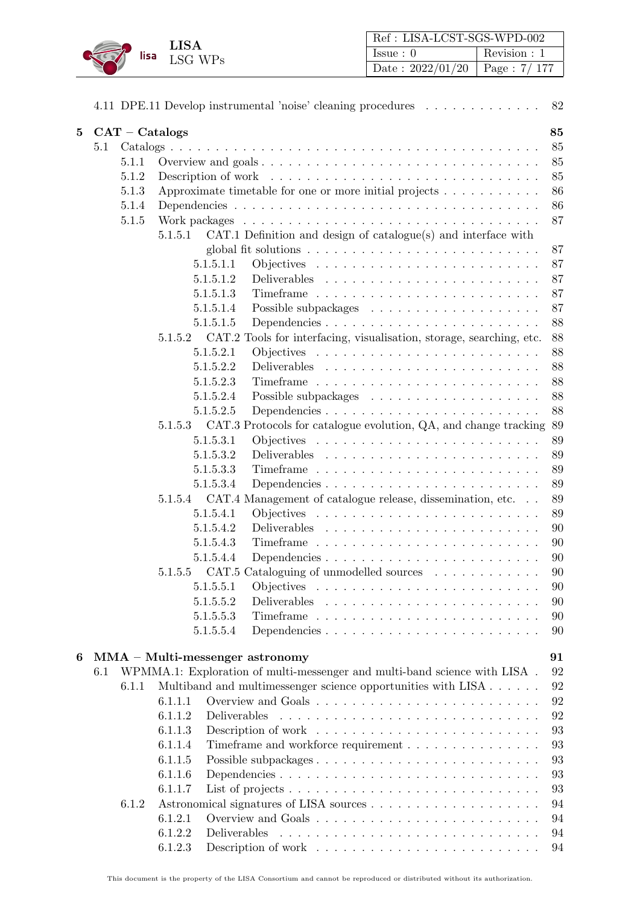4.11 DPE.11 Develop instrumental 'noise' cleaning procedures . . . . . . . . . . . . . 82

**5 CAT – Catalogs** **85**

- 5.1 Catalogs . . . . . . . . . . . . . . . . . . . . . . . . . . . . . . . . . . . . . . 85
  - 5.1.1 Overview and goals . . . . . . . . . . . . . . . . . . . . . . . . . . . . . 85
  - 5.1.2 Description of work . . . . . . . . . . . . . . . . . . . . . . . . . . . . . 85
  - 5.1.3 Approximate timetable for one or more initial projects . . . . . . . . . . . 86
  - 5.1.4 Dependencies . . . . . . . . . . . . . . . . . . . . . . . . . . . . . . . . 86
  - 5.1.5 Work packages . . . . . . . . . . . . . . . . . . . . . . . . . . . . . . . 87
    - 5.1.5.1 CAT.1 Definition and design of catalogue(s) and interface with global fit solutions . . . . . . . . . . . . . . . . . . . . . . . . . 87
      - 5.1.5.1.1 Objectives . . . . . . . . . . . . . . . . . . . . . . . . 87
      - 5.1.5.1.2 Deliverables . . . . . . . . . . . . . . . . . . . . . . . 87
      - 5.1.5.1.3 Timeframe . . . . . . . . . . . . . . . . . . . . . . . . 87
      - 5.1.5.1.4 Possible subpackages . . . . . . . . . . . . . . . . . . 87
      - 5.1.5.1.5 Dependencies . . . . . . . . . . . . . . . . . . . . . . . 88
    - 5.1.5.2 CAT.2 Tools for interfacing, visualisation, storage, searching, etc. 88
      - 5.1.5.2.1 Objectives . . . . . . . . . . . . . . . . . . . . . . . . 88
      - 5.1.5.2.2 Deliverables . . . . . . . . . . . . . . . . . . . . . . . 88
      - 5.1.5.2.3 Timeframe . . . . . . . . . . . . . . . . . . . . . . . . 88
      - 5.1.5.2.4 Possible subpackages . . . . . . . . . . . . . . . . . . 88
      - 5.1.5.2.5 Dependencies . . . . . . . . . . . . . . . . . . . . . . . 88
    - 5.1.5.3 CAT.3 Protocols for catalogue evolution, QA, and change tracking 89
      - 5.1.5.3.1 Objectives . . . . . . . . . . . . . . . . . . . . . . . . 89
      - 5.1.5.3.2 Deliverables . . . . . . . . . . . . . . . . . . . . . . . 89
      - 5.1.5.3.3 Timeframe . . . . . . . . . . . . . . . . . . . . . . . . 89
      - 5.1.5.3.4 Dependencies . . . . . . . . . . . . . . . . . . . . . . . 89
    - 5.1.5.4 CAT.4 Management of catalogue release, dissemination, etc. . . 89
      - 5.1.5.4.1 Objectives . . . . . . . . . . . . . . . . . . . . . . . . 89
      - 5.1.5.4.2 Deliverables . . . . . . . . . . . . . . . . . . . . . . . 90
      - 5.1.5.4.3 Timeframe . . . . . . . . . . . . . . . . . . . . . . . . 90
      - 5.1.5.4.4 Dependencies . . . . . . . . . . . . . . . . . . . . . . . 90
    - 5.1.5.5 CAT.5 Cataloguing of unmodelled sources . . . . . . . . . . . . 90
      - 5.1.5.5.1 Objectives . . . . . . . . . . . . . . . . . . . . . . . . 90
      - 5.1.5.5.2 Deliverables . . . . . . . . . . . . . . . . . . . . . . . 90
      - 5.1.5.5.3 Timeframe . . . . . . . . . . . . . . . . . . . . . . . . 90
      - 5.1.5.5.4 Dependencies . . . . . . . . . . . . . . . . . . . . . . . 90

**6 MMA – Multi-messenger astronomy** **91**

- 6.1 WPMMA.1: Exploration of multi-messenger and multi-band science with LISA . 92
  - 6.1.1 Multiband and multimessenger science opportunities with LISA . . . . . . 92
    - 6.1.1.1 Overview and Goals . . . . . . . . . . . . . . . . . . . . . . . . . 92
    - 6.1.1.2 Deliverables . . . . . . . . . . . . . . . . . . . . . . . . . . . . . 92
    - 6.1.1.3 Description of work . . . . . . . . . . . . . . . . . . . . . . . . . 93
    - 6.1.1.4 Timeframe and workforce requirement . . . . . . . . . . . . . . . 93
    - 6.1.1.5 Possible subpackages . . . . . . . . . . . . . . . . . . . . . . . . . 93
    - 6.1.1.6 Dependencies . . . . . . . . . . . . . . . . . . . . . . . . . . . . . 93
    - 6.1.1.7 List of projects . . . . . . . . . . . . . . . . . . . . . . . . . . . . 93
  - 6.1.2 Astronomical signatures of LISA sources . . . . . . . . . . . . . . . . . . 94
    - 6.1.2.1 Overview and Goals . . . . . . . . . . . . . . . . . . . . . . . . . 94
    - 6.1.2.2 Deliverables . . . . . . . . . . . . . . . . . . . . . . . . . . . . . 94
    - 6.1.2.3 Description of work . . . . . . . . . . . . . . . . . . . . . . . . . 94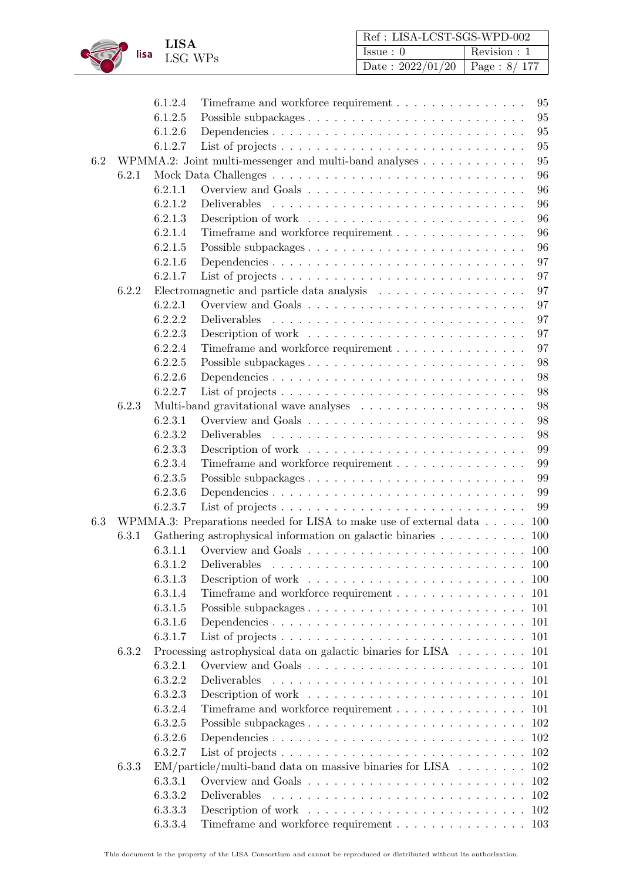6.1.2.4 Timeframe and workforce requirement . . . . . . . . . . . . . . . 95
6.1.2.5 Possible subpackages . . . . . . . . . . . . . . . . . . . . . . . . 95
6.1.2.6 Dependencies . . . . . . . . . . . . . . . . . . . . . . . . . . . 95
6.1.2.7 List of projects . . . . . . . . . . . . . . . . . . . . . . . . . . 95

6.2 WPMMA.2: Joint multi-messenger and multi-band analyses . . . . . . . . . . . . 95

6.2.1 Mock Data Challenges . . . . . . . . . . . . . . . . . . . . . . . . . . . 96
6.2.1.1 Overview and Goals . . . . . . . . . . . . . . . . . . . . . . . 96
6.2.1.2 Deliverables . . . . . . . . . . . . . . . . . . . . . . . . . . . 96
6.2.1.3 Description of work . . . . . . . . . . . . . . . . . . . . . . . 96
6.2.1.4 Timeframe and workforce requirement . . . . . . . . . . . . . . . 96
6.2.1.5 Possible subpackages . . . . . . . . . . . . . . . . . . . . . . . . 96
6.2.1.6 Dependencies . . . . . . . . . . . . . . . . . . . . . . . . . . . 97
6.2.1.7 List of projects . . . . . . . . . . . . . . . . . . . . . . . . . . 97

6.2.2 Electromagnetic and particle data analysis . . . . . . . . . . . . . . . . . 97
6.2.2.1 Overview and Goals . . . . . . . . . . . . . . . . . . . . . . . 97
6.2.2.2 Deliverables . . . . . . . . . . . . . . . . . . . . . . . . . . . 97
6.2.2.3 Description of work . . . . . . . . . . . . . . . . . . . . . . . 97
6.2.2.4 Timeframe and workforce requirement . . . . . . . . . . . . . . . 97
6.2.2.5 Possible subpackages . . . . . . . . . . . . . . . . . . . . . . . . 98
6.2.2.6 Dependencies . . . . . . . . . . . . . . . . . . . . . . . . . . . 98
6.2.2.7 List of projects . . . . . . . . . . . . . . . . . . . . . . . . . . 98

6.2.3 Multi-band gravitational wave analyses . . . . . . . . . . . . . . . . . . . 98
6.2.3.1 Overview and Goals . . . . . . . . . . . . . . . . . . . . . . . 98
6.2.3.2 Deliverables . . . . . . . . . . . . . . . . . . . . . . . . . . . 98
6.2.3.3 Description of work . . . . . . . . . . . . . . . . . . . . . . . 99
6.2.3.4 Timeframe and workforce requirement . . . . . . . . . . . . . . . 99
6.2.3.5 Possible subpackages . . . . . . . . . . . . . . . . . . . . . . . . 99
6.2.3.6 Dependencies . . . . . . . . . . . . . . . . . . . . . . . . . . . 99
6.2.3.7 List of projects . . . . . . . . . . . . . . . . . . . . . . . . . . 99

6.3 WPMMA.3: Preparations needed for LISA to make use of external data . . . . . 100

6.3.1 Gathering astrophysical information on galactic binaries . . . . . . . . . . 100
6.3.1.1 Overview and Goals . . . . . . . . . . . . . . . . . . . . . . . 100
6.3.1.2 Deliverables . . . . . . . . . . . . . . . . . . . . . . . . . . . 100
6.3.1.3 Description of work . . . . . . . . . . . . . . . . . . . . . . . 100
6.3.1.4 Timeframe and workforce requirement . . . . . . . . . . . . . . . 101
6.3.1.5 Possible subpackages . . . . . . . . . . . . . . . . . . . . . . . . 101
6.3.1.6 Dependencies . . . . . . . . . . . . . . . . . . . . . . . . . . . 101
6.3.1.7 List of projects . . . . . . . . . . . . . . . . . . . . . . . . . . 101

6.3.2 Processing astrophysical data on galactic binaries for LISA . . . . . . . . 101
6.3.2.1 Overview and Goals . . . . . . . . . . . . . . . . . . . . . . . 101
6.3.2.2 Deliverables . . . . . . . . . . . . . . . . . . . . . . . . . . . 101
6.3.2.3 Description of work . . . . . . . . . . . . . . . . . . . . . . . 101
6.3.2.4 Timeframe and workforce requirement . . . . . . . . . . . . . . . 101
6.3.2.5 Possible subpackages . . . . . . . . . . . . . . . . . . . . . . . . 102
6.3.2.6 Dependencies . . . . . . . . . . . . . . . . . . . . . . . . . . . 102
6.3.2.7 List of projects . . . . . . . . . . . . . . . . . . . . . . . . . . 102

6.3.3 EM/particle/multi-band data on massive binaries for LISA . . . . . . . . 102
6.3.3.1 Overview and Goals . . . . . . . . . . . . . . . . . . . . . . . 102
6.3.3.2 Deliverables . . . . . . . . . . . . . . . . . . . . . . . . . . . 102
6.3.3.3 Description of work . . . . . . . . . . . . . . . . . . . . . . . 102
6.3.3.4 Timeframe and workforce requirement . . . . . . . . . . . . . . . 103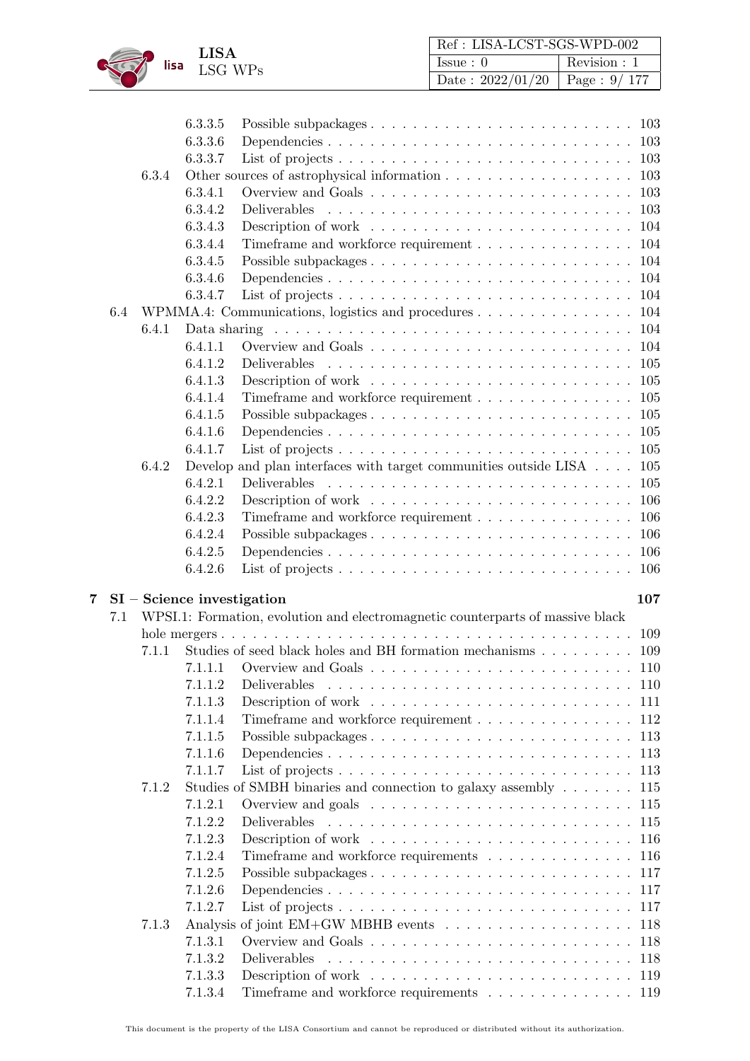6.3.3.5 Possible subpackages . . . . . . . . . . . . . . . . . . . . . . . . 103
6.3.3.6 Dependencies . . . . . . . . . . . . . . . . . . . . . . . . . . . 103
6.3.3.7 List of projects . . . . . . . . . . . . . . . . . . . . . . . . . . 103

6.3.4 Other sources of astrophysical information . . . . . . . . . . . . . . . . . 103
6.3.4.1 Overview and Goals . . . . . . . . . . . . . . . . . . . . . . . . 103
6.3.4.2 Deliverables . . . . . . . . . . . . . . . . . . . . . . . . . . . 103
6.3.4.3 Description of work . . . . . . . . . . . . . . . . . . . . . . . . 104
6.3.4.4 Timeframe and workforce requirement . . . . . . . . . . . . . . . 104
6.3.4.5 Possible subpackages . . . . . . . . . . . . . . . . . . . . . . . . 104
6.3.4.6 Dependencies . . . . . . . . . . . . . . . . . . . . . . . . . . . 104
6.3.4.7 List of projects . . . . . . . . . . . . . . . . . . . . . . . . . . 104

6.4 WPMMA.4: Communications, logistics and procedures . . . . . . . . . . . . . . . 104

6.4.1 Data sharing . . . . . . . . . . . . . . . . . . . . . . . . . . . . . . . . 104
6.4.1.1 Overview and Goals . . . . . . . . . . . . . . . . . . . . . . . . 104
6.4.1.2 Deliverables . . . . . . . . . . . . . . . . . . . . . . . . . . . 105
6.4.1.3 Description of work . . . . . . . . . . . . . . . . . . . . . . . . 105
6.4.1.4 Timeframe and workforce requirement . . . . . . . . . . . . . . . 105
6.4.1.5 Possible subpackages . . . . . . . . . . . . . . . . . . . . . . . . 105
6.4.1.6 Dependencies . . . . . . . . . . . . . . . . . . . . . . . . . . . 105
6.4.1.7 List of projects . . . . . . . . . . . . . . . . . . . . . . . . . . 105

6.4.2 Develop and plan interfaces with target communities outside LISA . . . . 105
6.4.2.1 Deliverables . . . . . . . . . . . . . . . . . . . . . . . . . . . 105
6.4.2.2 Description of work . . . . . . . . . . . . . . . . . . . . . . . . 106
6.4.2.3 Timeframe and workforce requirement . . . . . . . . . . . . . . . 106
6.4.2.4 Possible subpackages . . . . . . . . . . . . . . . . . . . . . . . . 106
6.4.2.5 Dependencies . . . . . . . . . . . . . . . . . . . . . . . . . . . 106
6.4.2.6 List of projects . . . . . . . . . . . . . . . . . . . . . . . . . . 106

**7 SI – Science investigation 107**

7.1 WPSI.1: Formation, evolution and electromagnetic counterparts of massive black hole mergers . . . . . . . . . . . . . . . . . . . . . . . . . . . . . . . . . . . . . 109

7.1.1 Studies of seed black holes and BH formation mechanisms . . . . . . . . . 109
7.1.1.1 Overview and Goals . . . . . . . . . . . . . . . . . . . . . . . . 110
7.1.1.2 Deliverables . . . . . . . . . . . . . . . . . . . . . . . . . . . 110
7.1.1.3 Description of work . . . . . . . . . . . . . . . . . . . . . . . . 111
7.1.1.4 Timeframe and workforce requirement . . . . . . . . . . . . . . . 112
7.1.1.5 Possible subpackages . . . . . . . . . . . . . . . . . . . . . . . . 113
7.1.1.6 Dependencies . . . . . . . . . . . . . . . . . . . . . . . . . . . 113
7.1.1.7 List of projects . . . . . . . . . . . . . . . . . . . . . . . . . . 113

7.1.2 Studies of SMBH binaries and connection to galaxy assembly . . . . . . . 115
7.1.2.1 Overview and goals . . . . . . . . . . . . . . . . . . . . . . . . 115
7.1.2.2 Deliverables . . . . . . . . . . . . . . . . . . . . . . . . . . . 115
7.1.2.3 Description of work . . . . . . . . . . . . . . . . . . . . . . . . 116
7.1.2.4 Timeframe and workforce requirements . . . . . . . . . . . . . . 116
7.1.2.5 Possible subpackages . . . . . . . . . . . . . . . . . . . . . . . . 117
7.1.2.6 Dependencies . . . . . . . . . . . . . . . . . . . . . . . . . . . 117
7.1.2.7 List of projects . . . . . . . . . . . . . . . . . . . . . . . . . . 117

7.1.3 Analysis of joint EM+GW MBHB events . . . . . . . . . . . . . . . . . . 118
7.1.3.1 Overview and Goals . . . . . . . . . . . . . . . . . . . . . . . . 118
7.1.3.2 Deliverables . . . . . . . . . . . . . . . . . . . . . . . . . . . 118
7.1.3.3 Description of work . . . . . . . . . . . . . . . . . . . . . . . . 119
7.1.3.4 Timeframe and workforce requirements . . . . . . . . . . . . . . 119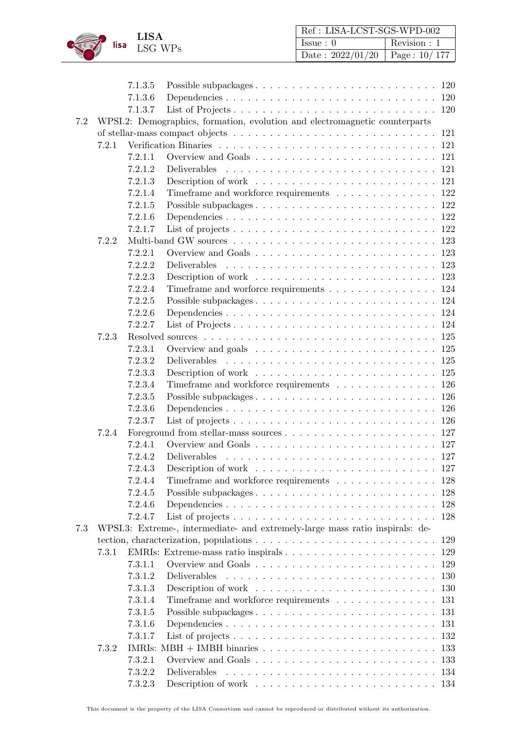7.1.3.5 Possible subpackages . . . . . . . . . . . . . . . . . . . . . . . . 120
7.1.3.6 Dependencies . . . . . . . . . . . . . . . . . . . . . . . . . . . 120
7.1.3.7 List of Projects . . . . . . . . . . . . . . . . . . . . . . . . . . 120

7.2 WPSI.2: Demographics, formation, evolution and electromagnetic counterparts of stellar-mass compact objects . . . . . . . . . . . . . . . . . . . . . . . . . . 121

7.2.1 Verification Binaries . . . . . . . . . . . . . . . . . . . . . . . . . . . . . 121
7.2.1.1 Overview and Goals . . . . . . . . . . . . . . . . . . . . . . . . 121
7.2.1.2 Deliverables . . . . . . . . . . . . . . . . . . . . . . . . . . . . 121
7.2.1.3 Description of work . . . . . . . . . . . . . . . . . . . . . . . . 121
7.2.1.4 Timeframe and workforce requirements . . . . . . . . . . . . . . 122
7.2.1.5 Possible subpackages . . . . . . . . . . . . . . . . . . . . . . . . 122
7.2.1.6 Dependencies . . . . . . . . . . . . . . . . . . . . . . . . . . . 122
7.2.1.7 List of projects . . . . . . . . . . . . . . . . . . . . . . . . . . . 122

7.2.2 Multi-band GW sources . . . . . . . . . . . . . . . . . . . . . . . . . . . 123
7.2.2.1 Overview and Goals . . . . . . . . . . . . . . . . . . . . . . . . 123
7.2.2.2 Deliverables . . . . . . . . . . . . . . . . . . . . . . . . . . . . 123
7.2.2.3 Description of work . . . . . . . . . . . . . . . . . . . . . . . . 123
7.2.2.4 Timeframe and worforce requirements . . . . . . . . . . . . . . . 124
7.2.2.5 Possible subpackages . . . . . . . . . . . . . . . . . . . . . . . . 124
7.2.2.6 Dependencies . . . . . . . . . . . . . . . . . . . . . . . . . . . 124
7.2.2.7 List of Projects . . . . . . . . . . . . . . . . . . . . . . . . . . 124

7.2.3 Resolved sources . . . . . . . . . . . . . . . . . . . . . . . . . . . . . . . 125
7.2.3.1 Overview and goals . . . . . . . . . . . . . . . . . . . . . . . . 125
7.2.3.2 Deliverables . . . . . . . . . . . . . . . . . . . . . . . . . . . . 125
7.2.3.3 Description of work . . . . . . . . . . . . . . . . . . . . . . . . 125
7.2.3.4 Timeframe and workforce requirements . . . . . . . . . . . . . . 126
7.2.3.5 Possible subpackages . . . . . . . . . . . . . . . . . . . . . . . . 126
7.2.3.6 Dependencies . . . . . . . . . . . . . . . . . . . . . . . . . . . 126
7.2.3.7 List of projects . . . . . . . . . . . . . . . . . . . . . . . . . . . 126

7.2.4 Foreground from stellar-mass sources . . . . . . . . . . . . . . . . . . . . 127
7.2.4.1 Overview and Goals . . . . . . . . . . . . . . . . . . . . . . . . 127
7.2.4.2 Deliverables . . . . . . . . . . . . . . . . . . . . . . . . . . . . 127
7.2.4.3 Description of work . . . . . . . . . . . . . . . . . . . . . . . . 127
7.2.4.4 Timeframe and workforce requirements . . . . . . . . . . . . . . 128
7.2.4.5 Possible subpackages . . . . . . . . . . . . . . . . . . . . . . . . 128
7.2.4.6 Dependencies . . . . . . . . . . . . . . . . . . . . . . . . . . . 128
7.2.4.7 List of projects . . . . . . . . . . . . . . . . . . . . . . . . . . . 128

7.3 WPSI.3: Extreme-, intermediate- and extremely-large mass ratio inspirals: detection, characterization, populations . . . . . . . . . . . . . . . . . . . . . . . . 129

7.3.1 EMRIs: Extreme-mass ratio inspirals . . . . . . . . . . . . . . . . . . . . 129
7.3.1.1 Overview and Goals . . . . . . . . . . . . . . . . . . . . . . . . 129
7.3.1.2 Deliverables . . . . . . . . . . . . . . . . . . . . . . . . . . . . 130
7.3.1.3 Description of work . . . . . . . . . . . . . . . . . . . . . . . . 130
7.3.1.4 Timeframe and workforce requirements . . . . . . . . . . . . . . 131
7.3.1.5 Possible subpackages . . . . . . . . . . . . . . . . . . . . . . . . 131
7.3.1.6 Dependencies . . . . . . . . . . . . . . . . . . . . . . . . . . . 131
7.3.1.7 List of projects . . . . . . . . . . . . . . . . . . . . . . . . . . . 132

7.3.2 IMRIs: MBH + IMBH binaries . . . . . . . . . . . . . . . . . . . . . . . . 133
7.3.2.1 Overview and Goals . . . . . . . . . . . . . . . . . . . . . . . . 133
7.3.2.2 Deliverables . . . . . . . . . . . . . . . . . . . . . . . . . . . . 134
7.3.2.3 Description of work . . . . . . . . . . . . . . . . . . . . . . . . 134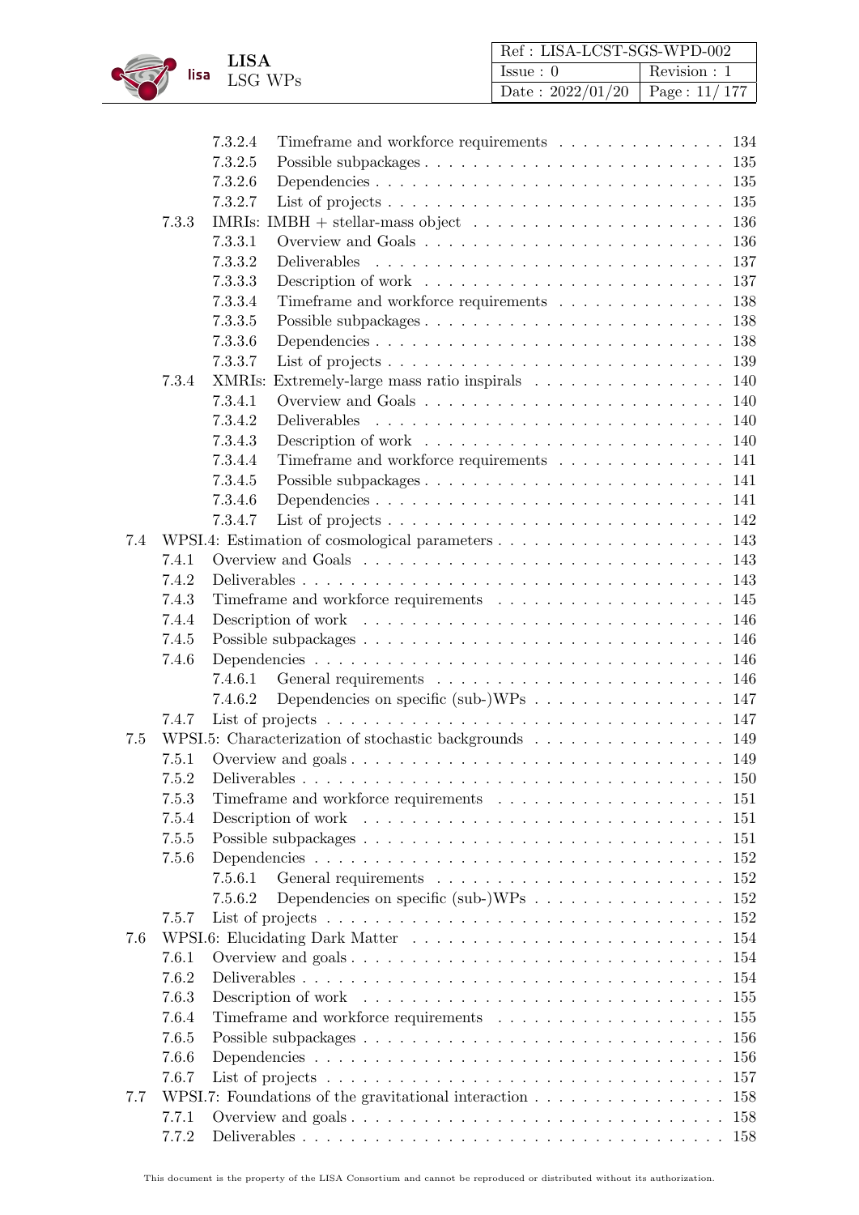7.3.2.4 Timeframe and workforce requirements . . . . . . . . . . . . . . 134
7.3.2.5 Possible subpackages . . . . . . . . . . . . . . . . . . . . . . . . 135
7.3.2.6 Dependencies . . . . . . . . . . . . . . . . . . . . . . . . . . . 135
7.3.2.7 List of projects . . . . . . . . . . . . . . . . . . . . . . . . . . 135

7.3.3 IMRIs: IMBH + stellar-mass object . . . . . . . . . . . . . . . . . . . . 136
7.3.3.1 Overview and Goals . . . . . . . . . . . . . . . . . . . . . . . 136
7.3.3.2 Deliverables . . . . . . . . . . . . . . . . . . . . . . . . . . . 137
7.3.3.3 Description of work . . . . . . . . . . . . . . . . . . . . . . . 137
7.3.3.4 Timeframe and workforce requirements . . . . . . . . . . . . . . 138
7.3.3.5 Possible subpackages . . . . . . . . . . . . . . . . . . . . . . . . 138
7.3.3.6 Dependencies . . . . . . . . . . . . . . . . . . . . . . . . . . . 138
7.3.3.7 List of projects . . . . . . . . . . . . . . . . . . . . . . . . . . 139

7.3.4 XMRIs: Extremely-large mass ratio inspirals . . . . . . . . . . . . . . . . 140
7.3.4.1 Overview and Goals . . . . . . . . . . . . . . . . . . . . . . . 140
7.3.4.2 Deliverables . . . . . . . . . . . . . . . . . . . . . . . . . . . 140
7.3.4.3 Description of work . . . . . . . . . . . . . . . . . . . . . . . 140
7.3.4.4 Timeframe and workforce requirements . . . . . . . . . . . . . . 141
7.3.4.5 Possible subpackages . . . . . . . . . . . . . . . . . . . . . . . . 141
7.3.4.6 Dependencies . . . . . . . . . . . . . . . . . . . . . . . . . . . 141
7.3.4.7 List of projects . . . . . . . . . . . . . . . . . . . . . . . . . . 142

7.4 WPSI.4: Estimation of cosmological parameters . . . . . . . . . . . . . . . . . . . 143
7.4.1 Overview and Goals . . . . . . . . . . . . . . . . . . . . . . . . . . . . 143
7.4.2 Deliverables . . . . . . . . . . . . . . . . . . . . . . . . . . . . . . . . 143
7.4.3 Timeframe and workforce requirements . . . . . . . . . . . . . . . . . . 145
7.4.4 Description of work . . . . . . . . . . . . . . . . . . . . . . . . . . . . 146
7.4.5 Possible subpackages . . . . . . . . . . . . . . . . . . . . . . . . . . . . 146
7.4.6 Dependencies . . . . . . . . . . . . . . . . . . . . . . . . . . . . . . . . 146
7.4.6.1 General requirements . . . . . . . . . . . . . . . . . . . . . . . 146
7.4.6.2 Dependencies on specific (sub-)WPs . . . . . . . . . . . . . . . . 147
7.4.7 List of projects . . . . . . . . . . . . . . . . . . . . . . . . . . . . . . . 147

7.5 WPSI.5: Characterization of stochastic backgrounds . . . . . . . . . . . . . . . . 149
7.5.1 Overview and goals . . . . . . . . . . . . . . . . . . . . . . . . . . . . . 149
7.5.2 Deliverables . . . . . . . . . . . . . . . . . . . . . . . . . . . . . . . . 150
7.5.3 Timeframe and workforce requirements . . . . . . . . . . . . . . . . . . 151
7.5.4 Description of work . . . . . . . . . . . . . . . . . . . . . . . . . . . . 151
7.5.5 Possible subpackages . . . . . . . . . . . . . . . . . . . . . . . . . . . . 151
7.5.6 Dependencies . . . . . . . . . . . . . . . . . . . . . . . . . . . . . . . . 152
7.5.6.1 General requirements . . . . . . . . . . . . . . . . . . . . . . . 152
7.5.6.2 Dependencies on specific (sub-)WPs . . . . . . . . . . . . . . . . 152
7.5.7 List of projects . . . . . . . . . . . . . . . . . . . . . . . . . . . . . . . 152

7.6 WPSI.6: Elucidating Dark Matter . . . . . . . . . . . . . . . . . . . . . . . . . . 154
7.6.1 Overview and goals . . . . . . . . . . . . . . . . . . . . . . . . . . . . . 154
7.6.2 Deliverables . . . . . . . . . . . . . . . . . . . . . . . . . . . . . . . . 154
7.6.3 Description of work . . . . . . . . . . . . . . . . . . . . . . . . . . . . 155
7.6.4 Timeframe and workforce requirements . . . . . . . . . . . . . . . . . . 155
7.6.5 Possible subpackages . . . . . . . . . . . . . . . . . . . . . . . . . . . . 156
7.6.6 Dependencies . . . . . . . . . . . . . . . . . . . . . . . . . . . . . . . . 156
7.6.7 List of projects . . . . . . . . . . . . . . . . . . . . . . . . . . . . . . . 157

7.7 WPSI.7: Foundations of the gravitational interaction . . . . . . . . . . . . . . . . 158
7.7.1 Overview and goals . . . . . . . . . . . . . . . . . . . . . . . . . . . . . 158
7.7.2 Deliverables . . . . . . . . . . . . . . . . . . . . . . . . . . . . . . . . 158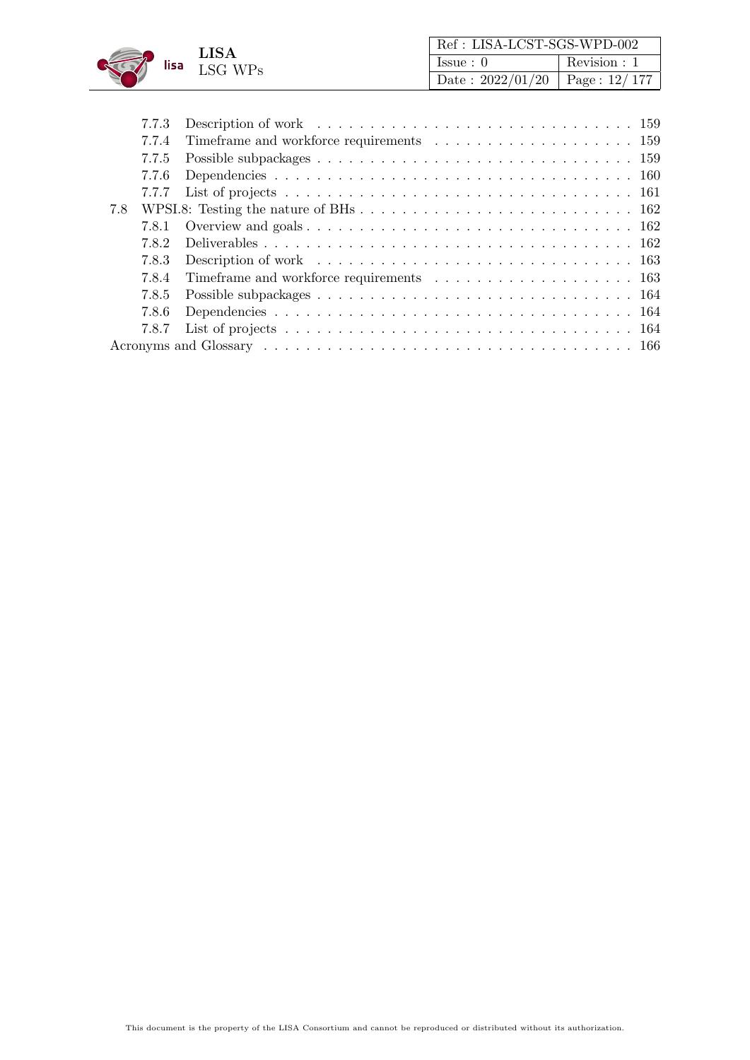7.7.3 Description of work . . . . . . . . . . . . . . . . . . . . . . . . . . . . . 159
7.7.4 Timeframe and workforce requirements . . . . . . . . . . . . . . . . . . . 159
7.7.5 Possible subpackages . . . . . . . . . . . . . . . . . . . . . . . . . . . . . 159
7.7.6 Dependencies . . . . . . . . . . . . . . . . . . . . . . . . . . . . . . . . . 160
7.7.7 List of projects . . . . . . . . . . . . . . . . . . . . . . . . . . . . . . . . 161
7.8 WPSI.8: Testing the nature of BHs . . . . . . . . . . . . . . . . . . . . . . . . . 162
7.8.1 Overview and goals . . . . . . . . . . . . . . . . . . . . . . . . . . . . . . 162
7.8.2 Deliverables . . . . . . . . . . . . . . . . . . . . . . . . . . . . . . . . . . 162
7.8.3 Description of work . . . . . . . . . . . . . . . . . . . . . . . . . . . . . 163
7.8.4 Timeframe and workforce requirements . . . . . . . . . . . . . . . . . . . 163
7.8.5 Possible subpackages . . . . . . . . . . . . . . . . . . . . . . . . . . . . . 164
7.8.6 Dependencies . . . . . . . . . . . . . . . . . . . . . . . . . . . . . . . . . 164
7.8.7 List of projects . . . . . . . . . . . . . . . . . . . . . . . . . . . . . . . . 164
Acronyms and Glossary . . . . . . . . . . . . . . . . . . . . . . . . . . . . . . . . . 166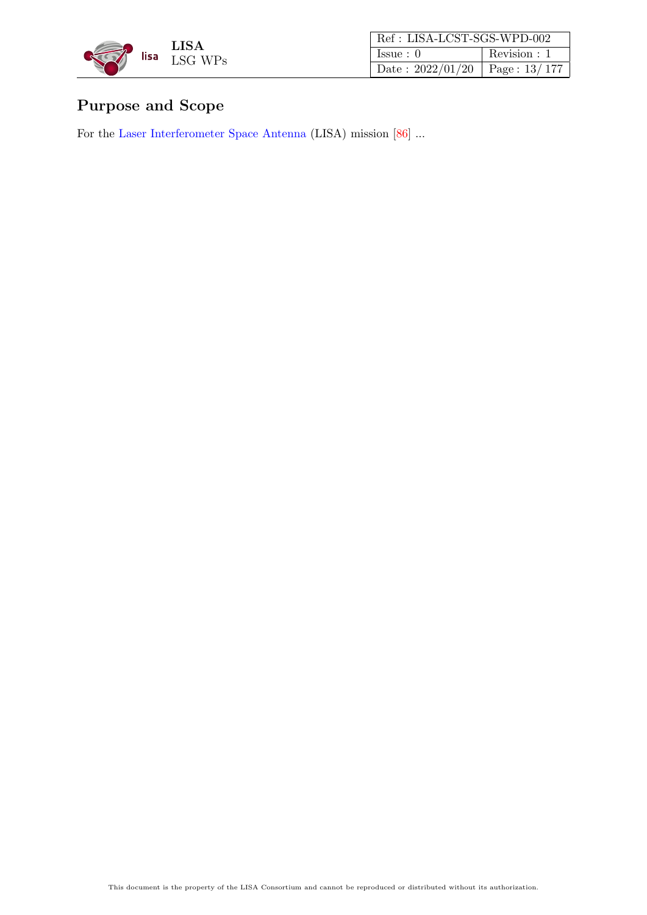# Purpose and Scope

For the Laser Interferometer Space Antenna (LISA) mission [86] ...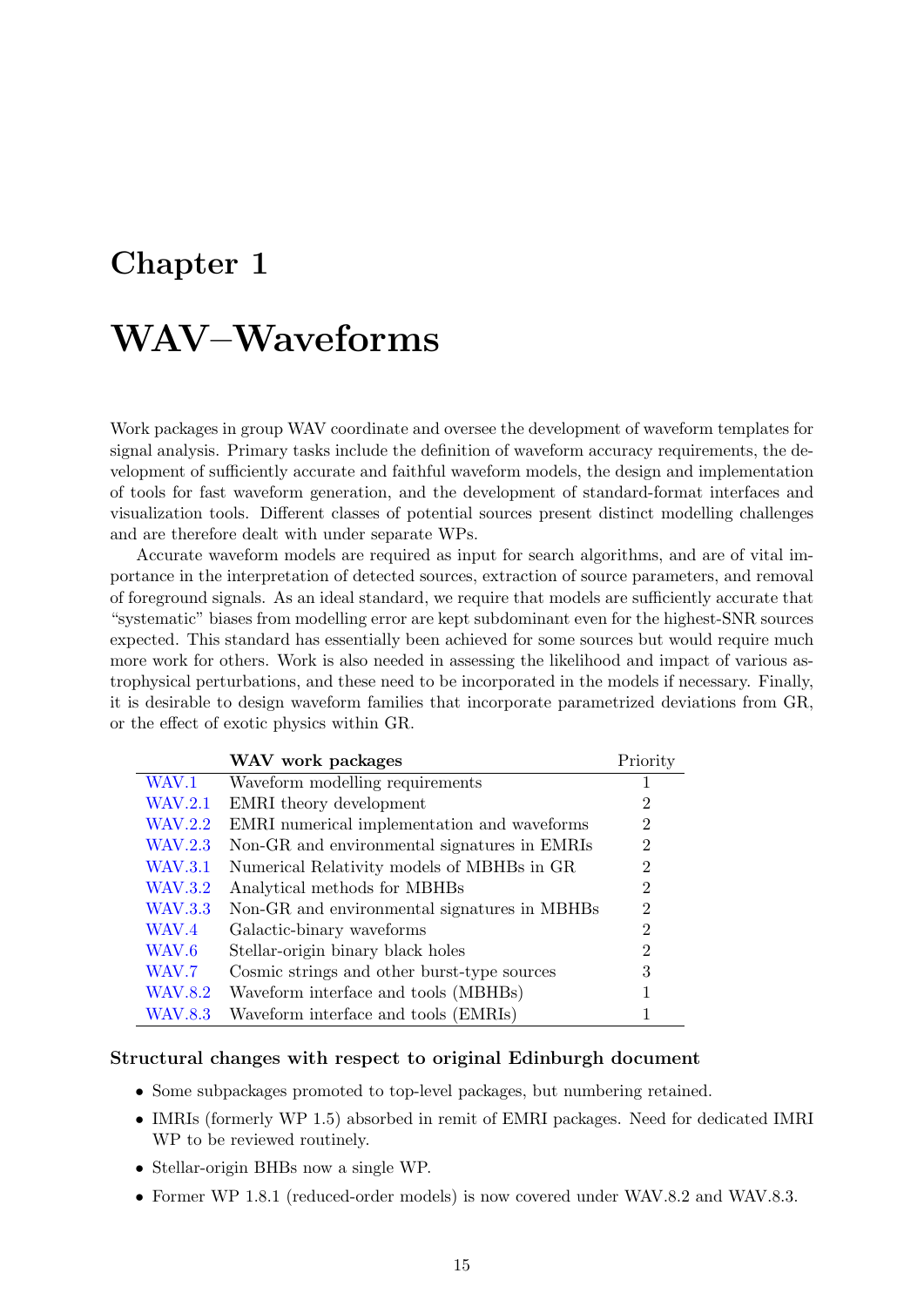# Chapter 1

# WAV–Waveforms

Work packages in group WAV coordinate and oversee the development of waveform templates for signal analysis. Primary tasks include the definition of waveform accuracy requirements, the development of sufficiently accurate and faithful waveform models, the design and implementation of tools for fast waveform generation, and the development of standard-format interfaces and visualization tools. Different classes of potential sources present distinct modelling challenges and are therefore dealt with under separate WPs.

Accurate waveform models are required as input for search algorithms, and are of vital importance in the interpretation of detected sources, extraction of source parameters, and removal of foreground signals. As an ideal standard, we require that models are sufficiently accurate that "systematic" biases from modelling error are kept subdominant even for the highest-SNR sources expected. This standard has essentially been achieved for some sources but would require much more work for others. Work is also needed in assessing the likelihood and impact of various astrophysical perturbations, and these need to be incorporated in the models if necessary. Finally, it is desirable to design waveform families that incorporate parametrized deviations from GR, or the effect of exotic physics within GR.

| | **WAV work packages** | Priority |
|---|---|---|
| WAV.1 | Waveform modelling requirements | 1 |
| WAV.2.1 | EMRI theory development | 2 |
| WAV.2.2 | EMRI numerical implementation and waveforms | 2 |
| WAV.2.3 | Non-GR and environmental signatures in EMRIs | 2 |
| WAV.3.1 | Numerical Relativity models of MBHBs in GR | 2 |
| WAV.3.2 | Analytical methods for MBHBs | 2 |
| WAV.3.3 | Non-GR and environmental signatures in MBHBs | 2 |
| WAV.4 | Galactic-binary waveforms | 2 |
| WAV.6 | Stellar-origin binary black holes | 2 |
| WAV.7 | Cosmic strings and other burst-type sources | 3 |
| WAV.8.2 | Waveform interface and tools (MBHBs) | 1 |
| WAV.8.3 | Waveform interface and tools (EMRIs) | 1 |

### Structural changes with respect to original Edinburgh document

- Some subpackages promoted to top-level packages, but numbering retained.
- IMRIs (formerly WP 1.5) absorbed in remit of EMRI packages. Need for dedicated IMRI WP to be reviewed routinely.
- Stellar-origin BHBs now a single WP.
- Former WP 1.8.1 (reduced-order models) is now covered under WAV.8.2 and WAV.8.3.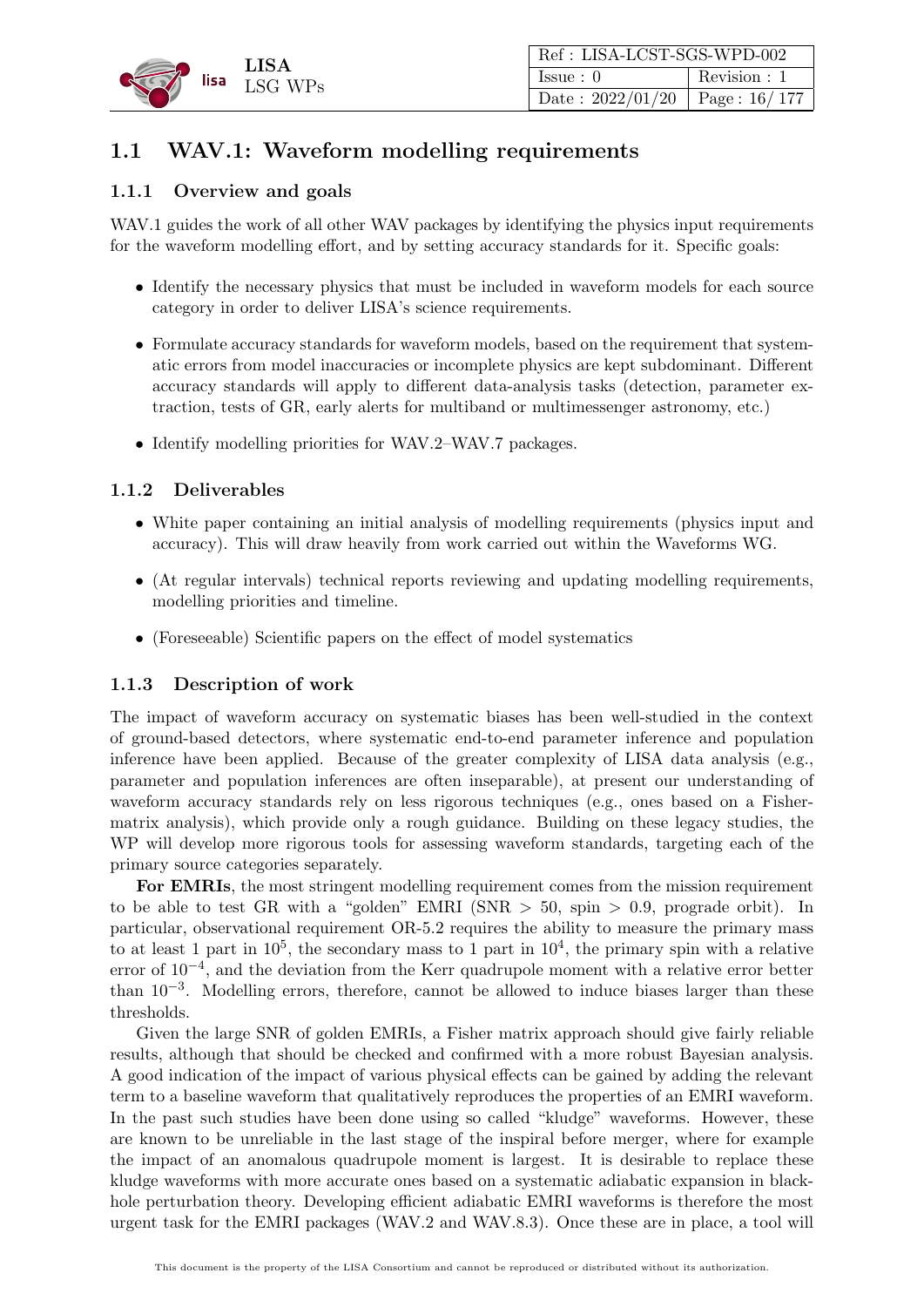## 1.1 WAV.1: Waveform modelling requirements

### 1.1.1 Overview and goals

WAV.1 guides the work of all other WAV packages by identifying the physics input requirements for the waveform modelling effort, and by setting accuracy standards for it. Specific goals:

- Identify the necessary physics that must be included in waveform models for each source category in order to deliver LISA's science requirements.
- Formulate accuracy standards for waveform models, based on the requirement that systematic errors from model inaccuracies or incomplete physics are kept subdominant. Different accuracy standards will apply to different data-analysis tasks (detection, parameter extraction, tests of GR, early alerts for multiband or multimessenger astronomy, etc.)
- Identify modelling priorities for WAV.2–WAV.7 packages.

### 1.1.2 Deliverables

- White paper containing an initial analysis of modelling requirements (physics input and accuracy). This will draw heavily from work carried out within the Waveforms WG.
- (At regular intervals) technical reports reviewing and updating modelling requirements, modelling priorities and timeline.
- (Foreseeable) Scientific papers on the effect of model systematics

### 1.1.3 Description of work

The impact of waveform accuracy on systematic biases has been well-studied in the context of ground-based detectors, where systematic end-to-end parameter inference and population inference have been applied. Because of the greater complexity of LISA data analysis (e.g., parameter and population inferences are often inseparable), at present our understanding of waveform accuracy standards rely on less rigorous techniques (e.g., ones based on a Fisher-matrix analysis), which provide only a rough guidance. Building on these legacy studies, the WP will develop more rigorous tools for assessing waveform standards, targeting each of the primary source categories separately.

**For EMRIs**, the most stringent modelling requirement comes from the mission requirement to be able to test GR with a "golden" EMRI (SNR $> 50$, spin $> 0.9$, prograde orbit). In particular, observational requirement OR-5.2 requires the ability to measure the primary mass to at least 1 part in $10^5$, the secondary mass to 1 part in $10^4$, the primary spin with a relative error of $10^{-4}$, and the deviation from the Kerr quadrupole moment with a relative error better than $10^{-3}$. Modelling errors, therefore, cannot be allowed to induce biases larger than these thresholds.

Given the large SNR of golden EMRIs, a Fisher matrix approach should give fairly reliable results, although that should be checked and confirmed with a more robust Bayesian analysis. A good indication of the impact of various physical effects can be gained by adding the relevant term to a baseline waveform that qualitatively reproduces the properties of an EMRI waveform. In the past such studies have been done using so called "kludge" waveforms. However, these are known to be unreliable in the last stage of the inspiral before merger, where for example the impact of an anomalous quadrupole moment is largest. It is desirable to replace these kludge waveforms with more accurate ones based on a systematic adiabatic expansion in black-hole perturbation theory. Developing efficient adiabatic EMRI waveforms is therefore the most urgent task for the EMRI packages (WAV.2 and WAV.8.3). Once these are in place, a tool will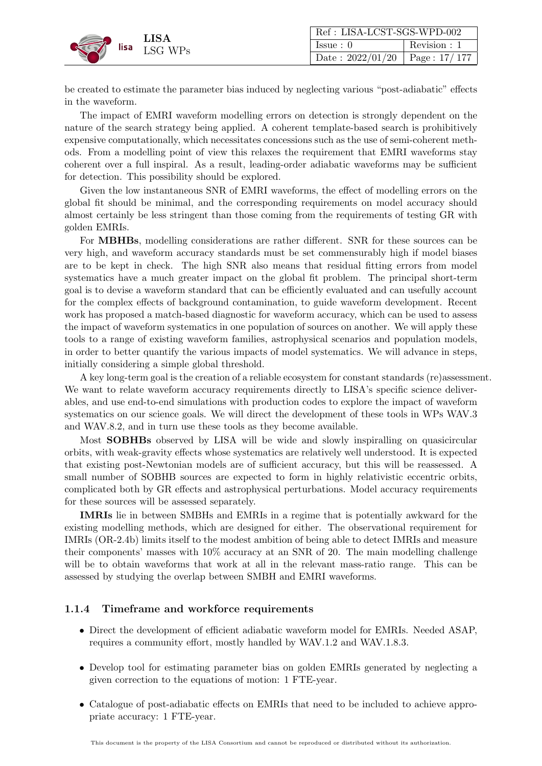be created to estimate the parameter bias induced by neglecting various "post-adiabatic" effects in the waveform.

The impact of EMRI waveform modelling errors on detection is strongly dependent on the nature of the search strategy being applied. A coherent template-based search is prohibitively expensive computationally, which necessitates concessions such as the use of semi-coherent methods. From a modelling point of view this relaxes the requirement that EMRI waveforms stay coherent over a full inspiral. As a result, leading-order adiabatic waveforms may be sufficient for detection. This possibility should be explored.

Given the low instantaneous SNR of EMRI waveforms, the effect of modelling errors on the global fit should be minimal, and the corresponding requirements on model accuracy should almost certainly be less stringent than those coming from the requirements of testing GR with golden EMRIs.

For **MBHBs**, modelling considerations are rather different. SNR for these sources can be very high, and waveform accuracy standards must be set commensurably high if model biases are to be kept in check. The high SNR also means that residual fitting errors from model systematics have a much greater impact on the global fit problem. The principal short-term goal is to devise a waveform standard that can be efficiently evaluated and can usefully account for the complex effects of background contamination, to guide waveform development. Recent work has proposed a match-based diagnostic for waveform accuracy, which can be used to assess the impact of waveform systematics in one population of sources on another. We will apply these tools to a range of existing waveform families, astrophysical scenarios and population models, in order to better quantify the various impacts of model systematics. We will advance in steps, initially considering a simple global threshold.

A key long-term goal is the creation of a reliable ecosystem for constant standards (re)assessment. We want to relate waveform accuracy requirements directly to LISA's specific science deliverables, and use end-to-end simulations with production codes to explore the impact of waveform systematics on our science goals. We will direct the development of these tools in WPs WAV.3 and WAV.8.2, and in turn use these tools as they become available.

Most **SOBHBs** observed by LISA will be wide and slowly inspiralling on quasicircular orbits, with weak-gravity effects whose systematics are relatively well understood. It is expected that existing post-Newtonian models are of sufficient accuracy, but this will be reassessed. A small number of SOBHB sources are expected to form in highly relativistic eccentric orbits, complicated both by GR effects and astrophysical perturbations. Model accuracy requirements for these sources will be assessed separately.

**IMRIs** lie in between SMBHs and EMRIs in a regime that is potentially awkward for the existing modelling methods, which are designed for either. The observational requirement for IMRIs (OR-2.4b) limits itself to the modest ambition of being able to detect IMRIs and measure their components' masses with 10% accuracy at an SNR of 20. The main modelling challenge will be to obtain waveforms that work at all in the relevant mass-ratio range. This can be assessed by studying the overlap between SMBH and EMRI waveforms.

### 1.1.4 Timeframe and workforce requirements

- Direct the development of efficient adiabatic waveform model for EMRIs. Needed ASAP, requires a community effort, mostly handled by WAV.1.2 and WAV.1.8.3.
- Develop tool for estimating parameter bias on golden EMRIs generated by neglecting a given correction to the equations of motion: 1 FTE-year.
- Catalogue of post-adiabatic effects on EMRIs that need to be included to achieve appropriate accuracy: 1 FTE-year.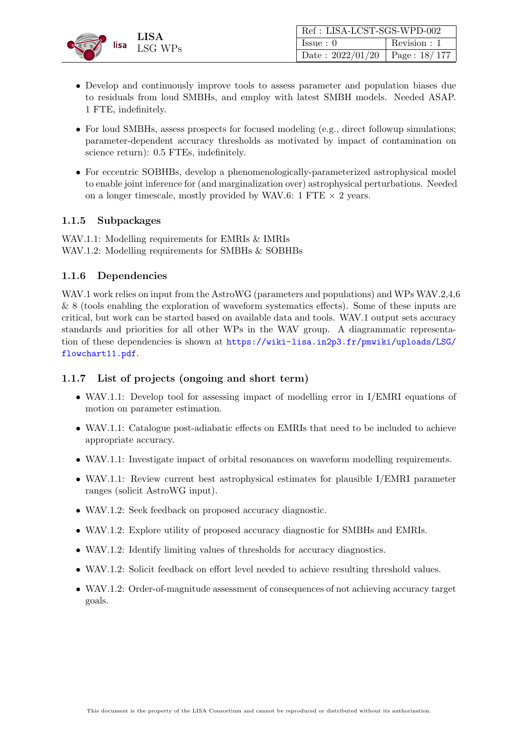- Develop and continuously improve tools to assess parameter and population biases due to residuals from loud SMBHs, and employ with latest SMBH models. Needed ASAP. 1 FTE, indefinitely.
- For loud SMBHs, assess prospects for focused modeling (e.g., direct followup simulations; parameter-dependent accuracy thresholds as motivated by impact of contamination on science return): 0.5 FTEs, indefinitely.
- For eccentric SOBHBs, develop a phenomenologically-parameterized astrophysical model to enable joint inference for (and marginalization over) astrophysical perturbations. Needed on a longer timescale, mostly provided by WAV.6: 1 FTE $\times$ 2 years.

### 1.1.5 Subpackages

WAV.1.1: Modelling requirements for EMRIs & IMRIs
WAV.1.2: Modelling requirements for SMBHs & SOBHBs

### 1.1.6 Dependencies

WAV.1 work relies on input from the AstroWG (parameters and populations) and WPs WAV.2,4,6 & 8 (tools enabling the exploration of waveform systematics effects). Some of these inputs are critical, but work can be started based on available data and tools. WAV.1 output sets accuracy standards and priorities for all other WPs in the WAV group. A diagrammatic representation of these dependencies is shown at https://wiki-lisa.in2p3.fr/pmwiki/uploads/LSG/flowchart11.pdf.

### 1.1.7 List of projects (ongoing and short term)

- WAV.1.1: Develop tool for assessing impact of modelling error in I/EMRI equations of motion on parameter estimation.
- WAV.1.1: Catalogue post-adiabatic effects on EMRIs that need to be included to achieve appropriate accuracy.
- WAV.1.1: Investigate impact of orbital resonances on waveform modelling requirements.
- WAV.1.1: Review current best astrophysical estimates for plausible I/EMRI parameter ranges (solicit AstroWG input).
- WAV.1.2: Seek feedback on proposed accuracy diagnostic.
- WAV.1.2: Explore utility of proposed accuracy diagnostic for SMBHs and EMRIs.
- WAV.1.2: Identify limiting values of thresholds for accuracy diagnostics.
- WAV.1.2: Solicit feedback on effort level needed to achieve resulting threshold values.
- WAV.1.2: Order-of-magnitude assessment of consequences of not achieving accuracy target goals.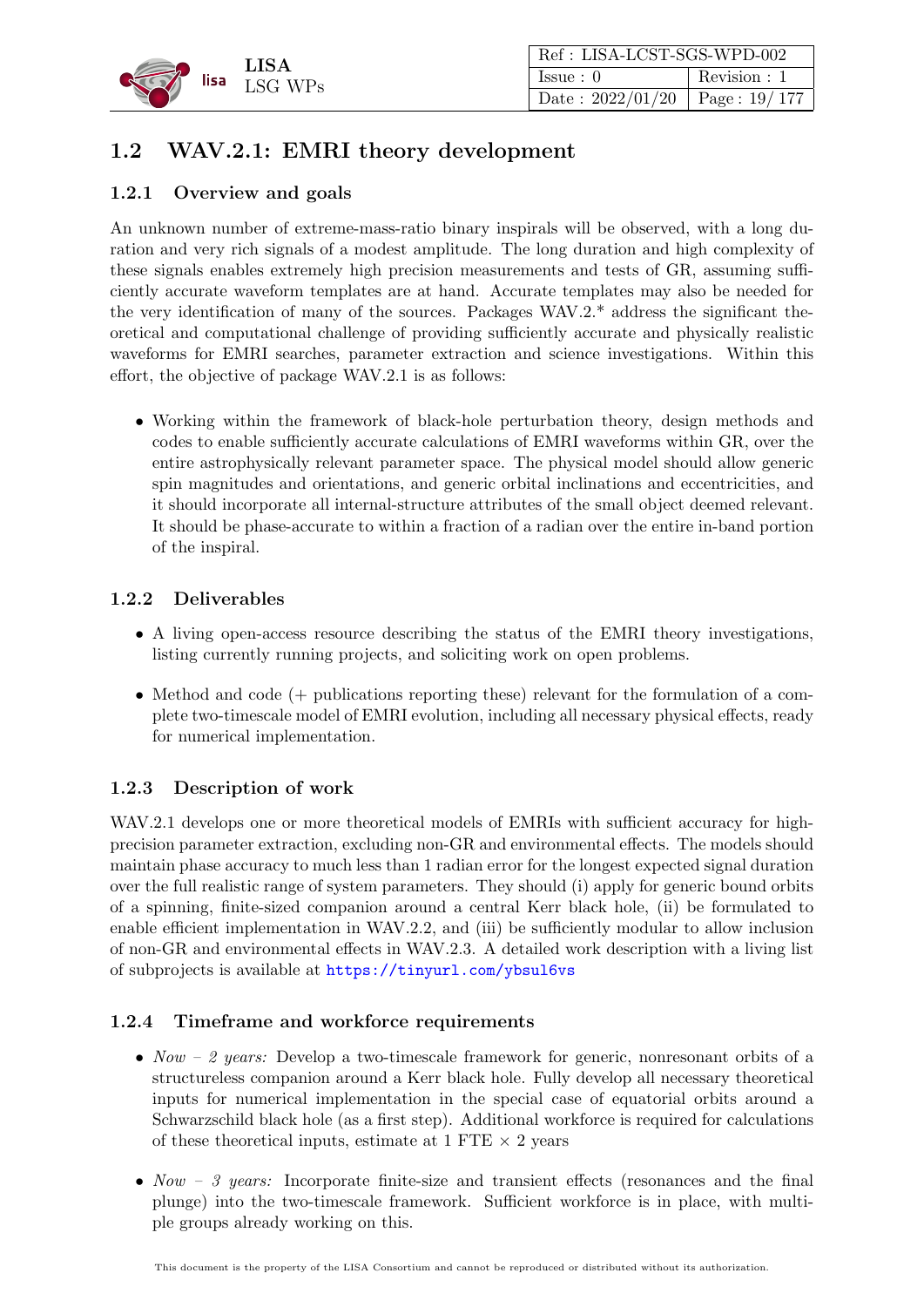## 1.2 WAV.2.1: EMRI theory development

### 1.2.1 Overview and goals

An unknown number of extreme-mass-ratio binary inspirals will be observed, with a long duration and very rich signals of a modest amplitude. The long duration and high complexity of these signals enables extremely high precision measurements and tests of GR, assuming sufficiently accurate waveform templates are at hand. Accurate templates may also be needed for the very identification of many of the sources. Packages WAV.2.* address the significant theoretical and computational challenge of providing sufficiently accurate and physically realistic waveforms for EMRI searches, parameter extraction and science investigations. Within this effort, the objective of package WAV.2.1 is as follows:

- Working within the framework of black-hole perturbation theory, design methods and codes to enable sufficiently accurate calculations of EMRI waveforms within GR, over the entire astrophysically relevant parameter space. The physical model should allow generic spin magnitudes and orientations, and generic orbital inclinations and eccentricities, and it should incorporate all internal-structure attributes of the small object deemed relevant. It should be phase-accurate to within a fraction of a radian over the entire in-band portion of the inspiral.

### 1.2.2 Deliverables

- A living open-access resource describing the status of the EMRI theory investigations, listing currently running projects, and soliciting work on open problems.
- Method and code (+ publications reporting these) relevant for the formulation of a complete two-timescale model of EMRI evolution, including all necessary physical effects, ready for numerical implementation.

### 1.2.3 Description of work

WAV.2.1 develops one or more theoretical models of EMRIs with sufficient accuracy for high-precision parameter extraction, excluding non-GR and environmental effects. The models should maintain phase accuracy to much less than 1 radian error for the longest expected signal duration over the full realistic range of system parameters. They should (i) apply for generic bound orbits of a spinning, finite-sized companion around a central Kerr black hole, (ii) be formulated to enable efficient implementation in WAV.2.2, and (iii) be sufficiently modular to allow inclusion of non-GR and environmental effects in WAV.2.3. A detailed work description with a living list of subprojects is available at https://tinyurl.com/ybsul6vs

### 1.2.4 Timeframe and workforce requirements

- *Now – 2 years:* Develop a two-timescale framework for generic, nonresonant orbits of a structureless companion around a Kerr black hole. Fully develop all necessary theoretical inputs for numerical implementation in the special case of equatorial orbits around a Schwarzschild black hole (as a first step). Additional workforce is required for calculations of these theoretical inputs, estimate at 1 FTE × 2 years
- *Now – 3 years:* Incorporate finite-size and transient effects (resonances and the final plunge) into the two-timescale framework. Sufficient workforce is in place, with multiple groups already working on this.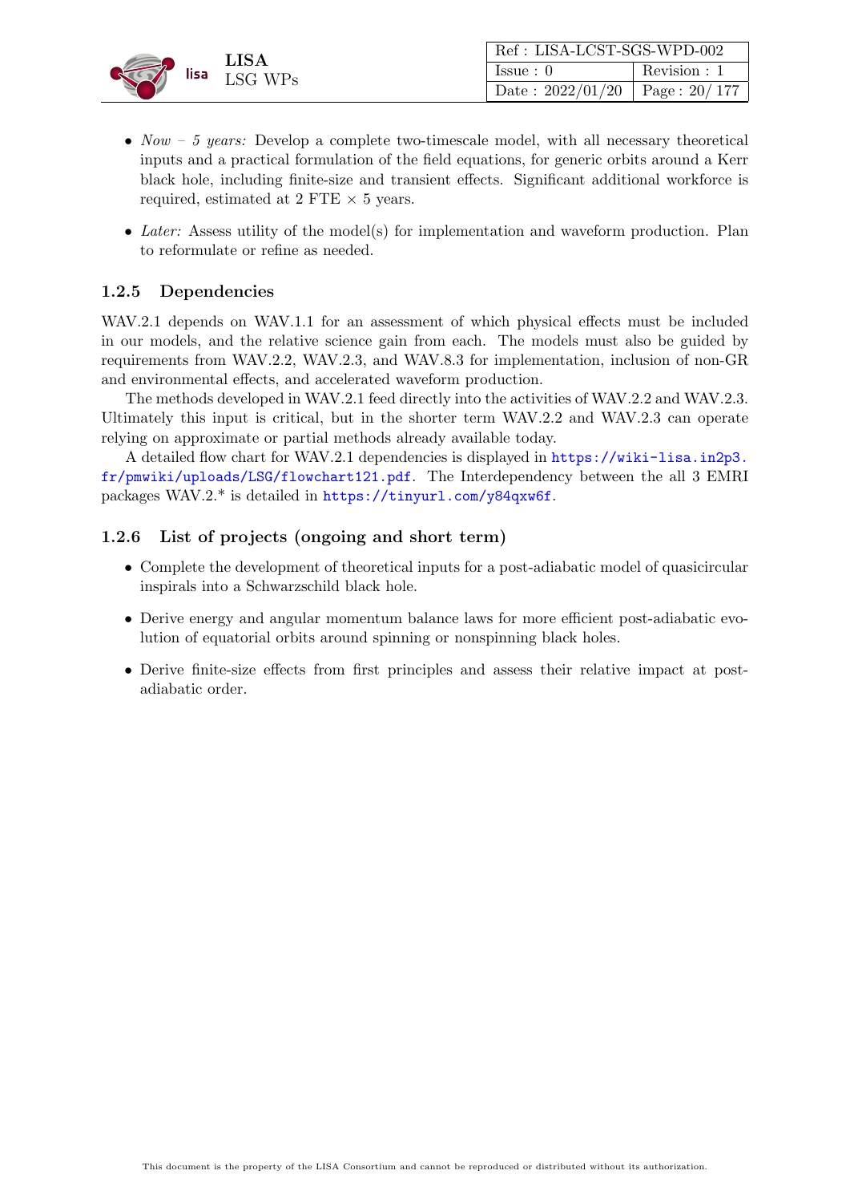- *Now – 5 years:* Develop a complete two-timescale model, with all necessary theoretical inputs and a practical formulation of the field equations, for generic orbits around a Kerr black hole, including finite-size and transient effects. Significant additional workforce is required, estimated at 2 FTE $\times$ 5 years.
- *Later:* Assess utility of the model(s) for implementation and waveform production. Plan to reformulate or refine as needed.

### 1.2.5 Dependencies

WAV.2.1 depends on WAV.1.1 for an assessment of which physical effects must be included in our models, and the relative science gain from each. The models must also be guided by requirements from WAV.2.2, WAV.2.3, and WAV.8.3 for implementation, inclusion of non-GR and environmental effects, and accelerated waveform production.

The methods developed in WAV.2.1 feed directly into the activities of WAV.2.2 and WAV.2.3. Ultimately this input is critical, but in the shorter term WAV.2.2 and WAV.2.3 can operate relying on approximate or partial methods already available today.

A detailed flow chart for WAV.2.1 dependencies is displayed in https://wiki-lisa.in2p3.fr/pmwiki/uploads/LSG/flowchart121.pdf. The Interdependency between the all 3 EMRI packages WAV.2.* is detailed in https://tinyurl.com/y84qxw6f.

### 1.2.6 List of projects (ongoing and short term)

- Complete the development of theoretical inputs for a post-adiabatic model of quasicircular inspirals into a Schwarzschild black hole.
- Derive energy and angular momentum balance laws for more efficient post-adiabatic evolution of equatorial orbits around spinning or nonspinning black holes.
- Derive finite-size effects from first principles and assess their relative impact at post-adiabatic order.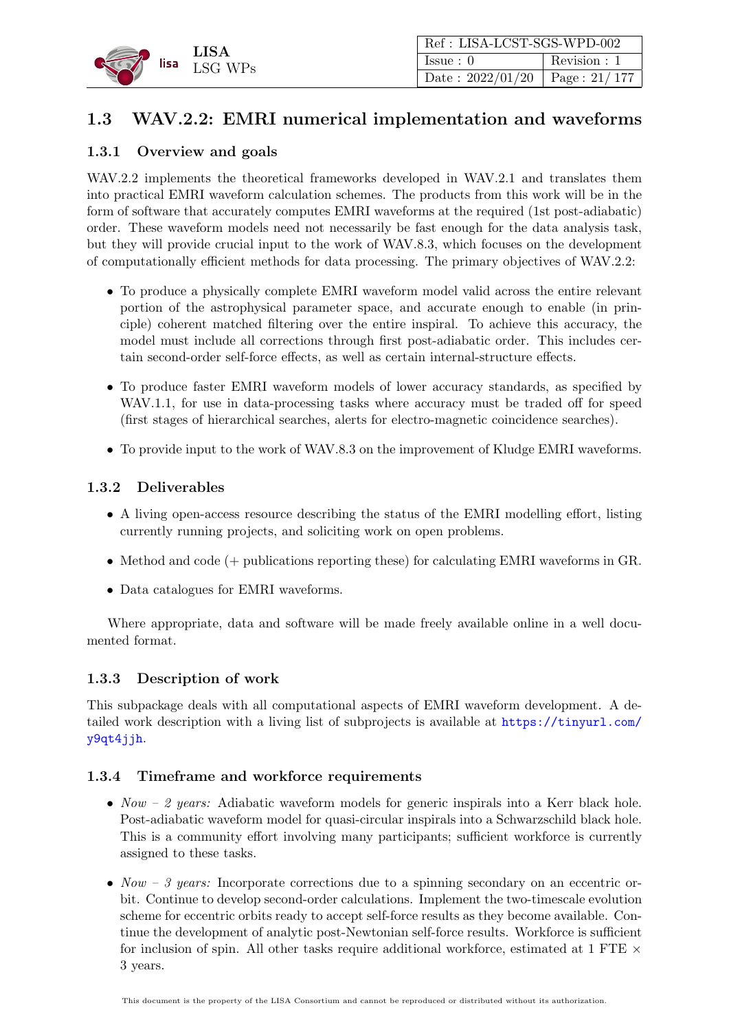## 1.3 WAV.2.2: EMRI numerical implementation and waveforms

### 1.3.1 Overview and goals

WAV.2.2 implements the theoretical frameworks developed in WAV.2.1 and translates them into practical EMRI waveform calculation schemes. The products from this work will be in the form of software that accurately computes EMRI waveforms at the required (1st post-adiabatic) order. These waveform models need not necessarily be fast enough for the data analysis task, but they will provide crucial input to the work of WAV.8.3, which focuses on the development of computationally efficient methods for data processing. The primary objectives of WAV.2.2:

- To produce a physically complete EMRI waveform model valid across the entire relevant portion of the astrophysical parameter space, and accurate enough to enable (in principle) coherent matched filtering over the entire inspiral. To achieve this accuracy, the model must include all corrections through first post-adiabatic order. This includes certain second-order self-force effects, as well as certain internal-structure effects.
- To produce faster EMRI waveform models of lower accuracy standards, as specified by WAV.1.1, for use in data-processing tasks where accuracy must be traded off for speed (first stages of hierarchical searches, alerts for electro-magnetic coincidence searches).
- To provide input to the work of WAV.8.3 on the improvement of Kludge EMRI waveforms.

### 1.3.2 Deliverables

- A living open-access resource describing the status of the EMRI modelling effort, listing currently running projects, and soliciting work on open problems.
- Method and code (+ publications reporting these) for calculating EMRI waveforms in GR.
- Data catalogues for EMRI waveforms.

Where appropriate, data and software will be made freely available online in a well documented format.

### 1.3.3 Description of work

This subpackage deals with all computational aspects of EMRI waveform development. A detailed work description with a living list of subprojects is available at https://tinyurl.com/y9qt4jjh.

### 1.3.4 Timeframe and workforce requirements

- *Now – 2 years:* Adiabatic waveform models for generic inspirals into a Kerr black hole. Post-adiabatic waveform model for quasi-circular inspirals into a Schwarzschild black hole. This is a community effort involving many participants; sufficient workforce is currently assigned to these tasks.
- *Now – 3 years:* Incorporate corrections due to a spinning secondary on an eccentric orbit. Continue to develop second-order calculations. Implement the two-timescale evolution scheme for eccentric orbits ready to accept self-force results as they become available. Continue the development of analytic post-Newtonian self-force results. Workforce is sufficient for inclusion of spin. All other tasks require additional workforce, estimated at 1 FTE $\times$ 3 years.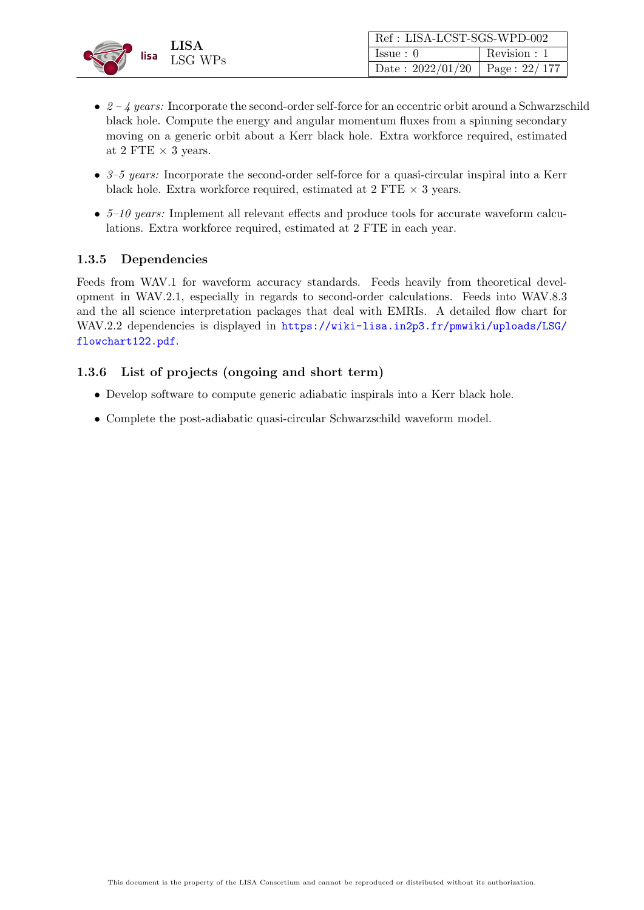- *2 – 4 years:* Incorporate the second-order self-force for an eccentric orbit around a Schwarzschild black hole. Compute the energy and angular momentum fluxes from a spinning secondary moving on a generic orbit about a Kerr black hole. Extra workforce required, estimated at 2 FTE × 3 years.
- *3–5 years:* Incorporate the second-order self-force for a quasi-circular inspiral into a Kerr black hole. Extra workforce required, estimated at 2 FTE × 3 years.
- *5–10 years:* Implement all relevant effects and produce tools for accurate waveform calculations. Extra workforce required, estimated at 2 FTE in each year.

### 1.3.5 Dependencies

Feeds from WAV.1 for waveform accuracy standards. Feeds heavily from theoretical development in WAV.2.1, especially in regards to second-order calculations. Feeds into WAV.8.3 and the all science interpretation packages that deal with EMRIs. A detailed flow chart for WAV.2.2 dependencies is displayed in https://wiki-lisa.in2p3.fr/pmwiki/uploads/LSG/flowchart122.pdf.

### 1.3.6 List of projects (ongoing and short term)

- Develop software to compute generic adiabatic inspirals into a Kerr black hole.
- Complete the post-adiabatic quasi-circular Schwarzschild waveform model.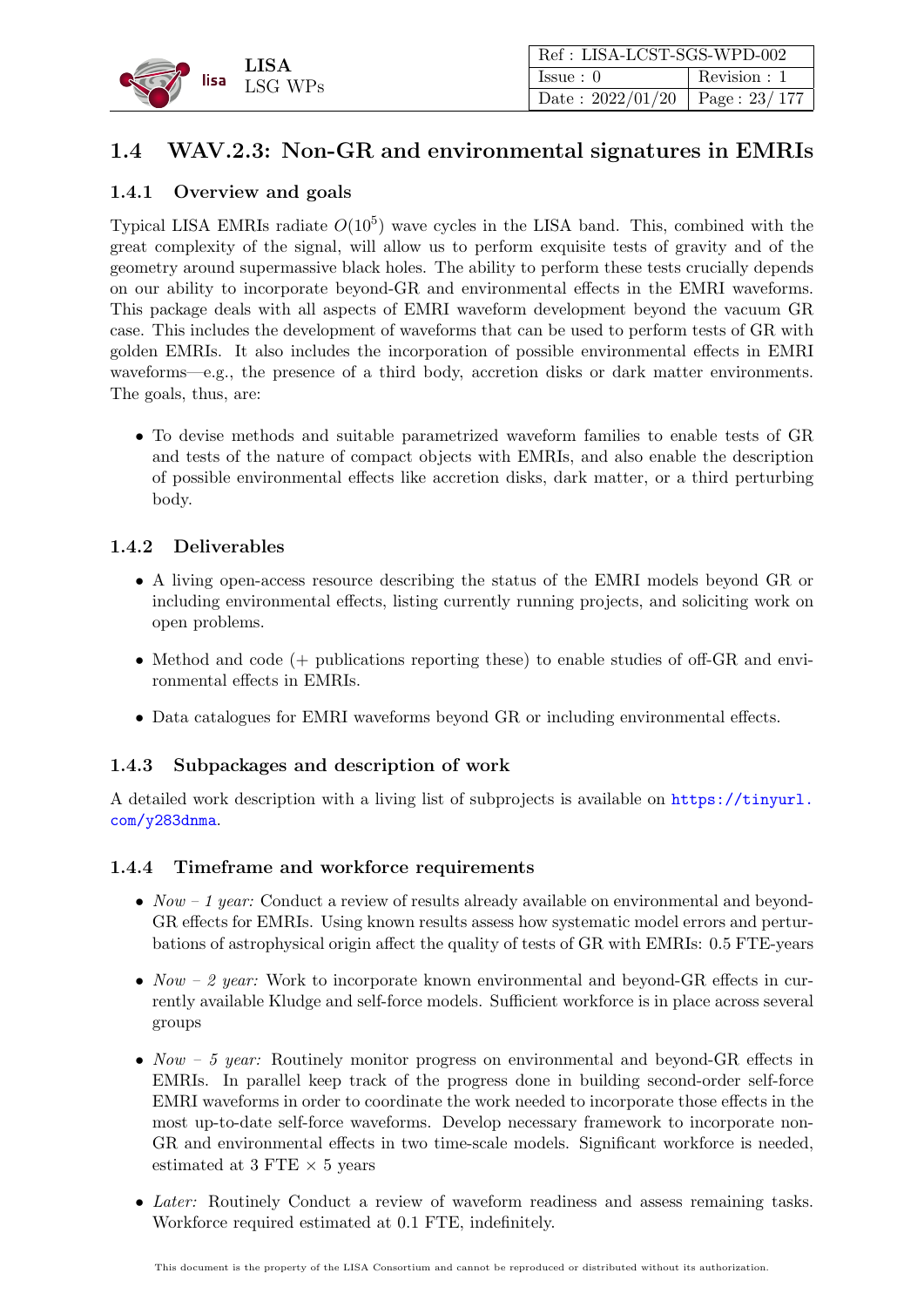## 1.4 WAV.2.3: Non-GR and environmental signatures in EMRIs

### 1.4.1 Overview and goals

Typical LISA EMRIs radiate $O(10^5)$ wave cycles in the LISA band. This, combined with the great complexity of the signal, will allow us to perform exquisite tests of gravity and of the geometry around supermassive black holes. The ability to perform these tests crucially depends on our ability to incorporate beyond-GR and environmental effects in the EMRI waveforms. This package deals with all aspects of EMRI waveform development beyond the vacuum GR case. This includes the development of waveforms that can be used to perform tests of GR with golden EMRIs. It also includes the incorporation of possible environmental effects in EMRI waveforms—e.g., the presence of a third body, accretion disks or dark matter environments. The goals, thus, are:

- To devise methods and suitable parametrized waveform families to enable tests of GR and tests of the nature of compact objects with EMRIs, and also enable the description of possible environmental effects like accretion disks, dark matter, or a third perturbing body.

### 1.4.2 Deliverables

- A living open-access resource describing the status of the EMRI models beyond GR or including environmental effects, listing currently running projects, and soliciting work on open problems.
- Method and code (+ publications reporting these) to enable studies of off-GR and environmental effects in EMRIs.
- Data catalogues for EMRI waveforms beyond GR or including environmental effects.

### 1.4.3 Subpackages and description of work

A detailed work description with a living list of subprojects is available on https://tinyurl.com/y283dnma.

### 1.4.4 Timeframe and workforce requirements

- *Now – 1 year:* Conduct a review of results already available on environmental and beyond-GR effects for EMRIs. Using known results assess how systematic model errors and perturbations of astrophysical origin affect the quality of tests of GR with EMRIs: 0.5 FTE-years
- *Now – 2 year:* Work to incorporate known environmental and beyond-GR effects in currently available Kludge and self-force models. Sufficient workforce is in place across several groups
- *Now – 5 year:* Routinely monitor progress on environmental and beyond-GR effects in EMRIs. In parallel keep track of the progress done in building second-order self-force EMRI waveforms in order to coordinate the work needed to incorporate those effects in the most up-to-date self-force waveforms. Develop necessary framework to incorporate non-GR and environmental effects in two time-scale models. Significant workforce is needed, estimated at 3 FTE × 5 years
- *Later:* Routinely Conduct a review of waveform readiness and assess remaining tasks. Workforce required estimated at 0.1 FTE, indefinitely.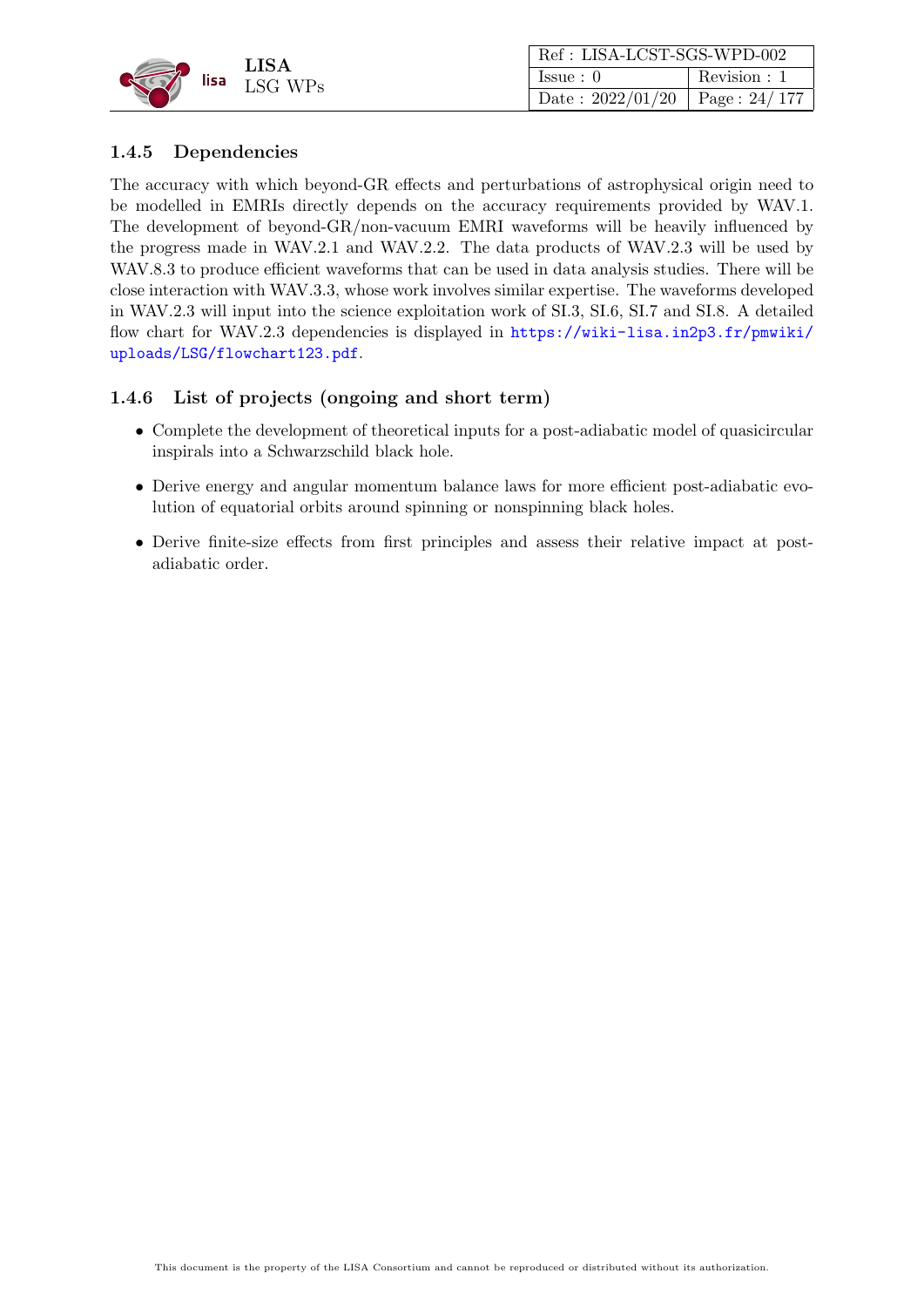### 1.4.5 Dependencies

The accuracy with which beyond-GR effects and perturbations of astrophysical origin need to be modelled in EMRIs directly depends on the accuracy requirements provided by WAV.1. The development of beyond-GR/non-vacuum EMRI waveforms will be heavily influenced by the progress made in WAV.2.1 and WAV.2.2. The data products of WAV.2.3 will be used by WAV.8.3 to produce efficient waveforms that can be used in data analysis studies. There will be close interaction with WAV.3.3, whose work involves similar expertise. The waveforms developed in WAV.2.3 will input into the science exploitation work of SI.3, SI.6, SI.7 and SI.8. A detailed flow chart for WAV.2.3 dependencies is displayed in https://wiki-lisa.in2p3.fr/pmwiki/uploads/LSG/flowchart123.pdf.

### 1.4.6 List of projects (ongoing and short term)

- Complete the development of theoretical inputs for a post-adiabatic model of quasicircular inspirals into a Schwarzschild black hole.
- Derive energy and angular momentum balance laws for more efficient post-adiabatic evolution of equatorial orbits around spinning or nonspinning black holes.
- Derive finite-size effects from first principles and assess their relative impact at post-adiabatic order.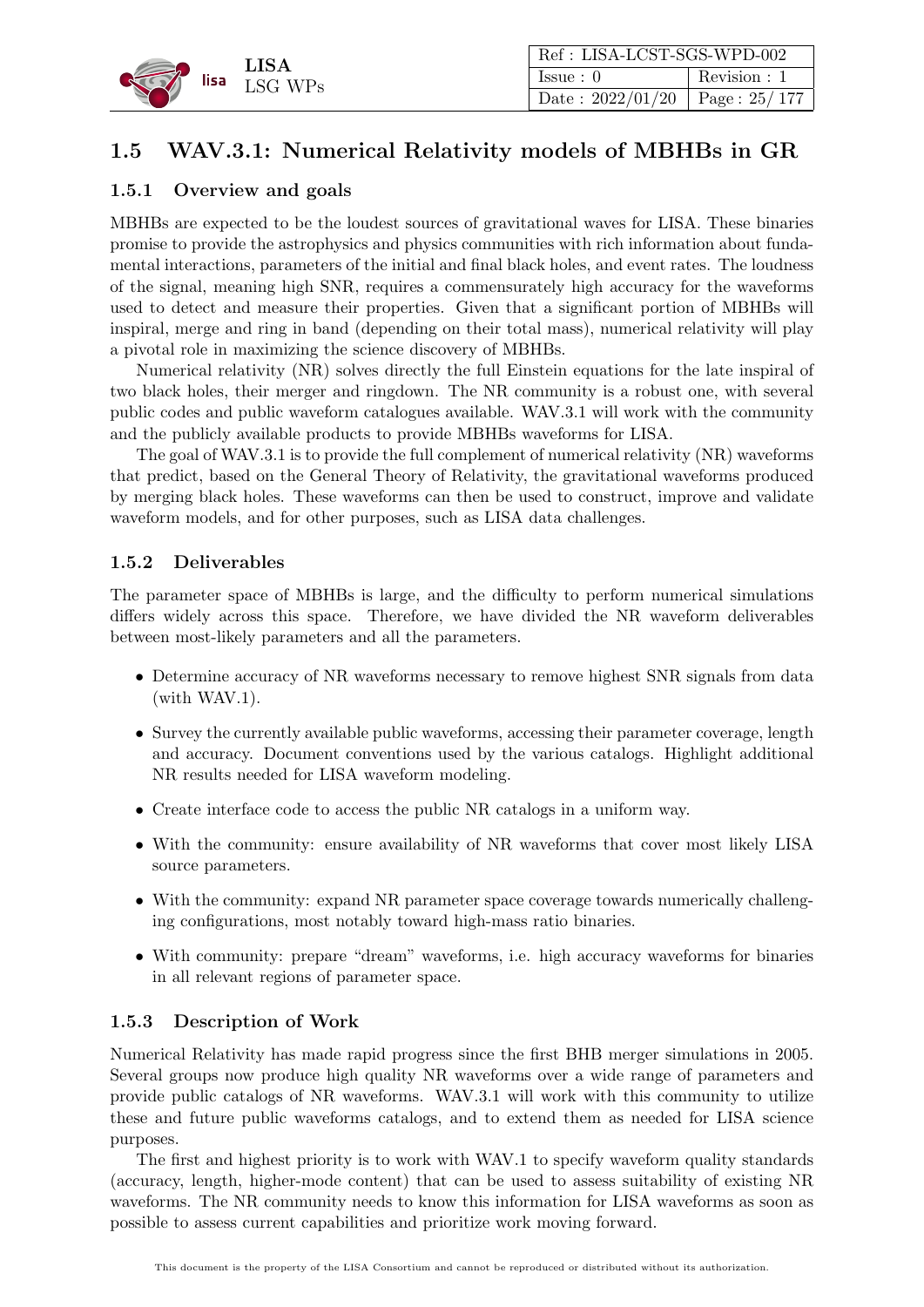## 1.5 WAV.3.1: Numerical Relativity models of MBHBs in GR

### 1.5.1 Overview and goals

MBHBs are expected to be the loudest sources of gravitational waves for LISA. These binaries promise to provide the astrophysics and physics communities with rich information about fundamental interactions, parameters of the initial and final black holes, and event rates. The loudness of the signal, meaning high SNR, requires a commensurately high accuracy for the waveforms used to detect and measure their properties. Given that a significant portion of MBHBs will inspiral, merge and ring in band (depending on their total mass), numerical relativity will play a pivotal role in maximizing the science discovery of MBHBs.

Numerical relativity (NR) solves directly the full Einstein equations for the late inspiral of two black holes, their merger and ringdown. The NR community is a robust one, with several public codes and public waveform catalogues available. WAV.3.1 will work with the community and the publicly available products to provide MBHBs waveforms for LISA.

The goal of WAV.3.1 is to provide the full complement of numerical relativity (NR) waveforms that predict, based on the General Theory of Relativity, the gravitational waveforms produced by merging black holes. These waveforms can then be used to construct, improve and validate waveform models, and for other purposes, such as LISA data challenges.

### 1.5.2 Deliverables

The parameter space of MBHBs is large, and the difficulty to perform numerical simulations differs widely across this space. Therefore, we have divided the NR waveform deliverables between most-likely parameters and all the parameters.

- Determine accuracy of NR waveforms necessary to remove highest SNR signals from data (with WAV.1).
- Survey the currently available public waveforms, accessing their parameter coverage, length and accuracy. Document conventions used by the various catalogs. Highlight additional NR results needed for LISA waveform modeling.
- Create interface code to access the public NR catalogs in a uniform way.
- With the community: ensure availability of NR waveforms that cover most likely LISA source parameters.
- With the community: expand NR parameter space coverage towards numerically challenging configurations, most notably toward high-mass ratio binaries.
- With community: prepare "dream" waveforms, i.e. high accuracy waveforms for binaries in all relevant regions of parameter space.

### 1.5.3 Description of Work

Numerical Relativity has made rapid progress since the first BHB merger simulations in 2005. Several groups now produce high quality NR waveforms over a wide range of parameters and provide public catalogs of NR waveforms. WAV.3.1 will work with this community to utilize these and future public waveforms catalogs, and to extend them as needed for LISA science purposes.

The first and highest priority is to work with WAV.1 to specify waveform quality standards (accuracy, length, higher-mode content) that can be used to assess suitability of existing NR waveforms. The NR community needs to know this information for LISA waveforms as soon as possible to assess current capabilities and prioritize work moving forward.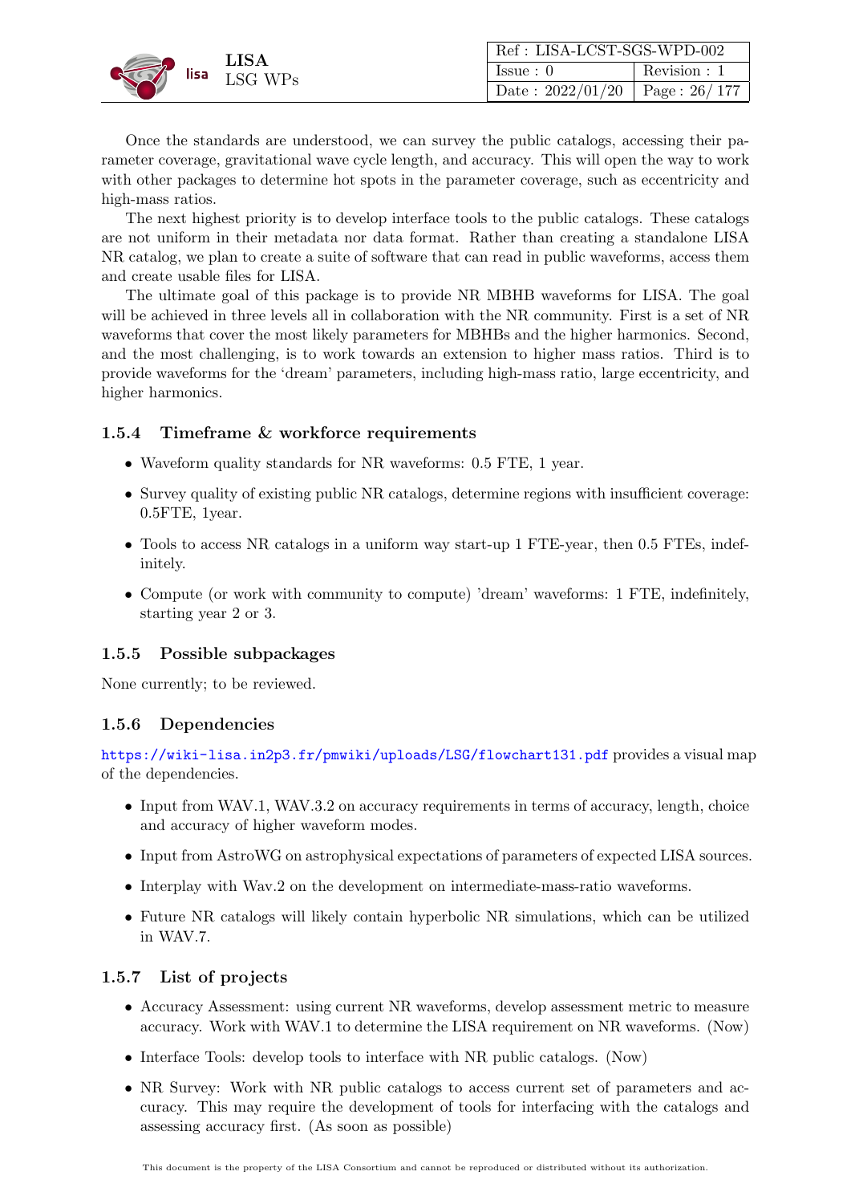Once the standards are understood, we can survey the public catalogs, accessing their parameter coverage, gravitational wave cycle length, and accuracy. This will open the way to work with other packages to determine hot spots in the parameter coverage, such as eccentricity and high-mass ratios.

The next highest priority is to develop interface tools to the public catalogs. These catalogs are not uniform in their metadata nor data format. Rather than creating a standalone LISA NR catalog, we plan to create a suite of software that can read in public waveforms, access them and create usable files for LISA.

The ultimate goal of this package is to provide NR MBHB waveforms for LISA. The goal will be achieved in three levels all in collaboration with the NR community. First is a set of NR waveforms that cover the most likely parameters for MBHBs and the higher harmonics. Second, and the most challenging, is to work towards an extension to higher mass ratios. Third is to provide waveforms for the 'dream' parameters, including high-mass ratio, large eccentricity, and higher harmonics.

### 1.5.4 Timeframe & workforce requirements

- Waveform quality standards for NR waveforms: 0.5 FTE, 1 year.
- Survey quality of existing public NR catalogs, determine regions with insufficient coverage: 0.5FTE, 1year.
- Tools to access NR catalogs in a uniform way start-up 1 FTE-year, then 0.5 FTEs, indefinitely.
- Compute (or work with community to compute) 'dream' waveforms: 1 FTE, indefinitely, starting year 2 or 3.

### 1.5.5 Possible subpackages

None currently; to be reviewed.

### 1.5.6 Dependencies

https://wiki-lisa.in2p3.fr/pmwiki/uploads/LSG/flowchart131.pdf provides a visual map of the dependencies.

- Input from WAV.1, WAV.3.2 on accuracy requirements in terms of accuracy, length, choice and accuracy of higher waveform modes.
- Input from AstroWG on astrophysical expectations of parameters of expected LISA sources.
- Interplay with Wav.2 on the development on intermediate-mass-ratio waveforms.
- Future NR catalogs will likely contain hyperbolic NR simulations, which can be utilized in WAV.7.

### 1.5.7 List of projects

- Accuracy Assessment: using current NR waveforms, develop assessment metric to measure accuracy. Work with WAV.1 to determine the LISA requirement on NR waveforms. (Now)
- Interface Tools: develop tools to interface with NR public catalogs. (Now)
- NR Survey: Work with NR public catalogs to access current set of parameters and accuracy. This may require the development of tools for interfacing with the catalogs and assessing accuracy first. (As soon as possible)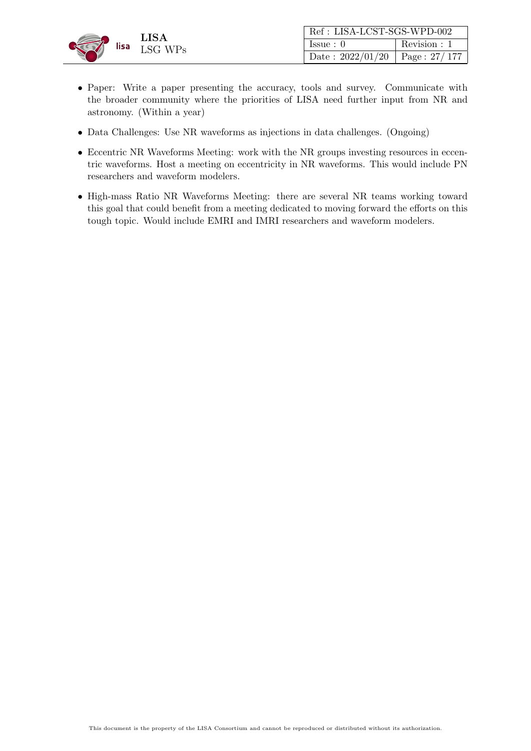- Paper: Write a paper presenting the accuracy, tools and survey. Communicate with the broader community where the priorities of LISA need further input from NR and astronomy. (Within a year)
- Data Challenges: Use NR waveforms as injections in data challenges. (Ongoing)
- Eccentric NR Waveforms Meeting: work with the NR groups investing resources in eccentric waveforms. Host a meeting on eccentricity in NR waveforms. This would include PN researchers and waveform modelers.
- High-mass Ratio NR Waveforms Meeting: there are several NR teams working toward this goal that could benefit from a meeting dedicated to moving forward the efforts on this tough topic. Would include EMRI and IMRI researchers and waveform modelers.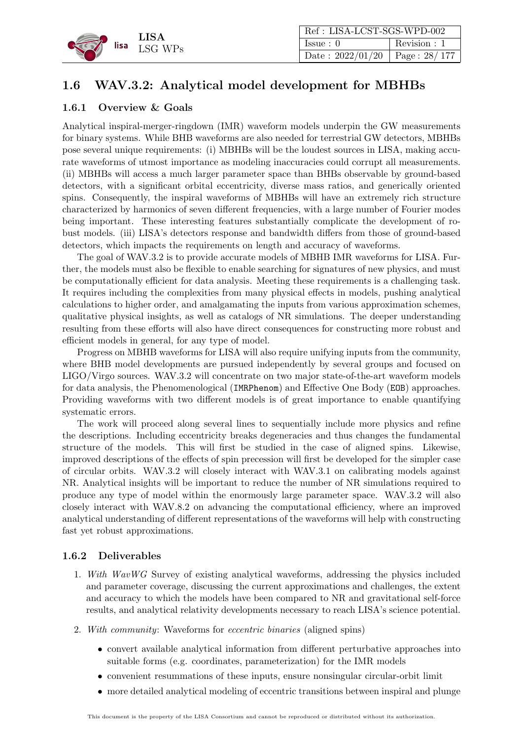## 1.6 WAV.3.2: Analytical model development for MBHBs

### 1.6.1 Overview & Goals

Analytical inspiral-merger-ringdown (IMR) waveform models underpin the GW measurements for binary systems. While BHB waveforms are also needed for terrestrial GW detectors, MBHBs pose several unique requirements: (i) MBHBs will be the loudest sources in LISA, making accurate waveforms of utmost importance as modeling inaccuracies could corrupt all measurements. (ii) MBHBs will access a much larger parameter space than BHBs observable by ground-based detectors, with a significant orbital eccentricity, diverse mass ratios, and generically oriented spins. Consequently, the inspiral waveforms of MBHBs will have an extremely rich structure characterized by harmonics of seven different frequencies, with a large number of Fourier modes being important. These interesting features substantially complicate the development of robust models. (iii) LISA's detectors response and bandwidth differs from those of ground-based detectors, which impacts the requirements on length and accuracy of waveforms.

The goal of WAV.3.2 is to provide accurate models of MBHB IMR waveforms for LISA. Further, the models must also be flexible to enable searching for signatures of new physics, and must be computationally efficient for data analysis. Meeting these requirements is a challenging task. It requires including the complexities from many physical effects in models, pushing analytical calculations to higher order, and amalgamating the inputs from various approximation schemes, qualitative physical insights, as well as catalogs of NR simulations. The deeper understanding resulting from these efforts will also have direct consequences for constructing more robust and efficient models in general, for any type of model.

Progress on MBHB waveforms for LISA will also require unifying inputs from the community, where BHB model developments are pursued independently by several groups and focused on LIGO/Virgo sources. WAV.3.2 will concentrate on two major state-of-the-art waveform models for data analysis, the Phenomenological (`IMRPhenom`) and Effective One Body (`EOB`) approaches. Providing waveforms with two different models is of great importance to enable quantifying systematic errors.

The work will proceed along several lines to sequentially include more physics and refine the descriptions. Including eccentricity breaks degeneracies and thus changes the fundamental structure of the models. This will first be studied in the case of aligned spins. Likewise, improved descriptions of the effects of spin precession will first be developed for the simpler case of circular orbits. WAV.3.2 will closely interact with WAV.3.1 on calibrating models against NR. Analytical insights will be important to reduce the number of NR simulations required to produce any type of model within the enormously large parameter space. WAV.3.2 will also closely interact with WAV.8.2 on advancing the computational efficiency, where an improved analytical understanding of different representations of the waveforms will help with constructing fast yet robust approximations.

### 1.6.2 Deliverables

1. *With WavWG* Survey of existing analytical waveforms, addressing the physics included and parameter coverage, discussing the current approximations and challenges, the extent and accuracy to which the models have been compared to NR and gravitational self-force results, and analytical relativity developments necessary to reach LISA's science potential.

2. *With community*: Waveforms for *eccentric binaries* (aligned spins)

   - convert available analytical information from different perturbative approaches into suitable forms (e.g. coordinates, parameterization) for the IMR models
   - convenient resummations of these inputs, ensure nonsingular circular-orbit limit
   - more detailed analytical modeling of eccentric transitions between inspiral and plunge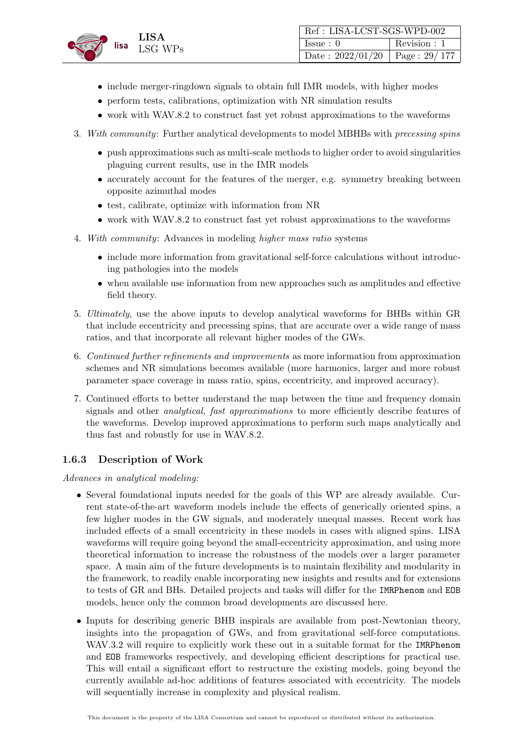- include merger-ringdown signals to obtain full IMR models, with higher modes
- perform tests, calibrations, optimization with NR simulation results
- work with WAV.8.2 to construct fast yet robust approximations to the waveforms

3. *With community*: Further analytical developments to model MBHBs with *precessing spins*
   - push approximations such as multi-scale methods to higher order to avoid singularities plaguing current results, use in the IMR models
   - accurately account for the features of the merger, e.g. symmetry breaking between opposite azimuthal modes
   - test, calibrate, optimize with information from NR
   - work with WAV.8.2 to construct fast yet robust approximations to the waveforms

4. *With community*: Advances in modeling *higher mass ratio* systems
   - include more information from gravitational self-force calculations without introducing pathologies into the models
   - when available use information from new approaches such as amplitudes and effective field theory.

5. *Ultimately*, use the above inputs to develop analytical waveforms for BHBs within GR that include eccentricity and precessing spins, that are accurate over a wide range of mass ratios, and that incorporate all relevant higher modes of the GWs.

6. *Continued further refinements and improvements* as more information from approximation schemes and NR simulations becomes available (more harmonics, larger and more robust parameter space coverage in mass ratio, spins, eccentricity, and improved accuracy).

7. Continued efforts to better understand the map between the time and frequency domain signals and other *analytical, fast approximations* to more efficiently describe features of the waveforms. Develop improved approximations to perform such maps analytically and thus fast and robustly for use in WAV.8.2.

### 1.6.3 Description of Work

*Advances in analytical modeling:*

- Several foundational inputs needed for the goals of this WP are already available. Current state-of-the-art waveform models include the effects of generically oriented spins, a few higher modes in the GW signals, and moderately unequal masses. Recent work has included effects of a small eccentricity in these models in cases with aligned spins. LISA waveforms will require going beyond the small-eccentricity approximation, and using more theoretical information to increase the robustness of the models over a larger parameter space. A main aim of the future developments is to maintain flexibility and modularity in the framework, to readily enable incorporating new insights and results and for extensions to tests of GR and BHs. Detailed projects and tasks will differ for the `IMRPhenom` and `EOB` models, hence only the common broad developments are discussed here.

- Inputs for describing generic BHB inspirals are available from post-Newtonian theory, insights into the propagation of GWs, and from gravitational self-force computations. WAV.3.2 will require to explicitly work these out in a suitable format for the `IMRPhenom` and `EOB` frameworks respectively, and developing efficient descriptions for practical use. This will entail a significant effort to restructure the existing models, going beyond the currently available ad-hoc additions of features associated with eccentricity. The models will sequentially increase in complexity and physical realism.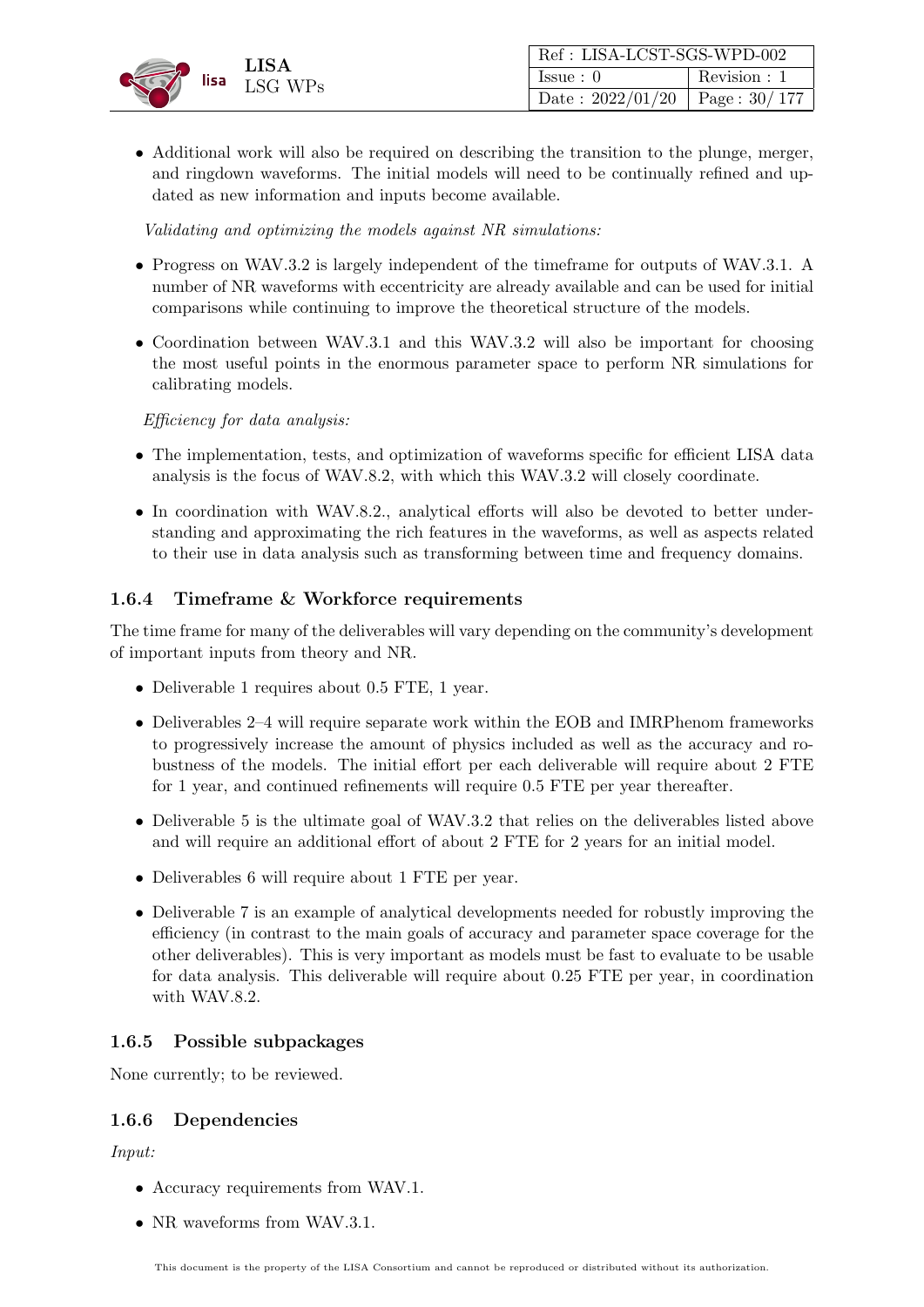- Additional work will also be required on describing the transition to the plunge, merger, and ringdown waveforms. The initial models will need to be continually refined and updated as new information and inputs become available.

*Validating and optimizing the models against NR simulations:*

- Progress on WAV.3.2 is largely independent of the timeframe for outputs of WAV.3.1. A number of NR waveforms with eccentricity are already available and can be used for initial comparisons while continuing to improve the theoretical structure of the models.
- Coordination between WAV.3.1 and this WAV.3.2 will also be important for choosing the most useful points in the enormous parameter space to perform NR simulations for calibrating models.

*Efficiency for data analysis:*

- The implementation, tests, and optimization of waveforms specific for efficient LISA data analysis is the focus of WAV.8.2, with which this WAV.3.2 will closely coordinate.
- In coordination with WAV.8.2., analytical efforts will also be devoted to better understanding and approximating the rich features in the waveforms, as well as aspects related to their use in data analysis such as transforming between time and frequency domains.

### 1.6.4 Timeframe & Workforce requirements

The time frame for many of the deliverables will vary depending on the community's development of important inputs from theory and NR.

- Deliverable 1 requires about 0.5 FTE, 1 year.
- Deliverables 2–4 will require separate work within the EOB and IMRPhenom frameworks to progressively increase the amount of physics included as well as the accuracy and robustness of the models. The initial effort per each deliverable will require about 2 FTE for 1 year, and continued refinements will require 0.5 FTE per year thereafter.
- Deliverable 5 is the ultimate goal of WAV.3.2 that relies on the deliverables listed above and will require an additional effort of about 2 FTE for 2 years for an initial model.
- Deliverables 6 will require about 1 FTE per year.
- Deliverable 7 is an example of analytical developments needed for robustly improving the efficiency (in contrast to the main goals of accuracy and parameter space coverage for the other deliverables). This is very important as models must be fast to evaluate to be usable for data analysis. This deliverable will require about 0.25 FTE per year, in coordination with WAV.8.2.

### 1.6.5 Possible subpackages

None currently; to be reviewed.

### 1.6.6 Dependencies

*Input:*

- Accuracy requirements from WAV.1.
- NR waveforms from WAV.3.1.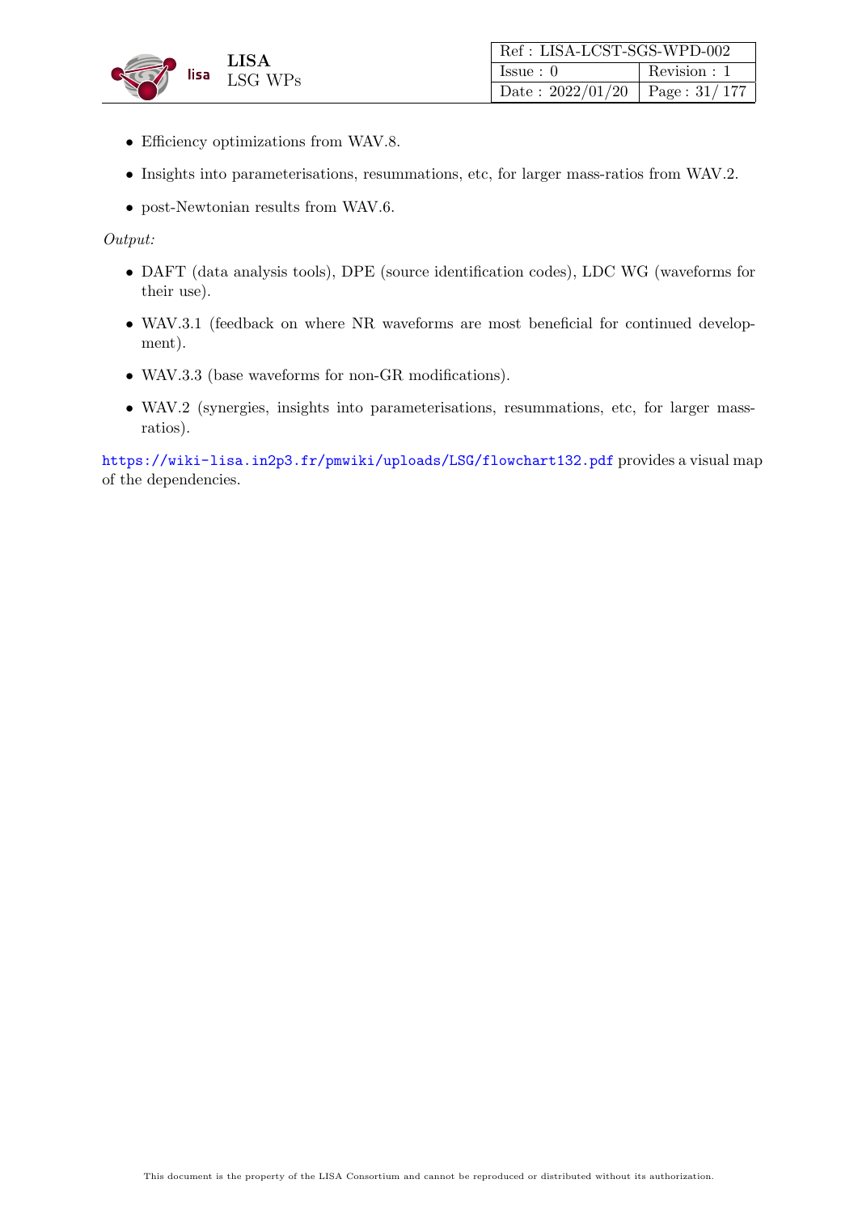- Efficiency optimizations from WAV.8.
- Insights into parameterisations, resummations, etc, for larger mass-ratios from WAV.2.
- post-Newtonian results from WAV.6.

*Output:*

- DAFT (data analysis tools), DPE (source identification codes), LDC WG (waveforms for their use).
- WAV.3.1 (feedback on where NR waveforms are most beneficial for continued development).
- WAV.3.3 (base waveforms for non-GR modifications).
- WAV.2 (synergies, insights into parameterisations, resummations, etc, for larger mass-ratios).

https://wiki-lisa.in2p3.fr/pmwiki/uploads/LSG/flowchart132.pdf provides a visual map of the dependencies.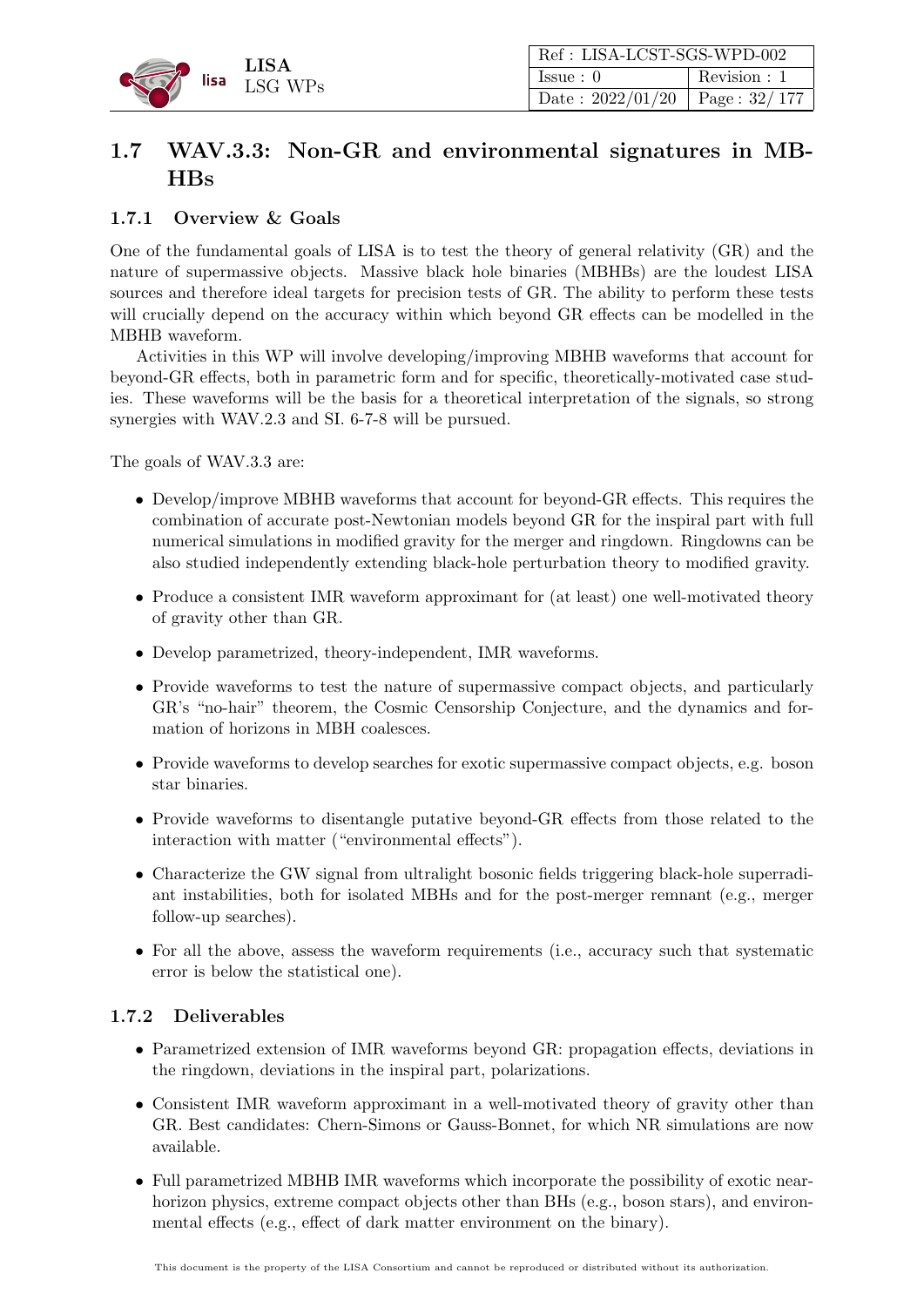## 1.7 WAV.3.3: Non-GR and environmental signatures in MBHBs

### 1.7.1 Overview & Goals

One of the fundamental goals of LISA is to test the theory of general relativity (GR) and the nature of supermassive objects. Massive black hole binaries (MBHBs) are the loudest LISA sources and therefore ideal targets for precision tests of GR. The ability to perform these tests will crucially depend on the accuracy within which beyond GR effects can be modelled in the MBHB waveform.

Activities in this WP will involve developing/improving MBHB waveforms that account for beyond-GR effects, both in parametric form and for specific, theoretically-motivated case studies. These waveforms will be the basis for a theoretical interpretation of the signals, so strong synergies with WAV.2.3 and SI. 6-7-8 will be pursued.

The goals of WAV.3.3 are:

- Develop/improve MBHB waveforms that account for beyond-GR effects. This requires the combination of accurate post-Newtonian models beyond GR for the inspiral part with full numerical simulations in modified gravity for the merger and ringdown. Ringdowns can be also studied independently extending black-hole perturbation theory to modified gravity.
- Produce a consistent IMR waveform approximant for (at least) one well-motivated theory of gravity other than GR.
- Develop parametrized, theory-independent, IMR waveforms.
- Provide waveforms to test the nature of supermassive compact objects, and particularly GR's "no-hair" theorem, the Cosmic Censorship Conjecture, and the dynamics and formation of horizons in MBH coalesces.
- Provide waveforms to develop searches for exotic supermassive compact objects, e.g. boson star binaries.
- Provide waveforms to disentangle putative beyond-GR effects from those related to the interaction with matter ("environmental effects").
- Characterize the GW signal from ultralight bosonic fields triggering black-hole superradiant instabilities, both for isolated MBHs and for the post-merger remnant (e.g., merger follow-up searches).
- For all the above, assess the waveform requirements (i.e., accuracy such that systematic error is below the statistical one).

### 1.7.2 Deliverables

- Parametrized extension of IMR waveforms beyond GR: propagation effects, deviations in the ringdown, deviations in the inspiral part, polarizations.
- Consistent IMR waveform approximant in a well-motivated theory of gravity other than GR. Best candidates: Chern-Simons or Gauss-Bonnet, for which NR simulations are now available.
- Full parametrized MBHB IMR waveforms which incorporate the possibility of exotic near-horizon physics, extreme compact objects other than BHs (e.g., boson stars), and environmental effects (e.g., effect of dark matter environment on the binary).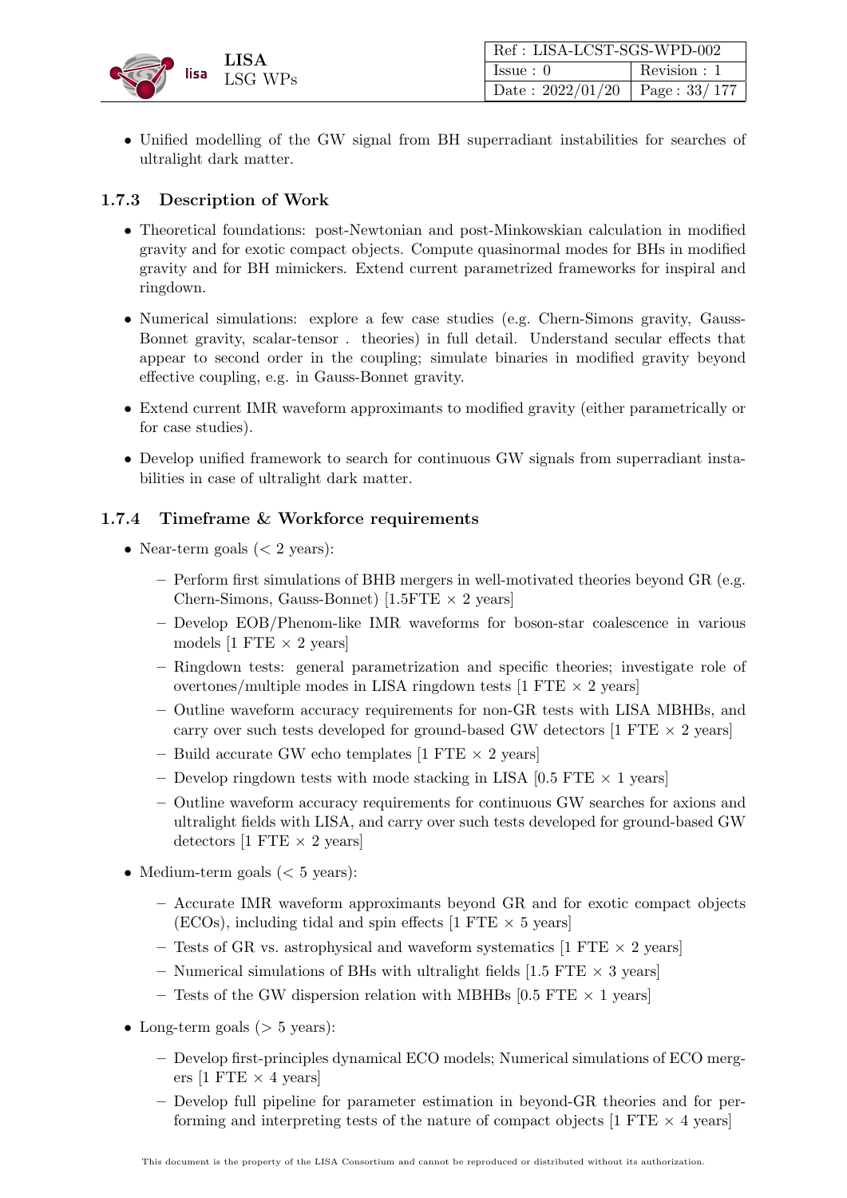- Unified modelling of the GW signal from BH superradiant instabilities for searches of ultralight dark matter.

### 1.7.3 Description of Work

- Theoretical foundations: post-Newtonian and post-Minkowskian calculation in modified gravity and for exotic compact objects. Compute quasinormal modes for BHs in modified gravity and for BH mimickers. Extend current parametrized frameworks for inspiral and ringdown.
- Numerical simulations: explore a few case studies (e.g. Chern-Simons gravity, Gauss-Bonnet gravity, scalar-tensor . theories) in full detail. Understand secular effects that appear to second order in the coupling; simulate binaries in modified gravity beyond effective coupling, e.g. in Gauss-Bonnet gravity.
- Extend current IMR waveform approximants to modified gravity (either parametrically or for case studies).
- Develop unified framework to search for continuous GW signals from superradiant instabilities in case of ultralight dark matter.

### 1.7.4 Timeframe & Workforce requirements

- Near-term goals (< 2 years):
  - Perform first simulations of BHB mergers in well-motivated theories beyond GR (e.g. Chern-Simons, Gauss-Bonnet) [1.5FTE × 2 years]
  - Develop EOB/Phenom-like IMR waveforms for boson-star coalescence in various models [1 FTE × 2 years]
  - Ringdown tests: general parametrization and specific theories; investigate role of overtones/multiple modes in LISA ringdown tests [1 FTE × 2 years]
  - Outline waveform accuracy requirements for non-GR tests with LISA MBHBs, and carry over such tests developed for ground-based GW detectors [1 FTE × 2 years]
  - Build accurate GW echo templates [1 FTE × 2 years]
  - Develop ringdown tests with mode stacking in LISA [0.5 FTE × 1 years]
  - Outline waveform accuracy requirements for continuous GW searches for axions and ultralight fields with LISA, and carry over such tests developed for ground-based GW detectors [1 FTE × 2 years]
- Medium-term goals (< 5 years):
  - Accurate IMR waveform approximants beyond GR and for exotic compact objects (ECOs), including tidal and spin effects [1 FTE × 5 years]
  - Tests of GR vs. astrophysical and waveform systematics [1 FTE × 2 years]
  - Numerical simulations of BHs with ultralight fields [1.5 FTE × 3 years]
  - Tests of the GW dispersion relation with MBHBs [0.5 FTE × 1 years]
- Long-term goals (> 5 years):
  - Develop first-principles dynamical ECO models; Numerical simulations of ECO mergers [1 FTE × 4 years]
  - Develop full pipeline for parameter estimation in beyond-GR theories and for performing and interpreting tests of the nature of compact objects [1 FTE × 4 years]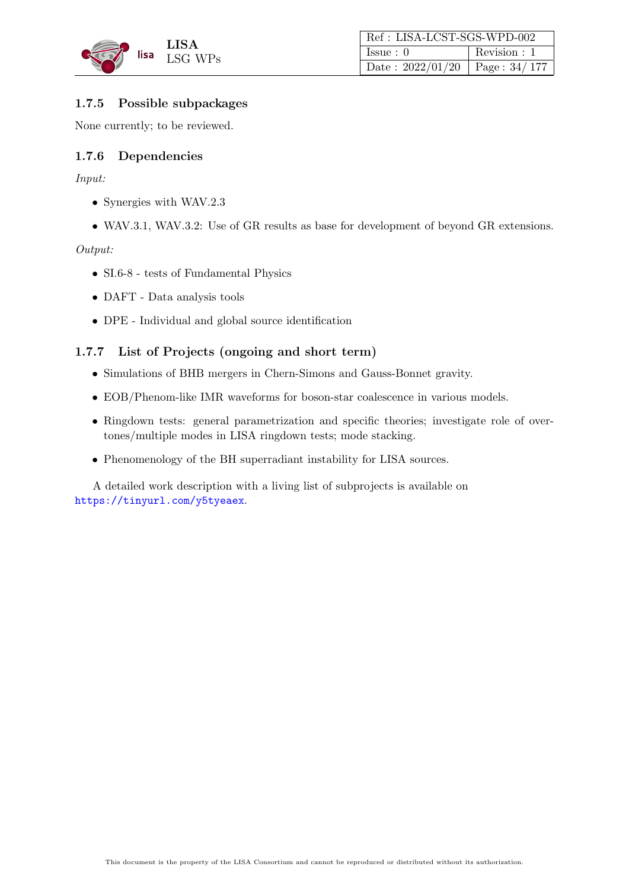### 1.7.5 Possible subpackages

None currently; to be reviewed.

### 1.7.6 Dependencies

*Input:*

- Synergies with WAV.2.3
- WAV.3.1, WAV.3.2: Use of GR results as base for development of beyond GR extensions.

*Output:*

- SI.6-8 - tests of Fundamental Physics
- DAFT - Data analysis tools
- DPE - Individual and global source identification

### 1.7.7 List of Projects (ongoing and short term)

- Simulations of BHB mergers in Chern-Simons and Gauss-Bonnet gravity.
- EOB/Phenom-like IMR waveforms for boson-star coalescence in various models.
- Ringdown tests: general parametrization and specific theories; investigate role of overtones/multiple modes in LISA ringdown tests; mode stacking.
- Phenomenology of the BH superradiant instability for LISA sources.

A detailed work description with a living list of subprojects is available on https://tinyurl.com/y5tyeaex.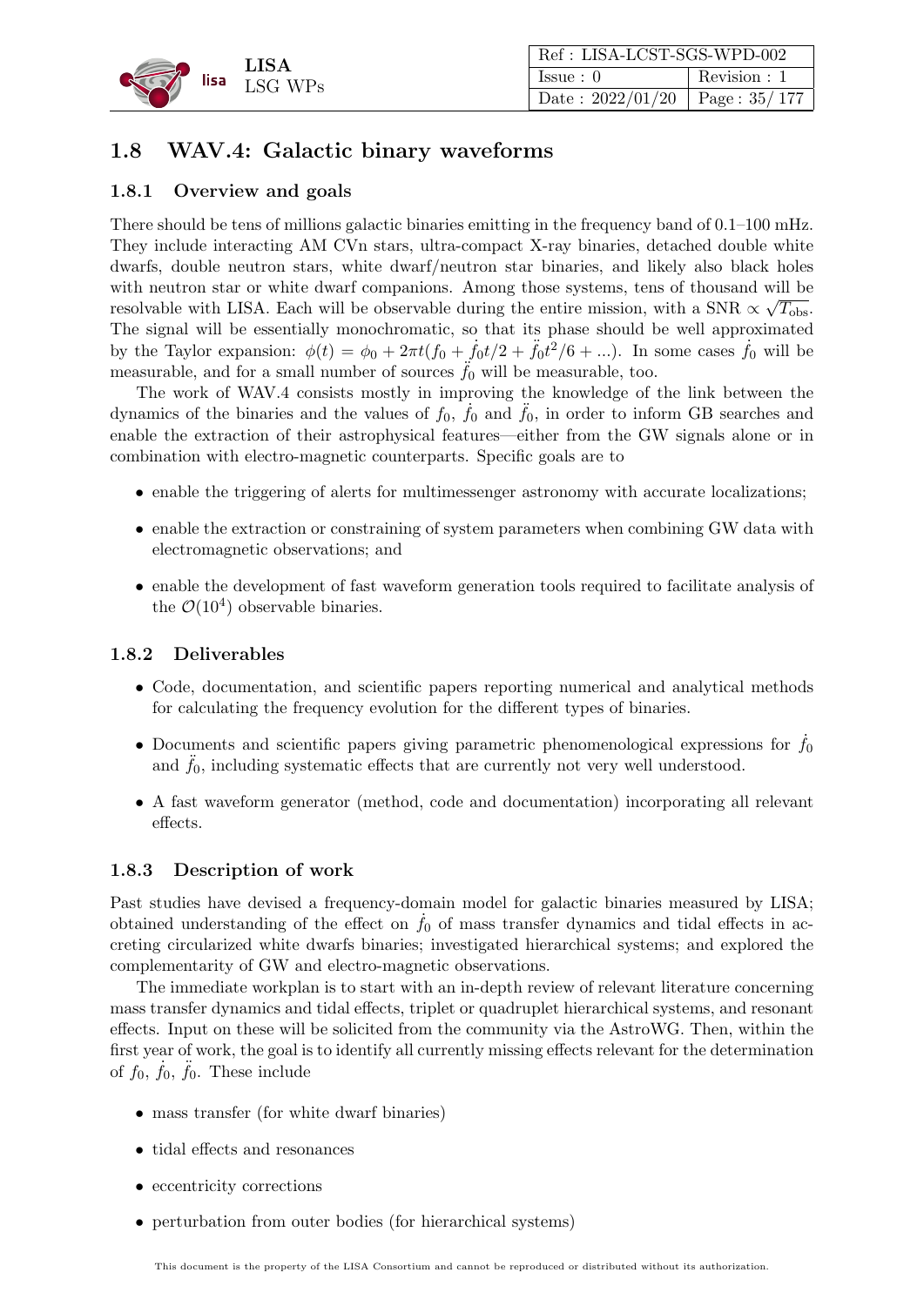## 1.8 WAV.4: Galactic binary waveforms

### 1.8.1 Overview and goals

There should be tens of millions galactic binaries emitting in the frequency band of 0.1–100 mHz. They include interacting AM CVn stars, ultra-compact X-ray binaries, detached double white dwarfs, double neutron stars, white dwarf/neutron star binaries, and likely also black holes with neutron star or white dwarf companions. Among those systems, tens of thousand will be resolvable with LISA. Each will be observable during the entire mission, with a SNR $\propto \sqrt{T_{\rm obs}}$. The signal will be essentially monochromatic, so that its phase should be well approximated by the Taylor expansion: $\phi(t) = \phi_0 + 2\pi t(f_0 + \dot{f}_0 t/2 + \ddot{f}_0 t^2/6 + ...)$. In some cases $\dot{f}_0$ will be measurable, and for a small number of sources $\ddot{f}_0$ will be measurable, too.

The work of WAV.4 consists mostly in improving the knowledge of the link between the dynamics of the binaries and the values of $f_0$, $\dot{f}_0$ and $\ddot{f}_0$, in order to inform GB searches and enable the extraction of their astrophysical features—either from the GW signals alone or in combination with electro-magnetic counterparts. Specific goals are to

- enable the triggering of alerts for multimessenger astronomy with accurate localizations;
- enable the extraction or constraining of system parameters when combining GW data with electromagnetic observations; and
- enable the development of fast waveform generation tools required to facilitate analysis of the $\mathcal{O}(10^4)$ observable binaries.

### 1.8.2 Deliverables

- Code, documentation, and scientific papers reporting numerical and analytical methods for calculating the frequency evolution for the different types of binaries.
- Documents and scientific papers giving parametric phenomenological expressions for $\dot{f}_0$ and $\ddot{f}_0$, including systematic effects that are currently not very well understood.
- A fast waveform generator (method, code and documentation) incorporating all relevant effects.

### 1.8.3 Description of work

Past studies have devised a frequency-domain model for galactic binaries measured by LISA; obtained understanding of the effect on $\dot{f}_0$ of mass transfer dynamics and tidal effects in accreting circularized white dwarfs binaries; investigated hierarchical systems; and explored the complementarity of GW and electro-magnetic observations.

The immediate workplan is to start with an in-depth review of relevant literature concerning mass transfer dynamics and tidal effects, triplet or quadruplet hierarchical systems, and resonant effects. Input on these will be solicited from the community via the AstroWG. Then, within the first year of work, the goal is to identify all currently missing effects relevant for the determination of $f_0$, $\dot{f}_0$, $\ddot{f}_0$. These include

- mass transfer (for white dwarf binaries)
- tidal effects and resonances
- eccentricity corrections
- perturbation from outer bodies (for hierarchical systems)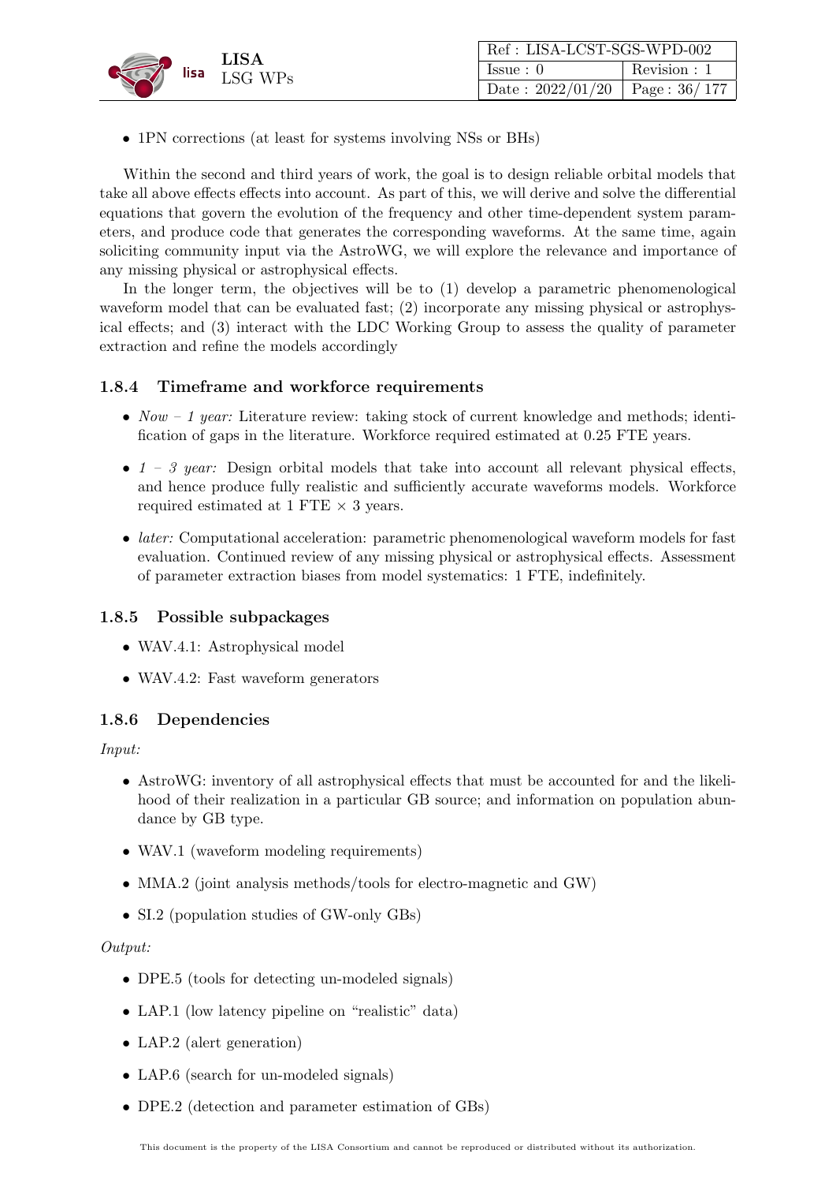- 1PN corrections (at least for systems involving NSs or BHs)

Within the second and third years of work, the goal is to design reliable orbital models that take all above effects effects into account. As part of this, we will derive and solve the differential equations that govern the evolution of the frequency and other time-dependent system parameters, and produce code that generates the corresponding waveforms. At the same time, again soliciting community input via the AstroWG, we will explore the relevance and importance of any missing physical or astrophysical effects.

In the longer term, the objectives will be to (1) develop a parametric phenomenological waveform model that can be evaluated fast; (2) incorporate any missing physical or astrophysical effects; and (3) interact with the LDC Working Group to assess the quality of parameter extraction and refine the models accordingly

### 1.8.4 Timeframe and workforce requirements

- *Now – 1 year:* Literature review: taking stock of current knowledge and methods; identification of gaps in the literature. Workforce required estimated at 0.25 FTE years.
- *1 – 3 year:* Design orbital models that take into account all relevant physical effects, and hence produce fully realistic and sufficiently accurate waveforms models. Workforce required estimated at 1 FTE × 3 years.
- *later:* Computational acceleration: parametric phenomenological waveform models for fast evaluation. Continued review of any missing physical or astrophysical effects. Assessment of parameter extraction biases from model systematics: 1 FTE, indefinitely.

### 1.8.5 Possible subpackages

- WAV.4.1: Astrophysical model
- WAV.4.2: Fast waveform generators

### 1.8.6 Dependencies

*Input:*

- AstroWG: inventory of all astrophysical effects that must be accounted for and the likelihood of their realization in a particular GB source; and information on population abundance by GB type.
- WAV.1 (waveform modeling requirements)
- MMA.2 (joint analysis methods/tools for electro-magnetic and GW)
- SI.2 (population studies of GW-only GBs)

*Output:*

- DPE.5 (tools for detecting un-modeled signals)
- LAP.1 (low latency pipeline on "realistic" data)
- LAP.2 (alert generation)
- LAP.6 (search for un-modeled signals)
- DPE.2 (detection and parameter estimation of GBs)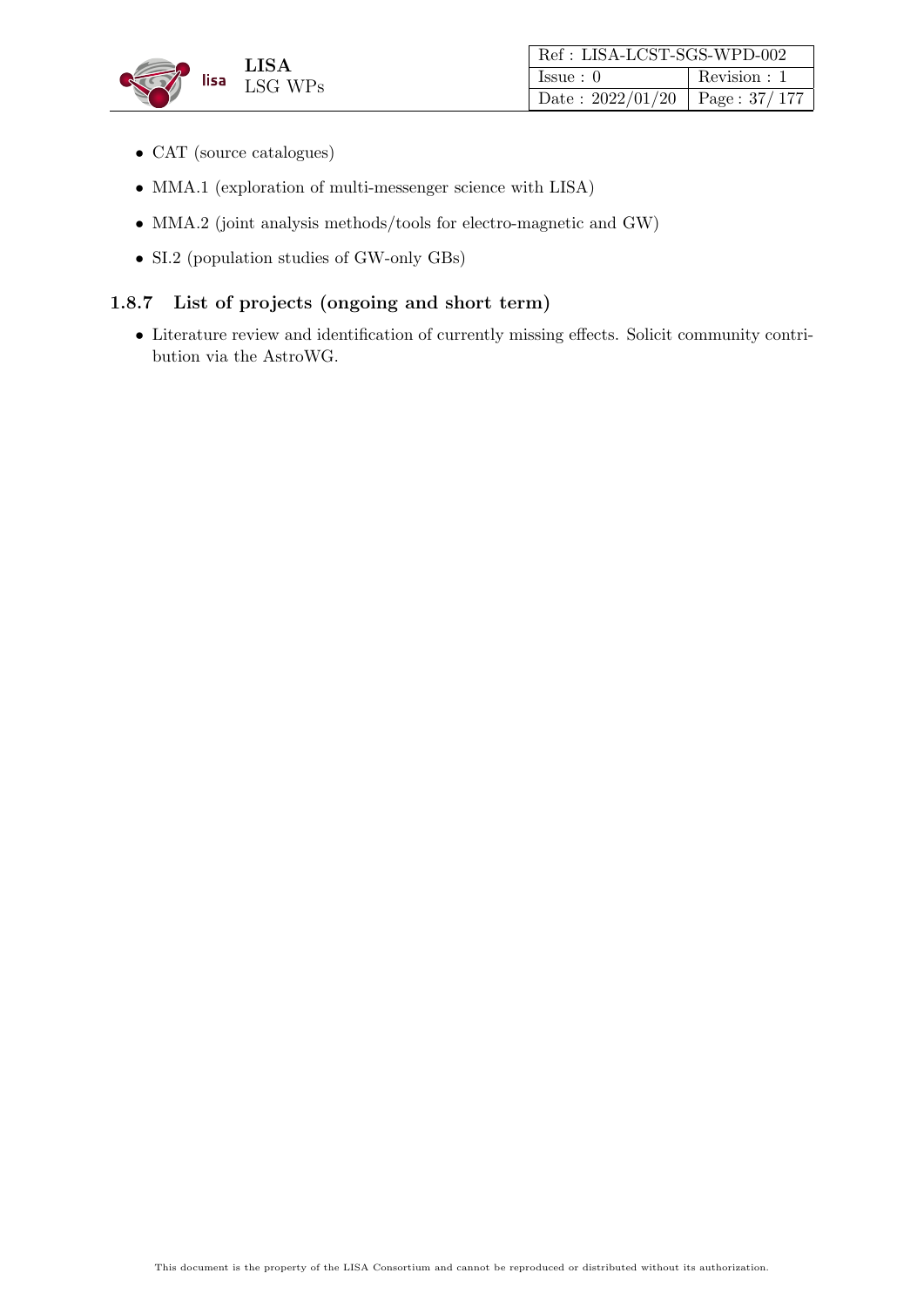- CAT (source catalogues)
- MMA.1 (exploration of multi-messenger science with LISA)
- MMA.2 (joint analysis methods/tools for electro-magnetic and GW)
- SI.2 (population studies of GW-only GBs)

### 1.8.7 List of projects (ongoing and short term)

- Literature review and identification of currently missing effects. Solicit community contribution via the AstroWG.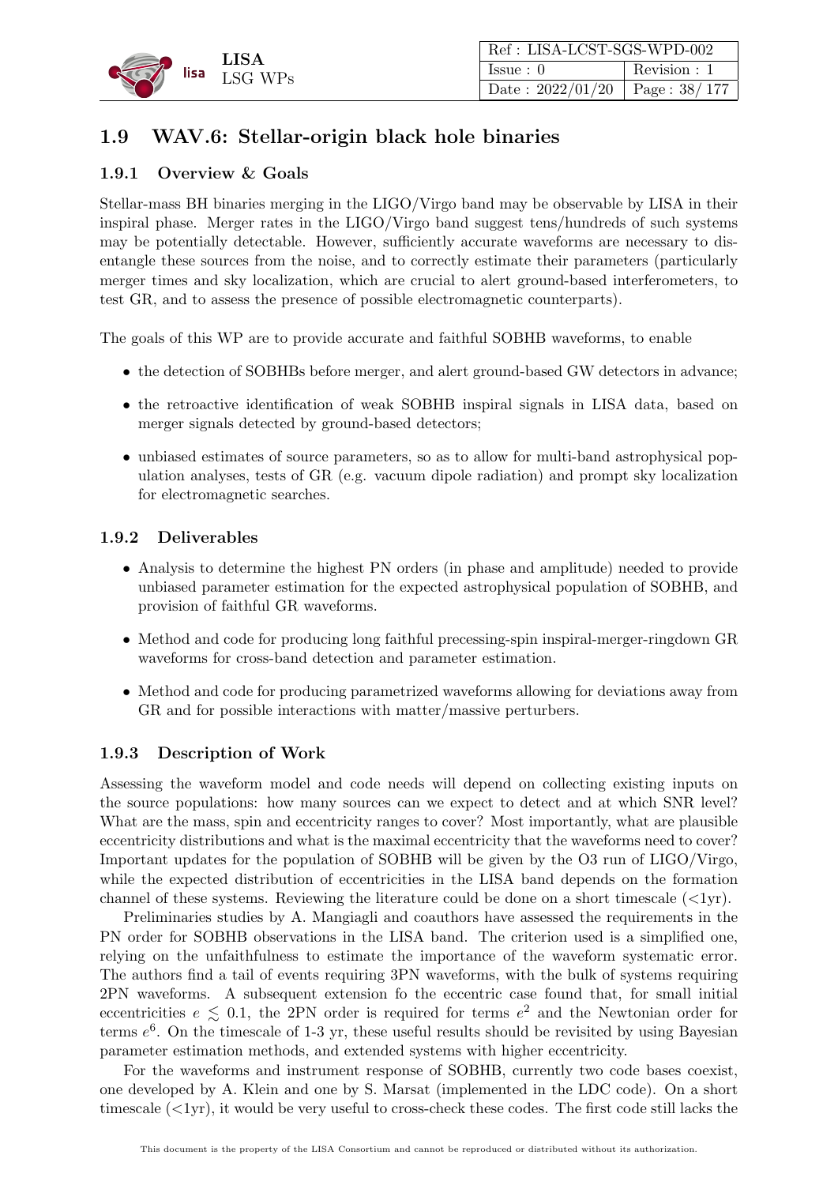## 1.9 WAV.6: Stellar-origin black hole binaries

### 1.9.1 Overview & Goals

Stellar-mass BH binaries merging in the LIGO/Virgo band may be observable by LISA in their inspiral phase. Merger rates in the LIGO/Virgo band suggest tens/hundreds of such systems may be potentially detectable. However, sufficiently accurate waveforms are necessary to disentangle these sources from the noise, and to correctly estimate their parameters (particularly merger times and sky localization, which are crucial to alert ground-based interferometers, to test GR, and to assess the presence of possible electromagnetic counterparts).

The goals of this WP are to provide accurate and faithful SOBHB waveforms, to enable

- the detection of SOBHBs before merger, and alert ground-based GW detectors in advance;
- the retroactive identification of weak SOBHB inspiral signals in LISA data, based on merger signals detected by ground-based detectors;
- unbiased estimates of source parameters, so as to allow for multi-band astrophysical population analyses, tests of GR (e.g. vacuum dipole radiation) and prompt sky localization for electromagnetic searches.

### 1.9.2 Deliverables

- Analysis to determine the highest PN orders (in phase and amplitude) needed to provide unbiased parameter estimation for the expected astrophysical population of SOBHB, and provision of faithful GR waveforms.
- Method and code for producing long faithful precessing-spin inspiral-merger-ringdown GR waveforms for cross-band detection and parameter estimation.
- Method and code for producing parametrized waveforms allowing for deviations away from GR and for possible interactions with matter/massive perturbers.

### 1.9.3 Description of Work

Assessing the waveform model and code needs will depend on collecting existing inputs on the source populations: how many sources can we expect to detect and at which SNR level? What are the mass, spin and eccentricity ranges to cover? Most importantly, what are plausible eccentricity distributions and what is the maximal eccentricity that the waveforms need to cover? Important updates for the population of SOBHB will be given by the O3 run of LIGO/Virgo, while the expected distribution of eccentricities in the LISA band depends on the formation channel of these systems. Reviewing the literature could be done on a short timescale (<1yr).

Preliminaries studies by A. Mangiagli and coauthors have assessed the requirements in the PN order for SOBHB observations in the LISA band. The criterion used is a simplified one, relying on the unfaithfulness to estimate the importance of the waveform systematic error. The authors find a tail of events requiring 3PN waveforms, with the bulk of systems requiring 2PN waveforms. A subsequent extension fo the eccentric case found that, for small initial eccentricities $e \lesssim 0.1$, the 2PN order is required for terms $e^2$ and the Newtonian order for terms $e^6$. On the timescale of 1-3 yr, these useful results should be revisited by using Bayesian parameter estimation methods, and extended systems with higher eccentricity.

For the waveforms and instrument response of SOBHB, currently two code bases coexist, one developed by A. Klein and one by S. Marsat (implemented in the LDC code). On a short timescale (<1yr), it would be very useful to cross-check these codes. The first code still lacks the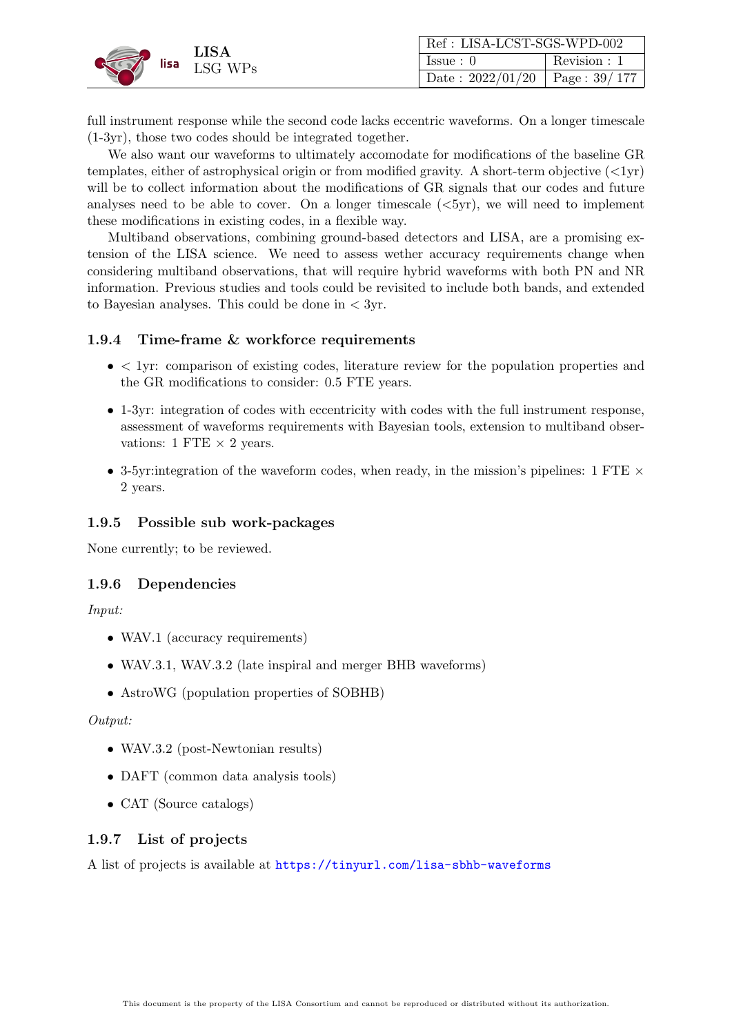full instrument response while the second code lacks eccentric waveforms. On a longer timescale (1-3yr), those two codes should be integrated together.

We also want our waveforms to ultimately accomodate for modifications of the baseline GR templates, either of astrophysical origin or from modified gravity. A short-term objective (<1yr) will be to collect information about the modifications of GR signals that our codes and future analyses need to be able to cover. On a longer timescale (<5yr), we will need to implement these modifications in existing codes, in a flexible way.

Multiband observations, combining ground-based detectors and LISA, are a promising extension of the LISA science. We need to assess wether accuracy requirements change when considering multiband observations, that will require hybrid waveforms with both PN and NR information. Previous studies and tools could be revisited to include both bands, and extended to Bayesian analyses. This could be done in < 3yr.

### 1.9.4 Time-frame & workforce requirements

- < 1yr: comparison of existing codes, literature review for the population properties and the GR modifications to consider: 0.5 FTE years.
- 1-3yr: integration of codes with eccentricity with codes with the full instrument response, assessment of waveforms requirements with Bayesian tools, extension to multiband observations: 1 FTE × 2 years.
- 3-5yr:integration of the waveform codes, when ready, in the mission's pipelines: 1 FTE × 2 years.

### 1.9.5 Possible sub work-packages

None currently; to be reviewed.

### 1.9.6 Dependencies

*Input:*

- WAV.1 (accuracy requirements)
- WAV.3.1, WAV.3.2 (late inspiral and merger BHB waveforms)
- AstroWG (population properties of SOBHB)

*Output:*

- WAV.3.2 (post-Newtonian results)
- DAFT (common data analysis tools)
- CAT (Source catalogs)

### 1.9.7 List of projects

A list of projects is available at https://tinyurl.com/lisa-sbhb-waveforms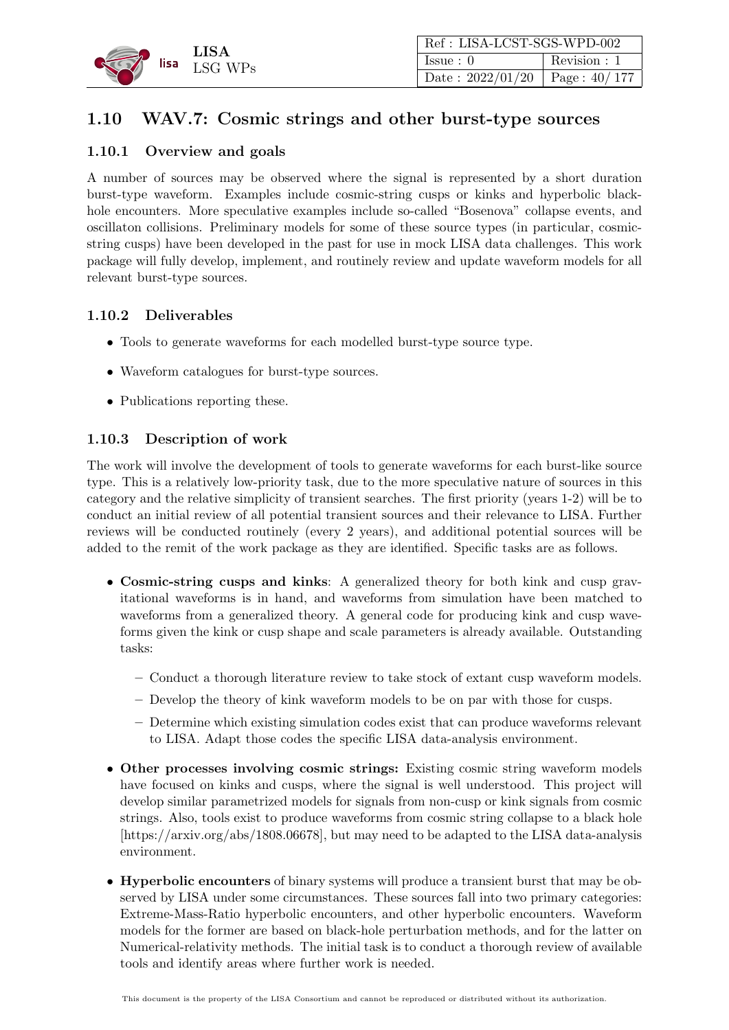## 1.10 WAV.7: Cosmic strings and other burst-type sources

### 1.10.1 Overview and goals

A number of sources may be observed where the signal is represented by a short duration burst-type waveform. Examples include cosmic-string cusps or kinks and hyperbolic black-hole encounters. More speculative examples include so-called "Bosenova" collapse events, and oscillaton collisions. Preliminary models for some of these source types (in particular, cosmic-string cusps) have been developed in the past for use in mock LISA data challenges. This work package will fully develop, implement, and routinely review and update waveform models for all relevant burst-type sources.

### 1.10.2 Deliverables

- Tools to generate waveforms for each modelled burst-type source type.
- Waveform catalogues for burst-type sources.
- Publications reporting these.

### 1.10.3 Description of work

The work will involve the development of tools to generate waveforms for each burst-like source type. This is a relatively low-priority task, due to the more speculative nature of sources in this category and the relative simplicity of transient searches. The first priority (years 1-2) will be to conduct an initial review of all potential transient sources and their relevance to LISA. Further reviews will be conducted routinely (every 2 years), and additional potential sources will be added to the remit of the work package as they are identified. Specific tasks are as follows.

- **Cosmic-string cusps and kinks**: A generalized theory for both kink and cusp gravitational waveforms is in hand, and waveforms from simulation have been matched to waveforms from a generalized theory. A general code for producing kink and cusp waveforms given the kink or cusp shape and scale parameters is already available. Outstanding tasks:
  - Conduct a thorough literature review to take stock of extant cusp waveform models.
  - Develop the theory of kink waveform models to be on par with those for cusps.
  - Determine which existing simulation codes exist that can produce waveforms relevant to LISA. Adapt those codes the specific LISA data-analysis environment.
- **Other processes involving cosmic strings:** Existing cosmic string waveform models have focused on kinks and cusps, where the signal is well understood. This project will develop similar parametrized models for signals from non-cusp or kink signals from cosmic strings. Also, tools exist to produce waveforms from cosmic string collapse to a black hole [https://arxiv.org/abs/1808.06678], but may need to be adapted to the LISA data-analysis environment.
- **Hyperbolic encounters** of binary systems will produce a transient burst that may be observed by LISA under some circumstances. These sources fall into two primary categories: Extreme-Mass-Ratio hyperbolic encounters, and other hyperbolic encounters. Waveform models for the former are based on black-hole perturbation methods, and for the latter on Numerical-relativity methods. The initial task is to conduct a thorough review of available tools and identify areas where further work is needed.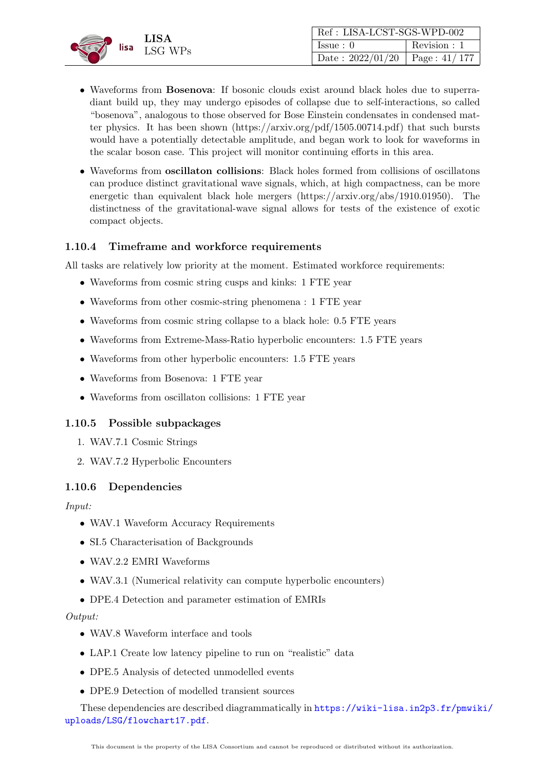- Waveforms from **Bosenova**: If bosonic clouds exist around black holes due to superradiant build up, they may undergo episodes of collapse due to self-interactions, so called "bosenova", analogous to those observed for Bose Einstein condensates in condensed matter physics. It has been shown (https://arxiv.org/pdf/1505.00714.pdf) that such bursts would have a potentially detectable amplitude, and began work to look for waveforms in the scalar boson case. This project will monitor continuing efforts in this area.
- Waveforms from **oscillaton collisions**: Black holes formed from collisions of oscillatons can produce distinct gravitational wave signals, which, at high compactness, can be more energetic than equivalent black hole mergers (https://arxiv.org/abs/1910.01950). The distinctness of the gravitational-wave signal allows for tests of the existence of exotic compact objects.

### 1.10.4 Timeframe and workforce requirements

All tasks are relatively low priority at the moment. Estimated workforce requirements:

- Waveforms from cosmic string cusps and kinks: 1 FTE year
- Waveforms from other cosmic-string phenomena : 1 FTE year
- Waveforms from cosmic string collapse to a black hole: 0.5 FTE years
- Waveforms from Extreme-Mass-Ratio hyperbolic encounters: 1.5 FTE years
- Waveforms from other hyperbolic encounters: 1.5 FTE years
- Waveforms from Bosenova: 1 FTE year
- Waveforms from oscillaton collisions: 1 FTE year

### 1.10.5 Possible subpackages

1. WAV.7.1 Cosmic Strings
2. WAV.7.2 Hyperbolic Encounters

### 1.10.6 Dependencies

*Input:*

- WAV.1 Waveform Accuracy Requirements
- SI.5 Characterisation of Backgrounds
- WAV.2.2 EMRI Waveforms
- WAV.3.1 (Numerical relativity can compute hyperbolic encounters)
- DPE.4 Detection and parameter estimation of EMRIs

*Output:*

- WAV.8 Waveform interface and tools
- LAP.1 Create low latency pipeline to run on "realistic" data
- DPE.5 Analysis of detected unmodelled events
- DPE.9 Detection of modelled transient sources

These dependencies are described diagrammatically in https://wiki-lisa.in2p3.fr/pmwiki/uploads/LSG/flowchart17.pdf.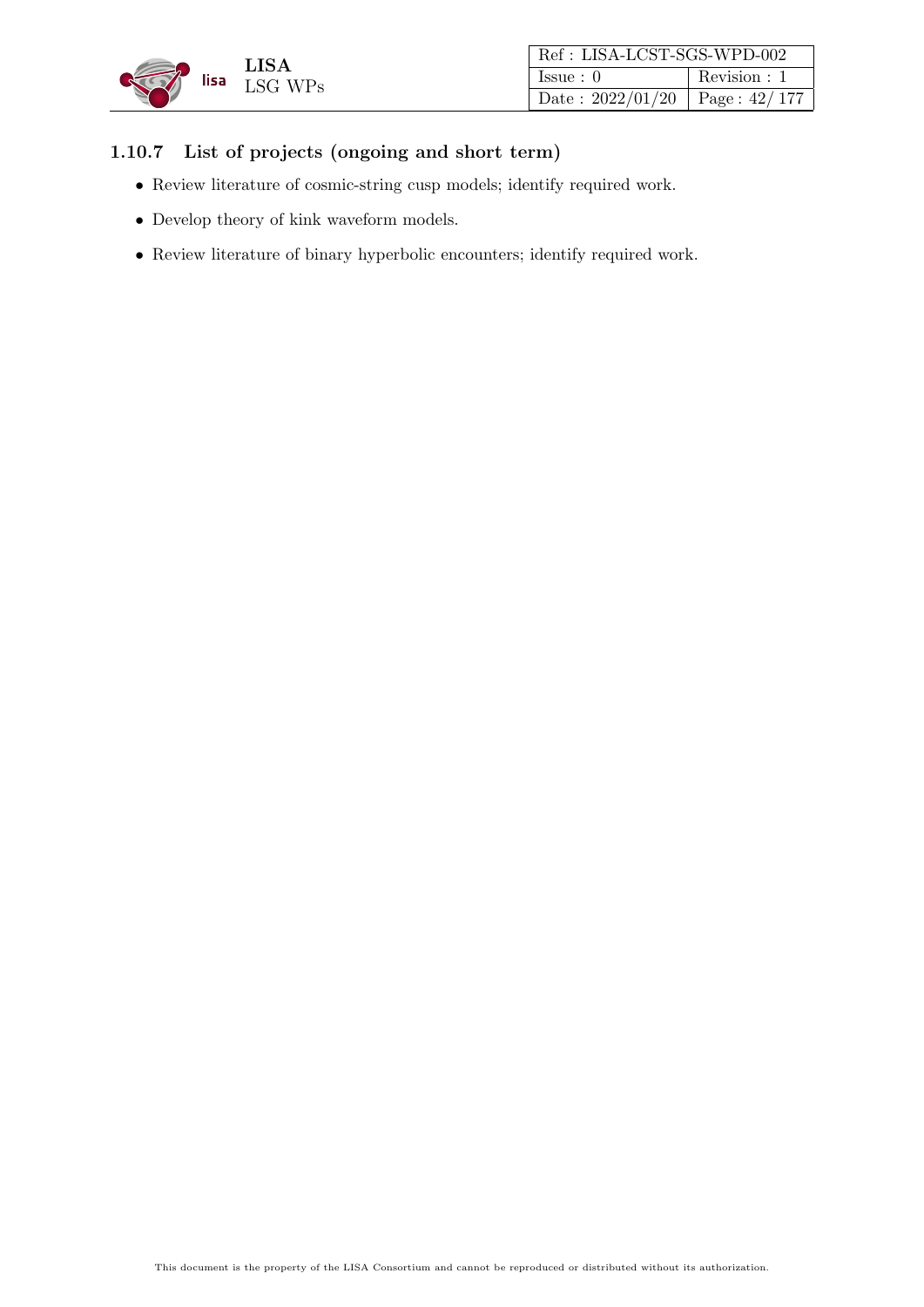#### 1.10.7 List of projects (ongoing and short term)

- Review literature of cosmic-string cusp models; identify required work.
- Develop theory of kink waveform models.
- Review literature of binary hyperbolic encounters; identify required work.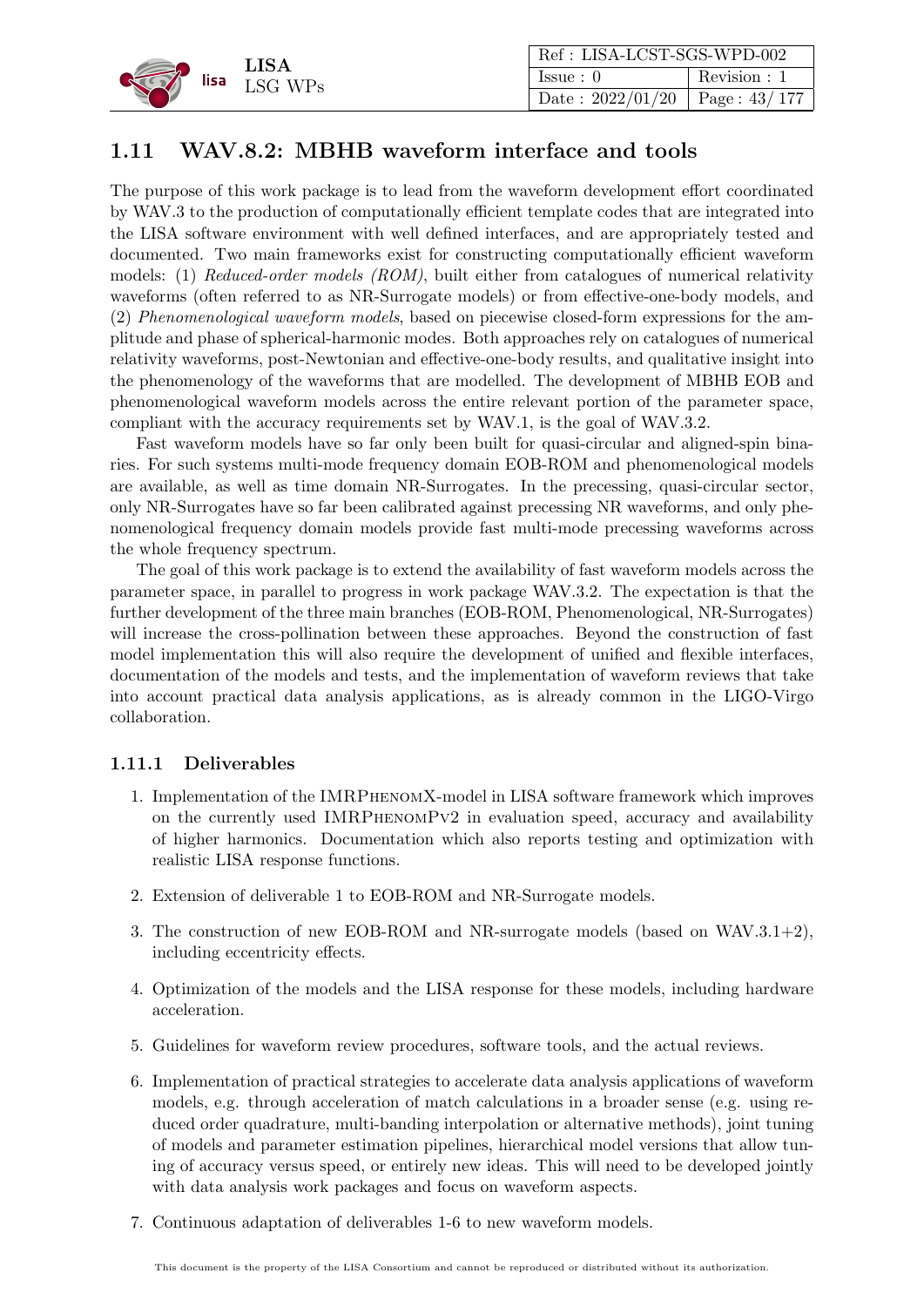## 1.11 WAV.8.2: MBHB waveform interface and tools

The purpose of this work package is to lead from the waveform development effort coordinated by WAV.3 to the production of computationally efficient template codes that are integrated into the LISA software environment with well defined interfaces, and are appropriately tested and documented. Two main frameworks exist for constructing computationally efficient waveform models: (1) *Reduced-order models (ROM)*, built either from catalogues of numerical relativity waveforms (often referred to as NR-Surrogate models) or from effective-one-body models, and (2) *Phenomenological waveform models*, based on piecewise closed-form expressions for the amplitude and phase of spherical-harmonic modes. Both approaches rely on catalogues of numerical relativity waveforms, post-Newtonian and effective-one-body results, and qualitative insight into the phenomenology of the waveforms that are modelled. The development of MBHB EOB and phenomenological waveform models across the entire relevant portion of the parameter space, compliant with the accuracy requirements set by WAV.1, is the goal of WAV.3.2.

Fast waveform models have so far only been built for quasi-circular and aligned-spin binaries. For such systems multi-mode frequency domain EOB-ROM and phenomenological models are available, as well as time domain NR-Surrogates. In the precessing, quasi-circular sector, only NR-Surrogates have so far been calibrated against precessing NR waveforms, and only phenomenological frequency domain models provide fast multi-mode precessing waveforms across the whole frequency spectrum.

The goal of this work package is to extend the availability of fast waveform models across the parameter space, in parallel to progress in work package WAV.3.2. The expectation is that the further development of the three main branches (EOB-ROM, Phenomenological, NR-Surrogates) will increase the cross-pollination between these approaches. Beyond the construction of fast model implementation this will also require the development of unified and flexible interfaces, documentation of the models and tests, and the implementation of waveform reviews that take into account practical data analysis applications, as is already common in the LIGO-Virgo collaboration.

### 1.11.1 Deliverables

1. Implementation of the IMRPhenomX-model in LISA software framework which improves on the currently used IMRPhenomPv2 in evaluation speed, accuracy and availability of higher harmonics. Documentation which also reports testing and optimization with realistic LISA response functions.
2. Extension of deliverable 1 to EOB-ROM and NR-Surrogate models.
3. The construction of new EOB-ROM and NR-surrogate models (based on WAV.3.1+2), including eccentricity effects.
4. Optimization of the models and the LISA response for these models, including hardware acceleration.
5. Guidelines for waveform review procedures, software tools, and the actual reviews.
6. Implementation of practical strategies to accelerate data analysis applications of waveform models, e.g. through acceleration of match calculations in a broader sense (e.g. using reduced order quadrature, multi-banding interpolation or alternative methods), joint tuning of models and parameter estimation pipelines, hierarchical model versions that allow tuning of accuracy versus speed, or entirely new ideas. This will need to be developed jointly with data analysis work packages and focus on waveform aspects.
7. Continuous adaptation of deliverables 1-6 to new waveform models.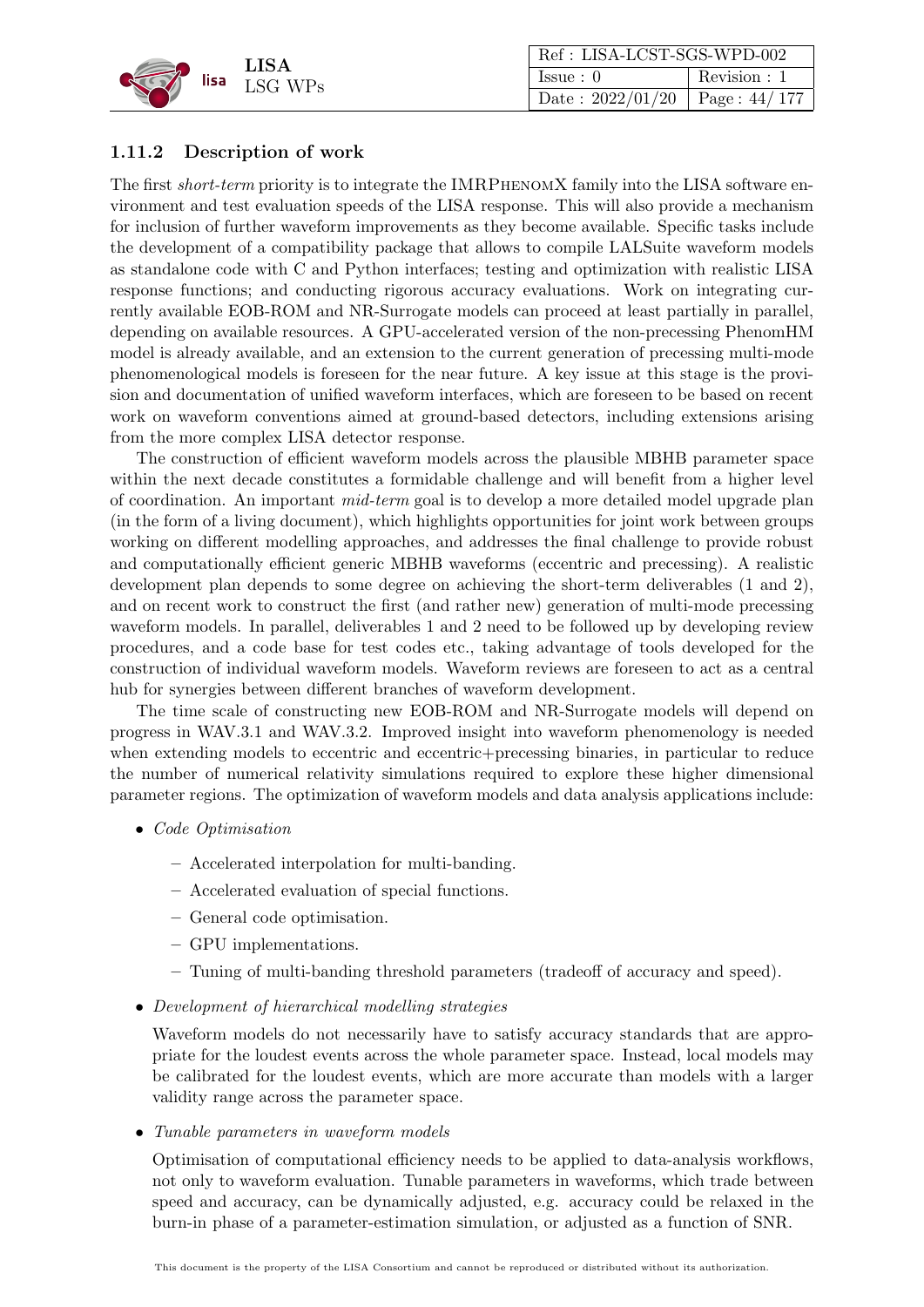### 1.11.2 Description of work

The first *short-term* priority is to integrate the IMRPhenomX family into the LISA software environment and test evaluation speeds of the LISA response. This will also provide a mechanism for inclusion of further waveform improvements as they become available. Specific tasks include the development of a compatibility package that allows to compile LALSuite waveform models as standalone code with C and Python interfaces; testing and optimization with realistic LISA response functions; and conducting rigorous accuracy evaluations. Work on integrating currently available EOB-ROM and NR-Surrogate models can proceed at least partially in parallel, depending on available resources. A GPU-accelerated version of the non-precessing PhenomHM model is already available, and an extension to the current generation of precessing multi-mode phenomenological models is foreseen for the near future. A key issue at this stage is the provision and documentation of unified waveform interfaces, which are foreseen to be based on recent work on waveform conventions aimed at ground-based detectors, including extensions arising from the more complex LISA detector response.

The construction of efficient waveform models across the plausible MBHB parameter space within the next decade constitutes a formidable challenge and will benefit from a higher level of coordination. An important *mid-term* goal is to develop a more detailed model upgrade plan (in the form of a living document), which highlights opportunities for joint work between groups working on different modelling approaches, and addresses the final challenge to provide robust and computationally efficient generic MBHB waveforms (eccentric and precessing). A realistic development plan depends to some degree on achieving the short-term deliverables (1 and 2), and on recent work to construct the first (and rather new) generation of multi-mode precessing waveform models. In parallel, deliverables 1 and 2 need to be followed up by developing review procedures, and a code base for test codes etc., taking advantage of tools developed for the construction of individual waveform models. Waveform reviews are foreseen to act as a central hub for synergies between different branches of waveform development.

The time scale of constructing new EOB-ROM and NR-Surrogate models will depend on progress in WAV.3.1 and WAV.3.2. Improved insight into waveform phenomenology is needed when extending models to eccentric and eccentric+precessing binaries, in particular to reduce the number of numerical relativity simulations required to explore these higher dimensional parameter regions. The optimization of waveform models and data analysis applications include:

- *Code Optimisation*
  - Accelerated interpolation for multi-banding.
  - Accelerated evaluation of special functions.
  - General code optimisation.
  - GPU implementations.
  - Tuning of multi-banding threshold parameters (tradeoff of accuracy and speed).
- *Development of hierarchical modelling strategies*

  Waveform models do not necessarily have to satisfy accuracy standards that are appropriate for the loudest events across the whole parameter space. Instead, local models may be calibrated for the loudest events, which are more accurate than models with a larger validity range across the parameter space.
- *Tunable parameters in waveform models*

  Optimisation of computational efficiency needs to be applied to data-analysis workflows, not only to waveform evaluation. Tunable parameters in waveforms, which trade between speed and accuracy, can be dynamically adjusted, e.g. accuracy could be relaxed in the burn-in phase of a parameter-estimation simulation, or adjusted as a function of SNR.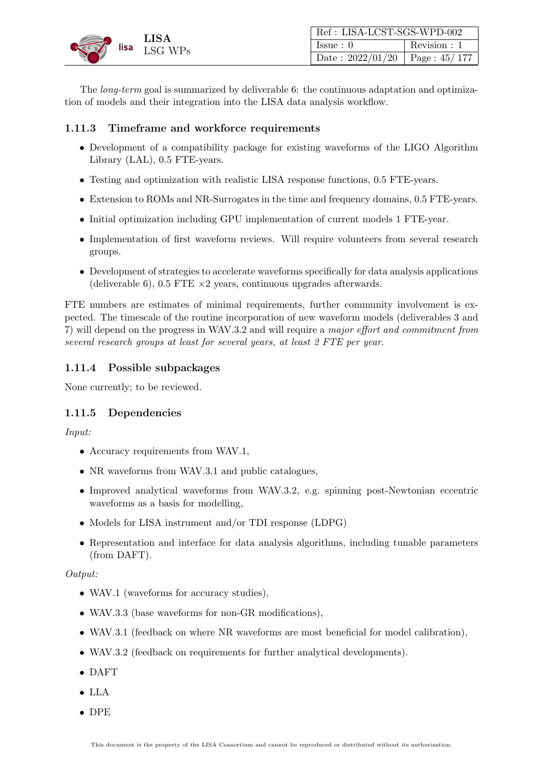The *long-term* goal is summarized by deliverable 6: the continuous adaptation and optimization of models and their integration into the LISA data analysis workflow.

### 1.11.3 Timeframe and workforce requirements

- Development of a compatibility package for existing waveforms of the LIGO Algorithm Library (LAL), 0.5 FTE-years.
- Testing and optimization with realistic LISA response functions, 0.5 FTE-years.
- Extension to ROMs and NR-Surrogates in the time and frequency domains, 0.5 FTE-years.
- Initial optimization including GPU implementation of current models 1 FTE-year.
- Implementation of first waveform reviews. Will require volunteers from several research groups.
- Development of strategies to accelerate waveforms specifically for data analysis applications (deliverable 6), 0.5 FTE $\times 2$ years, continuous upgrades afterwards.

FTE numbers are estimates of minimal requirements, further community involvement is expected. The timescale of the routine incorporation of new waveform models (deliverables 3 and 7) will depend on the progress in WAV.3.2 and will require a *major effort and commitment from several research groups at least for several years, at least 2 FTE per year*.

### 1.11.4 Possible subpackages

None currently; to be reviewed.

### 1.11.5 Dependencies

*Input:*

- Accuracy requirements from WAV.1,
- NR waveforms from WAV.3.1 and public catalogues,
- Improved analytical waveforms from WAV.3.2, e.g. spinning post-Newtonian eccentric waveforms as a basis for modelling,
- Models for LISA instrument and/or TDI response (LDPG)
- Representation and interface for data analysis algorithms, including tunable parameters (from DAFT).

*Output:*

- WAV.1 (waveforms for accuracy studies),
- WAV.3.3 (base waveforms for non-GR modifications),
- WAV.3.1 (feedback on where NR waveforms are most beneficial for model calibration),
- WAV.3.2 (feedback on requirements for further analytical developments).
- DAFT
- LLA
- DPE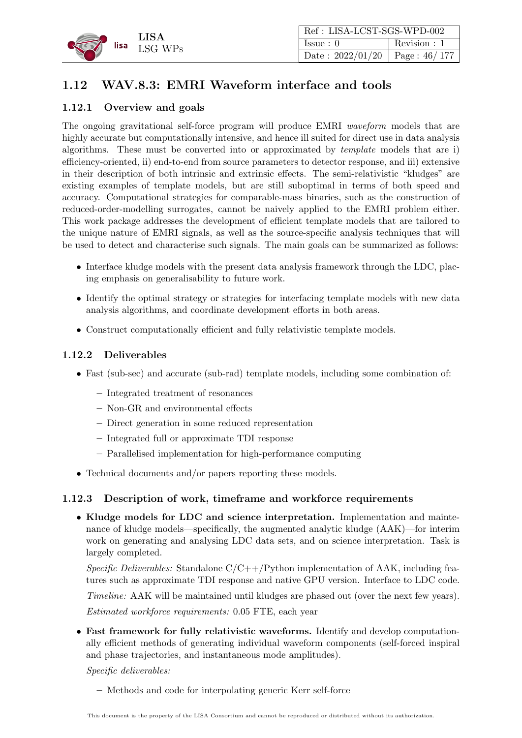## 1.12 WAV.8.3: EMRI Waveform interface and tools

### 1.12.1 Overview and goals

The ongoing gravitational self-force program will produce EMRI *waveform* models that are highly accurate but computationally intensive, and hence ill suited for direct use in data analysis algorithms. These must be converted into or approximated by *template* models that are i) efficiency-oriented, ii) end-to-end from source parameters to detector response, and iii) extensive in their description of both intrinsic and extrinsic effects. The semi-relativistic "kludges" are existing examples of template models, but are still suboptimal in terms of both speed and accuracy. Computational strategies for comparable-mass binaries, such as the construction of reduced-order-modelling surrogates, cannot be naively applied to the EMRI problem either. This work package addresses the development of efficient template models that are tailored to the unique nature of EMRI signals, as well as the source-specific analysis techniques that will be used to detect and characterise such signals. The main goals can be summarized as follows:

- Interface kludge models with the present data analysis framework through the LDC, placing emphasis on generalisability to future work.
- Identify the optimal strategy or strategies for interfacing template models with new data analysis algorithms, and coordinate development efforts in both areas.
- Construct computationally efficient and fully relativistic template models.

### 1.12.2 Deliverables

- Fast (sub-sec) and accurate (sub-rad) template models, including some combination of:
  - Integrated treatment of resonances
  - Non-GR and environmental effects
  - Direct generation in some reduced representation
  - Integrated full or approximate TDI response
  - Parallelised implementation for high-performance computing
- Technical documents and/or papers reporting these models.

### 1.12.3 Description of work, timeframe and workforce requirements

- **Kludge models for LDC and science interpretation.** Implementation and maintenance of kludge models—specifically, the augmented analytic kludge (AAK)—for interim work on generating and analysing LDC data sets, and on science interpretation. Task is largely completed.

  *Specific Deliverables:* Standalone C/C++/Python implementation of AAK, including features such as approximate TDI response and native GPU version. Interface to LDC code.

  *Timeline:* AAK will be maintained until kludges are phased out (over the next few years).

  *Estimated workforce requirements:* 0.05 FTE, each year

- **Fast framework for fully relativistic waveforms.** Identify and develop computationally efficient methods of generating individual waveform components (self-forced inspiral and phase trajectories, and instantaneous mode amplitudes).

  *Specific deliverables:*

  - Methods and code for interpolating generic Kerr self-force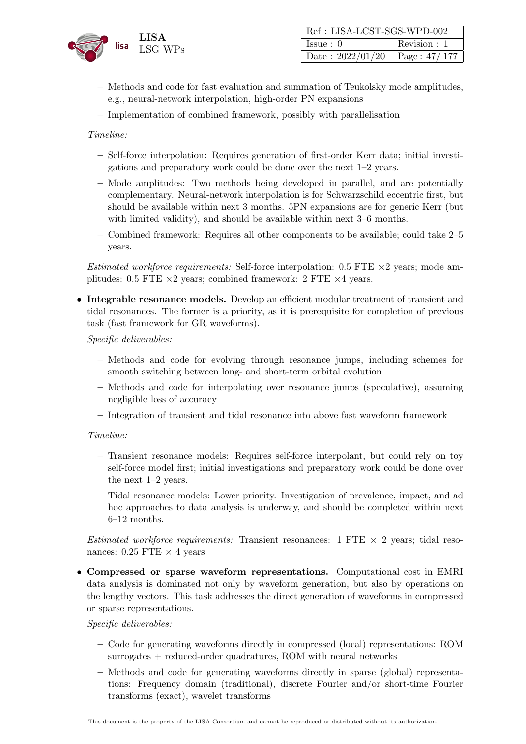- Methods and code for fast evaluation and summation of Teukolsky mode amplitudes, e.g., neural-network interpolation, high-order PN expansions
  - Implementation of combined framework, possibly with parallelisation

  *Timeline:*

  - Self-force interpolation: Requires generation of first-order Kerr data; initial investigations and preparatory work could be done over the next 1–2 years.
  - Mode amplitudes: Two methods being developed in parallel, and are potentially complementary. Neural-network interpolation is for Schwarzschild eccentric first, but should be available within next 3 months. 5PN expansions are for generic Kerr (but with limited validity), and should be available within next 3–6 months.
  - Combined framework: Requires all other components to be available; could take 2–5 years.

  *Estimated workforce requirements:* Self-force interpolation: 0.5 FTE $\times 2$ years; mode amplitudes: 0.5 FTE $\times 2$ years; combined framework: 2 FTE $\times 4$ years.

- **Integrable resonance models.** Develop an efficient modular treatment of transient and tidal resonances. The former is a priority, as it is prerequisite for completion of previous task (fast framework for GR waveforms).

  *Specific deliverables:*

  - Methods and code for evolving through resonance jumps, including schemes for smooth switching between long- and short-term orbital evolution
  - Methods and code for interpolating over resonance jumps (speculative), assuming negligible loss of accuracy
  - Integration of transient and tidal resonance into above fast waveform framework

  *Timeline:*

  - Transient resonance models: Requires self-force interpolant, but could rely on toy self-force model first; initial investigations and preparatory work could be done over the next 1–2 years.
  - Tidal resonance models: Lower priority. Investigation of prevalence, impact, and ad hoc approaches to data analysis is underway, and should be completed within next 6–12 months.

  *Estimated workforce requirements:* Transient resonances: 1 FTE $\times$ 2 years; tidal resonances: 0.25 FTE $\times$ 4 years

- **Compressed or sparse waveform representations.** Computational cost in EMRI data analysis is dominated not only by waveform generation, but also by operations on the lengthy vectors. This task addresses the direct generation of waveforms in compressed or sparse representations.

  *Specific deliverables:*

  - Code for generating waveforms directly in compressed (local) representations: ROM surrogates + reduced-order quadratures, ROM with neural networks
  - Methods and code for generating waveforms directly in sparse (global) representations: Frequency domain (traditional), discrete Fourier and/or short-time Fourier transforms (exact), wavelet transforms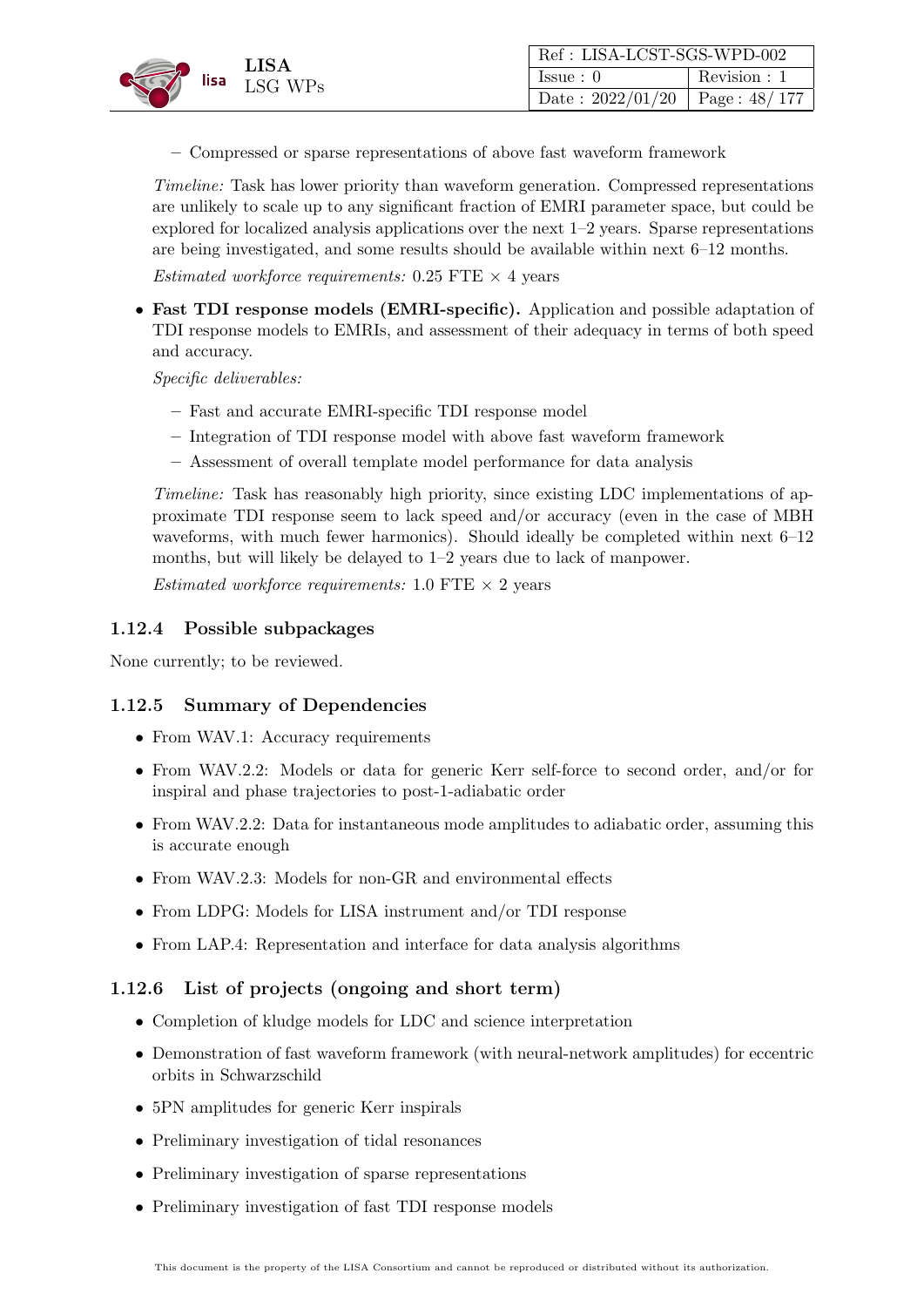- Compressed or sparse representations of above fast waveform framework

  *Timeline:* Task has lower priority than waveform generation. Compressed representations are unlikely to scale up to any significant fraction of EMRI parameter space, but could be explored for localized analysis applications over the next 1–2 years. Sparse representations are being investigated, and some results should be available within next 6–12 months.

  *Estimated workforce requirements:* 0.25 FTE $\times$ 4 years

- **Fast TDI response models (EMRI-specific).** Application and possible adaptation of TDI response models to EMRIs, and assessment of their adequacy in terms of both speed and accuracy.

  *Specific deliverables:*

  - Fast and accurate EMRI-specific TDI response model
  - Integration of TDI response model with above fast waveform framework
  - Assessment of overall template model performance for data analysis

  *Timeline:* Task has reasonably high priority, since existing LDC implementations of approximate TDI response seem to lack speed and/or accuracy (even in the case of MBH waveforms, with much fewer harmonics). Should ideally be completed within next 6–12 months, but will likely be delayed to 1–2 years due to lack of manpower.

  *Estimated workforce requirements:* 1.0 FTE $\times$ 2 years

### 1.12.4 Possible subpackages

None currently; to be reviewed.

### 1.12.5 Summary of Dependencies

- From WAV.1: Accuracy requirements
- From WAV.2.2: Models or data for generic Kerr self-force to second order, and/or for inspiral and phase trajectories to post-1-adiabatic order
- From WAV.2.2: Data for instantaneous mode amplitudes to adiabatic order, assuming this is accurate enough
- From WAV.2.3: Models for non-GR and environmental effects
- From LDPG: Models for LISA instrument and/or TDI response
- From LAP.4: Representation and interface for data analysis algorithms

### 1.12.6 List of projects (ongoing and short term)

- Completion of kludge models for LDC and science interpretation
- Demonstration of fast waveform framework (with neural-network amplitudes) for eccentric orbits in Schwarzschild
- 5PN amplitudes for generic Kerr inspirals
- Preliminary investigation of tidal resonances
- Preliminary investigation of sparse representations
- Preliminary investigation of fast TDI response models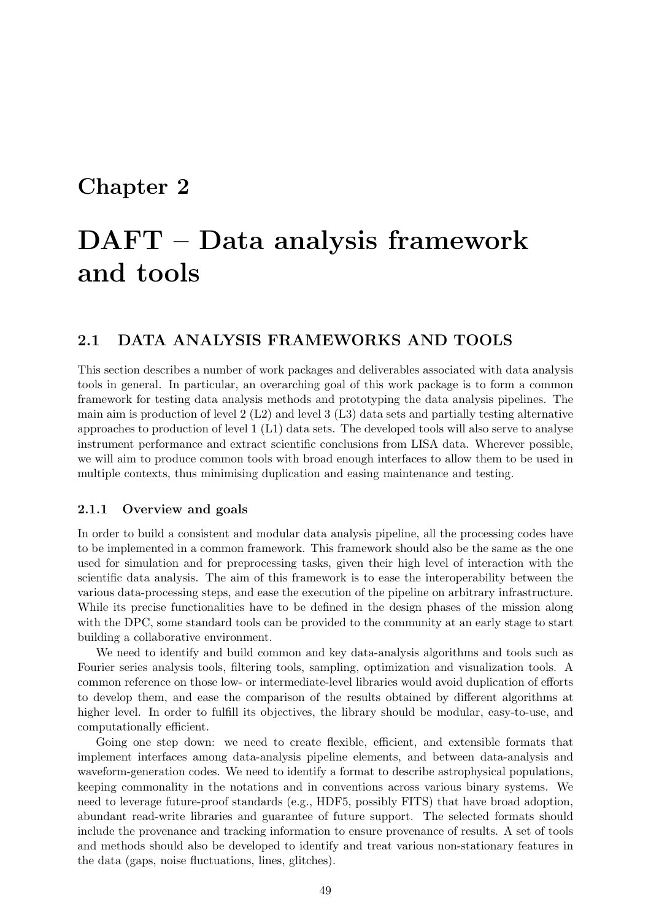# Chapter 2

# DAFT – Data analysis framework and tools

## 2.1 DATA ANALYSIS FRAMEWORKS AND TOOLS

This section describes a number of work packages and deliverables associated with data analysis tools in general. In particular, an overarching goal of this work package is to form a common framework for testing data analysis methods and prototyping the data analysis pipelines. The main aim is production of level 2 (L2) and level 3 (L3) data sets and partially testing alternative approaches to production of level 1 (L1) data sets. The developed tools will also serve to analyse instrument performance and extract scientific conclusions from LISA data. Wherever possible, we will aim to produce common tools with broad enough interfaces to allow them to be used in multiple contexts, thus minimising duplication and easing maintenance and testing.

### 2.1.1 Overview and goals

In order to build a consistent and modular data analysis pipeline, all the processing codes have to be implemented in a common framework. This framework should also be the same as the one used for simulation and for preprocessing tasks, given their high level of interaction with the scientific data analysis. The aim of this framework is to ease the interoperability between the various data-processing steps, and ease the execution of the pipeline on arbitrary infrastructure. While its precise functionalities have to be defined in the design phases of the mission along with the DPC, some standard tools can be provided to the community at an early stage to start building a collaborative environment.

We need to identify and build common and key data-analysis algorithms and tools such as Fourier series analysis tools, filtering tools, sampling, optimization and visualization tools. A common reference on those low- or intermediate-level libraries would avoid duplication of efforts to develop them, and ease the comparison of the results obtained by different algorithms at higher level. In order to fulfill its objectives, the library should be modular, easy-to-use, and computationally efficient.

Going one step down: we need to create flexible, efficient, and extensible formats that implement interfaces among data-analysis pipeline elements, and between data-analysis and waveform-generation codes. We need to identify a format to describe astrophysical populations, keeping commonality in the notations and in conventions across various binary systems. We need to leverage future-proof standards (e.g., HDF5, possibly FITS) that have broad adoption, abundant read-write libraries and guarantee of future support. The selected formats should include the provenance and tracking information to ensure provenance of results. A set of tools and methods should also be developed to identify and treat various non-stationary features in the data (gaps, noise fluctuations, lines, glitches).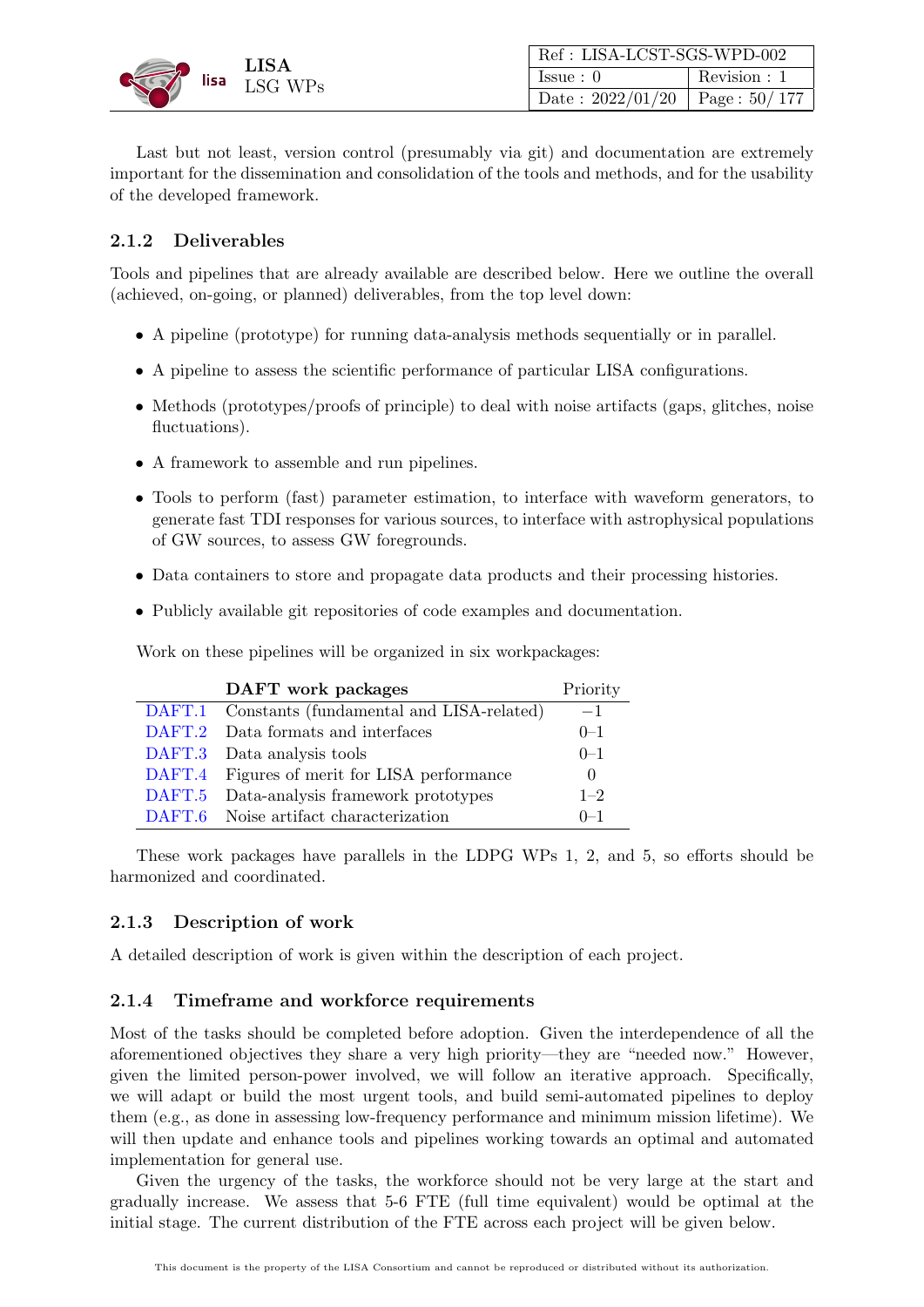Last but not least, version control (presumably via git) and documentation are extremely important for the dissemination and consolidation of the tools and methods, and for the usability of the developed framework.

### 2.1.2 Deliverables

Tools and pipelines that are already available are described below. Here we outline the overall (achieved, on-going, or planned) deliverables, from the top level down:

- A pipeline (prototype) for running data-analysis methods sequentially or in parallel.
- A pipeline to assess the scientific performance of particular LISA configurations.
- Methods (prototypes/proofs of principle) to deal with noise artifacts (gaps, glitches, noise fluctuations).
- A framework to assemble and run pipelines.
- Tools to perform (fast) parameter estimation, to interface with waveform generators, to generate fast TDI responses for various sources, to interface with astrophysical populations of GW sources, to assess GW foregrounds.
- Data containers to store and propagate data products and their processing histories.
- Publicly available git repositories of code examples and documentation.

Work on these pipelines will be organized in six workpackages:

| | **DAFT work packages** | Priority |
|---|---|---|
| DAFT.1 | Constants (fundamental and LISA-related) | $-1$ |
| DAFT.2 | Data formats and interfaces | 0–1 |
| DAFT.3 | Data analysis tools | 0–1 |
| DAFT.4 | Figures of merit for LISA performance | 0 |
| DAFT.5 | Data-analysis framework prototypes | 1–2 |
| DAFT.6 | Noise artifact characterization | 0–1 |

These work packages have parallels in the LDPG WPs 1, 2, and 5, so efforts should be harmonized and coordinated.

### 2.1.3 Description of work

A detailed description of work is given within the description of each project.

### 2.1.4 Timeframe and workforce requirements

Most of the tasks should be completed before adoption. Given the interdependence of all the aforementioned objectives they share a very high priority—they are "needed now." However, given the limited person-power involved, we will follow an iterative approach. Specifically, we will adapt or build the most urgent tools, and build semi-automated pipelines to deploy them (e.g., as done in assessing low-frequency performance and minimum mission lifetime). We will then update and enhance tools and pipelines working towards an optimal and automated implementation for general use.

Given the urgency of the tasks, the workforce should not be very large at the start and gradually increase. We assess that 5-6 FTE (full time equivalent) would be optimal at the initial stage. The current distribution of the FTE across each project will be given below.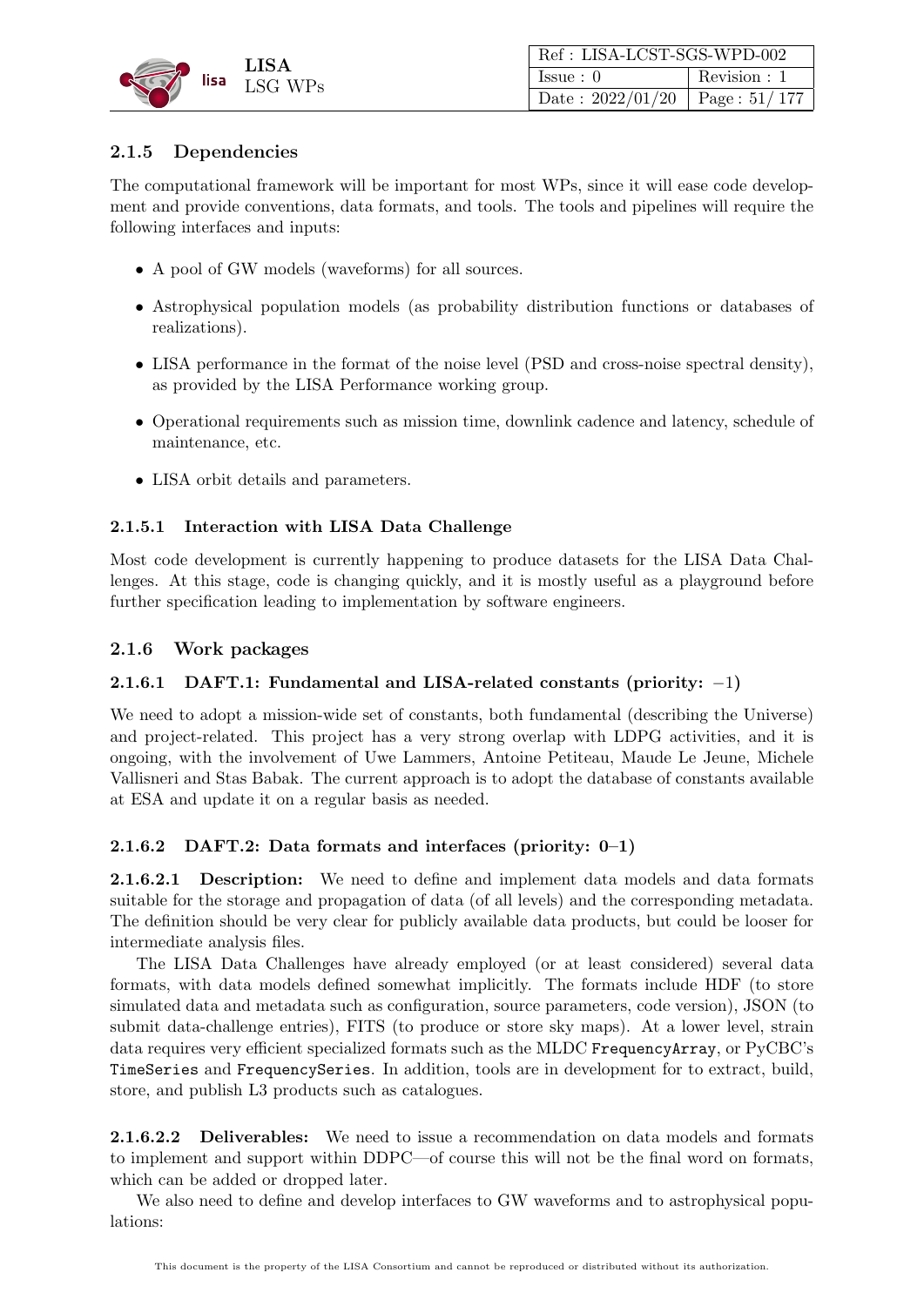### 2.1.5 Dependencies

The computational framework will be important for most WPs, since it will ease code development and provide conventions, data formats, and tools. The tools and pipelines will require the following interfaces and inputs:

- A pool of GW models (waveforms) for all sources.
- Astrophysical population models (as probability distribution functions or databases of realizations).
- LISA performance in the format of the noise level (PSD and cross-noise spectral density), as provided by the LISA Performance working group.
- Operational requirements such as mission time, downlink cadence and latency, schedule of maintenance, etc.
- LISA orbit details and parameters.

#### 2.1.5.1 Interaction with LISA Data Challenge

Most code development is currently happening to produce datasets for the LISA Data Challenges. At this stage, code is changing quickly, and it is mostly useful as a playground before further specification leading to implementation by software engineers.

### 2.1.6 Work packages

#### 2.1.6.1 DAFT.1: Fundamental and LISA-related constants (priority: −1)

We need to adopt a mission-wide set of constants, both fundamental (describing the Universe) and project-related. This project has a very strong overlap with LDPG activities, and it is ongoing, with the involvement of Uwe Lammers, Antoine Petiteau, Maude Le Jeune, Michele Vallisneri and Stas Babak. The current approach is to adopt the database of constants available at ESA and update it on a regular basis as needed.

#### 2.1.6.2 DAFT.2: Data formats and interfaces (priority: 0–1)

**2.1.6.2.1 Description:** We need to define and implement data models and data formats suitable for the storage and propagation of data (of all levels) and the corresponding metadata. The definition should be very clear for publicly available data products, but could be looser for intermediate analysis files.

The LISA Data Challenges have already employed (or at least considered) several data formats, with data models defined somewhat implicitly. The formats include HDF (to store simulated data and metadata such as configuration, source parameters, code version), JSON (to submit data-challenge entries), FITS (to produce or store sky maps). At a lower level, strain data requires very efficient specialized formats such as the MLDC `FrequencyArray`, or PyCBC's `TimeSeries` and `FrequencySeries`. In addition, tools are in development for to extract, build, store, and publish L3 products such as catalogues.

**2.1.6.2.2 Deliverables:** We need to issue a recommendation on data models and formats to implement and support within DDPC—of course this will not be the final word on formats, which can be added or dropped later.

We also need to define and develop interfaces to GW waveforms and to astrophysical populations: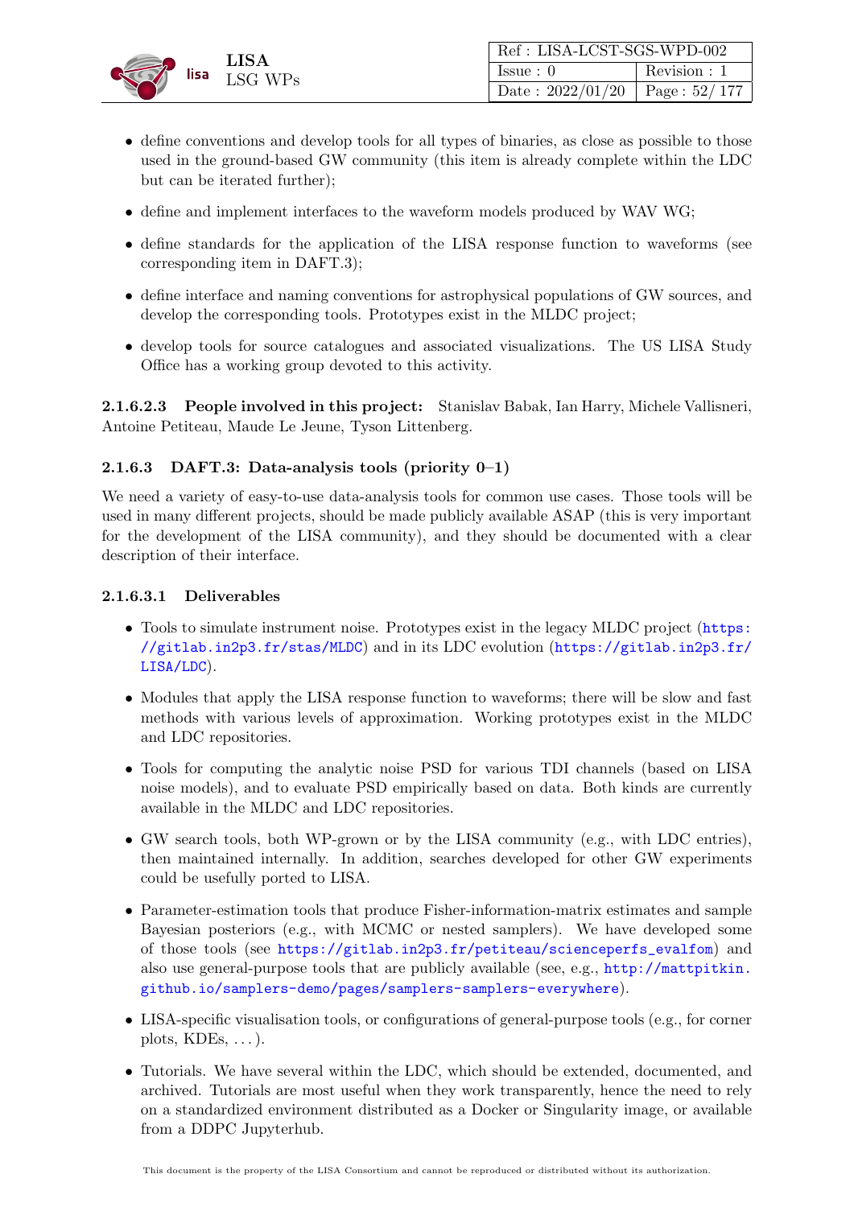- define conventions and develop tools for all types of binaries, as close as possible to those used in the ground-based GW community (this item is already complete within the LDC but can be iterated further);
- define and implement interfaces to the waveform models produced by WAV WG;
- define standards for the application of the LISA response function to waveforms (see corresponding item in DAFT.3);
- define interface and naming conventions for astrophysical populations of GW sources, and develop the corresponding tools. Prototypes exist in the MLDC project;
- develop tools for source catalogues and associated visualizations. The US LISA Study Office has a working group devoted to this activity.

**2.1.6.2.3 People involved in this project:** Stanislav Babak, Ian Harry, Michele Vallisneri, Antoine Petiteau, Maude Le Jeune, Tyson Littenberg.

### 2.1.6.3 DAFT.3: Data-analysis tools (priority 0–1)

We need a variety of easy-to-use data-analysis tools for common use cases. Those tools will be used in many different projects, should be made publicly available ASAP (this is very important for the development of the LISA community), and they should be documented with a clear description of their interface.

#### 2.1.6.3.1 Deliverables

- Tools to simulate instrument noise. Prototypes exist in the legacy MLDC project (https://gitlab.in2p3.fr/stas/MLDC) and in its LDC evolution (https://gitlab.in2p3.fr/LISA/LDC).
- Modules that apply the LISA response function to waveforms; there will be slow and fast methods with various levels of approximation. Working prototypes exist in the MLDC and LDC repositories.
- Tools for computing the analytic noise PSD for various TDI channels (based on LISA noise models), and to evaluate PSD empirically based on data. Both kinds are currently available in the MLDC and LDC repositories.
- GW search tools, both WP-grown or by the LISA community (e.g., with LDC entries), then maintained internally. In addition, searches developed for other GW experiments could be usefully ported to LISA.
- Parameter-estimation tools that produce Fisher-information-matrix estimates and sample Bayesian posteriors (e.g., with MCMC or nested samplers). We have developed some of those tools (see https://gitlab.in2p3.fr/petiteau/scienceperfs_evalfom) and also use general-purpose tools that are publicly available (see, e.g., http://mattpitkin.github.io/samplers-demo/pages/samplers-samplers-everywhere).
- LISA-specific visualisation tools, or configurations of general-purpose tools (e.g., for corner plots, KDEs, ...).
- Tutorials. We have several within the LDC, which should be extended, documented, and archived. Tutorials are most useful when they work transparently, hence the need to rely on a standardized environment distributed as a Docker or Singularity image, or available from a DDPC Jupyterhub.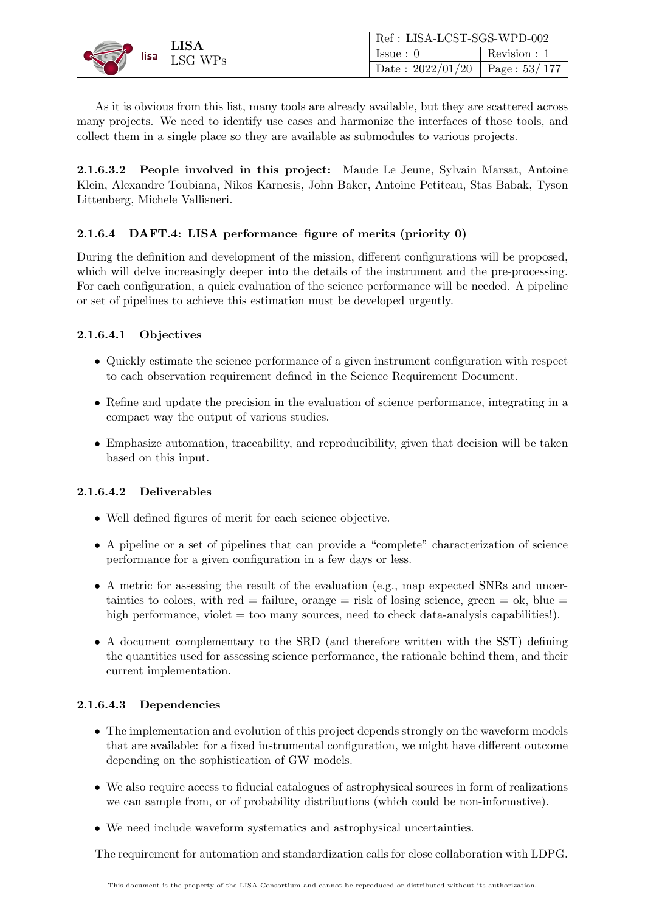As it is obvious from this list, many tools are already available, but they are scattered across many projects. We need to identify use cases and harmonize the interfaces of those tools, and collect them in a single place so they are available as submodules to various projects.

**2.1.6.3.2 People involved in this project:** Maude Le Jeune, Sylvain Marsat, Antoine Klein, Alexandre Toubiana, Nikos Karnesis, John Baker, Antoine Petiteau, Stas Babak, Tyson Littenberg, Michele Vallisneri.

### 2.1.6.4 DAFT.4: LISA performance–figure of merits (priority 0)

During the definition and development of the mission, different configurations will be proposed, which will delve increasingly deeper into the details of the instrument and the pre-processing. For each configuration, a quick evaluation of the science performance will be needed. A pipeline or set of pipelines to achieve this estimation must be developed urgently.

#### 2.1.6.4.1 Objectives

- Quickly estimate the science performance of a given instrument configuration with respect to each observation requirement defined in the Science Requirement Document.
- Refine and update the precision in the evaluation of science performance, integrating in a compact way the output of various studies.
- Emphasize automation, traceability, and reproducibility, given that decision will be taken based on this input.

#### 2.1.6.4.2 Deliverables

- Well defined figures of merit for each science objective.
- A pipeline or a set of pipelines that can provide a "complete" characterization of science performance for a given configuration in a few days or less.
- A metric for assessing the result of the evaluation (e.g., map expected SNRs and uncertainties to colors, with red = failure, orange = risk of losing science, green = ok, blue = high performance, violet = too many sources, need to check data-analysis capabilities!).
- A document complementary to the SRD (and therefore written with the SST) defining the quantities used for assessing science performance, the rationale behind them, and their current implementation.

#### 2.1.6.4.3 Dependencies

- The implementation and evolution of this project depends strongly on the waveform models that are available: for a fixed instrumental configuration, we might have different outcome depending on the sophistication of GW models.
- We also require access to fiducial catalogues of astrophysical sources in form of realizations we can sample from, or of probability distributions (which could be non-informative).
- We need include waveform systematics and astrophysical uncertainties.

The requirement for automation and standardization calls for close collaboration with LDPG.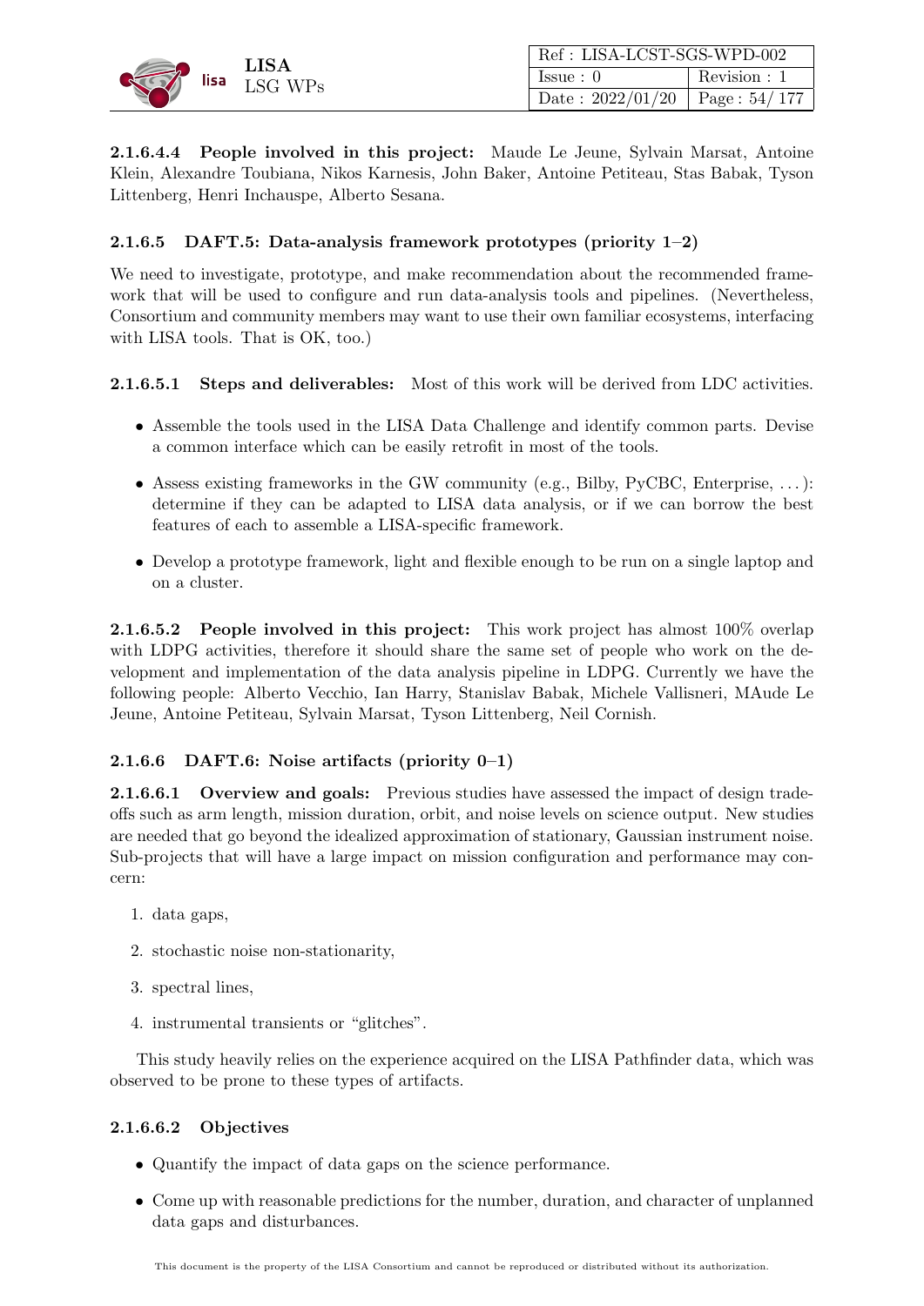**2.1.6.4.4 People involved in this project:** Maude Le Jeune, Sylvain Marsat, Antoine Klein, Alexandre Toubiana, Nikos Karnesis, John Baker, Antoine Petiteau, Stas Babak, Tyson Littenberg, Henri Inchauspe, Alberto Sesana.

### 2.1.6.5 DAFT.5: Data-analysis framework prototypes (priority 1–2)

We need to investigate, prototype, and make recommendation about the recommended framework that will be used to configure and run data-analysis tools and pipelines. (Nevertheless, Consortium and community members may want to use their own familiar ecosystems, interfacing with LISA tools. That is OK, too.)

**2.1.6.5.1 Steps and deliverables:** Most of this work will be derived from LDC activities.

- Assemble the tools used in the LISA Data Challenge and identify common parts. Devise a common interface which can be easily retrofit in most of the tools.
- Assess existing frameworks in the GW community (e.g., Bilby, PyCBC, Enterprise, . . . ): determine if they can be adapted to LISA data analysis, or if we can borrow the best features of each to assemble a LISA-specific framework.
- Develop a prototype framework, light and flexible enough to be run on a single laptop and on a cluster.

**2.1.6.5.2 People involved in this project:** This work project has almost 100% overlap with LDPG activities, therefore it should share the same set of people who work on the development and implementation of the data analysis pipeline in LDPG. Currently we have the following people: Alberto Vecchio, Ian Harry, Stanislav Babak, Michele Vallisneri, MAude Le Jeune, Antoine Petiteau, Sylvain Marsat, Tyson Littenberg, Neil Cornish.

### 2.1.6.6 DAFT.6: Noise artifacts (priority 0–1)

**2.1.6.6.1 Overview and goals:** Previous studies have assessed the impact of design tradeoffs such as arm length, mission duration, orbit, and noise levels on science output. New studies are needed that go beyond the idealized approximation of stationary, Gaussian instrument noise. Sub-projects that will have a large impact on mission configuration and performance may concern:

1. data gaps,
2. stochastic noise non-stationarity,
3. spectral lines,
4. instrumental transients or "glitches".

This study heavily relies on the experience acquired on the LISA Pathfinder data, which was observed to be prone to these types of artifacts.

#### 2.1.6.6.2 Objectives

- Quantify the impact of data gaps on the science performance.
- Come up with reasonable predictions for the number, duration, and character of unplanned data gaps and disturbances.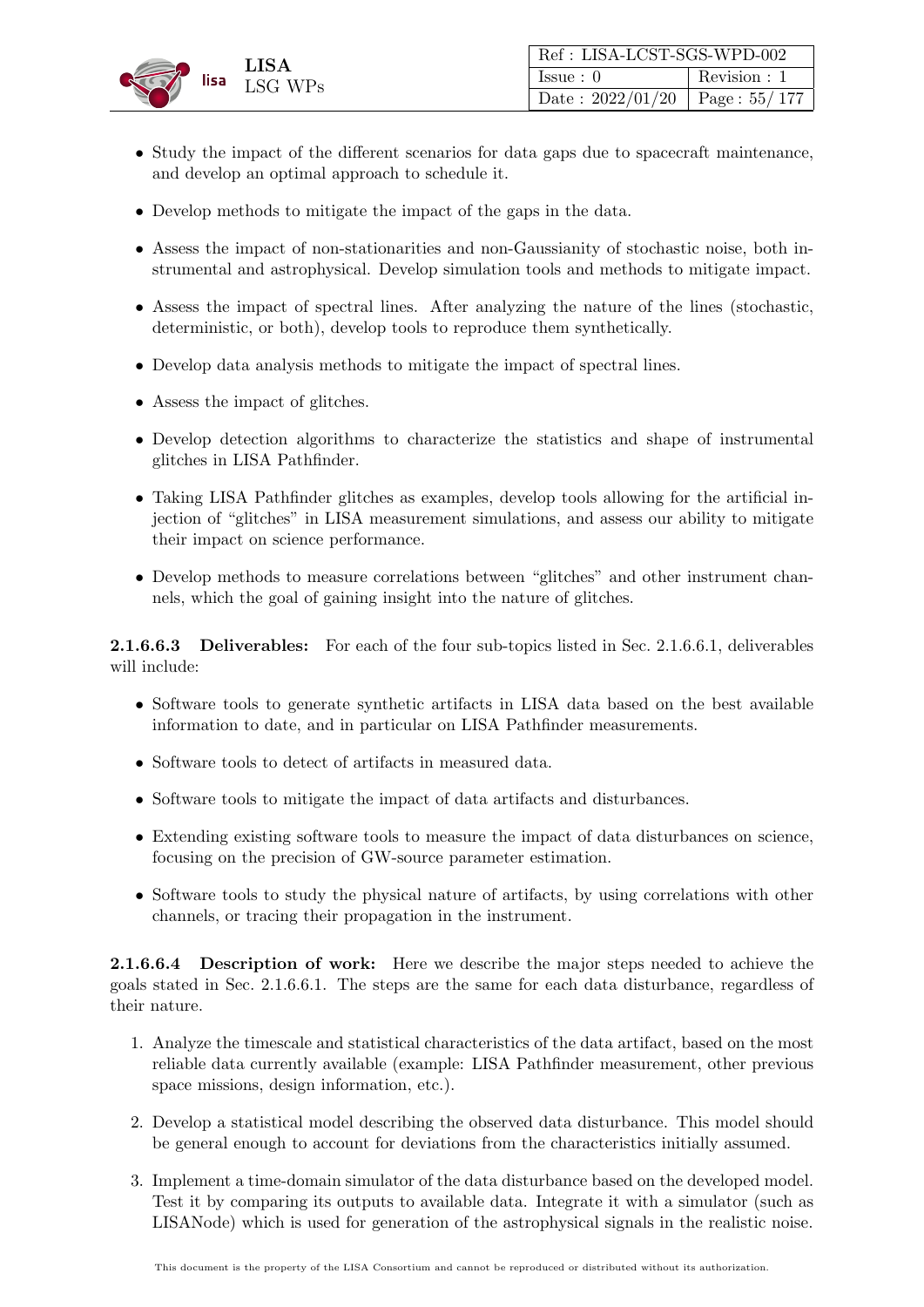- Study the impact of the different scenarios for data gaps due to spacecraft maintenance, and develop an optimal approach to schedule it.
- Develop methods to mitigate the impact of the gaps in the data.
- Assess the impact of non-stationarities and non-Gaussianity of stochastic noise, both instrumental and astrophysical. Develop simulation tools and methods to mitigate impact.
- Assess the impact of spectral lines. After analyzing the nature of the lines (stochastic, deterministic, or both), develop tools to reproduce them synthetically.
- Develop data analysis methods to mitigate the impact of spectral lines.
- Assess the impact of glitches.
- Develop detection algorithms to characterize the statistics and shape of instrumental glitches in LISA Pathfinder.
- Taking LISA Pathfinder glitches as examples, develop tools allowing for the artificial injection of "glitches" in LISA measurement simulations, and assess our ability to mitigate their impact on science performance.
- Develop methods to measure correlations between "glitches" and other instrument channels, which the goal of gaining insight into the nature of glitches.

**2.1.6.6.3 Deliverables:** For each of the four sub-topics listed in Sec. 2.1.6.6.1, deliverables will include:

- Software tools to generate synthetic artifacts in LISA data based on the best available information to date, and in particular on LISA Pathfinder measurements.
- Software tools to detect of artifacts in measured data.
- Software tools to mitigate the impact of data artifacts and disturbances.
- Extending existing software tools to measure the impact of data disturbances on science, focusing on the precision of GW-source parameter estimation.
- Software tools to study the physical nature of artifacts, by using correlations with other channels, or tracing their propagation in the instrument.

**2.1.6.6.4 Description of work:** Here we describe the major steps needed to achieve the goals stated in Sec. 2.1.6.6.1. The steps are the same for each data disturbance, regardless of their nature.

1. Analyze the timescale and statistical characteristics of the data artifact, based on the most reliable data currently available (example: LISA Pathfinder measurement, other previous space missions, design information, etc.).
2. Develop a statistical model describing the observed data disturbance. This model should be general enough to account for deviations from the characteristics initially assumed.
3. Implement a time-domain simulator of the data disturbance based on the developed model. Test it by comparing its outputs to available data. Integrate it with a simulator (such as LISANode) which is used for generation of the astrophysical signals in the realistic noise.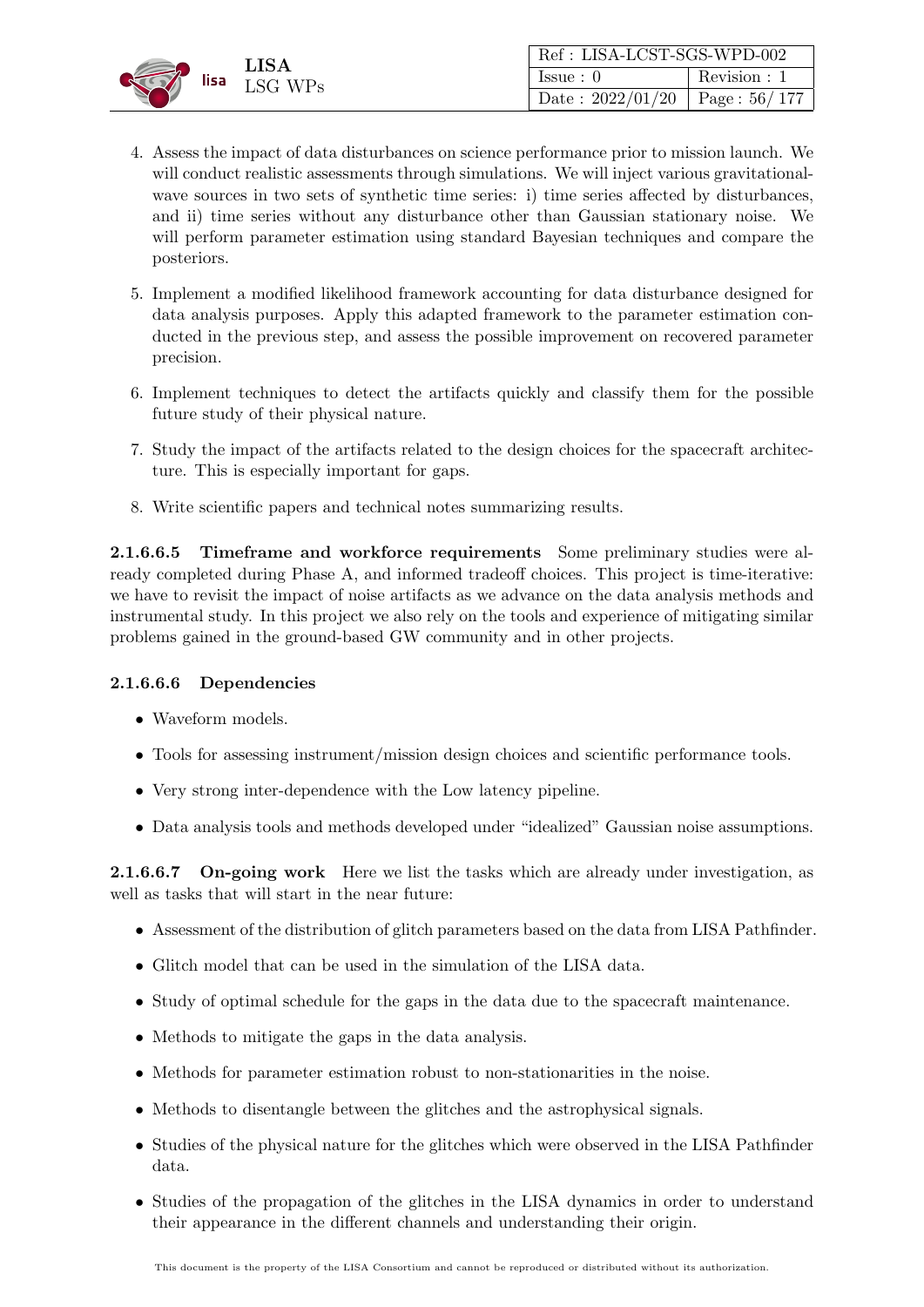4. Assess the impact of data disturbances on science performance prior to mission launch. We will conduct realistic assessments through simulations. We will inject various gravitational-wave sources in two sets of synthetic time series: i) time series affected by disturbances, and ii) time series without any disturbance other than Gaussian stationary noise. We will perform parameter estimation using standard Bayesian techniques and compare the posteriors.

5. Implement a modified likelihood framework accounting for data disturbance designed for data analysis purposes. Apply this adapted framework to the parameter estimation conducted in the previous step, and assess the possible improvement on recovered parameter precision.

6. Implement techniques to detect the artifacts quickly and classify them for the possible future study of their physical nature.

7. Study the impact of the artifacts related to the design choices for the spacecraft architecture. This is especially important for gaps.

8. Write scientific papers and technical notes summarizing results.

**2.1.6.6.5 Timeframe and workforce requirements** Some preliminary studies were already completed during Phase A, and informed tradeoff choices. This project is time-iterative: we have to revisit the impact of noise artifacts as we advance on the data analysis methods and instrumental study. In this project we also rely on the tools and experience of mitigating similar problems gained in the ground-based GW community and in other projects.

#### 2.1.6.6.6 Dependencies

- Waveform models.
- Tools for assessing instrument/mission design choices and scientific performance tools.
- Very strong inter-dependence with the Low latency pipeline.
- Data analysis tools and methods developed under "idealized" Gaussian noise assumptions.

**2.1.6.6.7 On-going work** Here we list the tasks which are already under investigation, as well as tasks that will start in the near future:

- Assessment of the distribution of glitch parameters based on the data from LISA Pathfinder.
- Glitch model that can be used in the simulation of the LISA data.
- Study of optimal schedule for the gaps in the data due to the spacecraft maintenance.
- Methods to mitigate the gaps in the data analysis.
- Methods for parameter estimation robust to non-stationarities in the noise.
- Methods to disentangle between the glitches and the astrophysical signals.
- Studies of the physical nature for the glitches which were observed in the LISA Pathfinder data.
- Studies of the propagation of the glitches in the LISA dynamics in order to understand their appearance in the different channels and understanding their origin.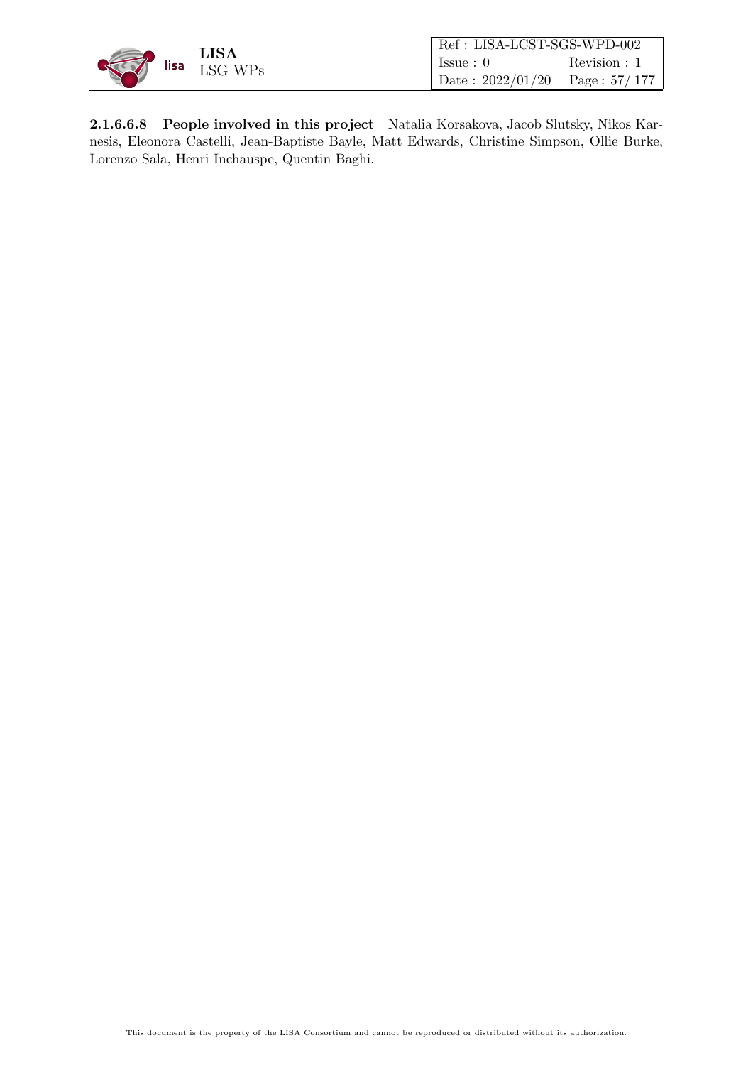**2.1.6.6.8 People involved in this project** Natalia Korsakova, Jacob Slutsky, Nikos Karnesis, Eleonora Castelli, Jean-Baptiste Bayle, Matt Edwards, Christine Simpson, Ollie Burke, Lorenzo Sala, Henri Inchauspe, Quentin Baghi.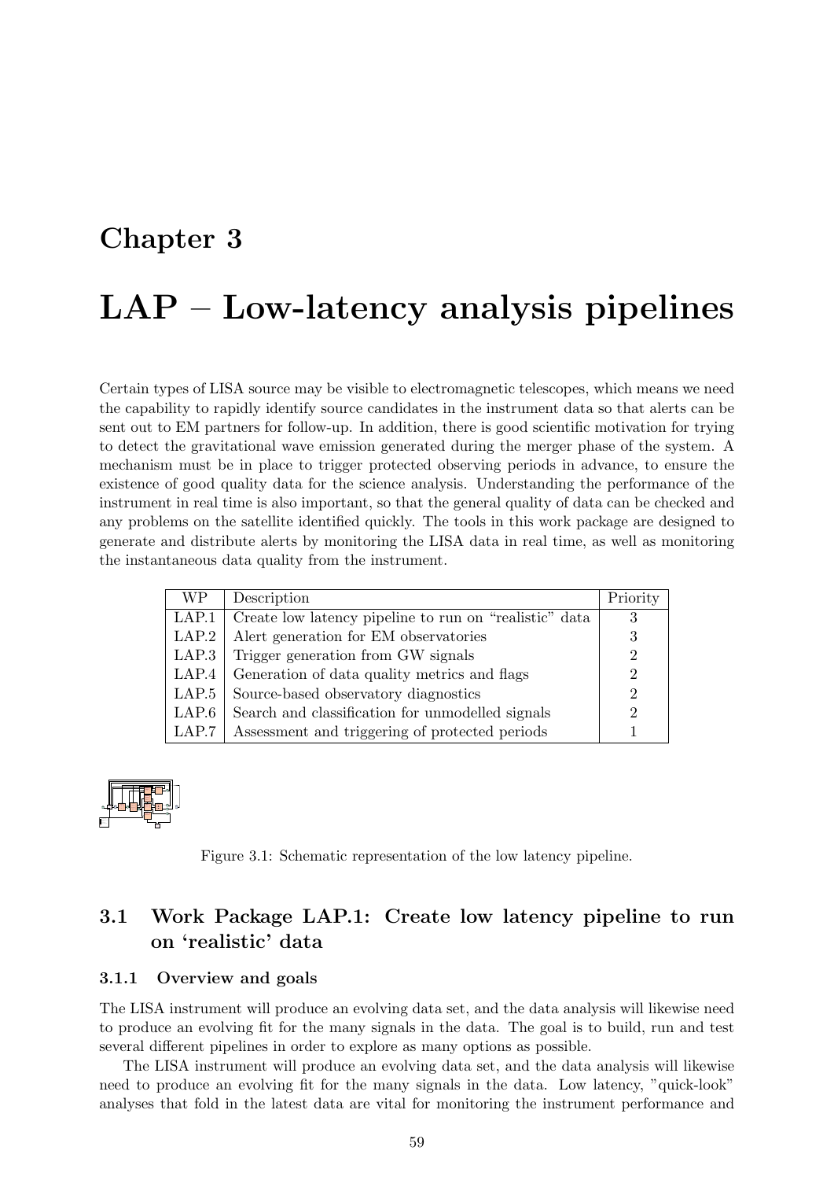# Chapter 3

# LAP – Low-latency analysis pipelines

Certain types of LISA source may be visible to electromagnetic telescopes, which means we need the capability to rapidly identify source candidates in the instrument data so that alerts can be sent out to EM partners for follow-up. In addition, there is good scientific motivation for trying to detect the gravitational wave emission generated during the merger phase of the system. A mechanism must be in place to trigger protected observing periods in advance, to ensure the existence of good quality data for the science analysis. Understanding the performance of the instrument in real time is also important, so that the general quality of data can be checked and any problems on the satellite identified quickly. The tools in this work package are designed to generate and distribute alerts by monitoring the LISA data in real time, as well as monitoring the instantaneous data quality from the instrument.

| WP | Description | Priority |
| --- | --- | --- |
| LAP.1 | Create low latency pipeline to run on "realistic" data | 3 |
| LAP.2 | Alert generation for EM observatories | 3 |
| LAP.3 | Trigger generation from GW signals | 2 |
| LAP.4 | Generation of data quality metrics and flags | 2 |
| LAP.5 | Source-based observatory diagnostics | 2 |
| LAP.6 | Search and classification for unmodelled signals | 2 |
| LAP.7 | Assessment and triggering of protected periods | 1 |

Figure 3.1: Schematic representation of the low latency pipeline.

## 3.1 Work Package LAP.1: Create low latency pipeline to run on 'realistic' data

### 3.1.1 Overview and goals

The LISA instrument will produce an evolving data set, and the data analysis will likewise need to produce an evolving fit for the many signals in the data. The goal is to build, run and test several different pipelines in order to explore as many options as possible.

The LISA instrument will produce an evolving data set, and the data analysis will likewise need to produce an evolving fit for the many signals in the data. Low latency, "quick-look" analyses that fold in the latest data are vital for monitoring the instrument performance and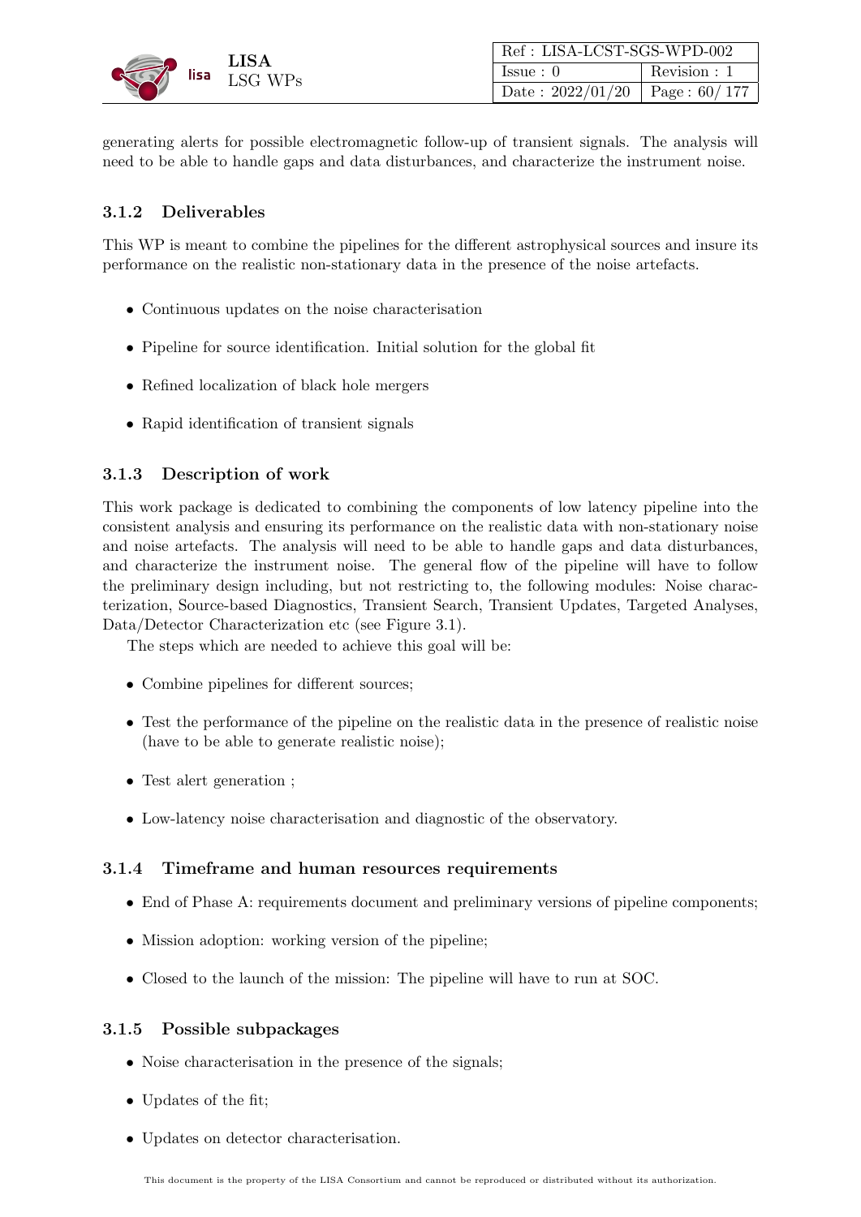generating alerts for possible electromagnetic follow-up of transient signals. The analysis will need to be able to handle gaps and data disturbances, and characterize the instrument noise.

### 3.1.2 Deliverables

This WP is meant to combine the pipelines for the different astrophysical sources and insure its performance on the realistic non-stationary data in the presence of the noise artefacts.

- Continuous updates on the noise characterisation
- Pipeline for source identification. Initial solution for the global fit
- Refined localization of black hole mergers
- Rapid identification of transient signals

### 3.1.3 Description of work

This work package is dedicated to combining the components of low latency pipeline into the consistent analysis and ensuring its performance on the realistic data with non-stationary noise and noise artefacts. The analysis will need to be able to handle gaps and data disturbances, and characterize the instrument noise. The general flow of the pipeline will have to follow the preliminary design including, but not restricting to, the following modules: Noise characterization, Source-based Diagnostics, Transient Search, Transient Updates, Targeted Analyses, Data/Detector Characterization etc (see Figure 3.1).

The steps which are needed to achieve this goal will be:

- Combine pipelines for different sources;
- Test the performance of the pipeline on the realistic data in the presence of realistic noise (have to be able to generate realistic noise);
- Test alert generation ;
- Low-latency noise characterisation and diagnostic of the observatory.

### 3.1.4 Timeframe and human resources requirements

- End of Phase A: requirements document and preliminary versions of pipeline components;
- Mission adoption: working version of the pipeline;
- Closed to the launch of the mission: The pipeline will have to run at SOC.

### 3.1.5 Possible subpackages

- Noise characterisation in the presence of the signals;
- Updates of the fit;
- Updates on detector characterisation.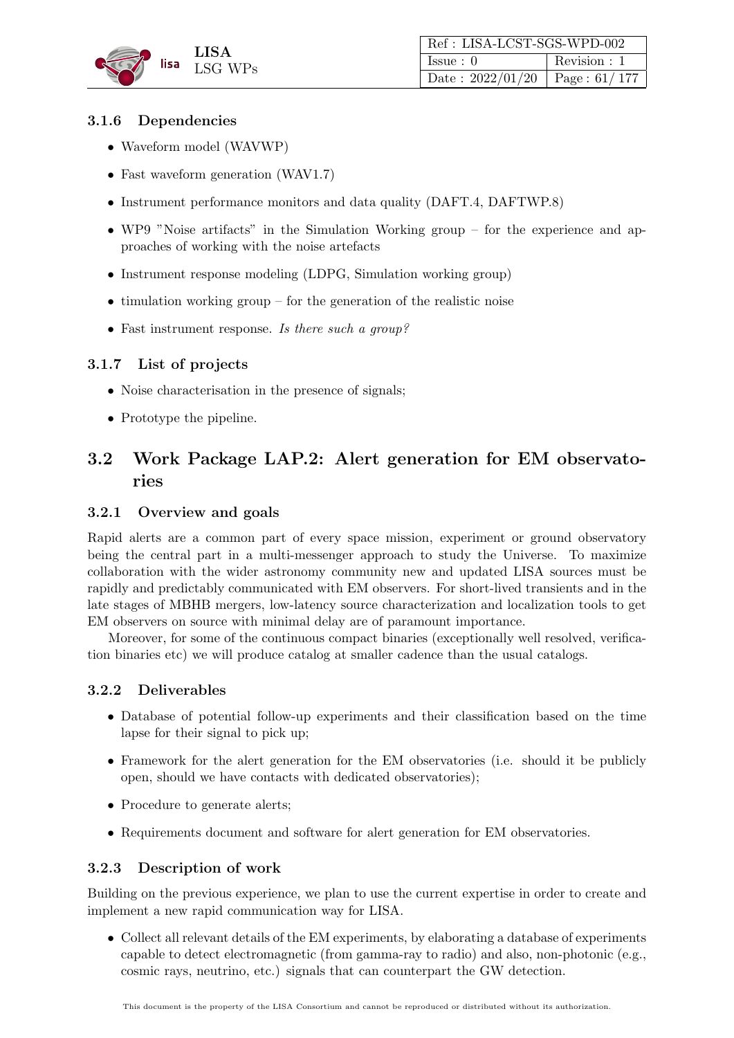### 3.1.6 Dependencies

- Waveform model (WAVWP)
- Fast waveform generation (WAV1.7)
- Instrument performance monitors and data quality (DAFT.4, DAFTWP.8)
- WP9 "Noise artifacts" in the Simulation Working group – for the experience and approaches of working with the noise artefacts
- Instrument response modeling (LDPG, Simulation working group)
- timulation working group – for the generation of the realistic noise
- Fast instrument response. *Is there such a group?*

### 3.1.7 List of projects

- Noise characterisation in the presence of signals;
- Prototype the pipeline.

## 3.2 Work Package LAP.2: Alert generation for EM observatories

### 3.2.1 Overview and goals

Rapid alerts are a common part of every space mission, experiment or ground observatory being the central part in a multi-messenger approach to study the Universe. To maximize collaboration with the wider astronomy community new and updated LISA sources must be rapidly and predictably communicated with EM observers. For short-lived transients and in the late stages of MBHB mergers, low-latency source characterization and localization tools to get EM observers on source with minimal delay are of paramount importance.

Moreover, for some of the continuous compact binaries (exceptionally well resolved, verification binaries etc) we will produce catalog at smaller cadence than the usual catalogs.

### 3.2.2 Deliverables

- Database of potential follow-up experiments and their classification based on the time lapse for their signal to pick up;
- Framework for the alert generation for the EM observatories (i.e. should it be publicly open, should we have contacts with dedicated observatories);
- Procedure to generate alerts;
- Requirements document and software for alert generation for EM observatories.

### 3.2.3 Description of work

Building on the previous experience, we plan to use the current expertise in order to create and implement a new rapid communication way for LISA.

- Collect all relevant details of the EM experiments, by elaborating a database of experiments capable to detect electromagnetic (from gamma-ray to radio) and also, non-photonic (e.g., cosmic rays, neutrino, etc.) signals that can counterpart the GW detection.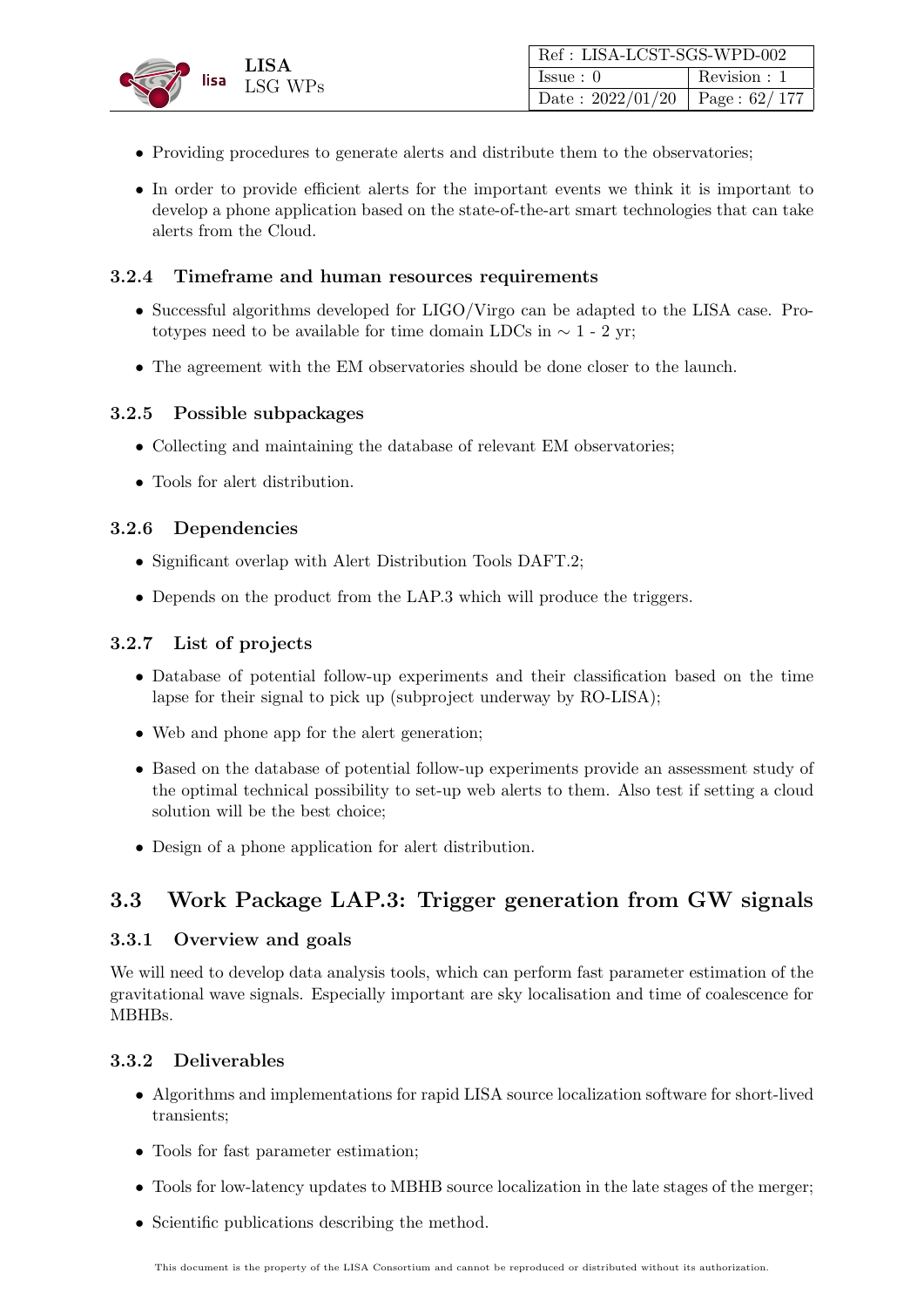- Providing procedures to generate alerts and distribute them to the observatories;
- In order to provide efficient alerts for the important events we think it is important to develop a phone application based on the state-of-the-art smart technologies that can take alerts from the Cloud.

### 3.2.4 Timeframe and human resources requirements

- Successful algorithms developed for LIGO/Virgo can be adapted to the LISA case. Prototypes need to be available for time domain LDCs in $\sim$ 1 - 2 yr;
- The agreement with the EM observatories should be done closer to the launch.

### 3.2.5 Possible subpackages

- Collecting and maintaining the database of relevant EM observatories;
- Tools for alert distribution.

### 3.2.6 Dependencies

- Significant overlap with Alert Distribution Tools DAFT.2;
- Depends on the product from the LAP.3 which will produce the triggers.

### 3.2.7 List of projects

- Database of potential follow-up experiments and their classification based on the time lapse for their signal to pick up (subproject underway by RO-LISA);
- Web and phone app for the alert generation;
- Based on the database of potential follow-up experiments provide an assessment study of the optimal technical possibility to set-up web alerts to them. Also test if setting a cloud solution will be the best choice;
- Design of a phone application for alert distribution.

## 3.3 Work Package LAP.3: Trigger generation from GW signals

### 3.3.1 Overview and goals

We will need to develop data analysis tools, which can perform fast parameter estimation of the gravitational wave signals. Especially important are sky localisation and time of coalescence for MBHBs.

### 3.3.2 Deliverables

- Algorithms and implementations for rapid LISA source localization software for short-lived transients;
- Tools for fast parameter estimation;
- Tools for low-latency updates to MBHB source localization in the late stages of the merger;
- Scientific publications describing the method.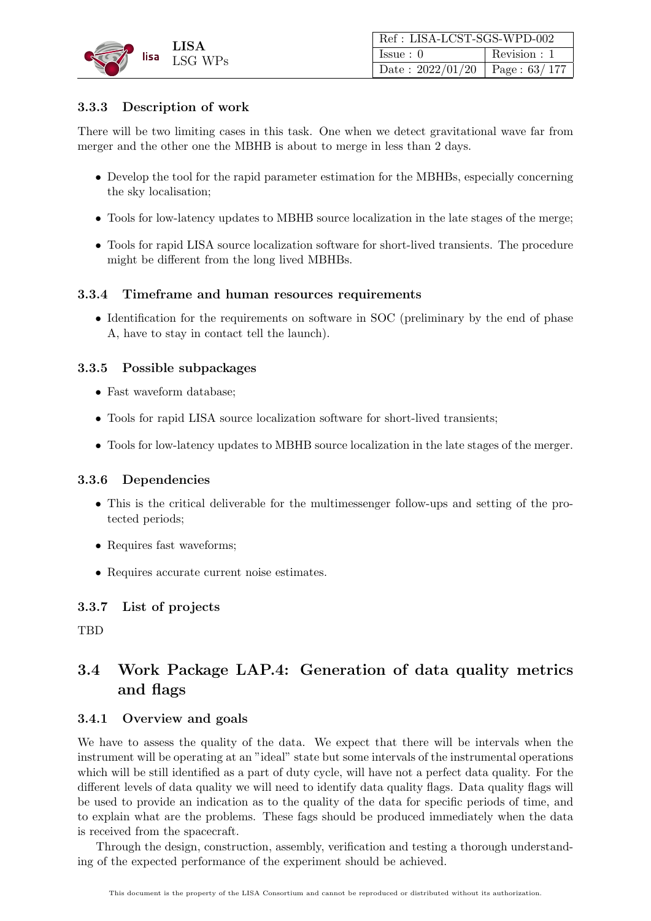### 3.3.3 Description of work

There will be two limiting cases in this task. One when we detect gravitational wave far from merger and the other one the MBHB is about to merge in less than 2 days.

- Develop the tool for the rapid parameter estimation for the MBHBs, especially concerning the sky localisation;
- Tools for low-latency updates to MBHB source localization in the late stages of the merge;
- Tools for rapid LISA source localization software for short-lived transients. The procedure might be different from the long lived MBHBs.

### 3.3.4 Timeframe and human resources requirements

- Identification for the requirements on software in SOC (preliminary by the end of phase A, have to stay in contact tell the launch).

### 3.3.5 Possible subpackages

- Fast waveform database;
- Tools for rapid LISA source localization software for short-lived transients;
- Tools for low-latency updates to MBHB source localization in the late stages of the merger.

### 3.3.6 Dependencies

- This is the critical deliverable for the multimessenger follow-ups and setting of the protected periods;
- Requires fast waveforms;
- Requires accurate current noise estimates.

### 3.3.7 List of projects

TBD

## 3.4 Work Package LAP.4: Generation of data quality metrics and flags

### 3.4.1 Overview and goals

We have to assess the quality of the data. We expect that there will be intervals when the instrument will be operating at an "ideal" state but some intervals of the instrumental operations which will be still identified as a part of duty cycle, will have not a perfect data quality. For the different levels of data quality we will need to identify data quality flags. Data quality flags will be used to provide an indication as to the quality of the data for specific periods of time, and to explain what are the problems. These fags should be produced immediately when the data is received from the spacecraft.

Through the design, construction, assembly, verification and testing a thorough understanding of the expected performance of the experiment should be achieved.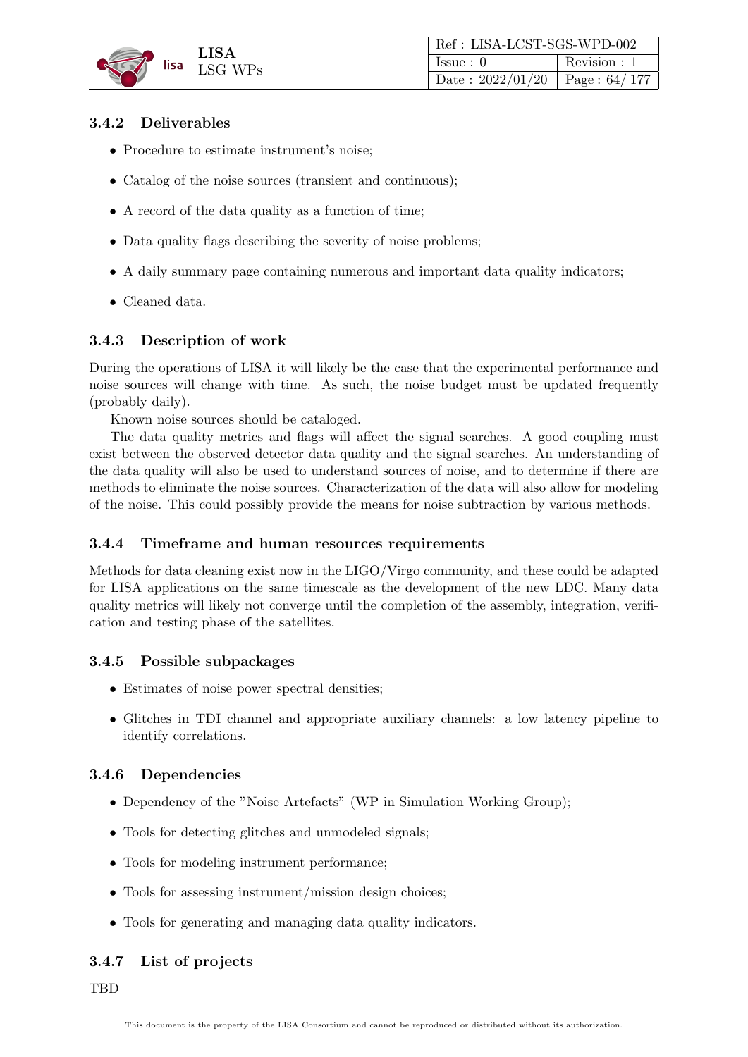### 3.4.2 Deliverables

- Procedure to estimate instrument's noise;
- Catalog of the noise sources (transient and continuous);
- A record of the data quality as a function of time;
- Data quality flags describing the severity of noise problems;
- A daily summary page containing numerous and important data quality indicators;
- Cleaned data.

### 3.4.3 Description of work

During the operations of LISA it will likely be the case that the experimental performance and noise sources will change with time. As such, the noise budget must be updated frequently (probably daily).

Known noise sources should be cataloged.

The data quality metrics and flags will affect the signal searches. A good coupling must exist between the observed detector data quality and the signal searches. An understanding of the data quality will also be used to understand sources of noise, and to determine if there are methods to eliminate the noise sources. Characterization of the data will also allow for modeling of the noise. This could possibly provide the means for noise subtraction by various methods.

### 3.4.4 Timeframe and human resources requirements

Methods for data cleaning exist now in the LIGO/Virgo community, and these could be adapted for LISA applications on the same timescale as the development of the new LDC. Many data quality metrics will likely not converge until the completion of the assembly, integration, verification and testing phase of the satellites.

### 3.4.5 Possible subpackages

- Estimates of noise power spectral densities;
- Glitches in TDI channel and appropriate auxiliary channels: a low latency pipeline to identify correlations.

### 3.4.6 Dependencies

- Dependency of the "Noise Artefacts" (WP in Simulation Working Group);
- Tools for detecting glitches and unmodeled signals;
- Tools for modeling instrument performance;
- Tools for assessing instrument/mission design choices;
- Tools for generating and managing data quality indicators.

### 3.4.7 List of projects

TBD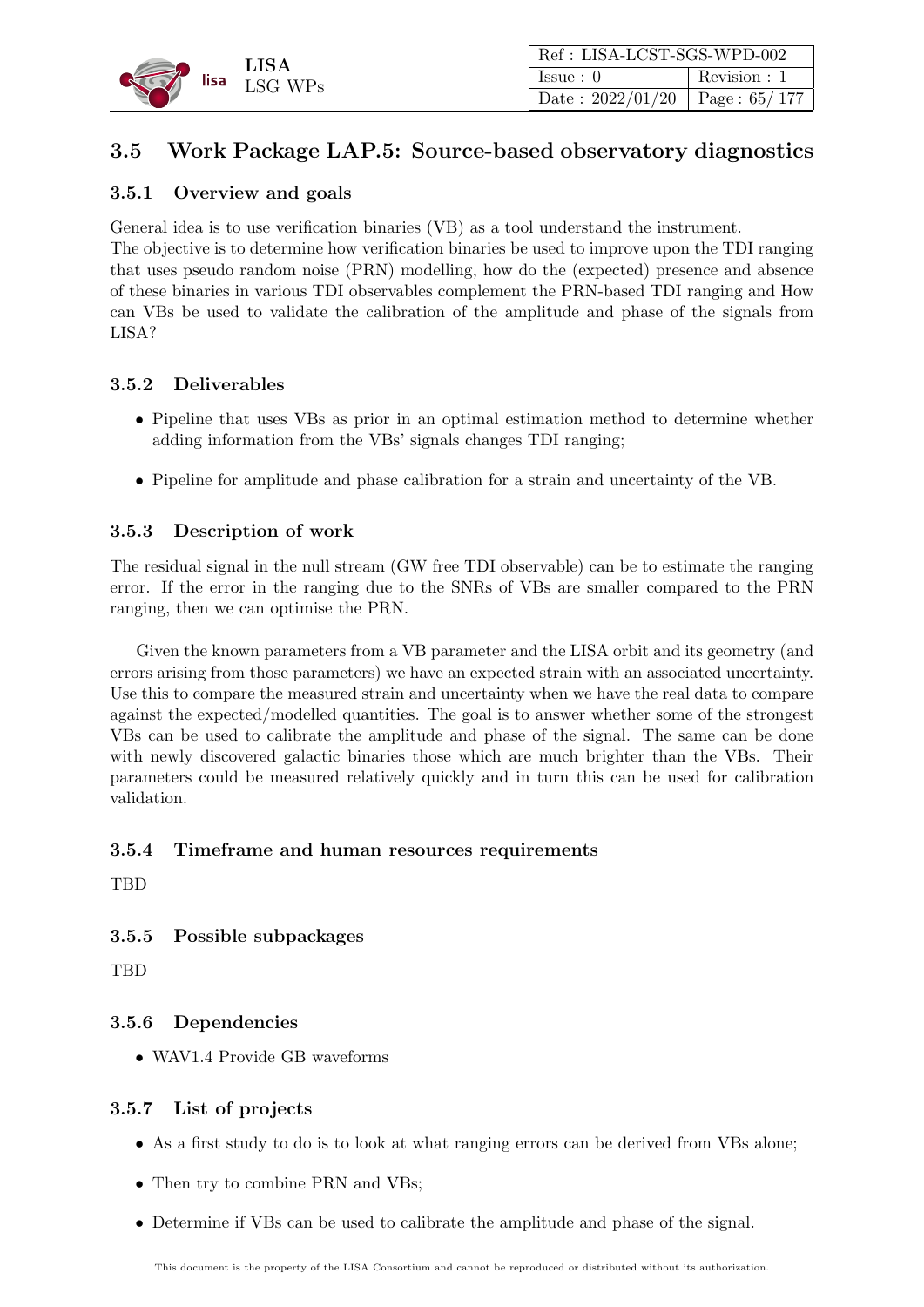## 3.5 Work Package LAP.5: Source-based observatory diagnostics

### 3.5.1 Overview and goals

General idea is to use verification binaries (VB) as a tool understand the instrument.
The objective is to determine how verification binaries be used to improve upon the TDI ranging that uses pseudo random noise (PRN) modelling, how do the (expected) presence and absence of these binaries in various TDI observables complement the PRN-based TDI ranging and How can VBs be used to validate the calibration of the amplitude and phase of the signals from LISA?

### 3.5.2 Deliverables

- Pipeline that uses VBs as prior in an optimal estimation method to determine whether adding information from the VBs' signals changes TDI ranging;
- Pipeline for amplitude and phase calibration for a strain and uncertainty of the VB.

### 3.5.3 Description of work

The residual signal in the null stream (GW free TDI observable) can be to estimate the ranging error. If the error in the ranging due to the SNRs of VBs are smaller compared to the PRN ranging, then we can optimise the PRN.

Given the known parameters from a VB parameter and the LISA orbit and its geometry (and errors arising from those parameters) we have an expected strain with an associated uncertainty. Use this to compare the measured strain and uncertainty when we have the real data to compare against the expected/modelled quantities. The goal is to answer whether some of the strongest VBs can be used to calibrate the amplitude and phase of the signal. The same can be done with newly discovered galactic binaries those which are much brighter than the VBs. Their parameters could be measured relatively quickly and in turn this can be used for calibration validation.

### 3.5.4 Timeframe and human resources requirements

TBD

### 3.5.5 Possible subpackages

TBD

### 3.5.6 Dependencies

- WAV1.4 Provide GB waveforms

### 3.5.7 List of projects

- As a first study to do is to look at what ranging errors can be derived from VBs alone;
- Then try to combine PRN and VBs;
- Determine if VBs can be used to calibrate the amplitude and phase of the signal.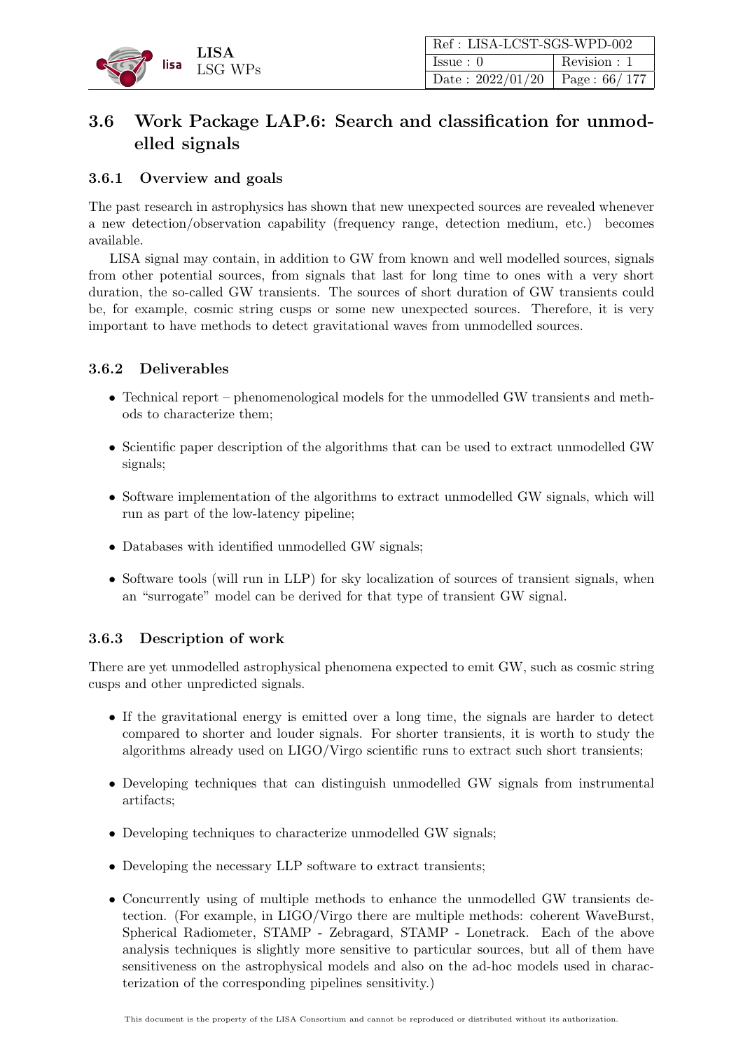## 3.6 Work Package LAP.6: Search and classification for unmodelled signals

### 3.6.1 Overview and goals

The past research in astrophysics has shown that new unexpected sources are revealed whenever a new detection/observation capability (frequency range, detection medium, etc.) becomes available.

LISA signal may contain, in addition to GW from known and well modelled sources, signals from other potential sources, from signals that last for long time to ones with a very short duration, the so-called GW transients. The sources of short duration of GW transients could be, for example, cosmic string cusps or some new unexpected sources. Therefore, it is very important to have methods to detect gravitational waves from unmodelled sources.

### 3.6.2 Deliverables

- Technical report – phenomenological models for the unmodelled GW transients and methods to characterize them;
- Scientific paper description of the algorithms that can be used to extract unmodelled GW signals;
- Software implementation of the algorithms to extract unmodelled GW signals, which will run as part of the low-latency pipeline;
- Databases with identified unmodelled GW signals;
- Software tools (will run in LLP) for sky localization of sources of transient signals, when an "surrogate" model can be derived for that type of transient GW signal.

### 3.6.3 Description of work

There are yet unmodelled astrophysical phenomena expected to emit GW, such as cosmic string cusps and other unpredicted signals.

- If the gravitational energy is emitted over a long time, the signals are harder to detect compared to shorter and louder signals. For shorter transients, it is worth to study the algorithms already used on LIGO/Virgo scientific runs to extract such short transients;
- Developing techniques that can distinguish unmodelled GW signals from instrumental artifacts;
- Developing techniques to characterize unmodelled GW signals;
- Developing the necessary LLP software to extract transients;
- Concurrently using of multiple methods to enhance the unmodelled GW transients detection. (For example, in LIGO/Virgo there are multiple methods: coherent WaveBurst, Spherical Radiometer, STAMP - Zebragard, STAMP - Lonetrack. Each of the above analysis techniques is slightly more sensitive to particular sources, but all of them have sensitiveness on the astrophysical models and also on the ad-hoc models used in characterization of the corresponding pipelines sensitivity.)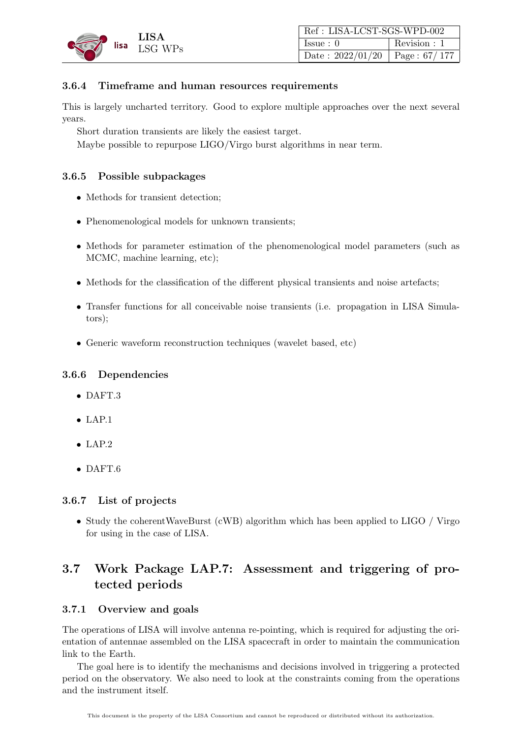### 3.6.4 Timeframe and human resources requirements

This is largely uncharted territory. Good to explore multiple approaches over the next several years.

Short duration transients are likely the easiest target.

Maybe possible to repurpose LIGO/Virgo burst algorithms in near term.

### 3.6.5 Possible subpackages

- Methods for transient detection;
- Phenomenological models for unknown transients;
- Methods for parameter estimation of the phenomenological model parameters (such as MCMC, machine learning, etc);
- Methods for the classification of the different physical transients and noise artefacts;
- Transfer functions for all conceivable noise transients (i.e. propagation in LISA Simulators);
- Generic waveform reconstruction techniques (wavelet based, etc)

### 3.6.6 Dependencies

- DAFT.3
- LAP.1
- LAP.2
- DAFT.6

### 3.6.7 List of projects

- Study the coherentWaveBurst (cWB) algorithm which has been applied to LIGO / Virgo for using in the case of LISA.

## 3.7 Work Package LAP.7: Assessment and triggering of protected periods

### 3.7.1 Overview and goals

The operations of LISA will involve antenna re-pointing, which is required for adjusting the orientation of antennae assembled on the LISA spacecraft in order to maintain the communication link to the Earth.

The goal here is to identify the mechanisms and decisions involved in triggering a protected period on the observatory. We also need to look at the constraints coming from the operations and the instrument itself.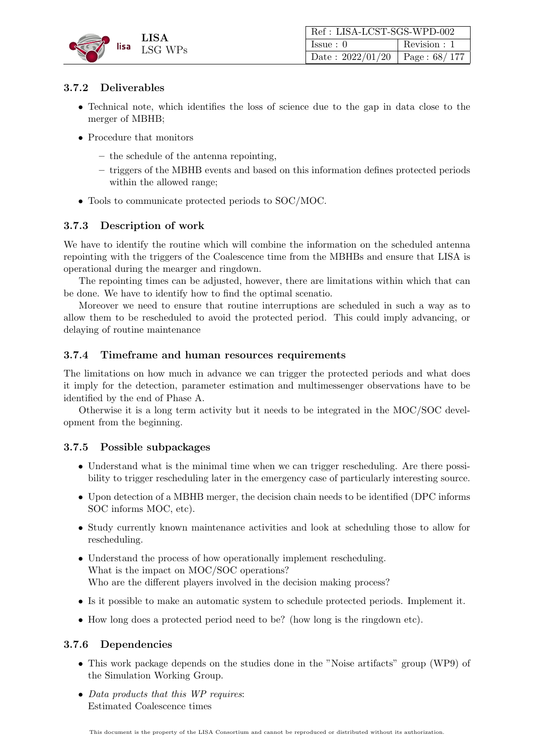### 3.7.2 Deliverables

- Technical note, which identifies the loss of science due to the gap in data close to the merger of MBHB;
- Procedure that monitors
  - the schedule of the antenna repointing,
  - triggers of the MBHB events and based on this information defines protected periods within the allowed range;
- Tools to communicate protected periods to SOC/MOC.

### 3.7.3 Description of work

We have to identify the routine which will combine the information on the scheduled antenna repointing with the triggers of the Coalescence time from the MBHBs and ensure that LISA is operational during the mearger and ringdown.

The repointing times can be adjusted, however, there are limitations within which that can be done. We have to identify how to find the optimal scenatio.

Moreover we need to ensure that routine interruptions are scheduled in such a way as to allow them to be rescheduled to avoid the protected period. This could imply advancing, or delaying of routine maintenance

### 3.7.4 Timeframe and human resources requirements

The limitations on how much in advance we can trigger the protected periods and what does it imply for the detection, parameter estimation and multimessenger observations have to be identified by the end of Phase A.

Otherwise it is a long term activity but it needs to be integrated in the MOC/SOC development from the beginning.

### 3.7.5 Possible subpackages

- Understand what is the minimal time when we can trigger rescheduling. Are there possibility to trigger rescheduling later in the emergency case of particularly interesting source.
- Upon detection of a MBHB merger, the decision chain needs to be identified (DPC informs SOC informs MOC, etc).
- Study currently known maintenance activities and look at scheduling those to allow for rescheduling.
- Understand the process of how operationally implement rescheduling.
  What is the impact on MOC/SOC operations?
  Who are the different players involved in the decision making process?
- Is it possible to make an automatic system to schedule protected periods. Implement it.
- How long does a protected period need to be? (how long is the ringdown etc).

### 3.7.6 Dependencies

- This work package depends on the studies done in the "Noise artifacts" group (WP9) of the Simulation Working Group.
- *Data products that this WP requires*:
  Estimated Coalescence times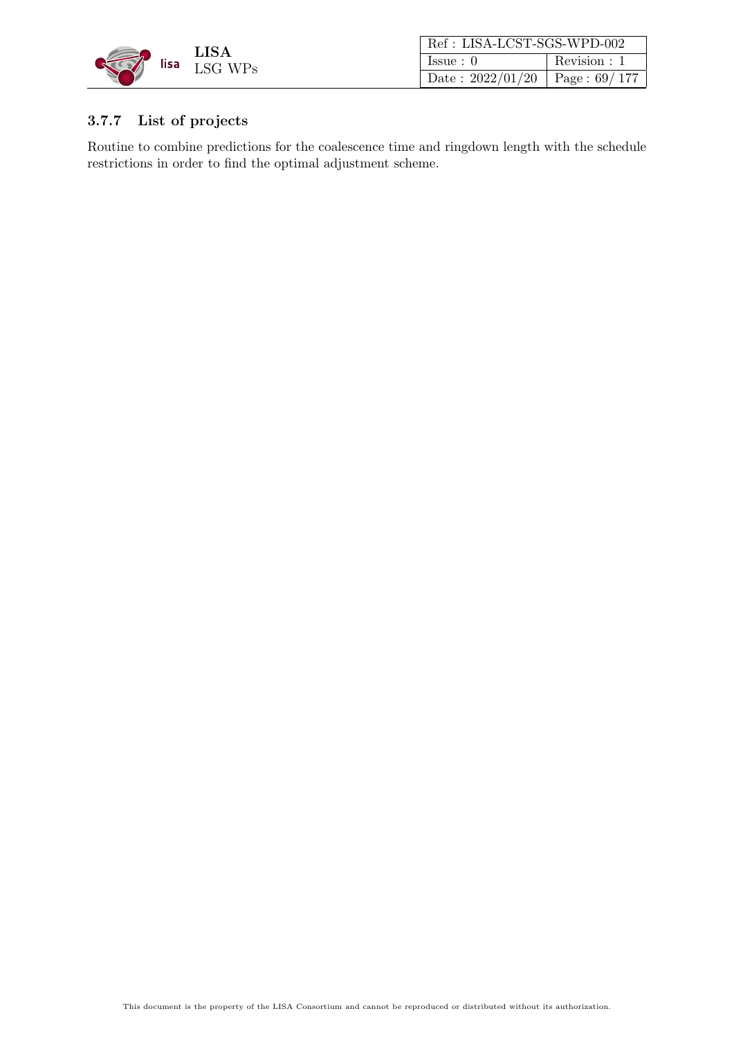### 3.7.7 List of projects

Routine to combine predictions for the coalescence time and ringdown length with the schedule restrictions in order to find the optimal adjustment scheme.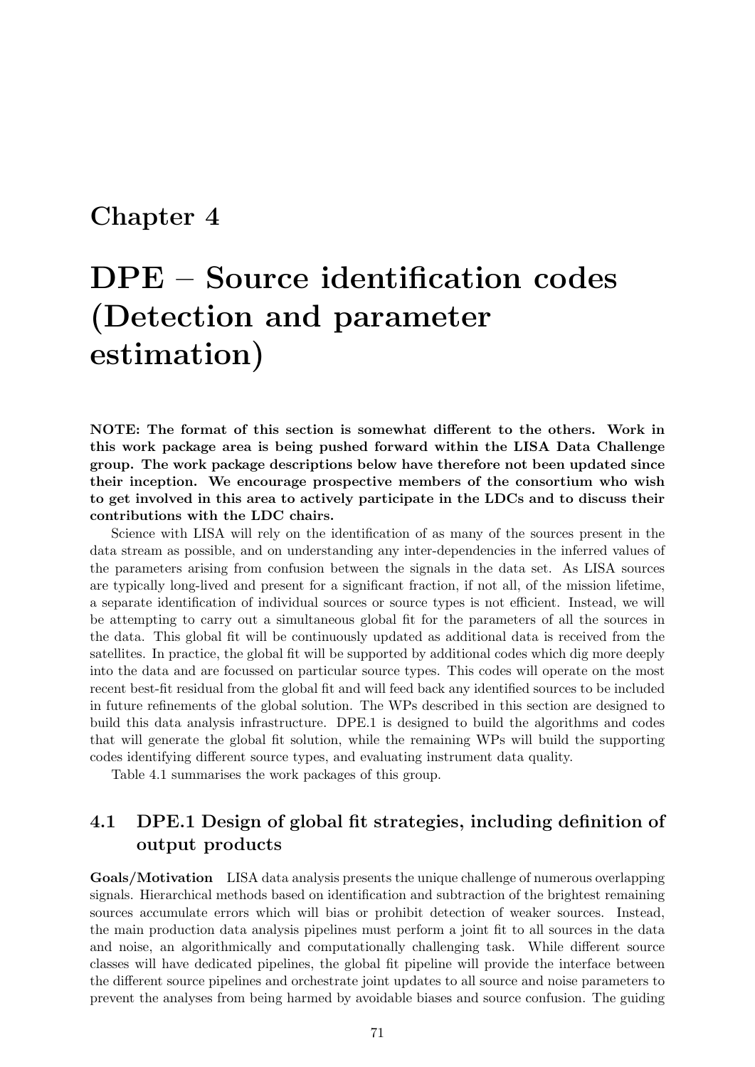# Chapter 4

# DPE – Source identification codes (Detection and parameter estimation)

**NOTE: The format of this section is somewhat different to the others. Work in this work package area is being pushed forward within the LISA Data Challenge group. The work package descriptions below have therefore not been updated since their inception. We encourage prospective members of the consortium who wish to get involved in this area to actively participate in the LDCs and to discuss their contributions with the LDC chairs.**

Science with LISA will rely on the identification of as many of the sources present in the data stream as possible, and on understanding any inter-dependencies in the inferred values of the parameters arising from confusion between the signals in the data set. As LISA sources are typically long-lived and present for a significant fraction, if not all, of the mission lifetime, a separate identification of individual sources or source types is not efficient. Instead, we will be attempting to carry out a simultaneous global fit for the parameters of all the sources in the data. This global fit will be continuously updated as additional data is received from the satellites. In practice, the global fit will be supported by additional codes which dig more deeply into the data and are focussed on particular source types. This codes will operate on the most recent best-fit residual from the global fit and will feed back any identified sources to be included in future refinements of the global solution. The WPs described in this section are designed to build this data analysis infrastructure. DPE.1 is designed to build the algorithms and codes that will generate the global fit solution, while the remaining WPs will build the supporting codes identifying different source types, and evaluating instrument data quality.

Table 4.1 summarises the work packages of this group.

## 4.1 DPE.1 Design of global fit strategies, including definition of output products

**Goals/Motivation** LISA data analysis presents the unique challenge of numerous overlapping signals. Hierarchical methods based on identification and subtraction of the brightest remaining sources accumulate errors which will bias or prohibit detection of weaker sources. Instead, the main production data analysis pipelines must perform a joint fit to all sources in the data and noise, an algorithmically and computationally challenging task. While different source classes will have dedicated pipelines, the global fit pipeline will provide the interface between the different source pipelines and orchestrate joint updates to all source and noise parameters to prevent the analyses from being harmed by avoidable biases and source confusion. The guiding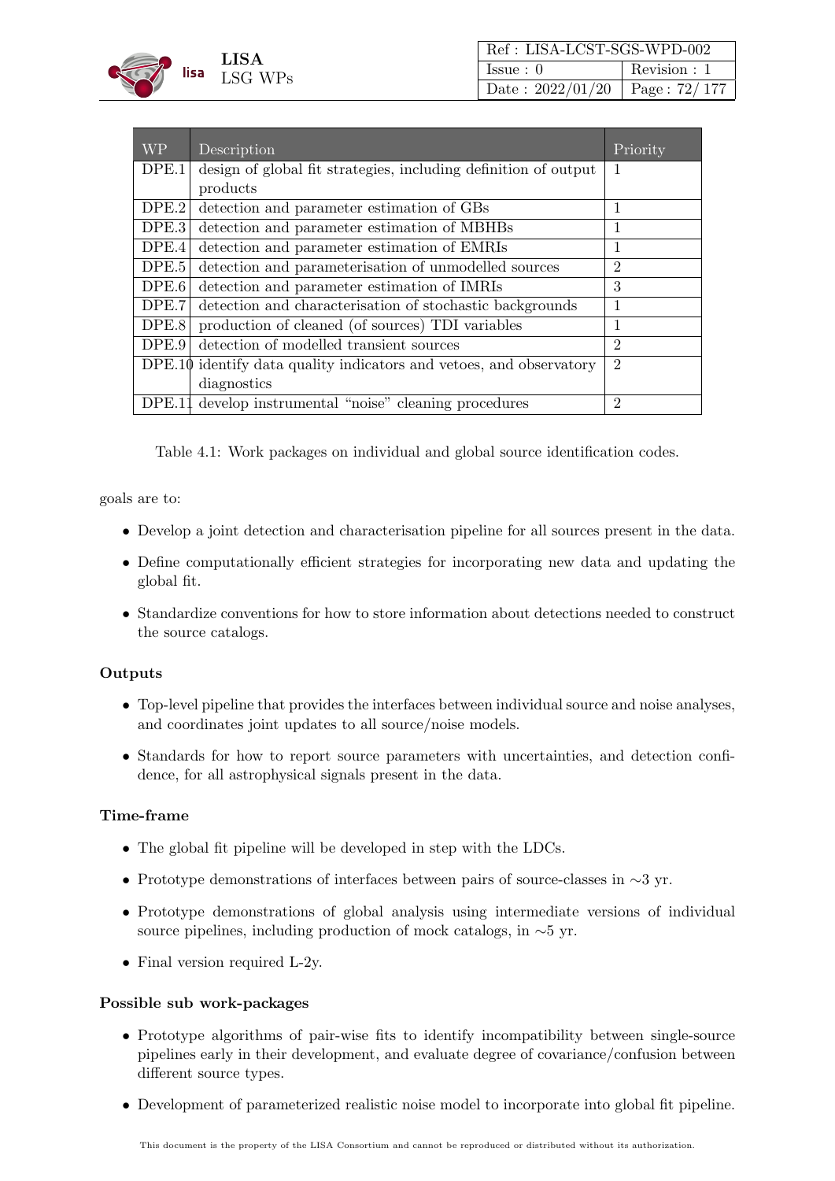| WP | Description | Priority |
|---|---|---|
| DPE.1 | design of global fit strategies, including definition of output products | 1 |
| DPE.2 | detection and parameter estimation of GBs | 1 |
| DPE.3 | detection and parameter estimation of MBHBs | 1 |
| DPE.4 | detection and parameter estimation of EMRIs | 1 |
| DPE.5 | detection and parameterisation of unmodelled sources | 2 |
| DPE.6 | detection and parameter estimation of IMRIs | 3 |
| DPE.7 | detection and characterisation of stochastic backgrounds | 1 |
| DPE.8 | production of cleaned (of sources) TDI variables | 1 |
| DPE.9 | detection of modelled transient sources | 2 |
| DPE.10 | identify data quality indicators and vetoes, and observatory diagnostics | 2 |
| DPE.11 | develop instrumental "noise" cleaning procedures | 2 |

Table 4.1: Work packages on individual and global source identification codes.

goals are to:

- Develop a joint detection and characterisation pipeline for all sources present in the data.
- Define computationally efficient strategies for incorporating new data and updating the global fit.
- Standardize conventions for how to store information about detections needed to construct the source catalogs.

**Outputs**

- Top-level pipeline that provides the interfaces between individual source and noise analyses, and coordinates joint updates to all source/noise models.
- Standards for how to report source parameters with uncertainties, and detection confidence, for all astrophysical signals present in the data.

**Time-frame**

- The global fit pipeline will be developed in step with the LDCs.
- Prototype demonstrations of interfaces between pairs of source-classes in $\sim$3 yr.
- Prototype demonstrations of global analysis using intermediate versions of individual source pipelines, including production of mock catalogs, in $\sim$5 yr.
- Final version required L-2y.

**Possible sub work-packages**

- Prototype algorithms of pair-wise fits to identify incompatibility between single-source pipelines early in their development, and evaluate degree of covariance/confusion between different source types.
- Development of parameterized realistic noise model to incorporate into global fit pipeline.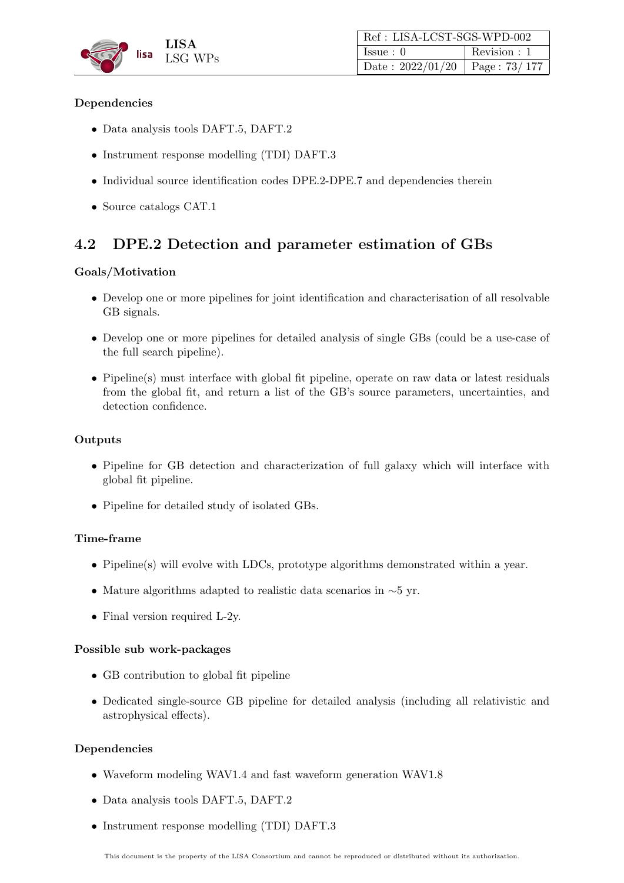#### Dependencies

- Data analysis tools DAFT.5, DAFT.2
- Instrument response modelling (TDI) DAFT.3
- Individual source identification codes DPE.2-DPE.7 and dependencies therein
- Source catalogs CAT.1

## 4.2 DPE.2 Detection and parameter estimation of GBs

#### Goals/Motivation

- Develop one or more pipelines for joint identification and characterisation of all resolvable GB signals.
- Develop one or more pipelines for detailed analysis of single GBs (could be a use-case of the full search pipeline).
- Pipeline(s) must interface with global fit pipeline, operate on raw data or latest residuals from the global fit, and return a list of the GB's source parameters, uncertainties, and detection confidence.

#### Outputs

- Pipeline for GB detection and characterization of full galaxy which will interface with global fit pipeline.
- Pipeline for detailed study of isolated GBs.

#### Time-frame

- Pipeline(s) will evolve with LDCs, prototype algorithms demonstrated within a year.
- Mature algorithms adapted to realistic data scenarios in $\sim$5 yr.
- Final version required L-2y.

#### Possible sub work-packages

- GB contribution to global fit pipeline
- Dedicated single-source GB pipeline for detailed analysis (including all relativistic and astrophysical effects).

#### Dependencies

- Waveform modeling WAV1.4 and fast waveform generation WAV1.8
- Data analysis tools DAFT.5, DAFT.2
- Instrument response modelling (TDI) DAFT.3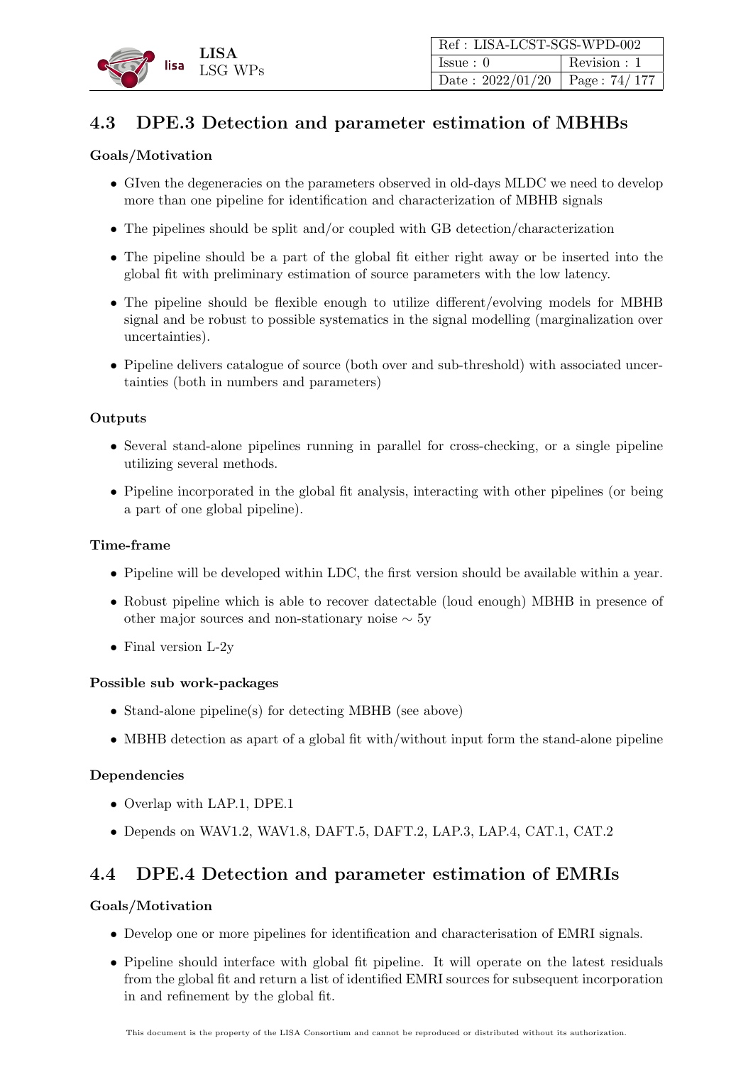## 4.3 DPE.3 Detection and parameter estimation of MBHBs

**Goals/Motivation**

- GIven the degeneracies on the parameters observed in old-days MLDC we need to develop more than one pipeline for identification and characterization of MBHB signals
- The pipelines should be split and/or coupled with GB detection/characterization
- The pipeline should be a part of the global fit either right away or be inserted into the global fit with preliminary estimation of source parameters with the low latency.
- The pipeline should be flexible enough to utilize different/evolving models for MBHB signal and be robust to possible systematics in the signal modelling (marginalization over uncertainties).
- Pipeline delivers catalogue of source (both over and sub-threshold) with associated uncertainties (both in numbers and parameters)

**Outputs**

- Several stand-alone pipelines running in parallel for cross-checking, or a single pipeline utilizing several methods.
- Pipeline incorporated in the global fit analysis, interacting with other pipelines (or being a part of one global pipeline).

**Time-frame**

- Pipeline will be developed within LDC, the first version should be available within a year.
- Robust pipeline which is able to recover datectable (loud enough) MBHB in presence of other major sources and non-stationary noise $\sim$ 5y
- Final version L-2y

**Possible sub work-packages**

- Stand-alone pipeline(s) for detecting MBHB (see above)
- MBHB detection as apart of a global fit with/without input form the stand-alone pipeline

**Dependencies**

- Overlap with LAP.1, DPE.1
- Depends on WAV1.2, WAV1.8, DAFT.5, DAFT.2, LAP.3, LAP.4, CAT.1, CAT.2

## 4.4 DPE.4 Detection and parameter estimation of EMRIs

**Goals/Motivation**

- Develop one or more pipelines for identification and characterisation of EMRI signals.
- Pipeline should interface with global fit pipeline. It will operate on the latest residuals from the global fit and return a list of identified EMRI sources for subsequent incorporation in and refinement by the global fit.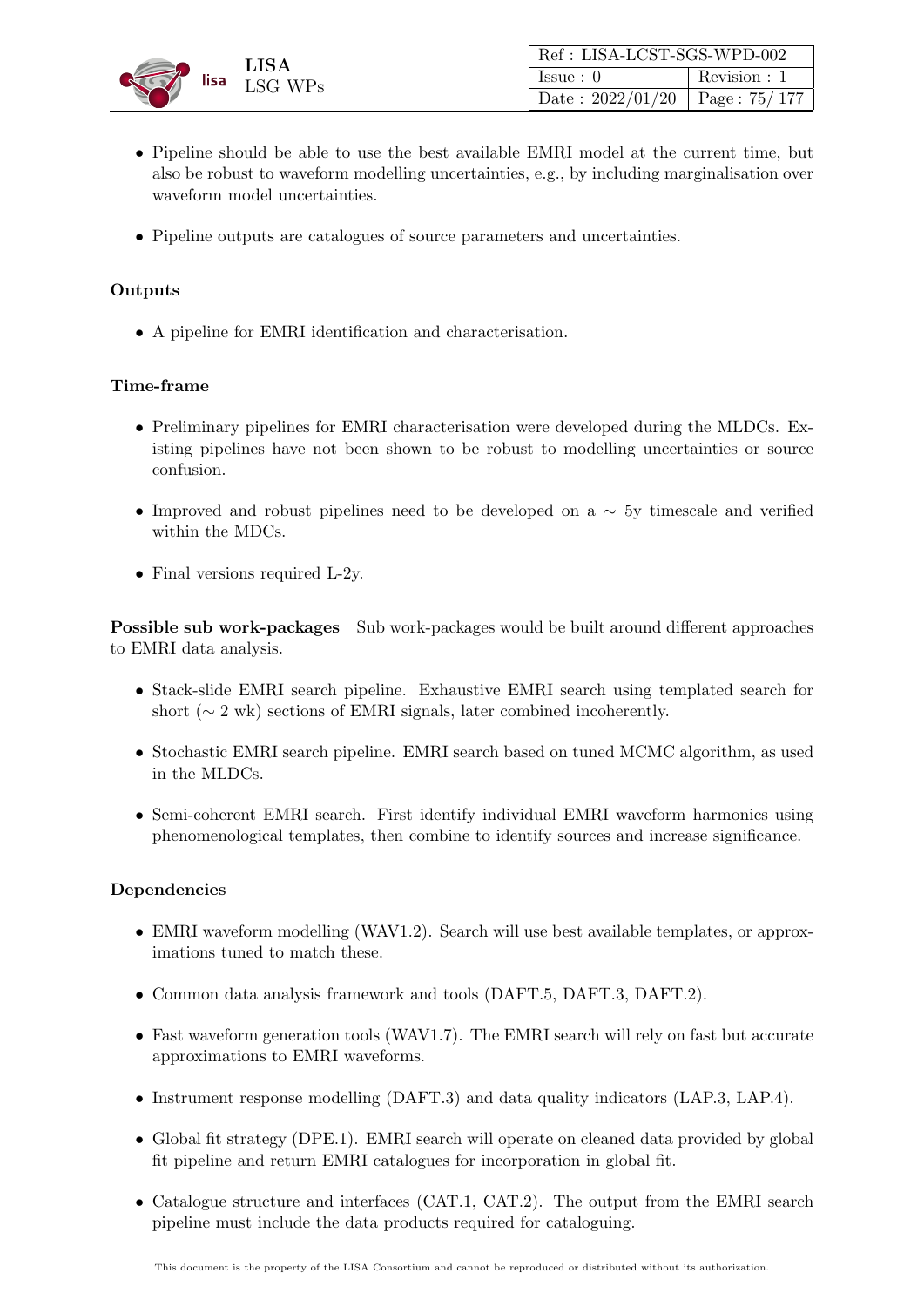- Pipeline should be able to use the best available EMRI model at the current time, but also be robust to waveform modelling uncertainties, e.g., by including marginalisation over waveform model uncertainties.

- Pipeline outputs are catalogues of source parameters and uncertainties.

**Outputs**

- A pipeline for EMRI identification and characterisation.

**Time-frame**

- Preliminary pipelines for EMRI characterisation were developed during the MLDCs. Existing pipelines have not been shown to be robust to modelling uncertainties or source confusion.

- Improved and robust pipelines need to be developed on a $\sim$ 5y timescale and verified within the MDCs.

- Final versions required L-2y.

**Possible sub work-packages** Sub work-packages would be built around different approaches to EMRI data analysis.

- Stack-slide EMRI search pipeline. Exhaustive EMRI search using templated search for short ($\sim$ 2 wk) sections of EMRI signals, later combined incoherently.

- Stochastic EMRI search pipeline. EMRI search based on tuned MCMC algorithm, as used in the MLDCs.

- Semi-coherent EMRI search. First identify individual EMRI waveform harmonics using phenomenological templates, then combine to identify sources and increase significance.

**Dependencies**

- EMRI waveform modelling (WAV1.2). Search will use best available templates, or approximations tuned to match these.

- Common data analysis framework and tools (DAFT.5, DAFT.3, DAFT.2).

- Fast waveform generation tools (WAV1.7). The EMRI search will rely on fast but accurate approximations to EMRI waveforms.

- Instrument response modelling (DAFT.3) and data quality indicators (LAP.3, LAP.4).

- Global fit strategy (DPE.1). EMRI search will operate on cleaned data provided by global fit pipeline and return EMRI catalogues for incorporation in global fit.

- Catalogue structure and interfaces (CAT.1, CAT.2). The output from the EMRI search pipeline must include the data products required for cataloguing.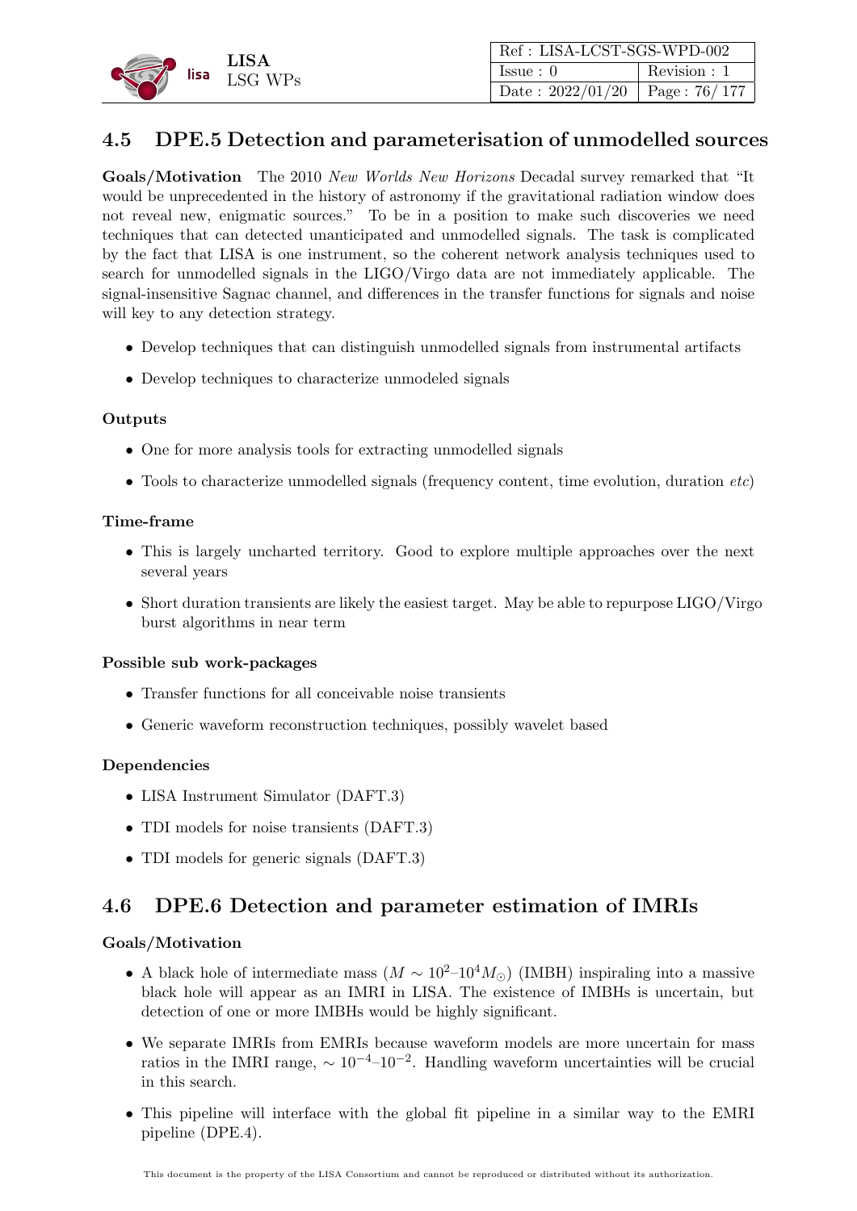## 4.5 DPE.5 Detection and parameterisation of unmodelled sources

**Goals/Motivation** The 2010 *New Worlds New Horizons* Decadal survey remarked that "It would be unprecedented in the history of astronomy if the gravitational radiation window does not reveal new, enigmatic sources." To be in a position to make such discoveries we need techniques that can detected unanticipated and unmodelled signals. The task is complicated by the fact that LISA is one instrument, so the coherent network analysis techniques used to search for unmodelled signals in the LIGO/Virgo data are not immediately applicable. The signal-insensitive Sagnac channel, and differences in the transfer functions for signals and noise will key to any detection strategy.

- Develop techniques that can distinguish unmodelled signals from instrumental artifacts
- Develop techniques to characterize unmodeled signals

**Outputs**

- One for more analysis tools for extracting unmodelled signals
- Tools to characterize unmodelled signals (frequency content, time evolution, duration *etc*)

**Time-frame**

- This is largely uncharted territory. Good to explore multiple approaches over the next several years
- Short duration transients are likely the easiest target. May be able to repurpose LIGO/Virgo burst algorithms in near term

**Possible sub work-packages**

- Transfer functions for all conceivable noise transients
- Generic waveform reconstruction techniques, possibly wavelet based

**Dependencies**

- LISA Instrument Simulator (DAFT.3)
- TDI models for noise transients (DAFT.3)
- TDI models for generic signals (DAFT.3)

## 4.6 DPE.6 Detection and parameter estimation of IMRIs

**Goals/Motivation**

- A black hole of intermediate mass ($M \sim 10^2$–$10^4 M_\odot$) (IMBH) inspiraling into a massive black hole will appear as an IMRI in LISA. The existence of IMBHs is uncertain, but detection of one or more IMBHs would be highly significant.
- We separate IMRIs from EMRIs because waveform models are more uncertain for mass ratios in the IMRI range, $\sim 10^{-4}$–$10^{-2}$. Handling waveform uncertainties will be crucial in this search.
- This pipeline will interface with the global fit pipeline in a similar way to the EMRI pipeline (DPE.4).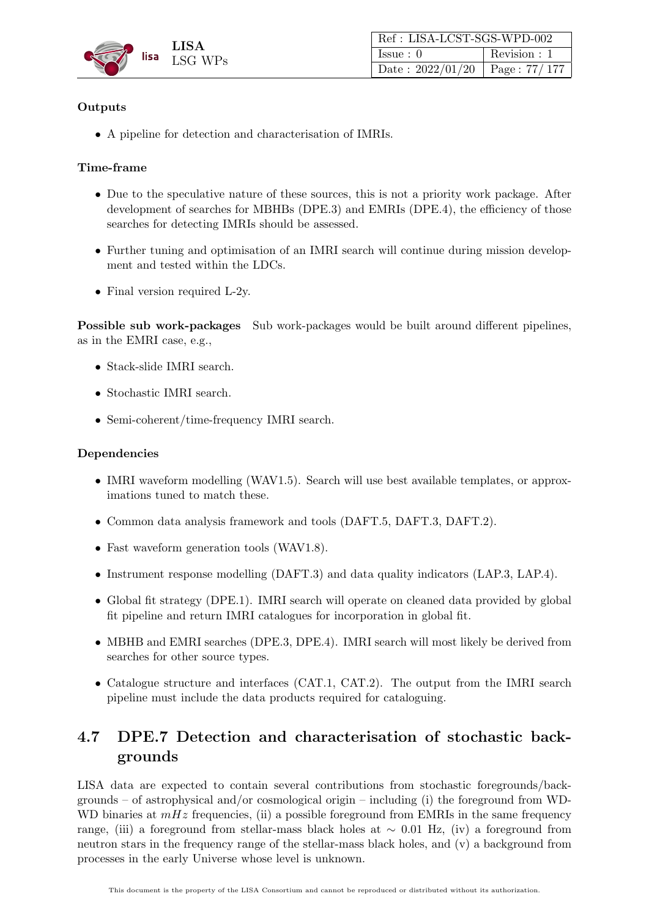**Outputs**

- A pipeline for detection and characterisation of IMRIs.

**Time-frame**

- Due to the speculative nature of these sources, this is not a priority work package. After development of searches for MBHBs (DPE.3) and EMRIs (DPE.4), the efficiency of those searches for detecting IMRIs should be assessed.
- Further tuning and optimisation of an IMRI search will continue during mission development and tested within the LDCs.
- Final version required L-2y.

**Possible sub work-packages** Sub work-packages would be built around different pipelines, as in the EMRI case, e.g.,

- Stack-slide IMRI search.
- Stochastic IMRI search.
- Semi-coherent/time-frequency IMRI search.

**Dependencies**

- IMRI waveform modelling (WAV1.5). Search will use best available templates, or approximations tuned to match these.
- Common data analysis framework and tools (DAFT.5, DAFT.3, DAFT.2).
- Fast waveform generation tools (WAV1.8).
- Instrument response modelling (DAFT.3) and data quality indicators (LAP.3, LAP.4).
- Global fit strategy (DPE.1). IMRI search will operate on cleaned data provided by global fit pipeline and return IMRI catalogues for incorporation in global fit.
- MBHB and EMRI searches (DPE.3, DPE.4). IMRI search will most likely be derived from searches for other source types.
- Catalogue structure and interfaces (CAT.1, CAT.2). The output from the IMRI search pipeline must include the data products required for cataloguing.

## 4.7 DPE.7 Detection and characterisation of stochastic backgrounds

LISA data are expected to contain several contributions from stochastic foregrounds/backgrounds – of astrophysical and/or cosmological origin – including (i) the foreground from WD-WD binaries at $mHz$ frequencies, (ii) a possible foreground from EMRIs in the same frequency range, (iii) a foreground from stellar-mass black holes at $\sim$ 0.01 Hz, (iv) a foreground from neutron stars in the frequency range of the stellar-mass black holes, and (v) a background from processes in the early Universe whose level is unknown.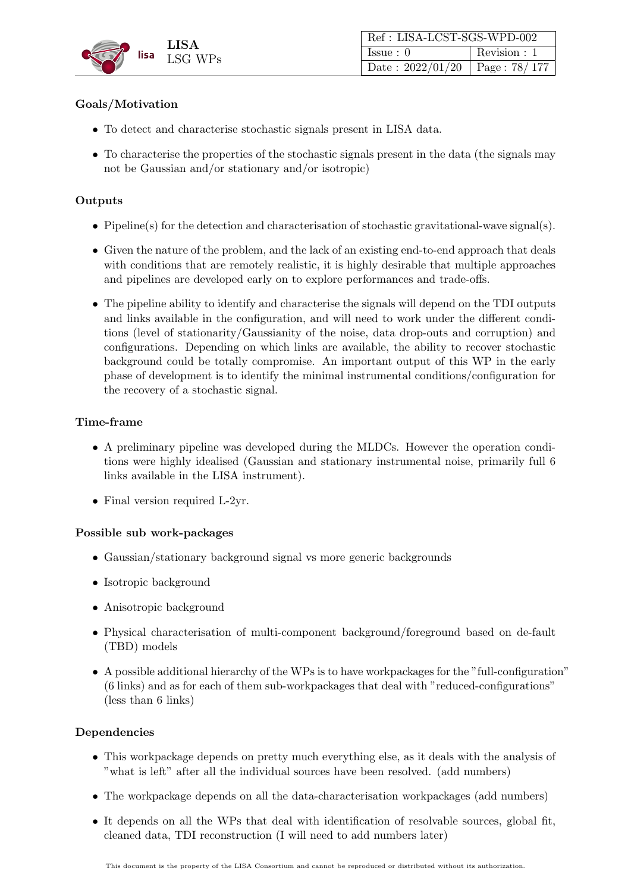**Goals/Motivation**

- To detect and characterise stochastic signals present in LISA data.
- To characterise the properties of the stochastic signals present in the data (the signals may not be Gaussian and/or stationary and/or isotropic)

**Outputs**

- Pipeline(s) for the detection and characterisation of stochastic gravitational-wave signal(s).
- Given the nature of the problem, and the lack of an existing end-to-end approach that deals with conditions that are remotely realistic, it is highly desirable that multiple approaches and pipelines are developed early on to explore performances and trade-offs.
- The pipeline ability to identify and characterise the signals will depend on the TDI outputs and links available in the configuration, and will need to work under the different conditions (level of stationarity/Gaussianity of the noise, data drop-outs and corruption) and configurations. Depending on which links are available, the ability to recover stochastic background could be totally compromise. An important output of this WP in the early phase of development is to identify the minimal instrumental conditions/configuration for the recovery of a stochastic signal.

**Time-frame**

- A preliminary pipeline was developed during the MLDCs. However the operation conditions were highly idealised (Gaussian and stationary instrumental noise, primarily full 6 links available in the LISA instrument).
- Final version required L-2yr.

**Possible sub work-packages**

- Gaussian/stationary background signal vs more generic backgrounds
- Isotropic background
- Anisotropic background
- Physical characterisation of multi-component background/foreground based on de-fault (TBD) models
- A possible additional hierarchy of the WPs is to have workpackages for the "full-configuration" (6 links) and as for each of them sub-workpackages that deal with "reduced-configurations" (less than 6 links)

**Dependencies**

- This workpackage depends on pretty much everything else, as it deals with the analysis of "what is left" after all the individual sources have been resolved. (add numbers)
- The workpackage depends on all the data-characterisation workpackages (add numbers)
- It depends on all the WPs that deal with identification of resolvable sources, global fit, cleaned data, TDI reconstruction (I will need to add numbers later)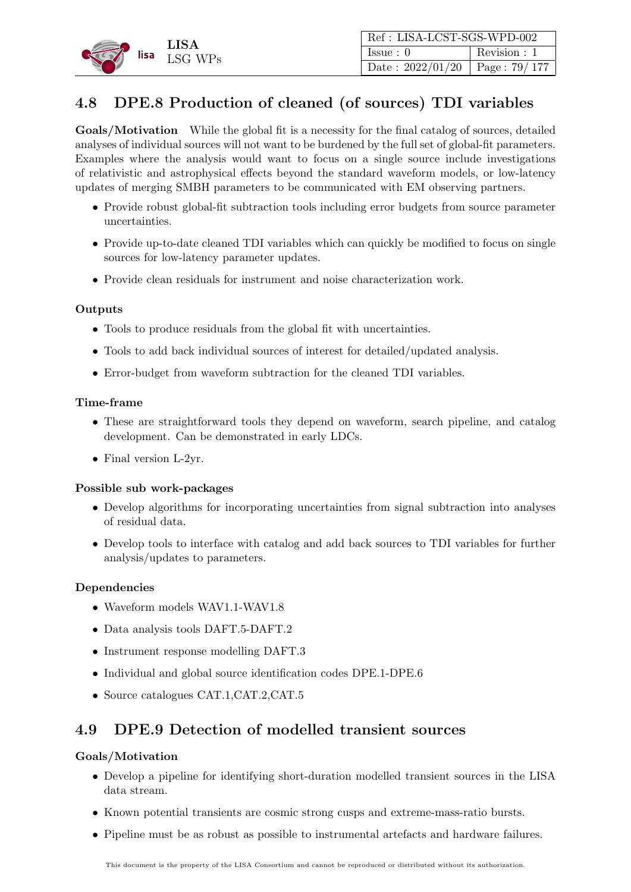## 4.8 DPE.8 Production of cleaned (of sources) TDI variables

**Goals/Motivation** While the global fit is a necessity for the final catalog of sources, detailed analyses of individual sources will not want to be burdened by the full set of global-fit parameters. Examples where the analysis would want to focus on a single source include investigations of relativistic and astrophysical effects beyond the standard waveform models, or low-latency updates of merging SMBH parameters to be communicated with EM observing partners.

- Provide robust global-fit subtraction tools including error budgets from source parameter uncertainties.
- Provide up-to-date cleaned TDI variables which can quickly be modified to focus on single sources for low-latency parameter updates.
- Provide clean residuals for instrument and noise characterization work.

**Outputs**

- Tools to produce residuals from the global fit with uncertainties.
- Tools to add back individual sources of interest for detailed/updated analysis.
- Error-budget from waveform subtraction for the cleaned TDI variables.

**Time-frame**

- These are straightforward tools they depend on waveform, search pipeline, and catalog development. Can be demonstrated in early LDCs.
- Final version L-2yr.

**Possible sub work-packages**

- Develop algorithms for incorporating uncertainties from signal subtraction into analyses of residual data.
- Develop tools to interface with catalog and add back sources to TDI variables for further analysis/updates to parameters.

**Dependencies**

- Waveform models WAV1.1-WAV1.8
- Data analysis tools DAFT.5-DAFT.2
- Instrument response modelling DAFT.3
- Individual and global source identification codes DPE.1-DPE.6
- Source catalogues CAT.1,CAT.2,CAT.5

## 4.9 DPE.9 Detection of modelled transient sources

**Goals/Motivation**

- Develop a pipeline for identifying short-duration modelled transient sources in the LISA data stream.
- Known potential transients are cosmic strong cusps and extreme-mass-ratio bursts.
- Pipeline must be as robust as possible to instrumental artefacts and hardware failures.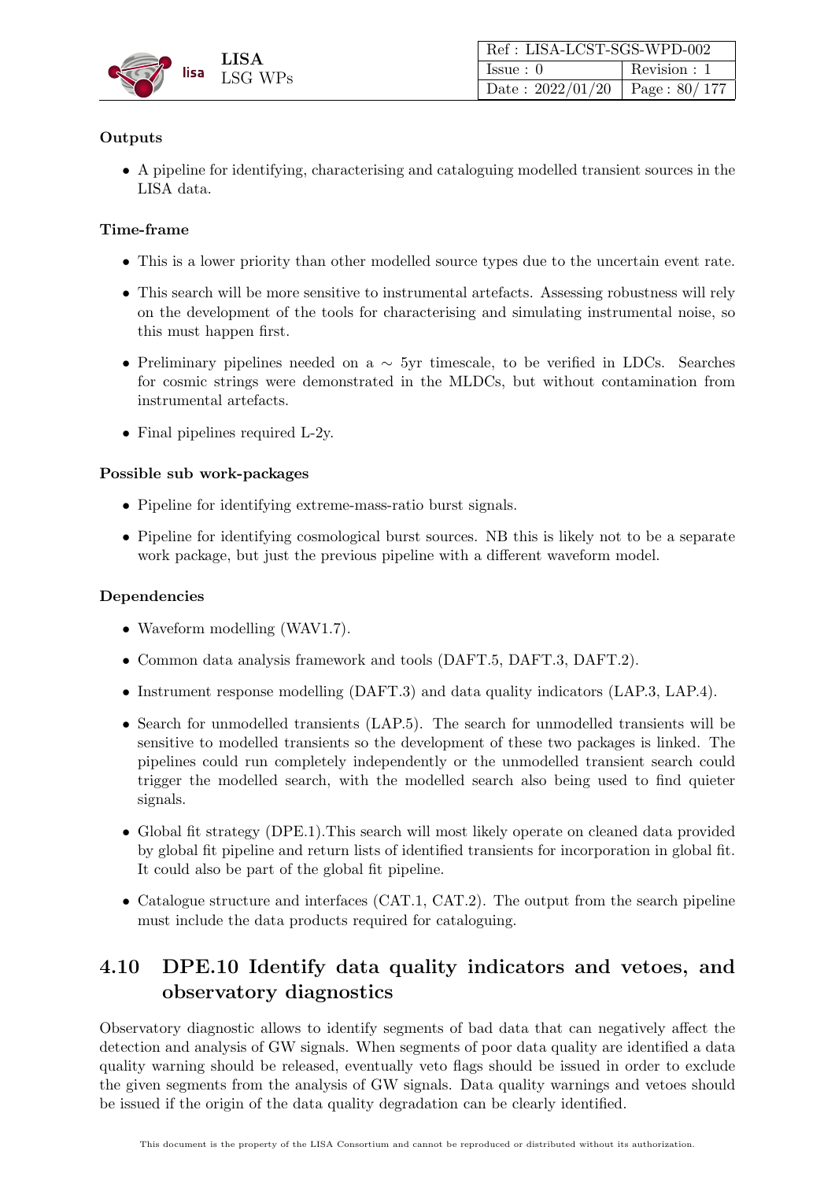**Outputs**

- A pipeline for identifying, characterising and cataloguing modelled transient sources in the LISA data.

**Time-frame**

- This is a lower priority than other modelled source types due to the uncertain event rate.
- This search will be more sensitive to instrumental artefacts. Assessing robustness will rely on the development of the tools for characterising and simulating instrumental noise, so this must happen first.
- Preliminary pipelines needed on a $\sim$ 5yr timescale, to be verified in LDCs. Searches for cosmic strings were demonstrated in the MLDCs, but without contamination from instrumental artefacts.
- Final pipelines required L-2y.

**Possible sub work-packages**

- Pipeline for identifying extreme-mass-ratio burst signals.
- Pipeline for identifying cosmological burst sources. NB this is likely not to be a separate work package, but just the previous pipeline with a different waveform model.

**Dependencies**

- Waveform modelling (WAV1.7).
- Common data analysis framework and tools (DAFT.5, DAFT.3, DAFT.2).
- Instrument response modelling (DAFT.3) and data quality indicators (LAP.3, LAP.4).
- Search for unmodelled transients (LAP.5). The search for unmodelled transients will be sensitive to modelled transients so the development of these two packages is linked. The pipelines could run completely independently or the unmodelled transient search could trigger the modelled search, with the modelled search also being used to find quieter signals.
- Global fit strategy (DPE.1).This search will most likely operate on cleaned data provided by global fit pipeline and return lists of identified transients for incorporation in global fit. It could also be part of the global fit pipeline.
- Catalogue structure and interfaces (CAT.1, CAT.2). The output from the search pipeline must include the data products required for cataloguing.

## 4.10 DPE.10 Identify data quality indicators and vetoes, and observatory diagnostics

Observatory diagnostic allows to identify segments of bad data that can negatively affect the detection and analysis of GW signals. When segments of poor data quality are identified a data quality warning should be released, eventually veto flags should be issued in order to exclude the given segments from the analysis of GW signals. Data quality warnings and vetoes should be issued if the origin of the data quality degradation can be clearly identified.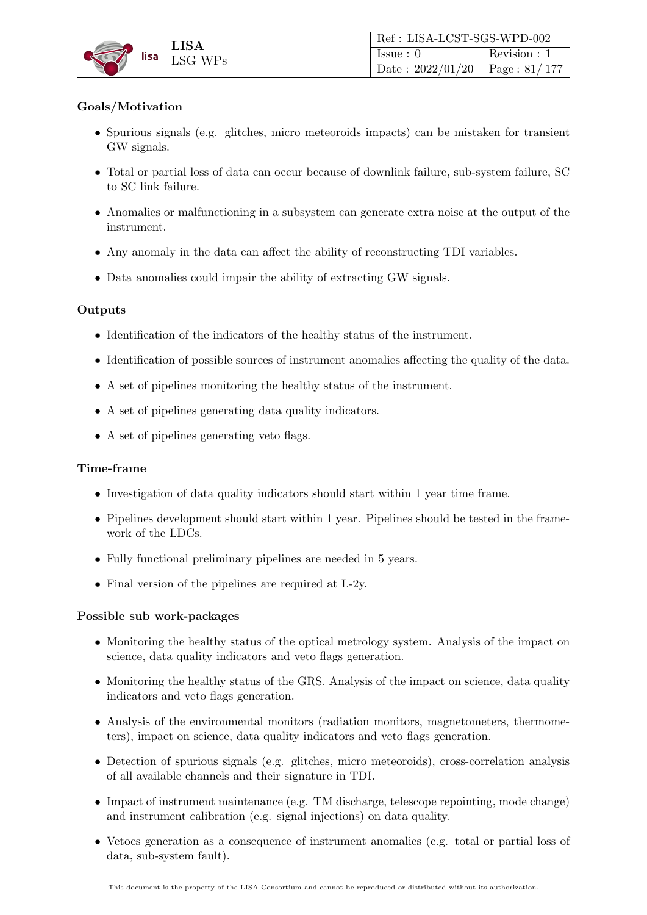**Goals/Motivation**

- Spurious signals (e.g. glitches, micro meteoroids impacts) can be mistaken for transient GW signals.
- Total or partial loss of data can occur because of downlink failure, sub-system failure, SC to SC link failure.
- Anomalies or malfunctioning in a subsystem can generate extra noise at the output of the instrument.
- Any anomaly in the data can affect the ability of reconstructing TDI variables.
- Data anomalies could impair the ability of extracting GW signals.

**Outputs**

- Identification of the indicators of the healthy status of the instrument.
- Identification of possible sources of instrument anomalies affecting the quality of the data.
- A set of pipelines monitoring the healthy status of the instrument.
- A set of pipelines generating data quality indicators.
- A set of pipelines generating veto flags.

**Time-frame**

- Investigation of data quality indicators should start within 1 year time frame.
- Pipelines development should start within 1 year. Pipelines should be tested in the framework of the LDCs.
- Fully functional preliminary pipelines are needed in 5 years.
- Final version of the pipelines are required at L-2y.

**Possible sub work-packages**

- Monitoring the healthy status of the optical metrology system. Analysis of the impact on science, data quality indicators and veto flags generation.
- Monitoring the healthy status of the GRS. Analysis of the impact on science, data quality indicators and veto flags generation.
- Analysis of the environmental monitors (radiation monitors, magnetometers, thermometers), impact on science, data quality indicators and veto flags generation.
- Detection of spurious signals (e.g. glitches, micro meteoroids), cross-correlation analysis of all available channels and their signature in TDI.
- Impact of instrument maintenance (e.g. TM discharge, telescope repointing, mode change) and instrument calibration (e.g. signal injections) on data quality.
- Vetoes generation as a consequence of instrument anomalies (e.g. total or partial loss of data, sub-system fault).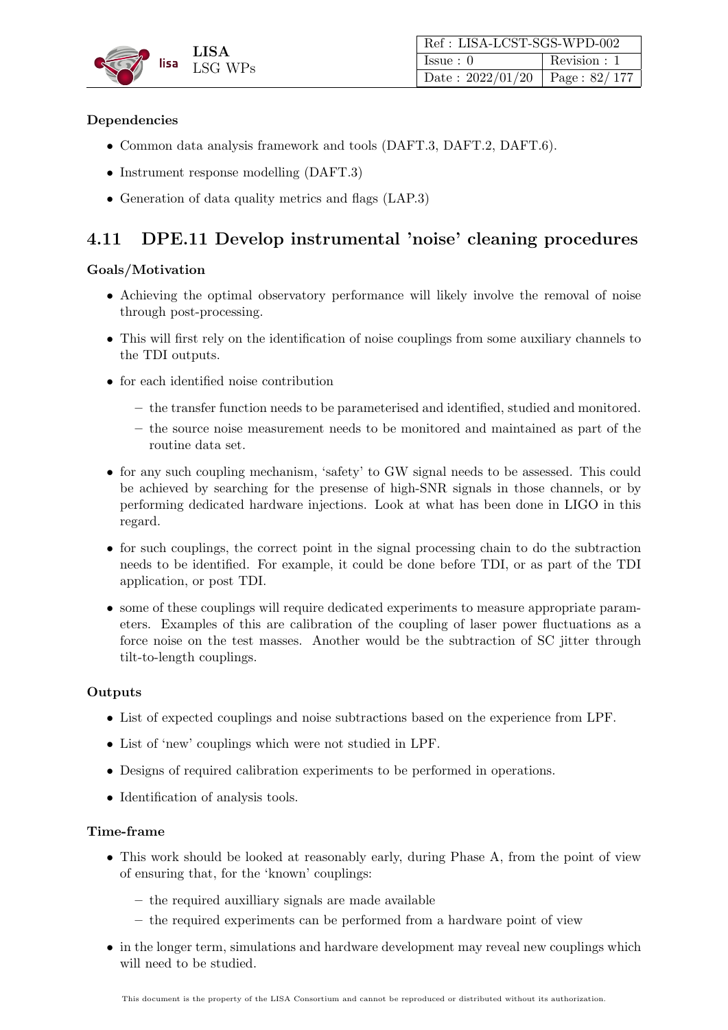**Dependencies**

- Common data analysis framework and tools (DAFT.3, DAFT.2, DAFT.6).
- Instrument response modelling (DAFT.3)
- Generation of data quality metrics and flags (LAP.3)

## 4.11 DPE.11 Develop instrumental 'noise' cleaning procedures

**Goals/Motivation**

- Achieving the optimal observatory performance will likely involve the removal of noise through post-processing.
- This will first rely on the identification of noise couplings from some auxiliary channels to the TDI outputs.
- for each identified noise contribution
  - the transfer function needs to be parameterised and identified, studied and monitored.
  - the source noise measurement needs to be monitored and maintained as part of the routine data set.
- for any such coupling mechanism, 'safety' to GW signal needs to be assessed. This could be achieved by searching for the presense of high-SNR signals in those channels, or by performing dedicated hardware injections. Look at what has been done in LIGO in this regard.
- for such couplings, the correct point in the signal processing chain to do the subtraction needs to be identified. For example, it could be done before TDI, or as part of the TDI application, or post TDI.
- some of these couplings will require dedicated experiments to measure appropriate parameters. Examples of this are calibration of the coupling of laser power fluctuations as a force noise on the test masses. Another would be the subtraction of SC jitter through tilt-to-length couplings.

**Outputs**

- List of expected couplings and noise subtractions based on the experience from LPF.
- List of 'new' couplings which were not studied in LPF.
- Designs of required calibration experiments to be performed in operations.
- Identification of analysis tools.

**Time-frame**

- This work should be looked at reasonably early, during Phase A, from the point of view of ensuring that, for the 'known' couplings:
  - the required auxilliary signals are made available
  - the required experiments can be performed from a hardware point of view
- in the longer term, simulations and hardware development may reveal new couplings which will need to be studied.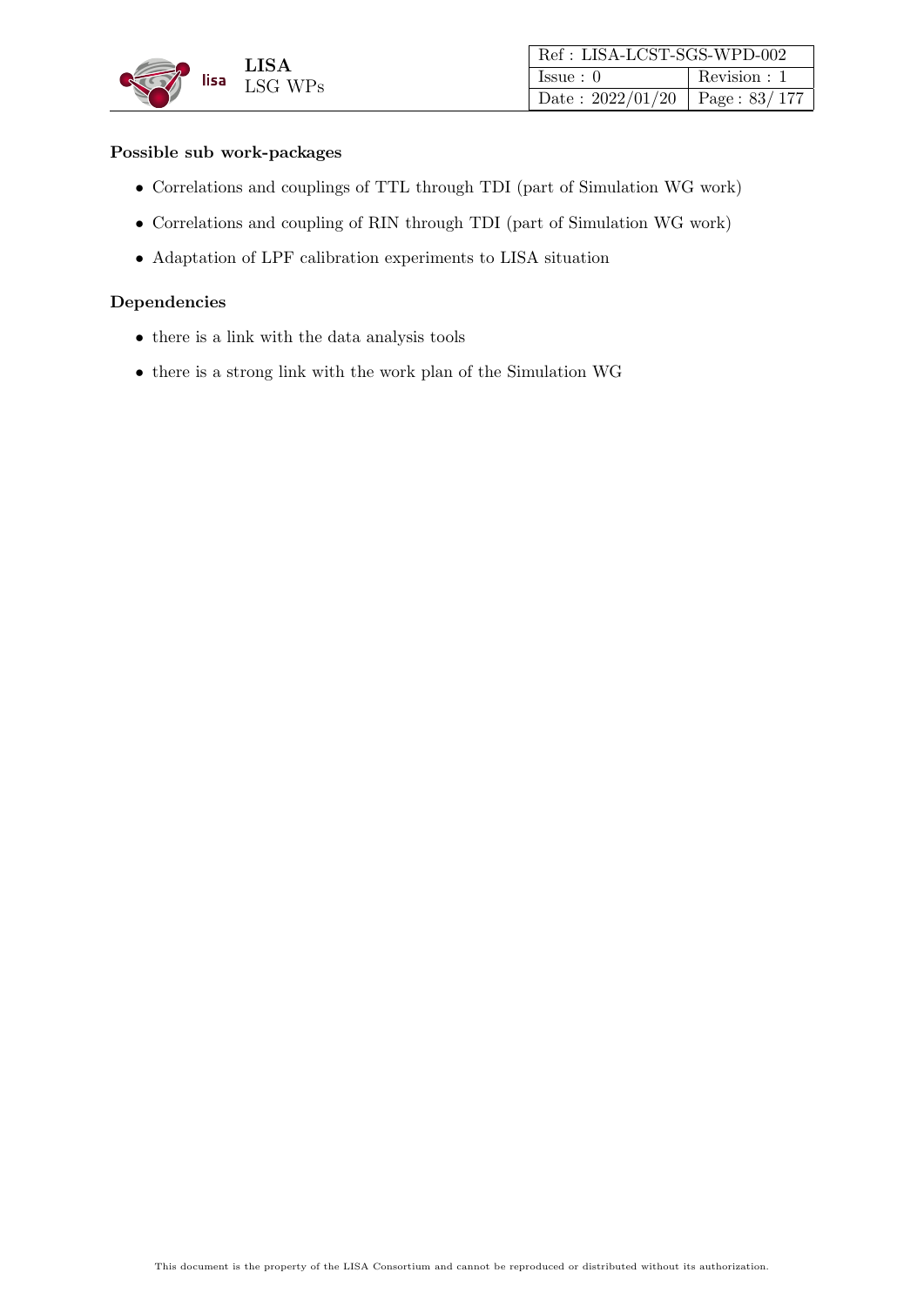**Possible sub work-packages**

- Correlations and couplings of TTL through TDI (part of Simulation WG work)
- Correlations and coupling of RIN through TDI (part of Simulation WG work)
- Adaptation of LPF calibration experiments to LISA situation

**Dependencies**

- there is a link with the data analysis tools
- there is a strong link with the work plan of the Simulation WG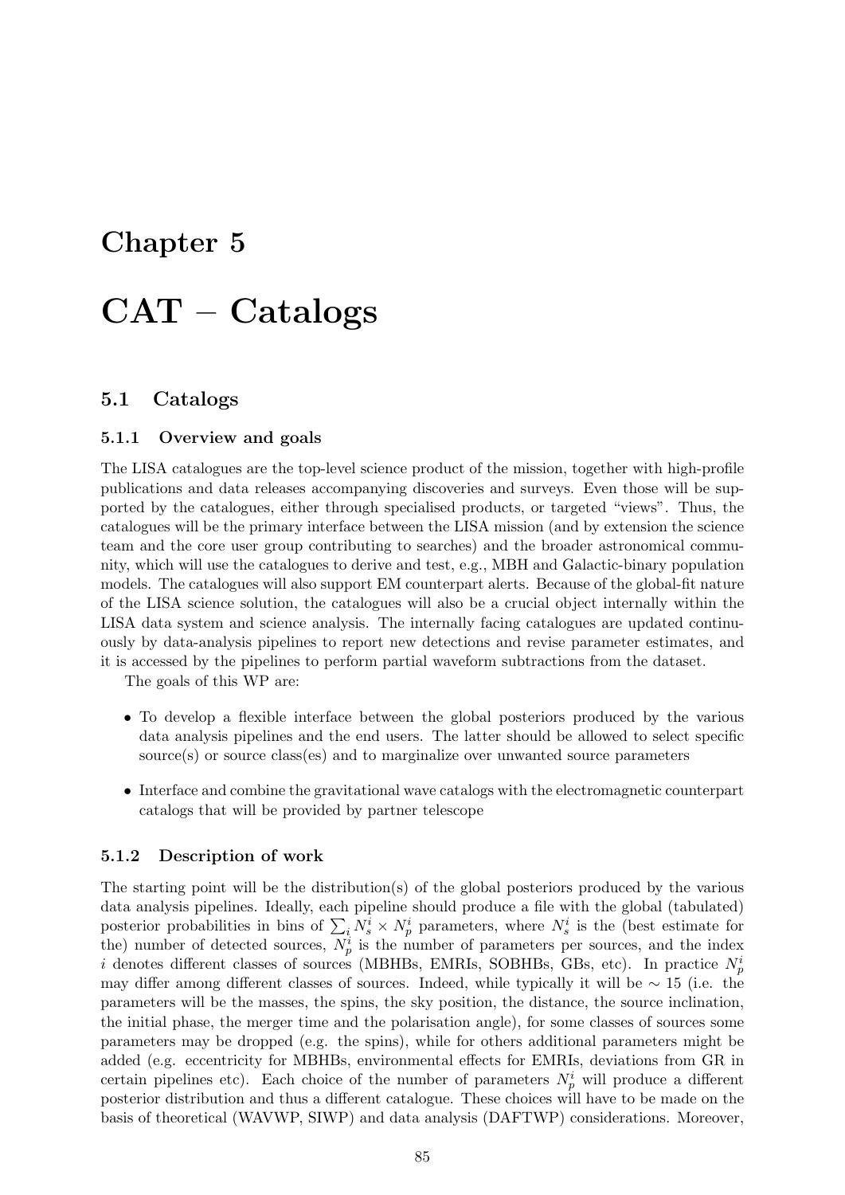# Chapter 5

# CAT – Catalogs

## 5.1 Catalogs

### 5.1.1 Overview and goals

The LISA catalogues are the top-level science product of the mission, together with high-profile publications and data releases accompanying discoveries and surveys. Even those will be supported by the catalogues, either through specialised products, or targeted "views". Thus, the catalogues will be the primary interface between the LISA mission (and by extension the science team and the core user group contributing to searches) and the broader astronomical community, which will use the catalogues to derive and test, e.g., MBH and Galactic-binary population models. The catalogues will also support EM counterpart alerts. Because of the global-fit nature of the LISA science solution, the catalogues will also be a crucial object internally within the LISA data system and science analysis. The internally facing catalogues are updated continuously by data-analysis pipelines to report new detections and revise parameter estimates, and it is accessed by the pipelines to perform partial waveform subtractions from the dataset.

The goals of this WP are:

- To develop a flexible interface between the global posteriors produced by the various data analysis pipelines and the end users. The latter should be allowed to select specific source(s) or source class(es) and to marginalize over unwanted source parameters
- Interface and combine the gravitational wave catalogs with the electromagnetic counterpart catalogs that will be provided by partner telescope

### 5.1.2 Description of work

The starting point will be the distribution(s) of the global posteriors produced by the various data analysis pipelines. Ideally, each pipeline should produce a file with the global (tabulated) posterior probabilities in bins of $\sum_i N_s^i \times N_p^i$ parameters, where $N_s^i$ is the (best estimate for the) number of detected sources, $N_p^i$ is the number of parameters per sources, and the index $i$ denotes different classes of sources (MBHBs, EMRIs, SOBHBs, GBs, etc). In practice $N_p^i$ may differ among different classes of sources. Indeed, while typically it will be $\sim 15$ (i.e. the parameters will be the masses, the spins, the sky position, the distance, the source inclination, the initial phase, the merger time and the polarisation angle), for some classes of sources some parameters may be dropped (e.g. the spins), while for others additional parameters might be added (e.g. eccentricity for MBHBs, environmental effects for EMRIs, deviations from GR in certain pipelines etc). Each choice of the number of parameters $N_p^i$ will produce a different posterior distribution and thus a different catalogue. These choices will have to be made on the basis of theoretical (WAVWP, SIWP) and data analysis (DAFTWP) considerations. Moreover,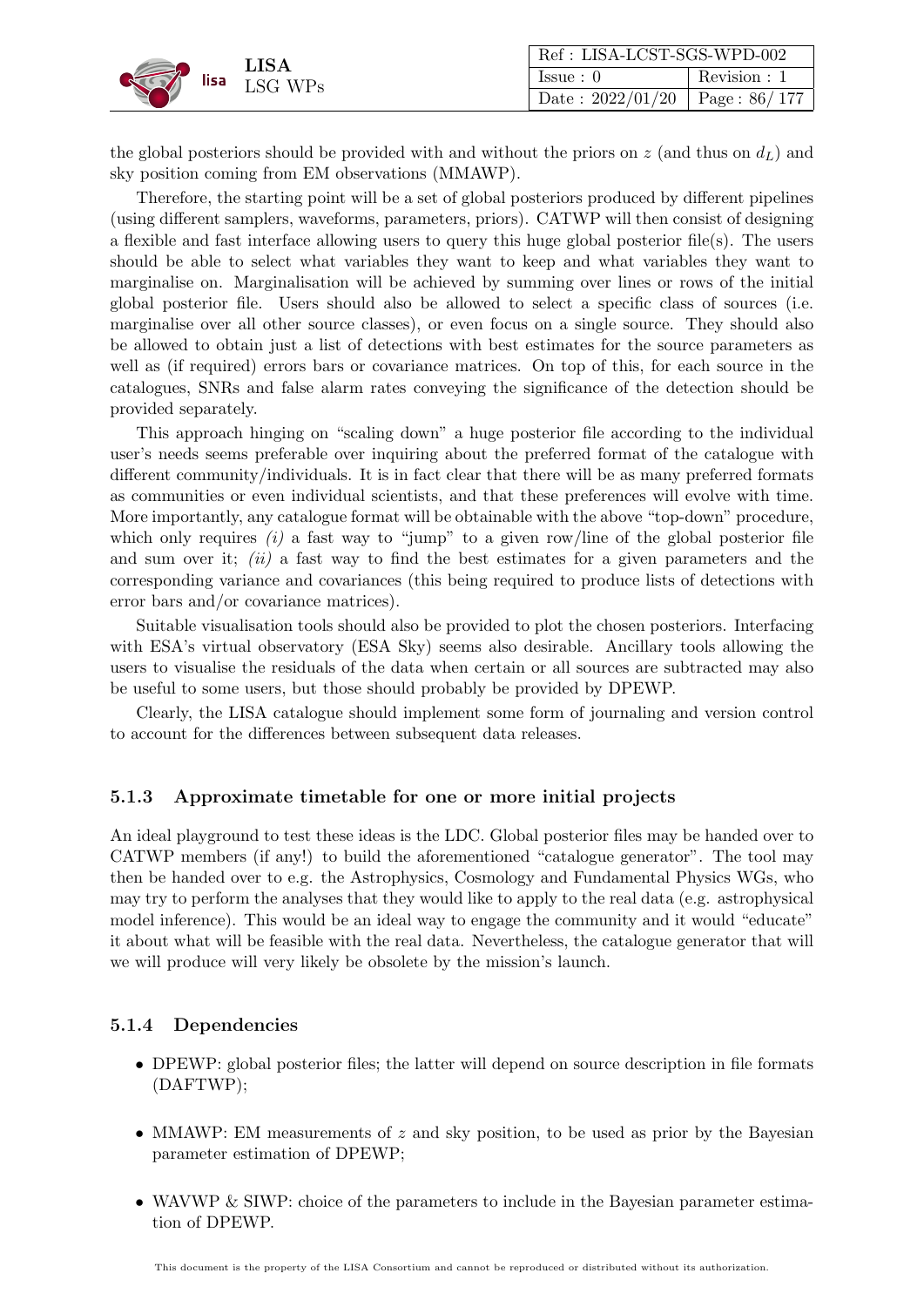the global posteriors should be provided with and without the priors on $z$ (and thus on $d_L$) and sky position coming from EM observations (MMAWP).

Therefore, the starting point will be a set of global posteriors produced by different pipelines (using different samplers, waveforms, parameters, priors). CATWP will then consist of designing a flexible and fast interface allowing users to query this huge global posterior file(s). The users should be able to select what variables they want to keep and what variables they want to marginalise on. Marginalisation will be achieved by summing over lines or rows of the initial global posterior file. Users should also be allowed to select a specific class of sources (i.e. marginalise over all other source classes), or even focus on a single source. They should also be allowed to obtain just a list of detections with best estimates for the source parameters as well as (if required) errors bars or covariance matrices. On top of this, for each source in the catalogues, SNRs and false alarm rates conveying the significance of the detection should be provided separately.

This approach hinging on "scaling down" a huge posterior file according to the individual user's needs seems preferable over inquiring about the preferred format of the catalogue with different community/individuals. It is in fact clear that there will be as many preferred formats as communities or even individual scientists, and that these preferences will evolve with time. More importantly, any catalogue format will be obtainable with the above "top-down" procedure, which only requires *(i)* a fast way to "jump" to a given row/line of the global posterior file and sum over it; *(ii)* a fast way to find the best estimates for a given parameters and the corresponding variance and covariances (this being required to produce lists of detections with error bars and/or covariance matrices).

Suitable visualisation tools should also be provided to plot the chosen posteriors. Interfacing with ESA's virtual observatory (ESA Sky) seems also desirable. Ancillary tools allowing the users to visualise the residuals of the data when certain or all sources are subtracted may also be useful to some users, but those should probably be provided by DPEWP.

Clearly, the LISA catalogue should implement some form of journaling and version control to account for the differences between subsequent data releases.

### 5.1.3 Approximate timetable for one or more initial projects

An ideal playground to test these ideas is the LDC. Global posterior files may be handed over to CATWP members (if any!) to build the aforementioned "catalogue generator". The tool may then be handed over to e.g. the Astrophysics, Cosmology and Fundamental Physics WGs, who may try to perform the analyses that they would like to apply to the real data (e.g. astrophysical model inference). This would be an ideal way to engage the community and it would "educate" it about what will be feasible with the real data. Nevertheless, the catalogue generator that will we will produce will very likely be obsolete by the mission's launch.

### 5.1.4 Dependencies

- DPEWP: global posterior files; the latter will depend on source description in file formats (DAFTWP);
- MMAWP: EM measurements of $z$ and sky position, to be used as prior by the Bayesian parameter estimation of DPEWP;
- WAVWP & SIWP: choice of the parameters to include in the Bayesian parameter estimation of DPEWP.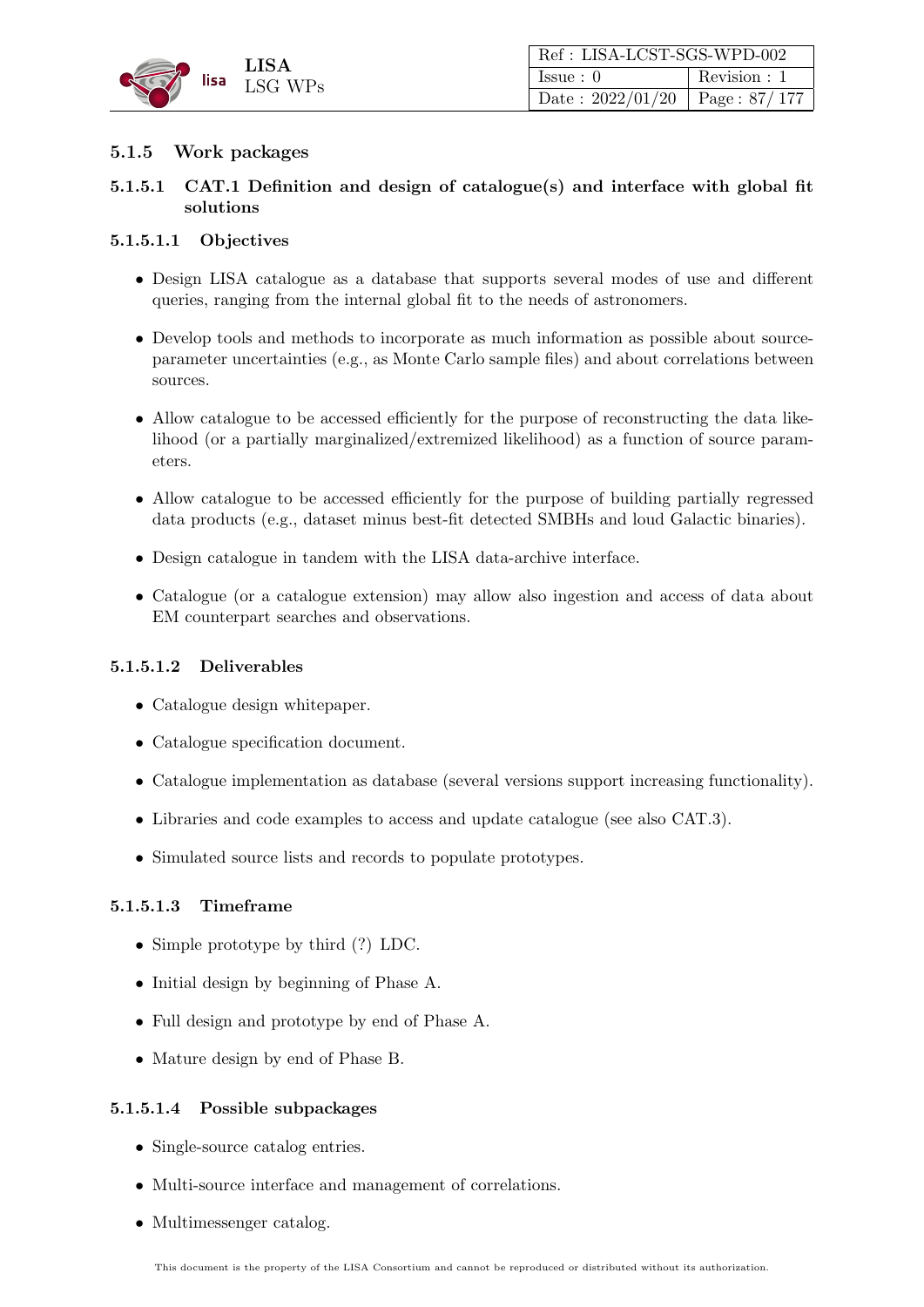### 5.1.5 Work packages

#### 5.1.5.1 CAT.1 Definition and design of catalogue(s) and interface with global fit solutions

##### 5.1.5.1.1 Objectives

- Design LISA catalogue as a database that supports several modes of use and different queries, ranging from the internal global fit to the needs of astronomers.
- Develop tools and methods to incorporate as much information as possible about source-parameter uncertainties (e.g., as Monte Carlo sample files) and about correlations between sources.
- Allow catalogue to be accessed efficiently for the purpose of reconstructing the data likelihood (or a partially marginalized/extremized likelihood) as a function of source parameters.
- Allow catalogue to be accessed efficiently for the purpose of building partially regressed data products (e.g., dataset minus best-fit detected SMBHs and loud Galactic binaries).
- Design catalogue in tandem with the LISA data-archive interface.
- Catalogue (or a catalogue extension) may allow also ingestion and access of data about EM counterpart searches and observations.

##### 5.1.5.1.2 Deliverables

- Catalogue design whitepaper.
- Catalogue specification document.
- Catalogue implementation as database (several versions support increasing functionality).
- Libraries and code examples to access and update catalogue (see also CAT.3).
- Simulated source lists and records to populate prototypes.

##### 5.1.5.1.3 Timeframe

- Simple prototype by third (?) LDC.
- Initial design by beginning of Phase A.
- Full design and prototype by end of Phase A.
- Mature design by end of Phase B.

##### 5.1.5.1.4 Possible subpackages

- Single-source catalog entries.
- Multi-source interface and management of correlations.
- Multimessenger catalog.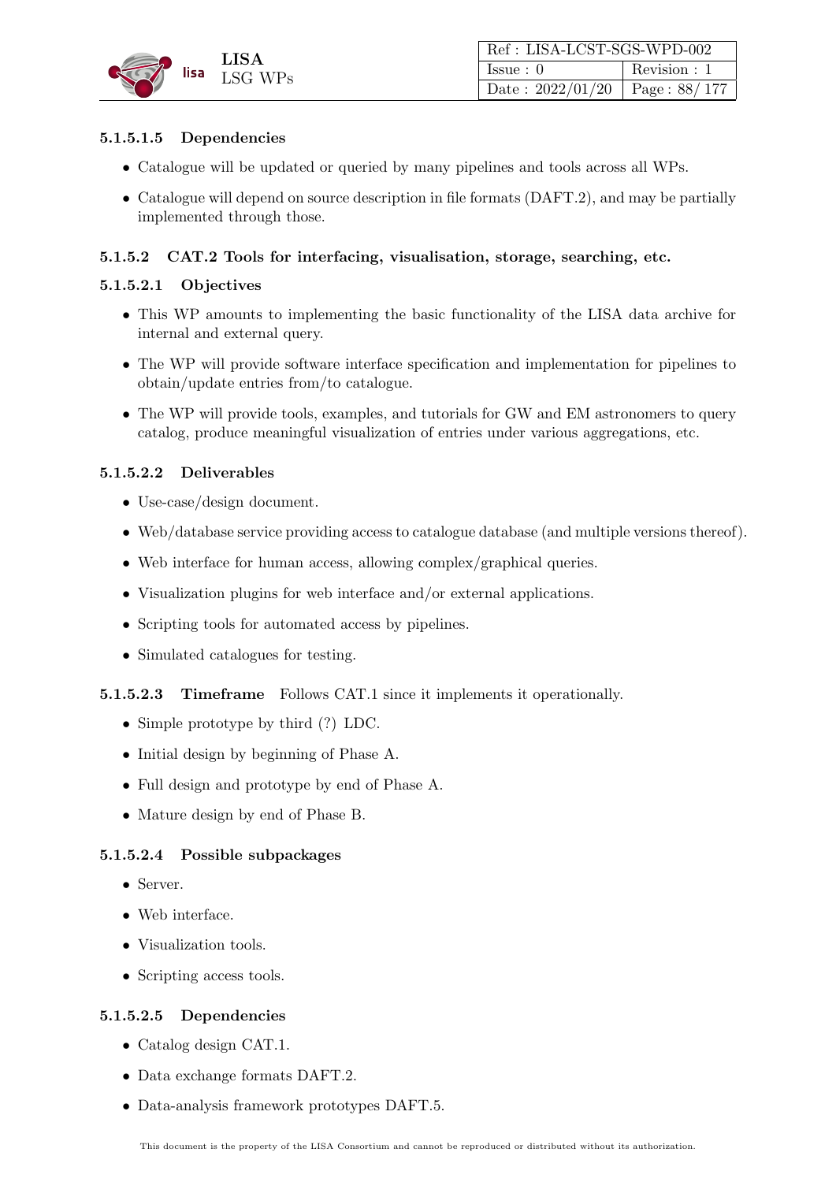##### 5.1.5.1.5 Dependencies

- Catalogue will be updated or queried by many pipelines and tools across all WPs.
- Catalogue will depend on source description in file formats (DAFT.2), and may be partially implemented through those.

#### 5.1.5.2 CAT.2 Tools for interfacing, visualisation, storage, searching, etc.

##### 5.1.5.2.1 Objectives

- This WP amounts to implementing the basic functionality of the LISA data archive for internal and external query.
- The WP will provide software interface specification and implementation for pipelines to obtain/update entries from/to catalogue.
- The WP will provide tools, examples, and tutorials for GW and EM astronomers to query catalog, produce meaningful visualization of entries under various aggregations, etc.

##### 5.1.5.2.2 Deliverables

- Use-case/design document.
- Web/database service providing access to catalogue database (and multiple versions thereof).
- Web interface for human access, allowing complex/graphical queries.
- Visualization plugins for web interface and/or external applications.
- Scripting tools for automated access by pipelines.
- Simulated catalogues for testing.

##### 5.1.5.2.3 Timeframe

Follows CAT.1 since it implements it operationally.

- Simple prototype by third (?) LDC.
- Initial design by beginning of Phase A.
- Full design and prototype by end of Phase A.
- Mature design by end of Phase B.

##### 5.1.5.2.4 Possible subpackages

- Server.
- Web interface.
- Visualization tools.
- Scripting access tools.

##### 5.1.5.2.5 Dependencies

- Catalog design CAT.1.
- Data exchange formats DAFT.2.
- Data-analysis framework prototypes DAFT.5.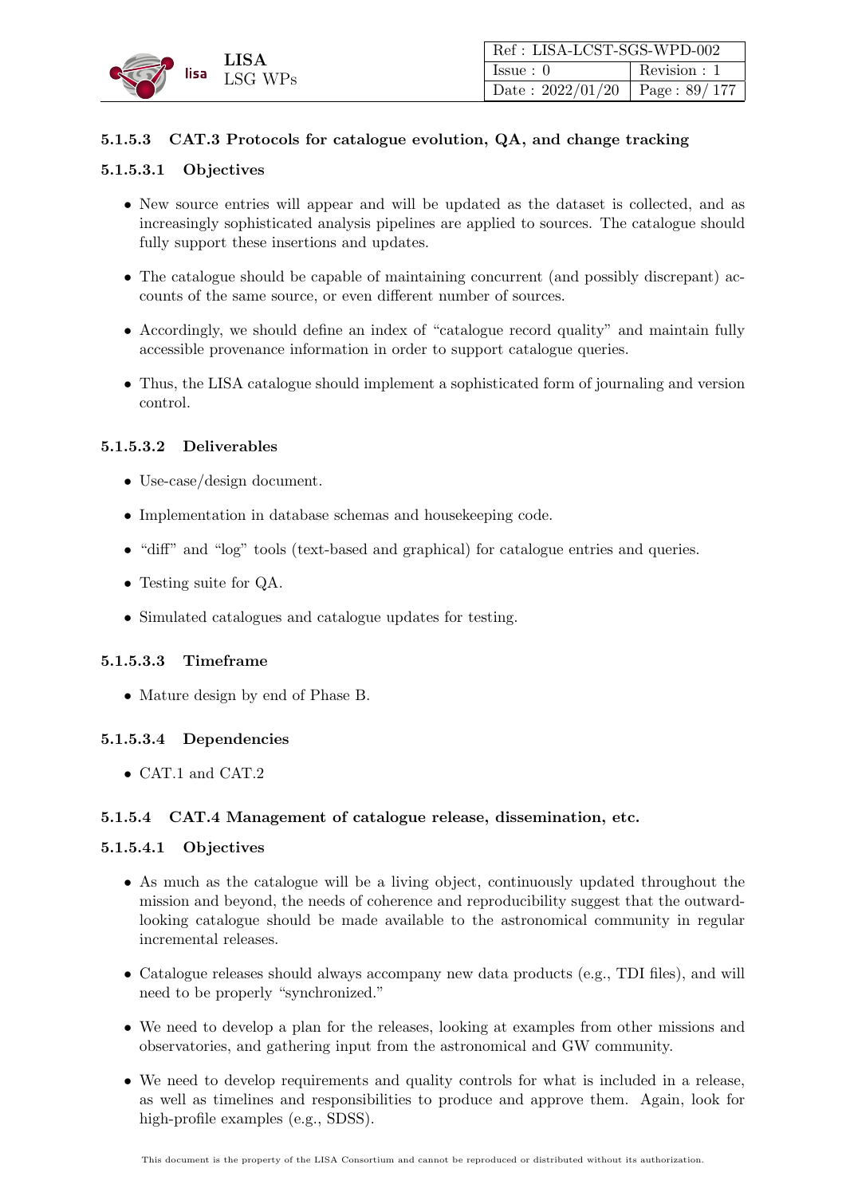#### 5.1.5.3 CAT.3 Protocols for catalogue evolution, QA, and change tracking

##### 5.1.5.3.1 Objectives

- New source entries will appear and will be updated as the dataset is collected, and as increasingly sophisticated analysis pipelines are applied to sources. The catalogue should fully support these insertions and updates.
- The catalogue should be capable of maintaining concurrent (and possibly discrepant) accounts of the same source, or even different number of sources.
- Accordingly, we should define an index of "catalogue record quality" and maintain fully accessible provenance information in order to support catalogue queries.
- Thus, the LISA catalogue should implement a sophisticated form of journaling and version control.

##### 5.1.5.3.2 Deliverables

- Use-case/design document.
- Implementation in database schemas and housekeeping code.
- "diff" and "log" tools (text-based and graphical) for catalogue entries and queries.
- Testing suite for QA.
- Simulated catalogues and catalogue updates for testing.

##### 5.1.5.3.3 Timeframe

- Mature design by end of Phase B.

##### 5.1.5.3.4 Dependencies

- CAT.1 and CAT.2

#### 5.1.5.4 CAT.4 Management of catalogue release, dissemination, etc.

##### 5.1.5.4.1 Objectives

- As much as the catalogue will be a living object, continuously updated throughout the mission and beyond, the needs of coherence and reproducibility suggest that the outward-looking catalogue should be made available to the astronomical community in regular incremental releases.
- Catalogue releases should always accompany new data products (e.g., TDI files), and will need to be properly "synchronized."
- We need to develop a plan for the releases, looking at examples from other missions and observatories, and gathering input from the astronomical and GW community.
- We need to develop requirements and quality controls for what is included in a release, as well as timelines and responsibilities to produce and approve them. Again, look for high-profile examples (e.g., SDSS).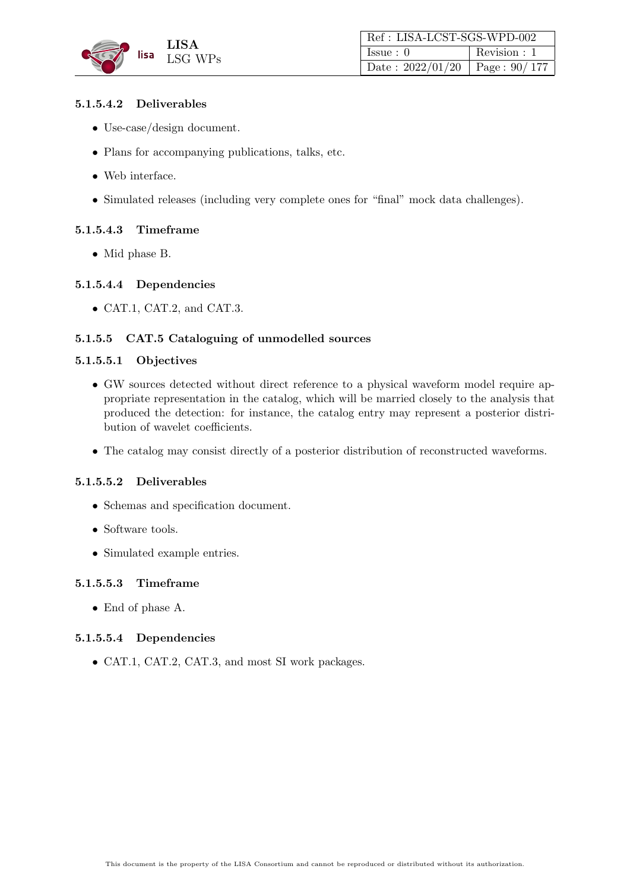##### 5.1.5.4.2 Deliverables

- Use-case/design document.
- Plans for accompanying publications, talks, etc.
- Web interface.
- Simulated releases (including very complete ones for "final" mock data challenges).

##### 5.1.5.4.3 Timeframe

- Mid phase B.

##### 5.1.5.4.4 Dependencies

- CAT.1, CAT.2, and CAT.3.

#### 5.1.5.5 CAT.5 Cataloguing of unmodelled sources

##### 5.1.5.5.1 Objectives

- GW sources detected without direct reference to a physical waveform model require appropriate representation in the catalog, which will be married closely to the analysis that produced the detection: for instance, the catalog entry may represent a posterior distribution of wavelet coefficients.
- The catalog may consist directly of a posterior distribution of reconstructed waveforms.

##### 5.1.5.5.2 Deliverables

- Schemas and specification document.
- Software tools.
- Simulated example entries.

##### 5.1.5.5.3 Timeframe

- End of phase A.

##### 5.1.5.5.4 Dependencies

- CAT.1, CAT.2, CAT.3, and most SI work packages.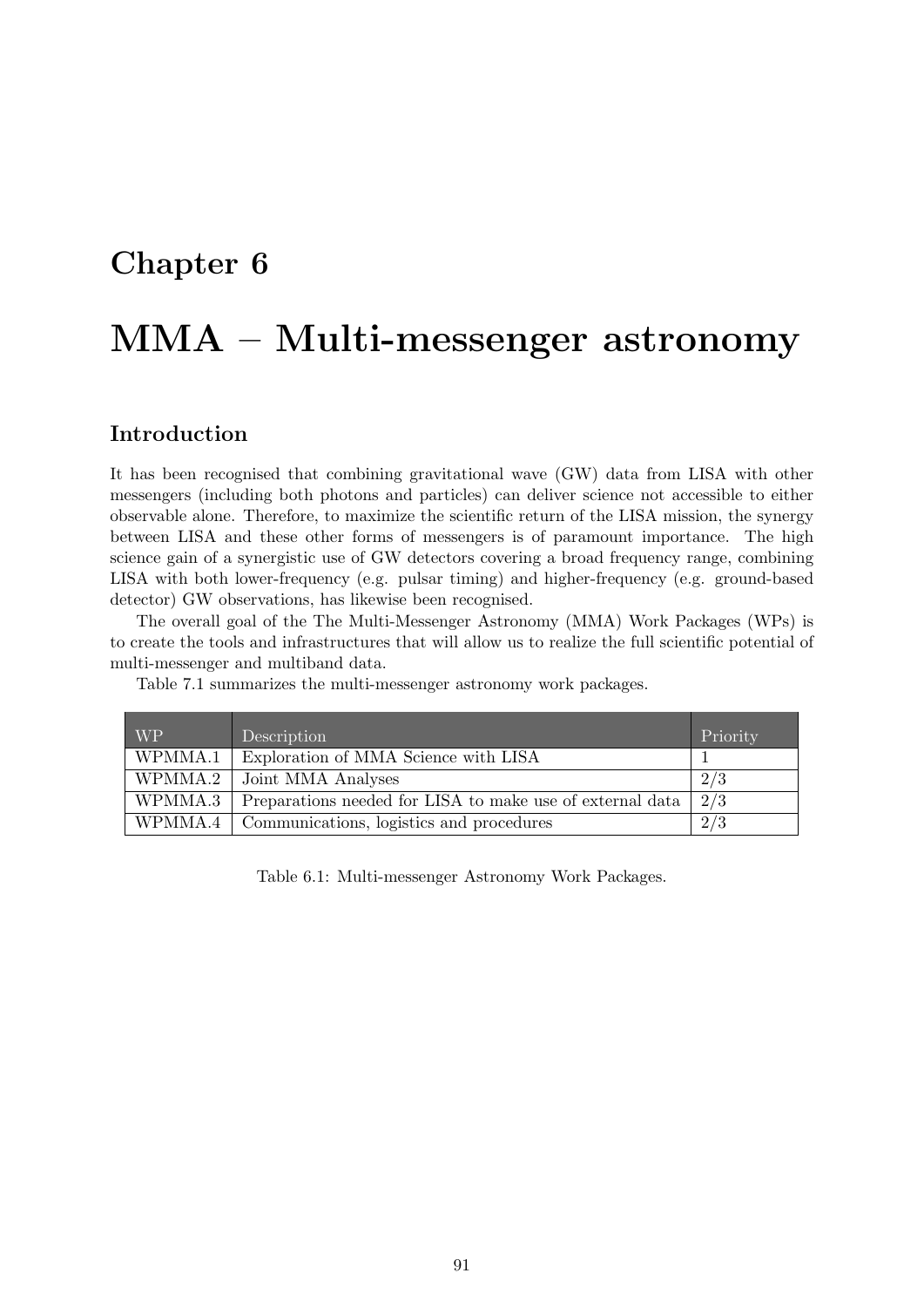# Chapter 6

# MMA – Multi-messenger astronomy

## Introduction

It has been recognised that combining gravitational wave (GW) data from LISA with other messengers (including both photons and particles) can deliver science not accessible to either observable alone. Therefore, to maximize the scientific return of the LISA mission, the synergy between LISA and these other forms of messengers is of paramount importance. The high science gain of a synergistic use of GW detectors covering a broad frequency range, combining LISA with both lower-frequency (e.g. pulsar timing) and higher-frequency (e.g. ground-based detector) GW observations, has likewise been recognised.

The overall goal of the The Multi-Messenger Astronomy (MMA) Work Packages (WPs) is to create the tools and infrastructures that will allow us to realize the full scientific potential of multi-messenger and multiband data.

Table 7.1 summarizes the multi-messenger astronomy work packages.

| WP | Description | Priority |
|---|---|---|
| WPMMA.1 | Exploration of MMA Science with LISA | 1 |
| WPMMA.2 | Joint MMA Analyses | 2/3 |
| WPMMA.3 | Preparations needed for LISA to make use of external data | 2/3 |
| WPMMA.4 | Communications, logistics and procedures | 2/3 |

Table 6.1: Multi-messenger Astronomy Work Packages.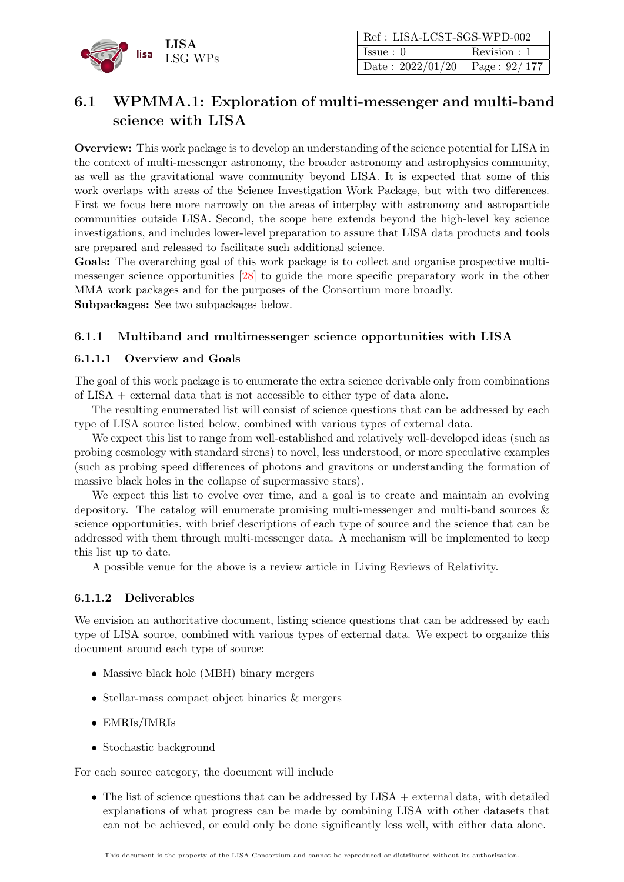## 6.1 WPMMA.1: Exploration of multi-messenger and multi-band science with LISA

**Overview:** This work package is to develop an understanding of the science potential for LISA in the context of multi-messenger astronomy, the broader astronomy and astrophysics community, as well as the gravitational wave community beyond LISA. It is expected that some of this work overlaps with areas of the Science Investigation Work Package, but with two differences. First we focus here more narrowly on the areas of interplay with astronomy and astroparticle communities outside LISA. Second, the scope here extends beyond the high-level key science investigations, and includes lower-level preparation to assure that LISA data products and tools are prepared and released to facilitate such additional science.

**Goals:** The overarching goal of this work package is to collect and organise prospective multi-messenger science opportunities [28] to guide the more specific preparatory work in the other MMA work packages and for the purposes of the Consortium more broadly.

**Subpackages:** See two subpackages below.

### 6.1.1 Multiband and multimessenger science opportunities with LISA

#### 6.1.1.1 Overview and Goals

The goal of this work package is to enumerate the extra science derivable only from combinations of LISA + external data that is not accessible to either type of data alone.

The resulting enumerated list will consist of science questions that can be addressed by each type of LISA source listed below, combined with various types of external data.

We expect this list to range from well-established and relatively well-developed ideas (such as probing cosmology with standard sirens) to novel, less understood, or more speculative examples (such as probing speed differences of photons and gravitons or understanding the formation of massive black holes in the collapse of supermassive stars).

We expect this list to evolve over time, and a goal is to create and maintain an evolving depository. The catalog will enumerate promising multi-messenger and multi-band sources & science opportunities, with brief descriptions of each type of source and the science that can be addressed with them through multi-messenger data. A mechanism will be implemented to keep this list up to date.

A possible venue for the above is a review article in Living Reviews of Relativity.

#### 6.1.1.2 Deliverables

We envision an authoritative document, listing science questions that can be addressed by each type of LISA source, combined with various types of external data. We expect to organize this document around each type of source:

- Massive black hole (MBH) binary mergers
- Stellar-mass compact object binaries & mergers
- EMRIs/IMRIs
- Stochastic background

For each source category, the document will include

- The list of science questions that can be addressed by LISA + external data, with detailed explanations of what progress can be made by combining LISA with other datasets that can not be achieved, or could only be done significantly less well, with either data alone.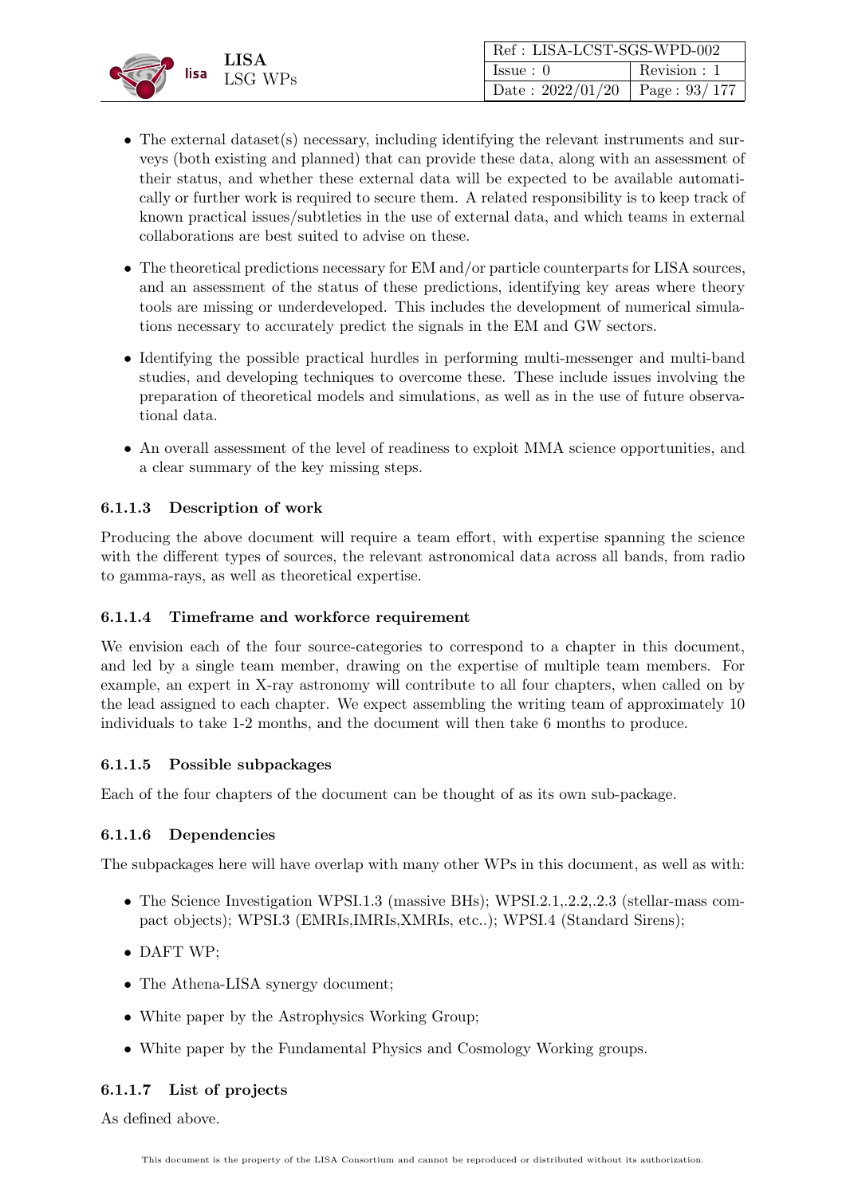- The external dataset(s) necessary, including identifying the relevant instruments and surveys (both existing and planned) that can provide these data, along with an assessment of their status, and whether these external data will be expected to be available automatically or further work is required to secure them. A related responsibility is to keep track of known practical issues/subtleties in the use of external data, and which teams in external collaborations are best suited to advise on these.
- The theoretical predictions necessary for EM and/or particle counterparts for LISA sources, and an assessment of the status of these predictions, identifying key areas where theory tools are missing or underdeveloped. This includes the development of numerical simulations necessary to accurately predict the signals in the EM and GW sectors.
- Identifying the possible practical hurdles in performing multi-messenger and multi-band studies, and developing techniques to overcome these. These include issues involving the preparation of theoretical models and simulations, as well as in the use of future observational data.
- An overall assessment of the level of readiness to exploit MMA science opportunities, and a clear summary of the key missing steps.

#### 6.1.1.3 Description of work

Producing the above document will require a team effort, with expertise spanning the science with the different types of sources, the relevant astronomical data across all bands, from radio to gamma-rays, as well as theoretical expertise.

#### 6.1.1.4 Timeframe and workforce requirement

We envision each of the four source-categories to correspond to a chapter in this document, and led by a single team member, drawing on the expertise of multiple team members. For example, an expert in X-ray astronomy will contribute to all four chapters, when called on by the lead assigned to each chapter. We expect assembling the writing team of approximately 10 individuals to take 1-2 months, and the document will then take 6 months to produce.

#### 6.1.1.5 Possible subpackages

Each of the four chapters of the document can be thought of as its own sub-package.

#### 6.1.1.6 Dependencies

The subpackages here will have overlap with many other WPs in this document, as well as with:

- The Science Investigation WPSI.1.3 (massive BHs); WPSI.2.1,.2.2,.2.3 (stellar-mass compact objects); WPSI.3 (EMRIs,IMRIs,XMRIs, etc..); WPSI.4 (Standard Sirens);
- DAFT WP;
- The Athena-LISA synergy document;
- White paper by the Astrophysics Working Group;
- White paper by the Fundamental Physics and Cosmology Working groups.

#### 6.1.1.7 List of projects

As defined above.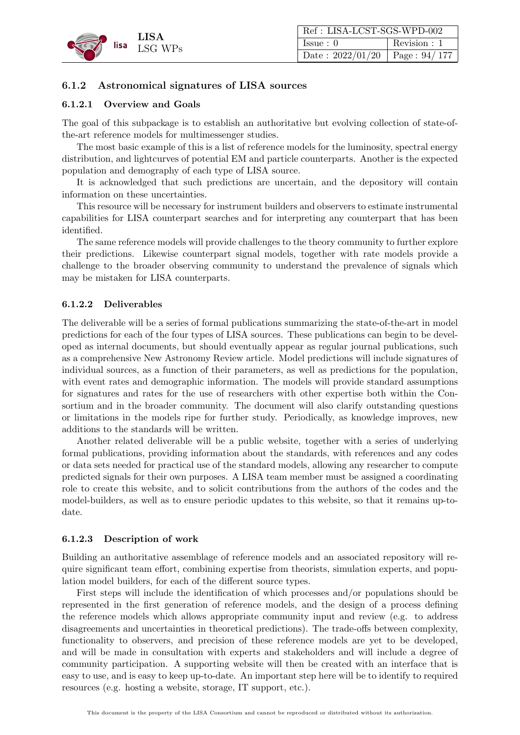### 6.1.2 Astronomical signatures of LISA sources

#### 6.1.2.1 Overview and Goals

The goal of this subpackage is to establish an authoritative but evolving collection of state-of-the-art reference models for multimessenger studies.

The most basic example of this is a list of reference models for the luminosity, spectral energy distribution, and lightcurves of potential EM and particle counterparts. Another is the expected population and demography of each type of LISA source.

It is acknowledged that such predictions are uncertain, and the depository will contain information on these uncertainties.

This resource will be necessary for instrument builders and observers to estimate instrumental capabilities for LISA counterpart searches and for interpreting any counterpart that has been identified.

The same reference models will provide challenges to the theory community to further explore their predictions. Likewise counterpart signal models, together with rate models provide a challenge to the broader observing community to understand the prevalence of signals which may be mistaken for LISA counterparts.

#### 6.1.2.2 Deliverables

The deliverable will be a series of formal publications summarizing the state-of-the-art in model predictions for each of the four types of LISA sources. These publications can begin to be developed as internal documents, but should eventually appear as regular journal publications, such as a comprehensive New Astronomy Review article. Model predictions will include signatures of individual sources, as a function of their parameters, as well as predictions for the population, with event rates and demographic information. The models will provide standard assumptions for signatures and rates for the use of researchers with other expertise both within the Consortium and in the broader community. The document will also clarify outstanding questions or limitations in the models ripe for further study. Periodically, as knowledge improves, new additions to the standards will be written.

Another related deliverable will be a public website, together with a series of underlying formal publications, providing information about the standards, with references and any codes or data sets needed for practical use of the standard models, allowing any researcher to compute predicted signals for their own purposes. A LISA team member must be assigned a coordinating role to create this website, and to solicit contributions from the authors of the codes and the model-builders, as well as to ensure periodic updates to this website, so that it remains up-to-date.

#### 6.1.2.3 Description of work

Building an authoritative assemblage of reference models and an associated repository will require significant team effort, combining expertise from theorists, simulation experts, and population model builders, for each of the different source types.

First steps will include the identification of which processes and/or populations should be represented in the first generation of reference models, and the design of a process defining the reference models which allows appropriate community input and review (e.g. to address disagreements and uncertainties in theoretical predictions). The trade-offs between complexity, functionality to observers, and precision of these reference models are yet to be developed, and will be made in consultation with experts and stakeholders and will include a degree of community participation. A supporting website will then be created with an interface that is easy to use, and is easy to keep up-to-date. An important step here will be to identify to required resources (e.g. hosting a website, storage, IT support, etc.).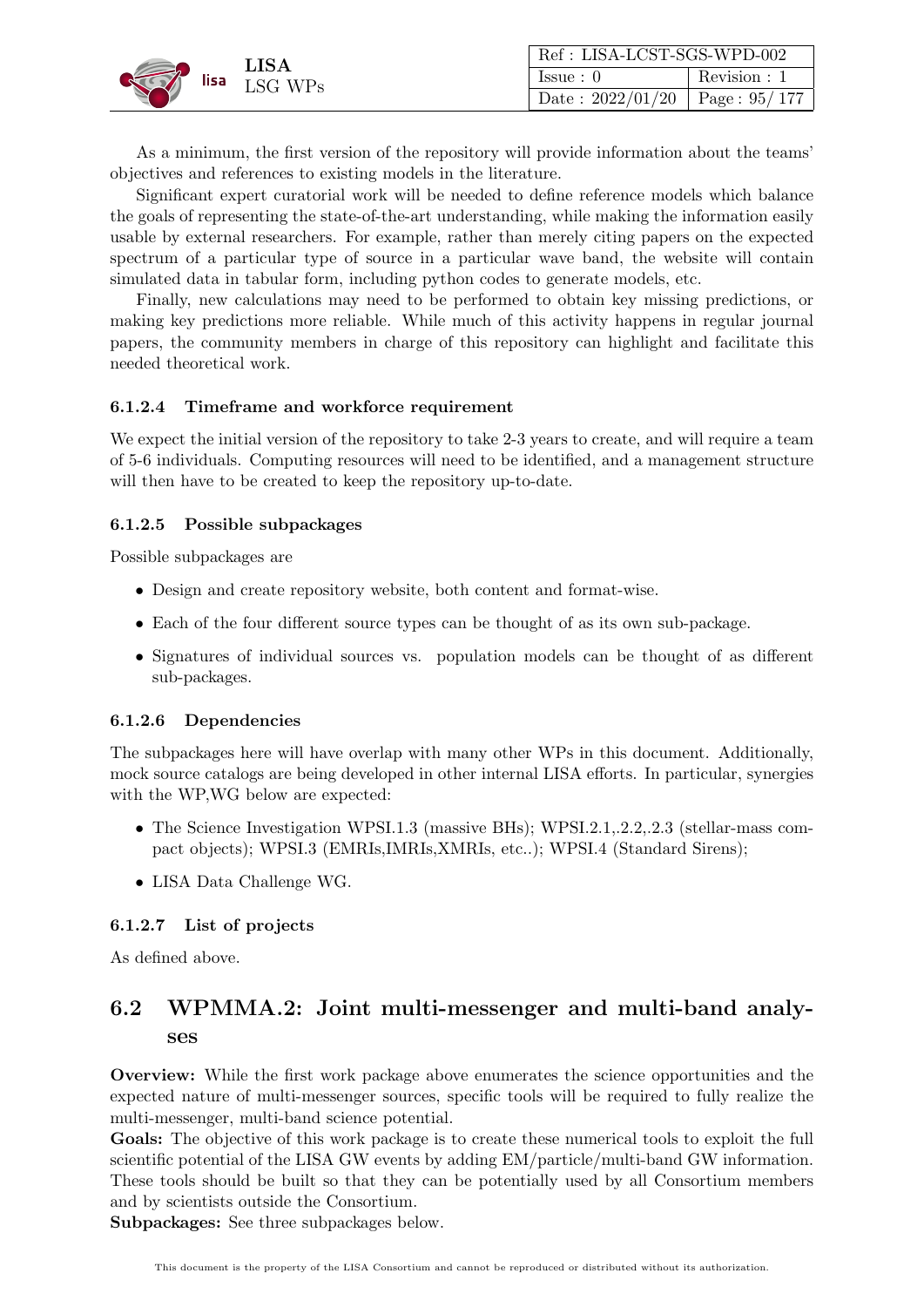As a minimum, the first version of the repository will provide information about the teams' objectives and references to existing models in the literature.

Significant expert curatorial work will be needed to define reference models which balance the goals of representing the state-of-the-art understanding, while making the information easily usable by external researchers. For example, rather than merely citing papers on the expected spectrum of a particular type of source in a particular wave band, the website will contain simulated data in tabular form, including python codes to generate models, etc.

Finally, new calculations may need to be performed to obtain key missing predictions, or making key predictions more reliable. While much of this activity happens in regular journal papers, the community members in charge of this repository can highlight and facilitate this needed theoretical work.

#### 6.1.2.4 Timeframe and workforce requirement

We expect the initial version of the repository to take 2-3 years to create, and will require a team of 5-6 individuals. Computing resources will need to be identified, and a management structure will then have to be created to keep the repository up-to-date.

#### 6.1.2.5 Possible subpackages

Possible subpackages are

- Design and create repository website, both content and format-wise.
- Each of the four different source types can be thought of as its own sub-package.
- Signatures of individual sources vs. population models can be thought of as different sub-packages.

#### 6.1.2.6 Dependencies

The subpackages here will have overlap with many other WPs in this document. Additionally, mock source catalogs are being developed in other internal LISA efforts. In particular, synergies with the WP,WG below are expected:

- The Science Investigation WPSI.1.3 (massive BHs); WPSI.2.1,.2.2,.2.3 (stellar-mass compact objects); WPSI.3 (EMRIs,IMRIs,XMRIs, etc..); WPSI.4 (Standard Sirens);
- LISA Data Challenge WG.

#### 6.1.2.7 List of projects

As defined above.

## 6.2 WPMMA.2: Joint multi-messenger and multi-band analyses

**Overview:** While the first work package above enumerates the science opportunities and the expected nature of multi-messenger sources, specific tools will be required to fully realize the multi-messenger, multi-band science potential.

**Goals:** The objective of this work package is to create these numerical tools to exploit the full scientific potential of the LISA GW events by adding EM/particle/multi-band GW information. These tools should be built so that they can be potentially used by all Consortium members and by scientists outside the Consortium.

**Subpackages:** See three subpackages below.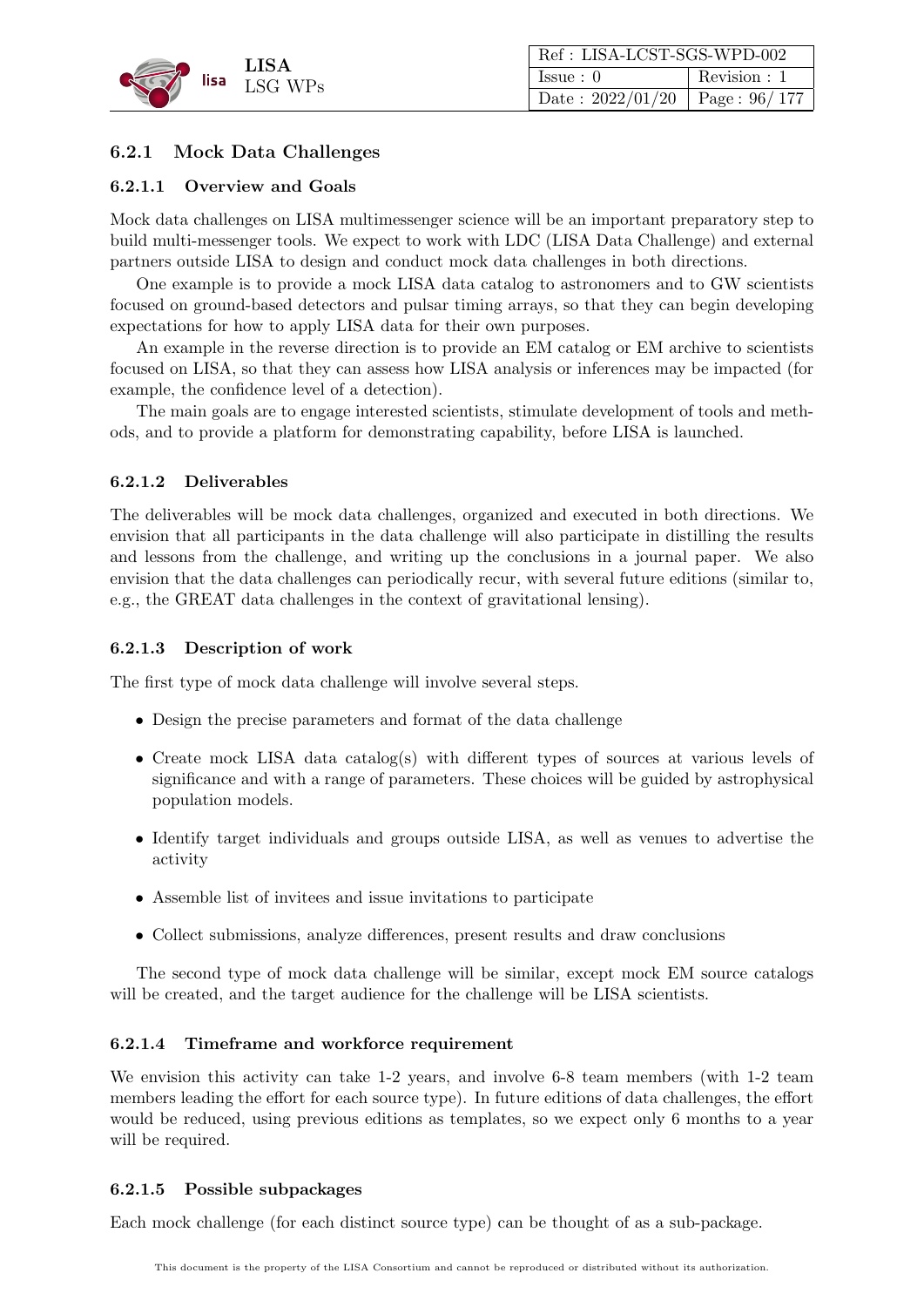### 6.2.1 Mock Data Challenges

#### 6.2.1.1 Overview and Goals

Mock data challenges on LISA multimessenger science will be an important preparatory step to build multi-messenger tools. We expect to work with LDC (LISA Data Challenge) and external partners outside LISA to design and conduct mock data challenges in both directions.

One example is to provide a mock LISA data catalog to astronomers and to GW scientists focused on ground-based detectors and pulsar timing arrays, so that they can begin developing expectations for how to apply LISA data for their own purposes.

An example in the reverse direction is to provide an EM catalog or EM archive to scientists focused on LISA, so that they can assess how LISA analysis or inferences may be impacted (for example, the confidence level of a detection).

The main goals are to engage interested scientists, stimulate development of tools and methods, and to provide a platform for demonstrating capability, before LISA is launched.

#### 6.2.1.2 Deliverables

The deliverables will be mock data challenges, organized and executed in both directions. We envision that all participants in the data challenge will also participate in distilling the results and lessons from the challenge, and writing up the conclusions in a journal paper. We also envision that the data challenges can periodically recur, with several future editions (similar to, e.g., the GREAT data challenges in the context of gravitational lensing).

#### 6.2.1.3 Description of work

The first type of mock data challenge will involve several steps.

- Design the precise parameters and format of the data challenge
- Create mock LISA data catalog(s) with different types of sources at various levels of significance and with a range of parameters. These choices will be guided by astrophysical population models.
- Identify target individuals and groups outside LISA, as well as venues to advertise the activity
- Assemble list of invitees and issue invitations to participate
- Collect submissions, analyze differences, present results and draw conclusions

The second type of mock data challenge will be similar, except mock EM source catalogs will be created, and the target audience for the challenge will be LISA scientists.

#### 6.2.1.4 Timeframe and workforce requirement

We envision this activity can take 1-2 years, and involve 6-8 team members (with 1-2 team members leading the effort for each source type). In future editions of data challenges, the effort would be reduced, using previous editions as templates, so we expect only 6 months to a year will be required.

#### 6.2.1.5 Possible subpackages

Each mock challenge (for each distinct source type) can be thought of as a sub-package.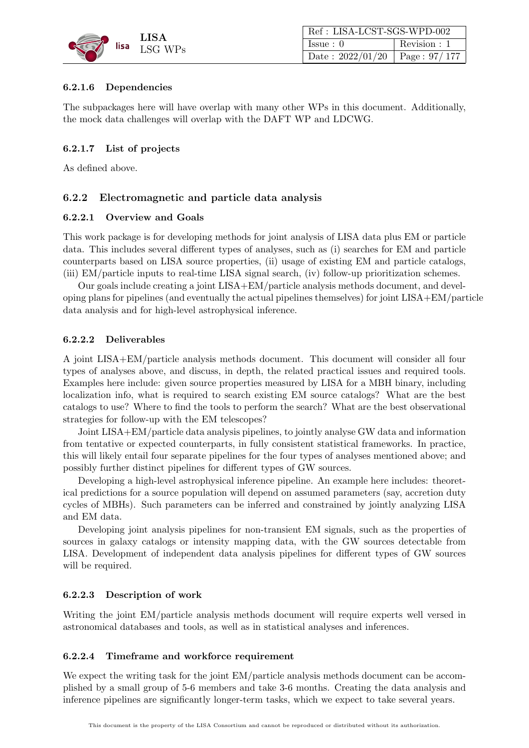#### 6.2.1.6 Dependencies

The subpackages here will have overlap with many other WPs in this document. Additionally, the mock data challenges will overlap with the DAFT WP and LDCWG.

#### 6.2.1.7 List of projects

As defined above.

### 6.2.2 Electromagnetic and particle data analysis

#### 6.2.2.1 Overview and Goals

This work package is for developing methods for joint analysis of LISA data plus EM or particle data. This includes several different types of analyses, such as (i) searches for EM and particle counterparts based on LISA source properties, (ii) usage of existing EM and particle catalogs, (iii) EM/particle inputs to real-time LISA signal search, (iv) follow-up prioritization schemes.

Our goals include creating a joint LISA+EM/particle analysis methods document, and developing plans for pipelines (and eventually the actual pipelines themselves) for joint LISA+EM/particle data analysis and for high-level astrophysical inference.

#### 6.2.2.2 Deliverables

A joint LISA+EM/particle analysis methods document. This document will consider all four types of analyses above, and discuss, in depth, the related practical issues and required tools. Examples here include: given source properties measured by LISA for a MBH binary, including localization info, what is required to search existing EM source catalogs? What are the best catalogs to use? Where to find the tools to perform the search? What are the best observational strategies for follow-up with the EM telescopes?

Joint LISA+EM/particle data analysis pipelines, to jointly analyse GW data and information from tentative or expected counterparts, in fully consistent statistical frameworks. In practice, this will likely entail four separate pipelines for the four types of analyses mentioned above; and possibly further distinct pipelines for different types of GW sources.

Developing a high-level astrophysical inference pipeline. An example here includes: theoretical predictions for a source population will depend on assumed parameters (say, accretion duty cycles of MBHs). Such parameters can be inferred and constrained by jointly analyzing LISA and EM data.

Developing joint analysis pipelines for non-transient EM signals, such as the properties of sources in galaxy catalogs or intensity mapping data, with the GW sources detectable from LISA. Development of independent data analysis pipelines for different types of GW sources will be required.

#### 6.2.2.3 Description of work

Writing the joint EM/particle analysis methods document will require experts well versed in astronomical databases and tools, as well as in statistical analyses and inferences.

#### 6.2.2.4 Timeframe and workforce requirement

We expect the writing task for the joint EM/particle analysis methods document can be accomplished by a small group of 5-6 members and take 3-6 months. Creating the data analysis and inference pipelines are significantly longer-term tasks, which we expect to take several years.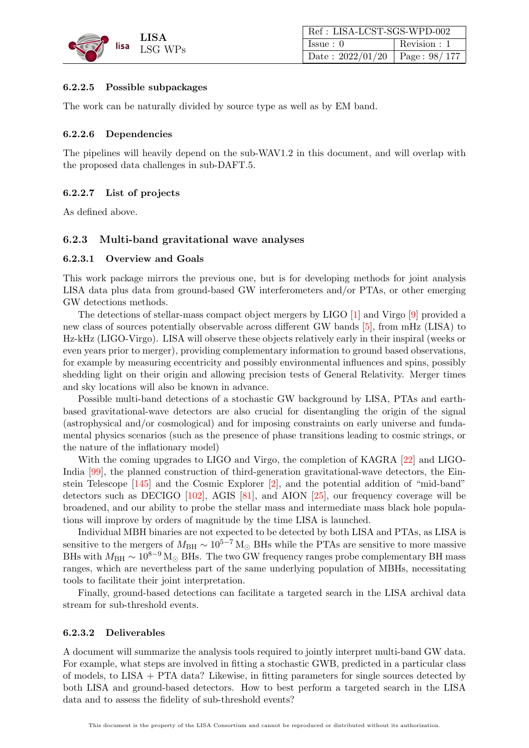#### 6.2.2.5 Possible subpackages

The work can be naturally divided by source type as well as by EM band.

#### 6.2.2.6 Dependencies

The pipelines will heavily depend on the sub-WAV1.2 in this document, and will overlap with the proposed data challenges in sub-DAFT.5.

#### 6.2.2.7 List of projects

As defined above.

### 6.2.3 Multi-band gravitational wave analyses

#### 6.2.3.1 Overview and Goals

This work package mirrors the previous one, but is for developing methods for joint analysis LISA data plus data from ground-based GW interferometers and/or PTAs, or other emerging GW detections methods.

The detections of stellar-mass compact object mergers by LIGO [1] and Virgo [9] provided a new class of sources potentially observable across different GW bands [5], from mHz (LISA) to Hz-kHz (LIGO-Virgo). LISA will observe these objects relatively early in their inspiral (weeks or even years prior to merger), providing complementary information to ground based observations, for example by measuring eccentricity and possibly environmental influences and spins, possibly shedding light on their origin and allowing precision tests of General Relativity. Merger times and sky locations will also be known in advance.

Possible multi-band detections of a stochastic GW background by LISA, PTAs and earth-based gravitational-wave detectors are also crucial for disentangling the origin of the signal (astrophysical and/or cosmological) and for imposing constraints on early universe and fundamental physics scenarios (such as the presence of phase transitions leading to cosmic strings, or the nature of the inflationary model)

With the coming upgrades to LIGO and Virgo, the completion of KAGRA [22] and LIGO-India [99], the planned construction of third-generation gravitational-wave detectors, the Einstein Telescope [145] and the Cosmic Explorer [2], and the potential addition of "mid-band" detectors such as DECIGO [102], AGIS [81], and AION [25], our frequency coverage will be broadened, and our ability to probe the stellar mass and intermediate mass black hole populations will improve by orders of magnitude by the time LISA is launched.

Individual MBH binaries are not expected to be detected by both LISA and PTAs, as LISA is sensitive to the mergers of $M_{\rm BH} \sim 10^{5-7}\,{\rm M}_{\odot}$ BHs while the PTAs are sensitive to more massive BHs with $M_{\rm BH} \sim 10^{8-9}\,{\rm M}_{\odot}$ BHs. The two GW frequency ranges probe complementary BH mass ranges, which are nevertheless part of the same underlying population of MBHs, necessitating tools to facilitate their joint interpretation.

Finally, ground-based detections can facilitate a targeted search in the LISA archival data stream for sub-threshold events.

#### 6.2.3.2 Deliverables

A document will summarize the analysis tools required to jointly interpret multi-band GW data. For example, what steps are involved in fitting a stochastic GWB, predicted in a particular class of models, to LISA + PTA data? Likewise, in fitting parameters for single sources detected by both LISA and ground-based detectors. How to best perform a targeted search in the LISA data and to assess the fidelity of sub-threshold events?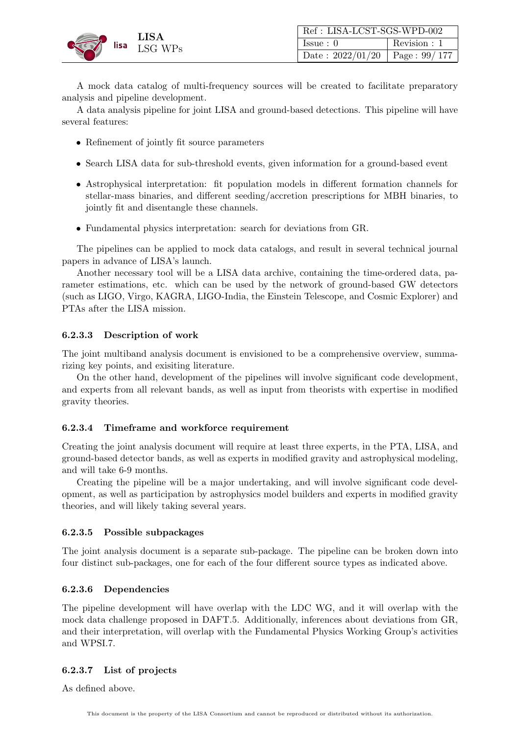A mock data catalog of multi-frequency sources will be created to facilitate preparatory analysis and pipeline development.

A data analysis pipeline for joint LISA and ground-based detections. This pipeline will have several features:

- Refinement of jointly fit source parameters
- Search LISA data for sub-threshold events, given information for a ground-based event
- Astrophysical interpretation: fit population models in different formation channels for stellar-mass binaries, and different seeding/accretion prescriptions for MBH binaries, to jointly fit and disentangle these channels.
- Fundamental physics interpretation: search for deviations from GR.

The pipelines can be applied to mock data catalogs, and result in several technical journal papers in advance of LISA's launch.

Another necessary tool will be a LISA data archive, containing the time-ordered data, parameter estimations, etc. which can be used by the network of ground-based GW detectors (such as LIGO, Virgo, KAGRA, LIGO-India, the Einstein Telescope, and Cosmic Explorer) and PTAs after the LISA mission.

#### 6.2.3.3 Description of work

The joint multiband analysis document is envisioned to be a comprehensive overview, summarizing key points, and exisiting literature.

On the other hand, development of the pipelines will involve significant code development, and experts from all relevant bands, as well as input from theorists with expertise in modified gravity theories.

#### 6.2.3.4 Timeframe and workforce requirement

Creating the joint analysis document will require at least three experts, in the PTA, LISA, and ground-based detector bands, as well as experts in modified gravity and astrophysical modeling, and will take 6-9 months.

Creating the pipeline will be a major undertaking, and will involve significant code development, as well as participation by astrophysics model builders and experts in modified gravity theories, and will likely taking several years.

#### 6.2.3.5 Possible subpackages

The joint analysis document is a separate sub-package. The pipeline can be broken down into four distinct sub-packages, one for each of the four different source types as indicated above.

#### 6.2.3.6 Dependencies

The pipeline development will have overlap with the LDC WG, and it will overlap with the mock data challenge proposed in DAFT.5. Additionally, inferences about deviations from GR, and their interpretation, will overlap with the Fundamental Physics Working Group's activities and WPSI.7.

#### 6.2.3.7 List of projects

As defined above.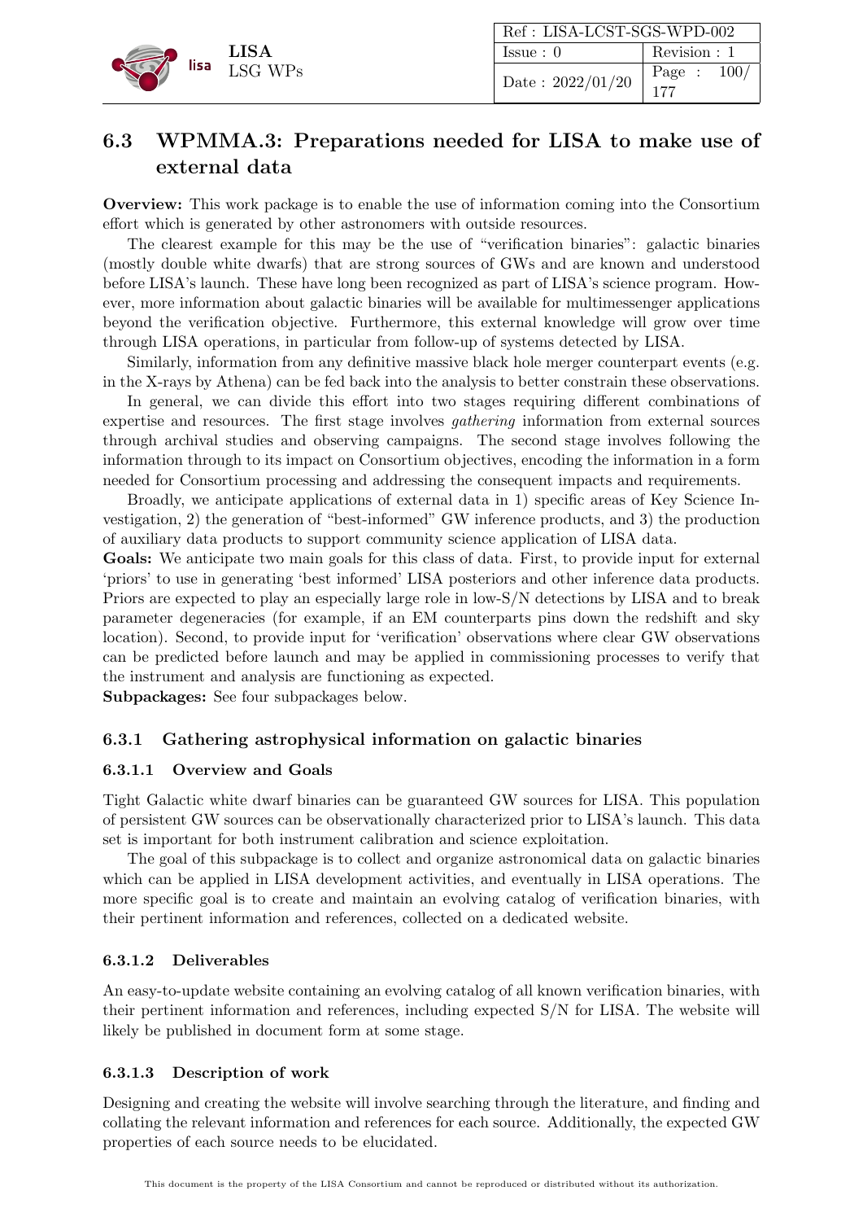## 6.3 WPMMA.3: Preparations needed for LISA to make use of external data

**Overview:** This work package is to enable the use of information coming into the Consortium effort which is generated by other astronomers with outside resources.

The clearest example for this may be the use of "verification binaries": galactic binaries (mostly double white dwarfs) that are strong sources of GWs and are known and understood before LISA's launch. These have long been recognized as part of LISA's science program. However, more information about galactic binaries will be available for multimessenger applications beyond the verification objective. Furthermore, this external knowledge will grow over time through LISA operations, in particular from follow-up of systems detected by LISA.

Similarly, information from any definitive massive black hole merger counterpart events (e.g. in the X-rays by Athena) can be fed back into the analysis to better constrain these observations.

In general, we can divide this effort into two stages requiring different combinations of expertise and resources. The first stage involves *gathering* information from external sources through archival studies and observing campaigns. The second stage involves following the information through to its impact on Consortium objectives, encoding the information in a form needed for Consortium processing and addressing the consequent impacts and requirements.

Broadly, we anticipate applications of external data in 1) specific areas of Key Science Investigation, 2) the generation of "best-informed" GW inference products, and 3) the production of auxiliary data products to support community science application of LISA data.

**Goals:** We anticipate two main goals for this class of data. First, to provide input for external 'priors' to use in generating 'best informed' LISA posteriors and other inference data products. Priors are expected to play an especially large role in low-S/N detections by LISA and to break parameter degeneracies (for example, if an EM counterparts pins down the redshift and sky location). Second, to provide input for 'verification' observations where clear GW observations can be predicted before launch and may be applied in commissioning processes to verify that the instrument and analysis are functioning as expected.

**Subpackages:** See four subpackages below.

### 6.3.1 Gathering astrophysical information on galactic binaries

#### 6.3.1.1 Overview and Goals

Tight Galactic white dwarf binaries can be guaranteed GW sources for LISA. This population of persistent GW sources can be observationally characterized prior to LISA's launch. This data set is important for both instrument calibration and science exploitation.

The goal of this subpackage is to collect and organize astronomical data on galactic binaries which can be applied in LISA development activities, and eventually in LISA operations. The more specific goal is to create and maintain an evolving catalog of verification binaries, with their pertinent information and references, collected on a dedicated website.

#### 6.3.1.2 Deliverables

An easy-to-update website containing an evolving catalog of all known verification binaries, with their pertinent information and references, including expected S/N for LISA. The website will likely be published in document form at some stage.

#### 6.3.1.3 Description of work

Designing and creating the website will involve searching through the literature, and finding and collating the relevant information and references for each source. Additionally, the expected GW properties of each source needs to be elucidated.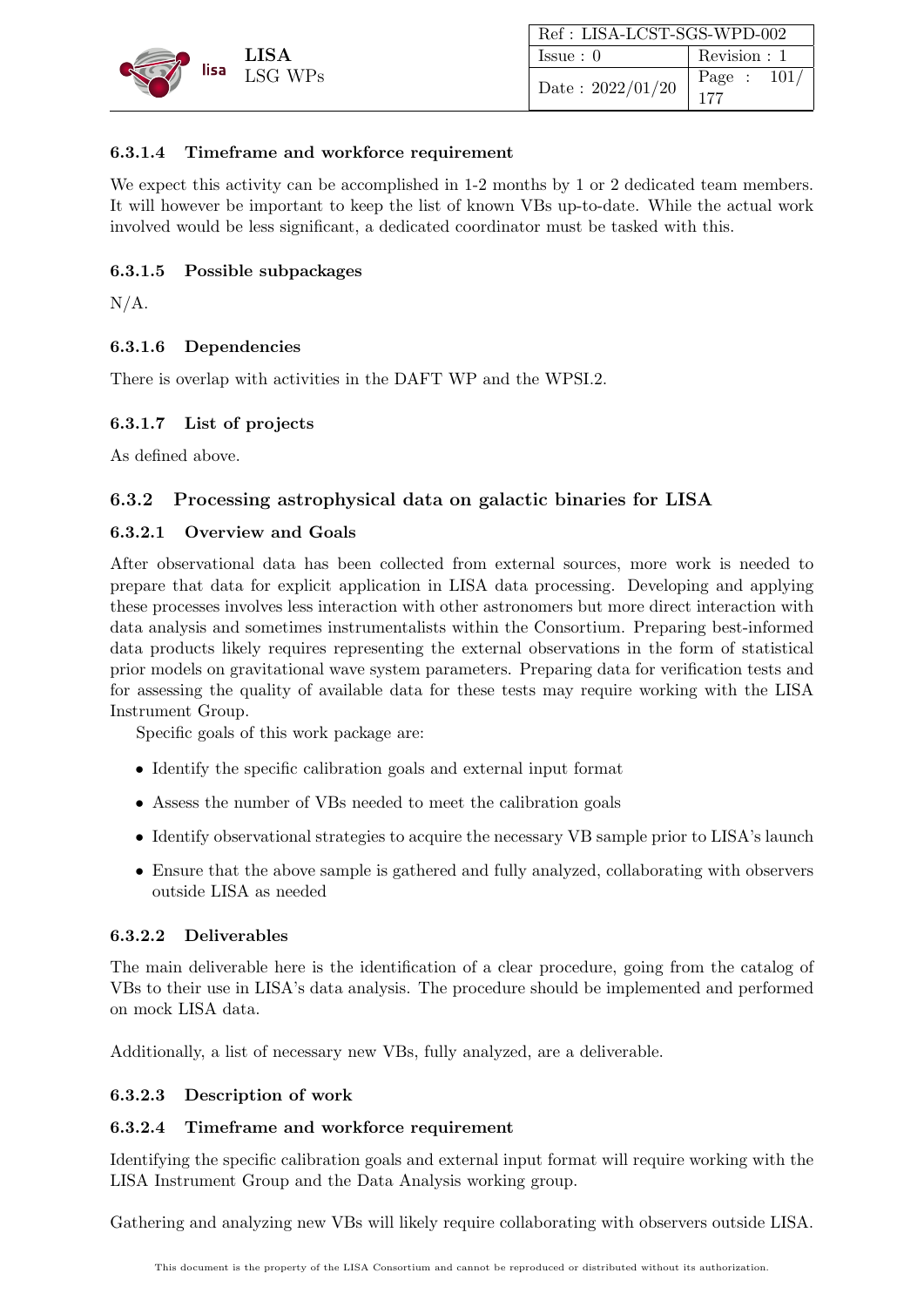#### 6.3.1.4 Timeframe and workforce requirement

We expect this activity can be accomplished in 1-2 months by 1 or 2 dedicated team members. It will however be important to keep the list of known VBs up-to-date. While the actual work involved would be less significant, a dedicated coordinator must be tasked with this.

#### 6.3.1.5 Possible subpackages

N/A.

#### 6.3.1.6 Dependencies

There is overlap with activities in the DAFT WP and the WPSI.2.

#### 6.3.1.7 List of projects

As defined above.

### 6.3.2 Processing astrophysical data on galactic binaries for LISA

#### 6.3.2.1 Overview and Goals

After observational data has been collected from external sources, more work is needed to prepare that data for explicit application in LISA data processing. Developing and applying these processes involves less interaction with other astronomers but more direct interaction with data analysis and sometimes instrumentalists within the Consortium. Preparing best-informed data products likely requires representing the external observations in the form of statistical prior models on gravitational wave system parameters. Preparing data for verification tests and for assessing the quality of available data for these tests may require working with the LISA Instrument Group.

Specific goals of this work package are:

- Identify the specific calibration goals and external input format
- Assess the number of VBs needed to meet the calibration goals
- Identify observational strategies to acquire the necessary VB sample prior to LISA's launch
- Ensure that the above sample is gathered and fully analyzed, collaborating with observers outside LISA as needed

#### 6.3.2.2 Deliverables

The main deliverable here is the identification of a clear procedure, going from the catalog of VBs to their use in LISA's data analysis. The procedure should be implemented and performed on mock LISA data.

Additionally, a list of necessary new VBs, fully analyzed, are a deliverable.

#### 6.3.2.3 Description of work

#### 6.3.2.4 Timeframe and workforce requirement

Identifying the specific calibration goals and external input format will require working with the LISA Instrument Group and the Data Analysis working group.

Gathering and analyzing new VBs will likely require collaborating with observers outside LISA.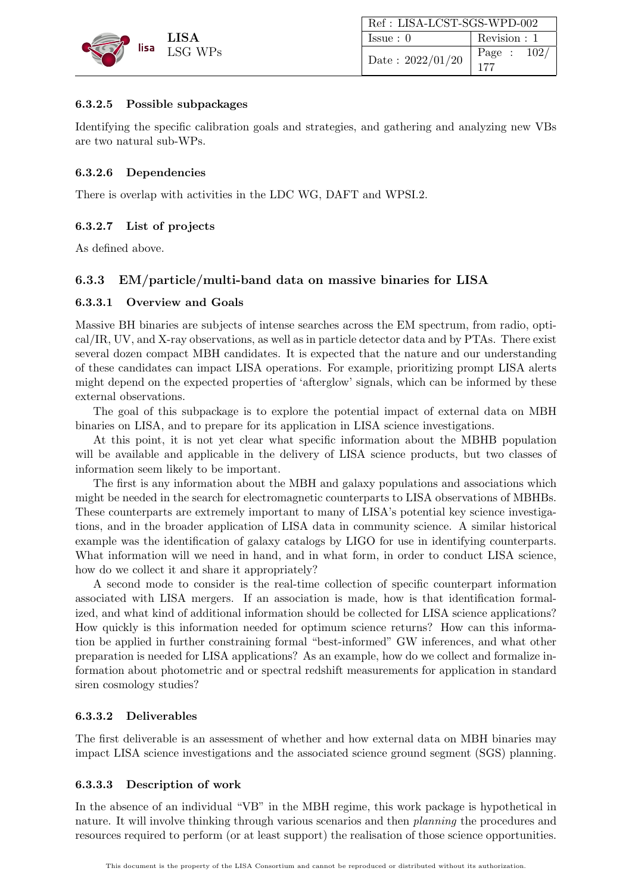#### 6.3.2.5 Possible subpackages

Identifying the specific calibration goals and strategies, and gathering and analyzing new VBs are two natural sub-WPs.

#### 6.3.2.6 Dependencies

There is overlap with activities in the LDC WG, DAFT and WPSI.2.

#### 6.3.2.7 List of projects

As defined above.

### 6.3.3 EM/particle/multi-band data on massive binaries for LISA

#### 6.3.3.1 Overview and Goals

Massive BH binaries are subjects of intense searches across the EM spectrum, from radio, optical/IR, UV, and X-ray observations, as well as in particle detector data and by PTAs. There exist several dozen compact MBH candidates. It is expected that the nature and our understanding of these candidates can impact LISA operations. For example, prioritizing prompt LISA alerts might depend on the expected properties of 'afterglow' signals, which can be informed by these external observations.

The goal of this subpackage is to explore the potential impact of external data on MBH binaries on LISA, and to prepare for its application in LISA science investigations.

At this point, it is not yet clear what specific information about the MBHB population will be available and applicable in the delivery of LISA science products, but two classes of information seem likely to be important.

The first is any information about the MBH and galaxy populations and associations which might be needed in the search for electromagnetic counterparts to LISA observations of MBHBs. These counterparts are extremely important to many of LISA's potential key science investigations, and in the broader application of LISA data in community science. A similar historical example was the identification of galaxy catalogs by LIGO for use in identifying counterparts. What information will we need in hand, and in what form, in order to conduct LISA science, how do we collect it and share it appropriately?

A second mode to consider is the real-time collection of specific counterpart information associated with LISA mergers. If an association is made, how is that identification formalized, and what kind of additional information should be collected for LISA science applications? How quickly is this information needed for optimum science returns? How can this information be applied in further constraining formal "best-informed" GW inferences, and what other preparation is needed for LISA applications? As an example, how do we collect and formalize information about photometric and or spectral redshift measurements for application in standard siren cosmology studies?

#### 6.3.3.2 Deliverables

The first deliverable is an assessment of whether and how external data on MBH binaries may impact LISA science investigations and the associated science ground segment (SGS) planning.

#### 6.3.3.3 Description of work

In the absence of an individual "VB" in the MBH regime, this work package is hypothetical in nature. It will involve thinking through various scenarios and then *planning* the procedures and resources required to perform (or at least support) the realisation of those science opportunities.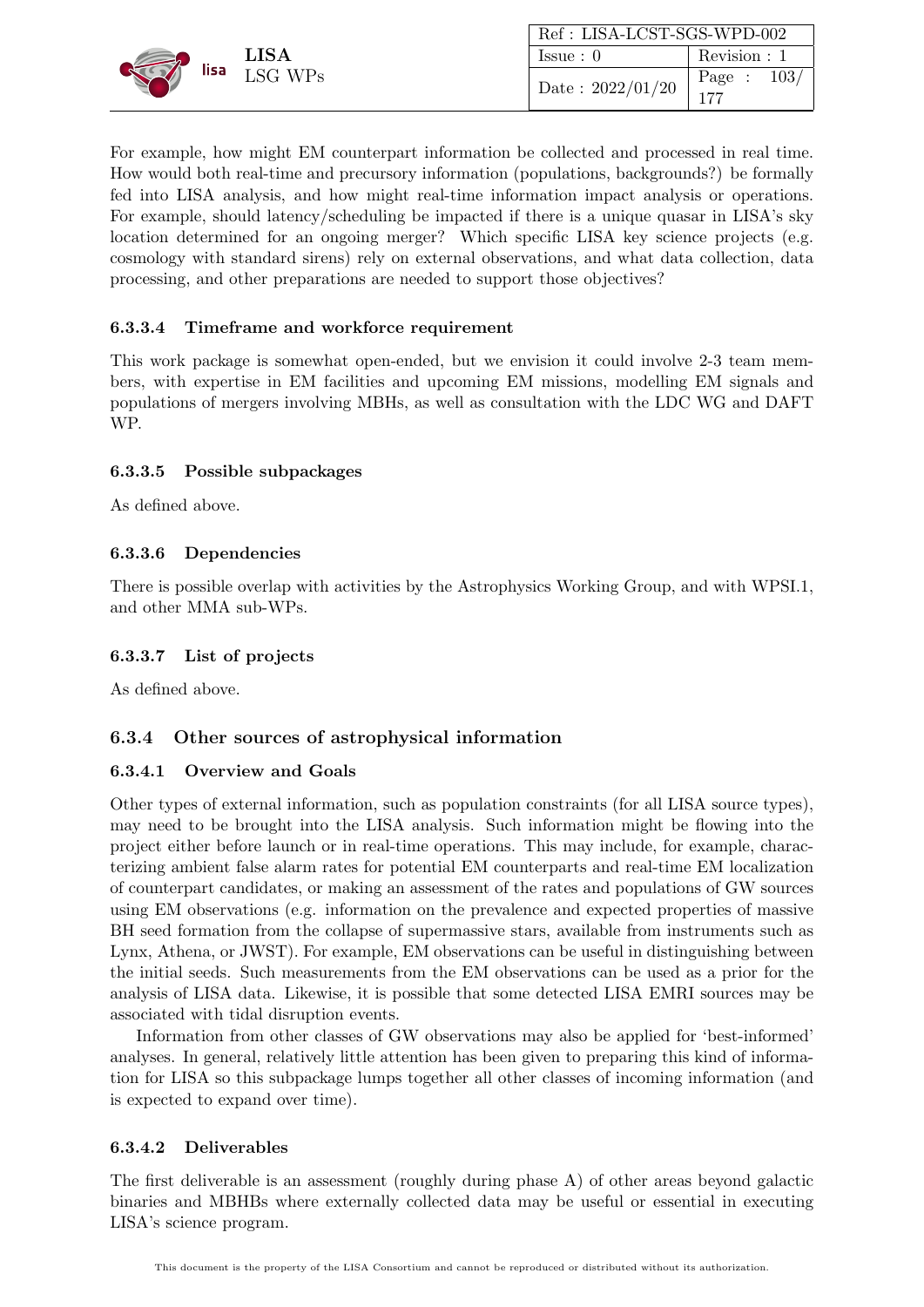For example, how might EM counterpart information be collected and processed in real time. How would both real-time and precursory information (populations, backgrounds?) be formally fed into LISA analysis, and how might real-time information impact analysis or operations. For example, should latency/scheduling be impacted if there is a unique quasar in LISA's sky location determined for an ongoing merger? Which specific LISA key science projects (e.g. cosmology with standard sirens) rely on external observations, and what data collection, data processing, and other preparations are needed to support those objectives?

#### 6.3.3.4 Timeframe and workforce requirement

This work package is somewhat open-ended, but we envision it could involve 2-3 team members, with expertise in EM facilities and upcoming EM missions, modelling EM signals and populations of mergers involving MBHs, as well as consultation with the LDC WG and DAFT WP.

#### 6.3.3.5 Possible subpackages

As defined above.

#### 6.3.3.6 Dependencies

There is possible overlap with activities by the Astrophysics Working Group, and with WPSI.1, and other MMA sub-WPs.

#### 6.3.3.7 List of projects

As defined above.

### 6.3.4 Other sources of astrophysical information

#### 6.3.4.1 Overview and Goals

Other types of external information, such as population constraints (for all LISA source types), may need to be brought into the LISA analysis. Such information might be flowing into the project either before launch or in real-time operations. This may include, for example, characterizing ambient false alarm rates for potential EM counterparts and real-time EM localization of counterpart candidates, or making an assessment of the rates and populations of GW sources using EM observations (e.g. information on the prevalence and expected properties of massive BH seed formation from the collapse of supermassive stars, available from instruments such as Lynx, Athena, or JWST). For example, EM observations can be useful in distinguishing between the initial seeds. Such measurements from the EM observations can be used as a prior for the analysis of LISA data. Likewise, it is possible that some detected LISA EMRI sources may be associated with tidal disruption events.

Information from other classes of GW observations may also be applied for 'best-informed' analyses. In general, relatively little attention has been given to preparing this kind of information for LISA so this subpackage lumps together all other classes of incoming information (and is expected to expand over time).

#### 6.3.4.2 Deliverables

The first deliverable is an assessment (roughly during phase A) of other areas beyond galactic binaries and MBHBs where externally collected data may be useful or essential in executing LISA's science program.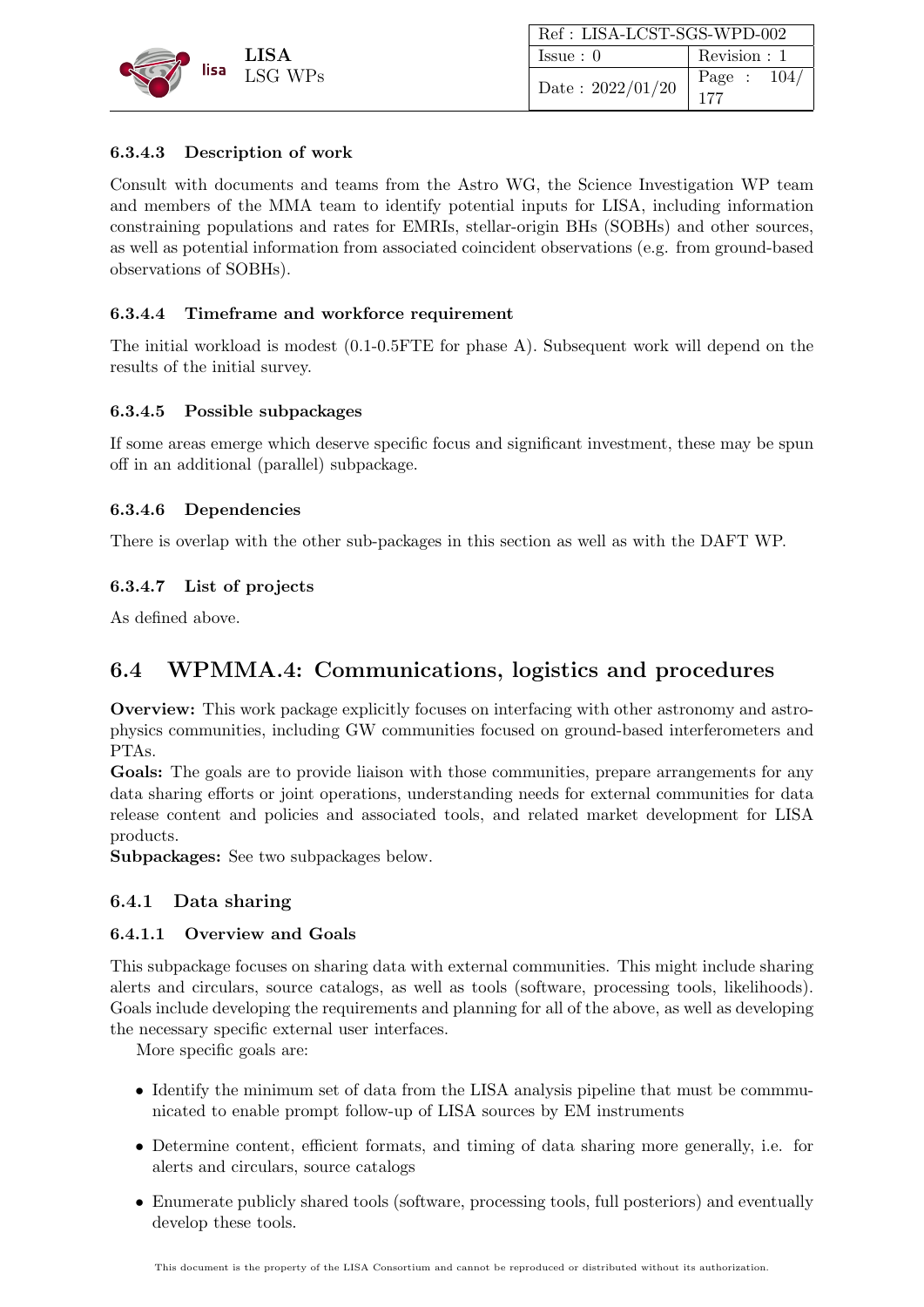#### 6.3.4.3 Description of work

Consult with documents and teams from the Astro WG, the Science Investigation WP team and members of the MMA team to identify potential inputs for LISA, including information constraining populations and rates for EMRIs, stellar-origin BHs (SOBHs) and other sources, as well as potential information from associated coincident observations (e.g. from ground-based observations of SOBHs).

#### 6.3.4.4 Timeframe and workforce requirement

The initial workload is modest (0.1-0.5FTE for phase A). Subsequent work will depend on the results of the initial survey.

#### 6.3.4.5 Possible subpackages

If some areas emerge which deserve specific focus and significant investment, these may be spun off in an additional (parallel) subpackage.

#### 6.3.4.6 Dependencies

There is overlap with the other sub-packages in this section as well as with the DAFT WP.

#### 6.3.4.7 List of projects

As defined above.

## 6.4 WPMMA.4: Communications, logistics and procedures

**Overview:** This work package explicitly focuses on interfacing with other astronomy and astrophysics communities, including GW communities focused on ground-based interferometers and PTAs.
**Goals:** The goals are to provide liaison with those communities, prepare arrangements for any data sharing efforts or joint operations, understanding needs for external communities for data release content and policies and associated tools, and related market development for LISA products.
**Subpackages:** See two subpackages below.

### 6.4.1 Data sharing

#### 6.4.1.1 Overview and Goals

This subpackage focuses on sharing data with external communities. This might include sharing alerts and circulars, source catalogs, as well as tools (software, processing tools, likelihoods). Goals include developing the requirements and planning for all of the above, as well as developing the necessary specific external user interfaces.

More specific goals are:

- Identify the minimum set of data from the LISA analysis pipeline that must be commmunicated to enable prompt follow-up of LISA sources by EM instruments
- Determine content, efficient formats, and timing of data sharing more generally, i.e. for alerts and circulars, source catalogs
- Enumerate publicly shared tools (software, processing tools, full posteriors) and eventually develop these tools.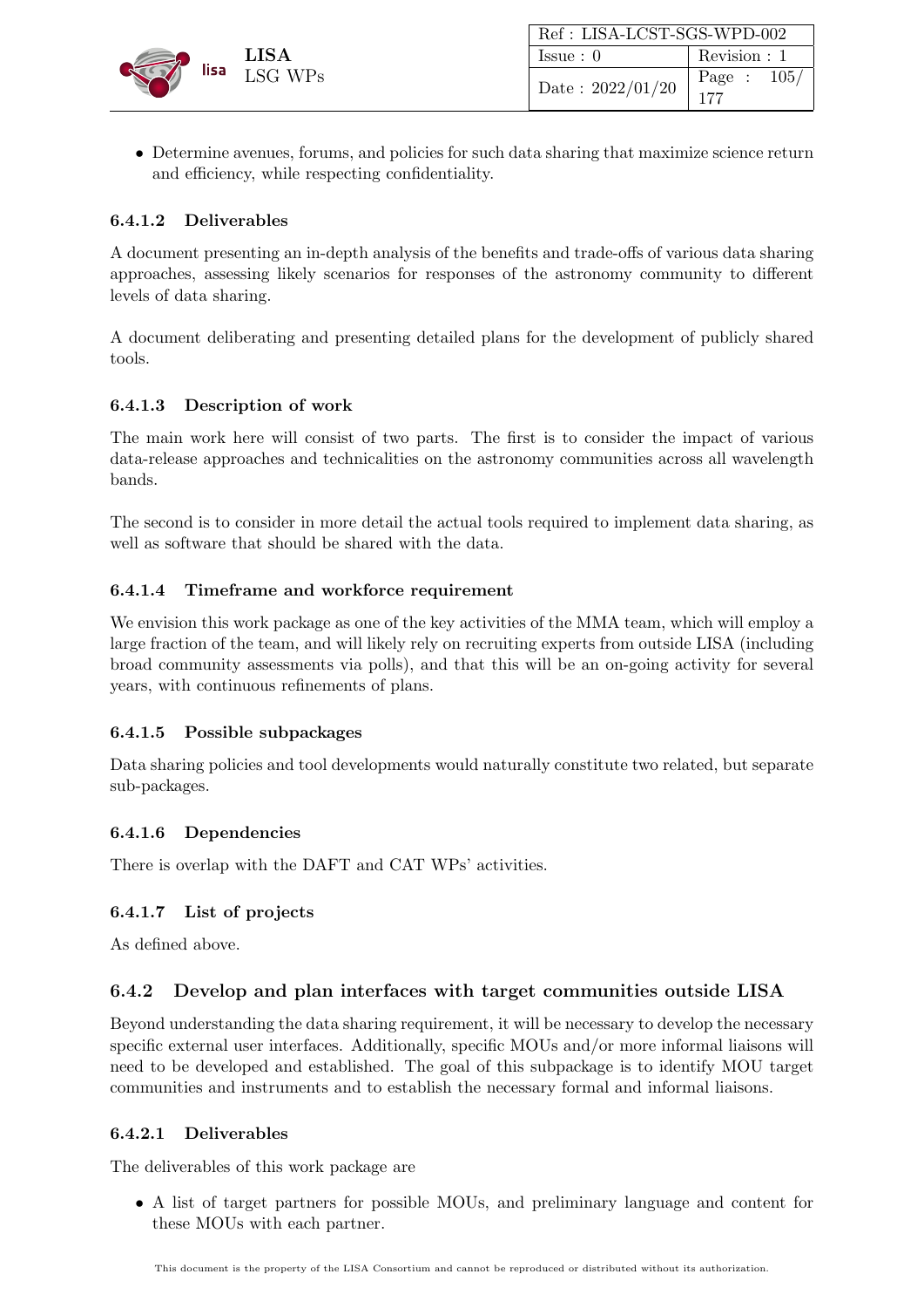- Determine avenues, forums, and policies for such data sharing that maximize science return and efficiency, while respecting confidentiality.

#### 6.4.1.2 Deliverables

A document presenting an in-depth analysis of the benefits and trade-offs of various data sharing approaches, assessing likely scenarios for responses of the astronomy community to different levels of data sharing.

A document deliberating and presenting detailed plans for the development of publicly shared tools.

#### 6.4.1.3 Description of work

The main work here will consist of two parts. The first is to consider the impact of various data-release approaches and technicalities on the astronomy communities across all wavelength bands.

The second is to consider in more detail the actual tools required to implement data sharing, as well as software that should be shared with the data.

#### 6.4.1.4 Timeframe and workforce requirement

We envision this work package as one of the key activities of the MMA team, which will employ a large fraction of the team, and will likely rely on recruiting experts from outside LISA (including broad community assessments via polls), and that this will be an on-going activity for several years, with continuous refinements of plans.

#### 6.4.1.5 Possible subpackages

Data sharing policies and tool developments would naturally constitute two related, but separate sub-packages.

#### 6.4.1.6 Dependencies

There is overlap with the DAFT and CAT WPs' activities.

#### 6.4.1.7 List of projects

As defined above.

### 6.4.2 Develop and plan interfaces with target communities outside LISA

Beyond understanding the data sharing requirement, it will be necessary to develop the necessary specific external user interfaces. Additionally, specific MOUs and/or more informal liaisons will need to be developed and established. The goal of this subpackage is to identify MOU target communities and instruments and to establish the necessary formal and informal liaisons.

#### 6.4.2.1 Deliverables

The deliverables of this work package are

- A list of target partners for possible MOUs, and preliminary language and content for these MOUs with each partner.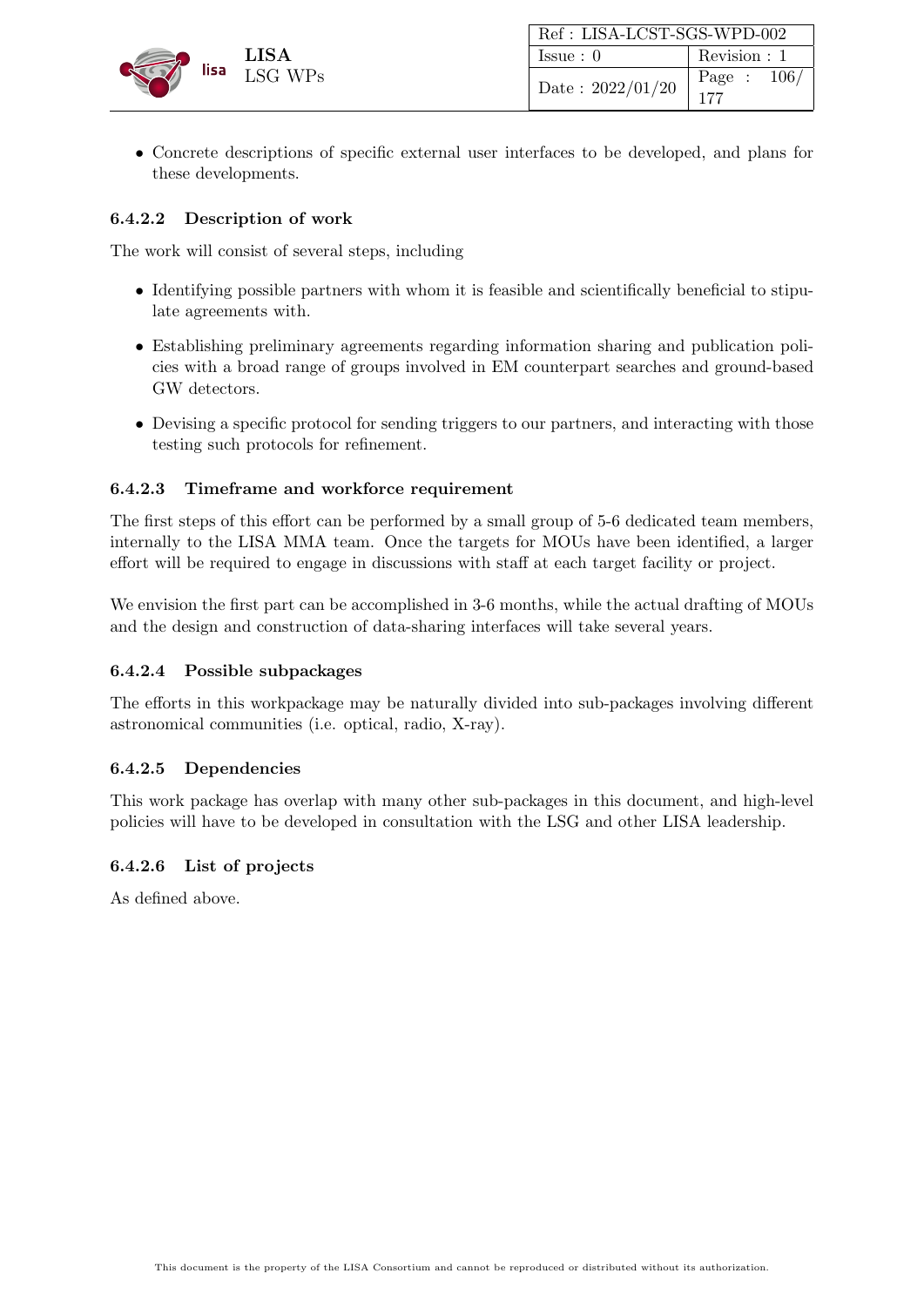- Concrete descriptions of specific external user interfaces to be developed, and plans for these developments.

#### 6.4.2.2 Description of work

The work will consist of several steps, including

- Identifying possible partners with whom it is feasible and scientifically beneficial to stipulate agreements with.
- Establishing preliminary agreements regarding information sharing and publication policies with a broad range of groups involved in EM counterpart searches and ground-based GW detectors.
- Devising a specific protocol for sending triggers to our partners, and interacting with those testing such protocols for refinement.

#### 6.4.2.3 Timeframe and workforce requirement

The first steps of this effort can be performed by a small group of 5-6 dedicated team members, internally to the LISA MMA team. Once the targets for MOUs have been identified, a larger effort will be required to engage in discussions with staff at each target facility or project.

We envision the first part can be accomplished in 3-6 months, while the actual drafting of MOUs and the design and construction of data-sharing interfaces will take several years.

#### 6.4.2.4 Possible subpackages

The efforts in this workpackage may be naturally divided into sub-packages involving different astronomical communities (i.e. optical, radio, X-ray).

#### 6.4.2.5 Dependencies

This work package has overlap with many other sub-packages in this document, and high-level policies will have to be developed in consultation with the LSG and other LISA leadership.

#### 6.4.2.6 List of projects

As defined above.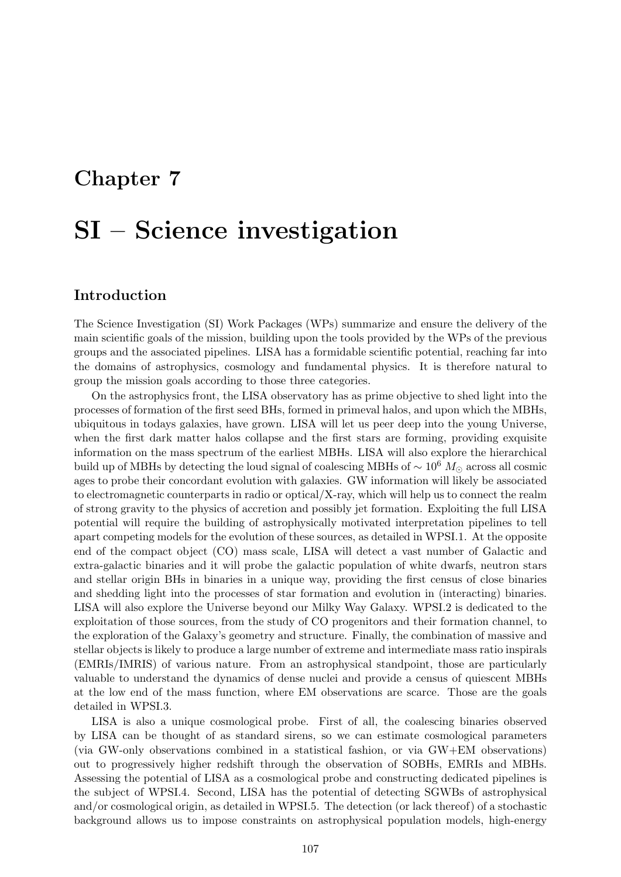# Chapter 7

# SI – Science investigation

## Introduction

The Science Investigation (SI) Work Packages (WPs) summarize and ensure the delivery of the main scientific goals of the mission, building upon the tools provided by the WPs of the previous groups and the associated pipelines. LISA has a formidable scientific potential, reaching far into the domains of astrophysics, cosmology and fundamental physics. It is therefore natural to group the mission goals according to those three categories.

On the astrophysics front, the LISA observatory has as prime objective to shed light into the processes of formation of the first seed BHs, formed in primeval halos, and upon which the MBHs, ubiquitous in todays galaxies, have grown. LISA will let us peer deep into the young Universe, when the first dark matter halos collapse and the first stars are forming, providing exquisite information on the mass spectrum of the earliest MBHs. LISA will also explore the hierarchical build up of MBHs by detecting the loud signal of coalescing MBHs of $\sim 10^6\ M_\odot$ across all cosmic ages to probe their concordant evolution with galaxies. GW information will likely be associated to electromagnetic counterparts in radio or optical/X-ray, which will help us to connect the realm of strong gravity to the physics of accretion and possibly jet formation. Exploiting the full LISA potential will require the building of astrophysically motivated interpretation pipelines to tell apart competing models for the evolution of these sources, as detailed in WPSI.1. At the opposite end of the compact object (CO) mass scale, LISA will detect a vast number of Galactic and extra-galactic binaries and it will probe the galactic population of white dwarfs, neutron stars and stellar origin BHs in binaries in a unique way, providing the first census of close binaries and shedding light into the processes of star formation and evolution in (interacting) binaries. LISA will also explore the Universe beyond our Milky Way Galaxy. WPSI.2 is dedicated to the exploitation of those sources, from the study of CO progenitors and their formation channel, to the exploration of the Galaxy's geometry and structure. Finally, the combination of massive and stellar objects is likely to produce a large number of extreme and intermediate mass ratio inspirals (EMRIs/IMRIS) of various nature. From an astrophysical standpoint, those are particularly valuable to understand the dynamics of dense nuclei and provide a census of quiescent MBHs at the low end of the mass function, where EM observations are scarce. Those are the goals detailed in WPSI.3.

LISA is also a unique cosmological probe. First of all, the coalescing binaries observed by LISA can be thought of as standard sirens, so we can estimate cosmological parameters (via GW-only observations combined in a statistical fashion, or via GW+EM observations) out to progressively higher redshift through the observation of SOBHs, EMRIs and MBHs. Assessing the potential of LISA as a cosmological probe and constructing dedicated pipelines is the subject of WPSI.4. Second, LISA has the potential of detecting SGWBs of astrophysical and/or cosmological origin, as detailed in WPSI.5. The detection (or lack thereof) of a stochastic background allows us to impose constraints on astrophysical population models, high-energy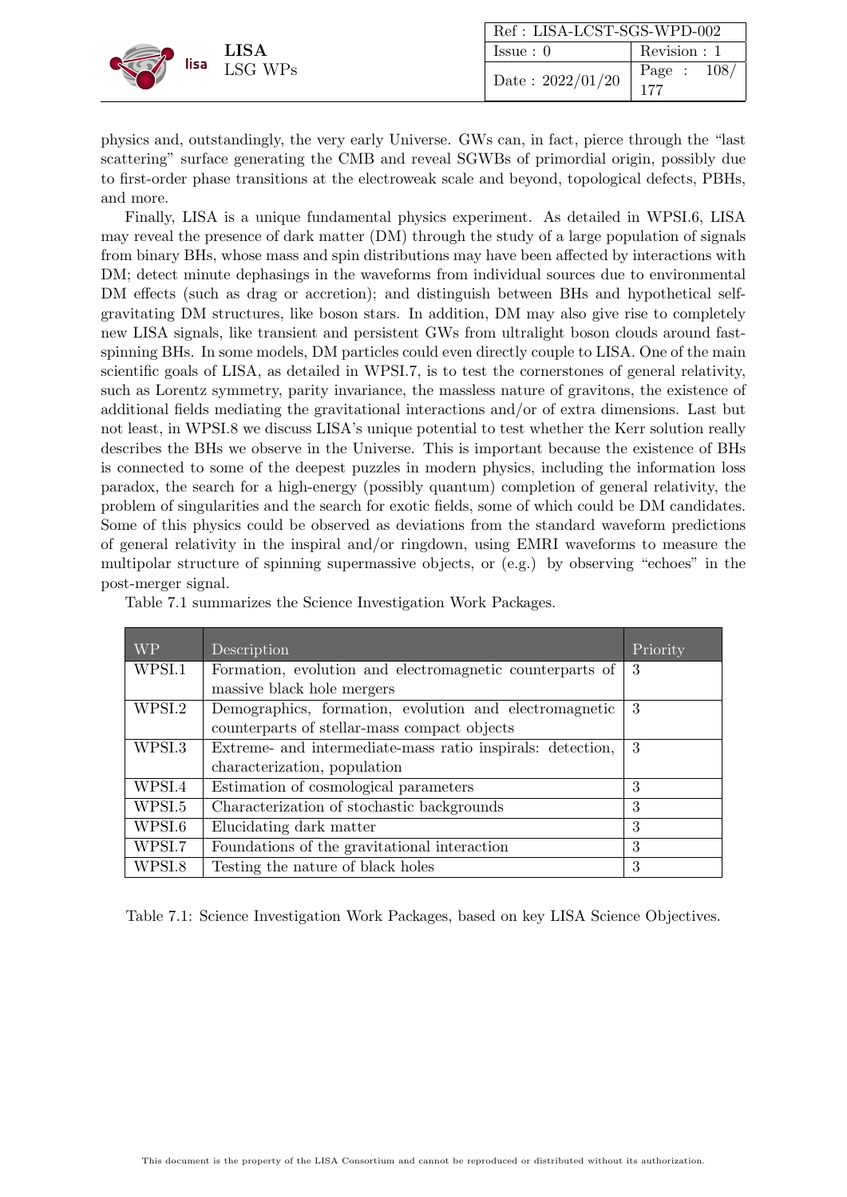physics and, outstandingly, the very early Universe. GWs can, in fact, pierce through the "last scattering" surface generating the CMB and reveal SGWBs of primordial origin, possibly due to first-order phase transitions at the electroweak scale and beyond, topological defects, PBHs, and more.

Finally, LISA is a unique fundamental physics experiment. As detailed in WPSI.6, LISA may reveal the presence of dark matter (DM) through the study of a large population of signals from binary BHs, whose mass and spin distributions may have been affected by interactions with DM; detect minute dephasings in the waveforms from individual sources due to environmental DM effects (such as drag or accretion); and distinguish between BHs and hypothetical self-gravitating DM structures, like boson stars. In addition, DM may also give rise to completely new LISA signals, like transient and persistent GWs from ultralight boson clouds around fast-spinning BHs. In some models, DM particles could even directly couple to LISA. One of the main scientific goals of LISA, as detailed in WPSI.7, is to test the cornerstones of general relativity, such as Lorentz symmetry, parity invariance, the massless nature of gravitons, the existence of additional fields mediating the gravitational interactions and/or of extra dimensions. Last but not least, in WPSI.8 we discuss LISA's unique potential to test whether the Kerr solution really describes the BHs we observe in the Universe. This is important because the existence of BHs is connected to some of the deepest puzzles in modern physics, including the information loss paradox, the search for a high-energy (possibly quantum) completion of general relativity, the problem of singularities and the search for exotic fields, some of which could be DM candidates. Some of this physics could be observed as deviations from the standard waveform predictions of general relativity in the inspiral and/or ringdown, using EMRI waveforms to measure the multipolar structure of spinning supermassive objects, or (e.g.) by observing "echoes" in the post-merger signal.

Table 7.1 summarizes the Science Investigation Work Packages.

| WP | Description | Priority |
|---|---|---|
| WPSI.1 | Formation, evolution and electromagnetic counterparts of massive black hole mergers | 3 |
| WPSI.2 | Demographics, formation, evolution and electromagnetic counterparts of stellar-mass compact objects | 3 |
| WPSI.3 | Extreme- and intermediate-mass ratio inspirals: detection, characterization, population | 3 |
| WPSI.4 | Estimation of cosmological parameters | 3 |
| WPSI.5 | Characterization of stochastic backgrounds | 3 |
| WPSI.6 | Elucidating dark matter | 3 |
| WPSI.7 | Foundations of the gravitational interaction | 3 |
| WPSI.8 | Testing the nature of black holes | 3 |

Table 7.1: Science Investigation Work Packages, based on key LISA Science Objectives.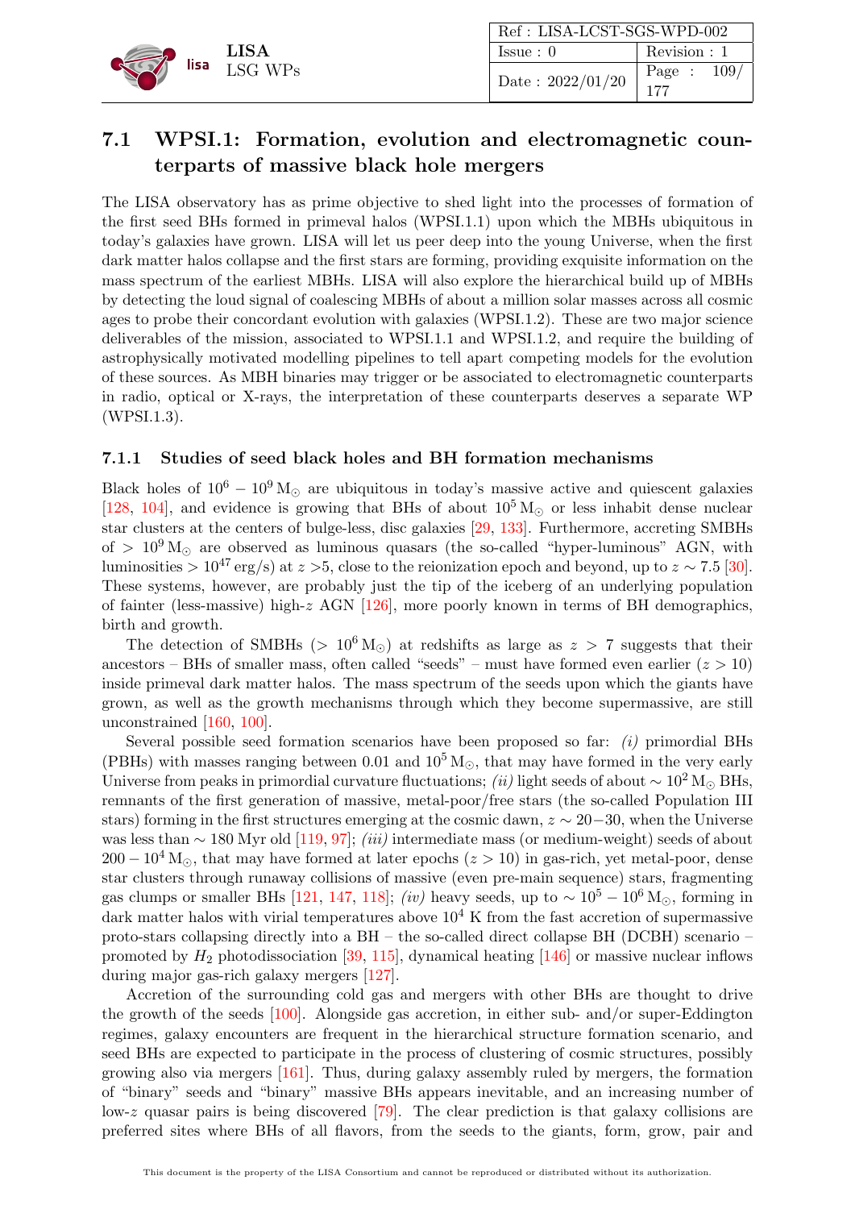## 7.1 WPSI.1: Formation, evolution and electromagnetic counterparts of massive black hole mergers

The LISA observatory has as prime objective to shed light into the processes of formation of the first seed BHs formed in primeval halos (WPSI.1.1) upon which the MBHs ubiquitous in today's galaxies have grown. LISA will let us peer deep into the young Universe, when the first dark matter halos collapse and the first stars are forming, providing exquisite information on the mass spectrum of the earliest MBHs. LISA will also explore the hierarchical build up of MBHs by detecting the loud signal of coalescing MBHs of about a million solar masses across all cosmic ages to probe their concordant evolution with galaxies (WPSI.1.2). These are two major science deliverables of the mission, associated to WPSI.1.1 and WPSI.1.2, and require the building of astrophysically motivated modelling pipelines to tell apart competing models for the evolution of these sources. As MBH binaries may trigger or be associated to electromagnetic counterparts in radio, optical or X-rays, the interpretation of these counterparts deserves a separate WP (WPSI.1.3).

### 7.1.1 Studies of seed black holes and BH formation mechanisms

Black holes of $10^6 - 10^9\,\mathrm{M}_\odot$ are ubiquitous in today's massive active and quiescent galaxies [128, 104], and evidence is growing that BHs of about $10^5\,\mathrm{M}_\odot$ or less inhabit dense nuclear star clusters at the centers of bulge-less, disc galaxies [29, 133]. Furthermore, accreting SMBHs of $> 10^9\,\mathrm{M}_\odot$ are observed as luminous quasars (the so-called "hyper-luminous" AGN, with luminosities $> 10^{47}$ erg/s) at $z > 5$, close to the reionization epoch and beyond, up to $z \sim 7.5$ [30]. These systems, however, are probably just the tip of the iceberg of an underlying population of fainter (less-massive) high-$z$ AGN [126], more poorly known in terms of BH demographics, birth and growth.

The detection of SMBHs ($> 10^6\,\mathrm{M}_\odot$) at redshifts as large as $z > 7$ suggests that their ancestors – BHs of smaller mass, often called "seeds" – must have formed even earlier ($z > 10$) inside primeval dark matter halos. The mass spectrum of the seeds upon which the giants have grown, as well as the growth mechanisms through which they become supermassive, are still unconstrained [160, 100].

Several possible seed formation scenarios have been proposed so far: *(i)* primordial BHs (PBHs) with masses ranging between 0.01 and $10^5\,\mathrm{M}_\odot$, that may have formed in the very early Universe from peaks in primordial curvature fluctuations; *(ii)* light seeds of about $\sim 10^2\,\mathrm{M}_\odot$ BHs, remnants of the first generation of massive, metal-poor/free stars (the so-called Population III stars) forming in the first structures emerging at the cosmic dawn, $z \sim 20-30$, when the Universe was less than $\sim 180$ Myr old [119, 97]; *(iii)* intermediate mass (or medium-weight) seeds of about $200 - 10^4\,\mathrm{M}_\odot$, that may have formed at later epochs ($z > 10$) in gas-rich, yet metal-poor, dense star clusters through runaway collisions of massive (even pre-main sequence) stars, fragmenting gas clumps or smaller BHs [121, 147, 118]; *(iv)* heavy seeds, up to $\sim 10^5 - 10^6\,\mathrm{M}_\odot$, forming in dark matter halos with virial temperatures above $10^4$ K from the fast accretion of supermassive proto-stars collapsing directly into a BH – the so-called direct collapse BH (DCBH) scenario – promoted by $H_2$ photodissociation [39, 115], dynamical heating [146] or massive nuclear inflows during major gas-rich galaxy mergers [127].

Accretion of the surrounding cold gas and mergers with other BHs are thought to drive the growth of the seeds [100]. Alongside gas accretion, in either sub- and/or super-Eddington regimes, galaxy encounters are frequent in the hierarchical structure formation scenario, and seed BHs are expected to participate in the process of clustering of cosmic structures, possibly growing also via mergers [161]. Thus, during galaxy assembly ruled by mergers, the formation of "binary" seeds and "binary" massive BHs appears inevitable, and an increasing number of low-$z$ quasar pairs is being discovered [79]. The clear prediction is that galaxy collisions are preferred sites where BHs of all flavors, from the seeds to the giants, form, grow, pair and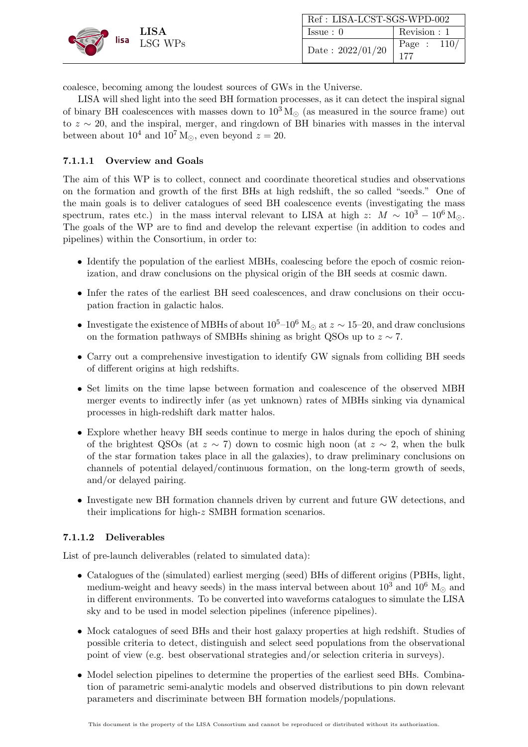coalesce, becoming among the loudest sources of GWs in the Universe.

LISA will shed light into the seed BH formation processes, as it can detect the inspiral signal of binary BH coalescences with masses down to $10^3\,\mathrm{M}_\odot$ (as measured in the source frame) out to $z \sim 20$, and the inspiral, merger, and ringdown of BH binaries with masses in the interval between about $10^4$ and $10^7\,\mathrm{M}_\odot$, even beyond $z = 20$.

#### 7.1.1.1 Overview and Goals

The aim of this WP is to collect, connect and coordinate theoretical studies and observations on the formation and growth of the first BHs at high redshift, the so called "seeds." One of the main goals is to deliver catalogues of seed BH coalescence events (investigating the mass spectrum, rates etc.) in the mass interval relevant to LISA at high $z$: $M \sim 10^3 - 10^6\,\mathrm{M}_\odot$. The goals of the WP are to find and develop the relevant expertise (in addition to codes and pipelines) within the Consortium, in order to:

- Identify the population of the earliest MBHs, coalescing before the epoch of cosmic reionization, and draw conclusions on the physical origin of the BH seeds at cosmic dawn.
- Infer the rates of the earliest BH seed coalescences, and draw conclusions on their occupation fraction in galactic halos.
- Investigate the existence of MBHs of about $10^5$–$10^6\,\mathrm{M}_\odot$ at $z \sim 15$–$20$, and draw conclusions on the formation pathways of SMBHs shining as bright QSOs up to $z \sim 7$.
- Carry out a comprehensive investigation to identify GW signals from colliding BH seeds of different origins at high redshifts.
- Set limits on the time lapse between formation and coalescence of the observed MBH merger events to indirectly infer (as yet unknown) rates of MBHs sinking via dynamical processes in high-redshift dark matter halos.
- Explore whether heavy BH seeds continue to merge in halos during the epoch of shining of the brightest QSOs (at $z \sim 7$) down to cosmic high noon (at $z \sim 2$, when the bulk of the star formation takes place in all the galaxies), to draw preliminary conclusions on channels of potential delayed/continuous formation, on the long-term growth of seeds, and/or delayed pairing.
- Investigate new BH formation channels driven by current and future GW detections, and their implications for high-$z$ SMBH formation scenarios.

#### 7.1.1.2 Deliverables

List of pre-launch deliverables (related to simulated data):

- Catalogues of the (simulated) earliest merging (seed) BHs of different origins (PBHs, light, medium-weight and heavy seeds) in the mass interval between about $10^3$ and $10^6\,\mathrm{M}_\odot$ and in different environments. To be converted into waveforms catalogues to simulate the LISA sky and to be used in model selection pipelines (inference pipelines).
- Mock catalogues of seed BHs and their host galaxy properties at high redshift. Studies of possible criteria to detect, distinguish and select seed populations from the observational point of view (e.g. best observational strategies and/or selection criteria in surveys).
- Model selection pipelines to determine the properties of the earliest seed BHs. Combination of parametric semi-analytic models and observed distributions to pin down relevant parameters and discriminate between BH formation models/populations.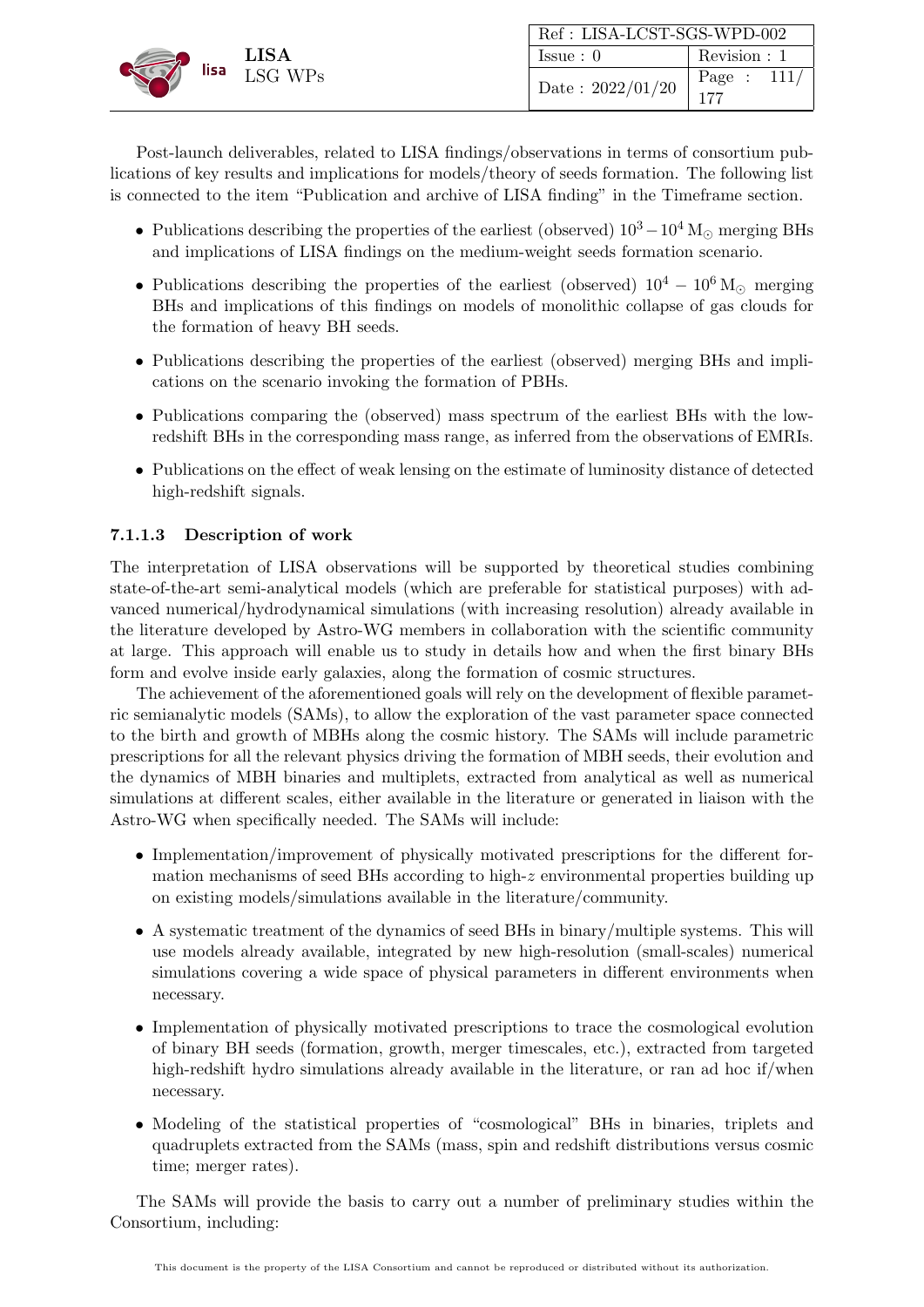Post-launch deliverables, related to LISA findings/observations in terms of consortium publications of key results and implications for models/theory of seeds formation. The following list is connected to the item "Publication and archive of LISA finding" in the Timeframe section.

- Publications describing the properties of the earliest (observed) $10^3 - 10^4\,\mathrm{M}_\odot$ merging BHs and implications of LISA findings on the medium-weight seeds formation scenario.
- Publications describing the properties of the earliest (observed) $10^4 - 10^6\,\mathrm{M}_\odot$ merging BHs and implications of this findings on models of monolithic collapse of gas clouds for the formation of heavy BH seeds.
- Publications describing the properties of the earliest (observed) merging BHs and implications on the scenario invoking the formation of PBHs.
- Publications comparing the (observed) mass spectrum of the earliest BHs with the low-redshift BHs in the corresponding mass range, as inferred from the observations of EMRIs.
- Publications on the effect of weak lensing on the estimate of luminosity distance of detected high-redshift signals.

#### 7.1.1.3 Description of work

The interpretation of LISA observations will be supported by theoretical studies combining state-of-the-art semi-analytical models (which are preferable for statistical purposes) with advanced numerical/hydrodynamical simulations (with increasing resolution) already available in the literature developed by Astro-WG members in collaboration with the scientific community at large. This approach will enable us to study in details how and when the first binary BHs form and evolve inside early galaxies, along the formation of cosmic structures.

The achievement of the aforementioned goals will rely on the development of flexible parametric semianalytic models (SAMs), to allow the exploration of the vast parameter space connected to the birth and growth of MBHs along the cosmic history. The SAMs will include parametric prescriptions for all the relevant physics driving the formation of MBH seeds, their evolution and the dynamics of MBH binaries and multiplets, extracted from analytical as well as numerical simulations at different scales, either available in the literature or generated in liaison with the Astro-WG when specifically needed. The SAMs will include:

- Implementation/improvement of physically motivated prescriptions for the different formation mechanisms of seed BHs according to high-$z$ environmental properties building up on existing models/simulations available in the literature/community.
- A systematic treatment of the dynamics of seed BHs in binary/multiple systems. This will use models already available, integrated by new high-resolution (small-scales) numerical simulations covering a wide space of physical parameters in different environments when necessary.
- Implementation of physically motivated prescriptions to trace the cosmological evolution of binary BH seeds (formation, growth, merger timescales, etc.), extracted from targeted high-redshift hydro simulations already available in the literature, or ran ad hoc if/when necessary.
- Modeling of the statistical properties of "cosmological" BHs in binaries, triplets and quadruplets extracted from the SAMs (mass, spin and redshift distributions versus cosmic time; merger rates).

The SAMs will provide the basis to carry out a number of preliminary studies within the Consortium, including: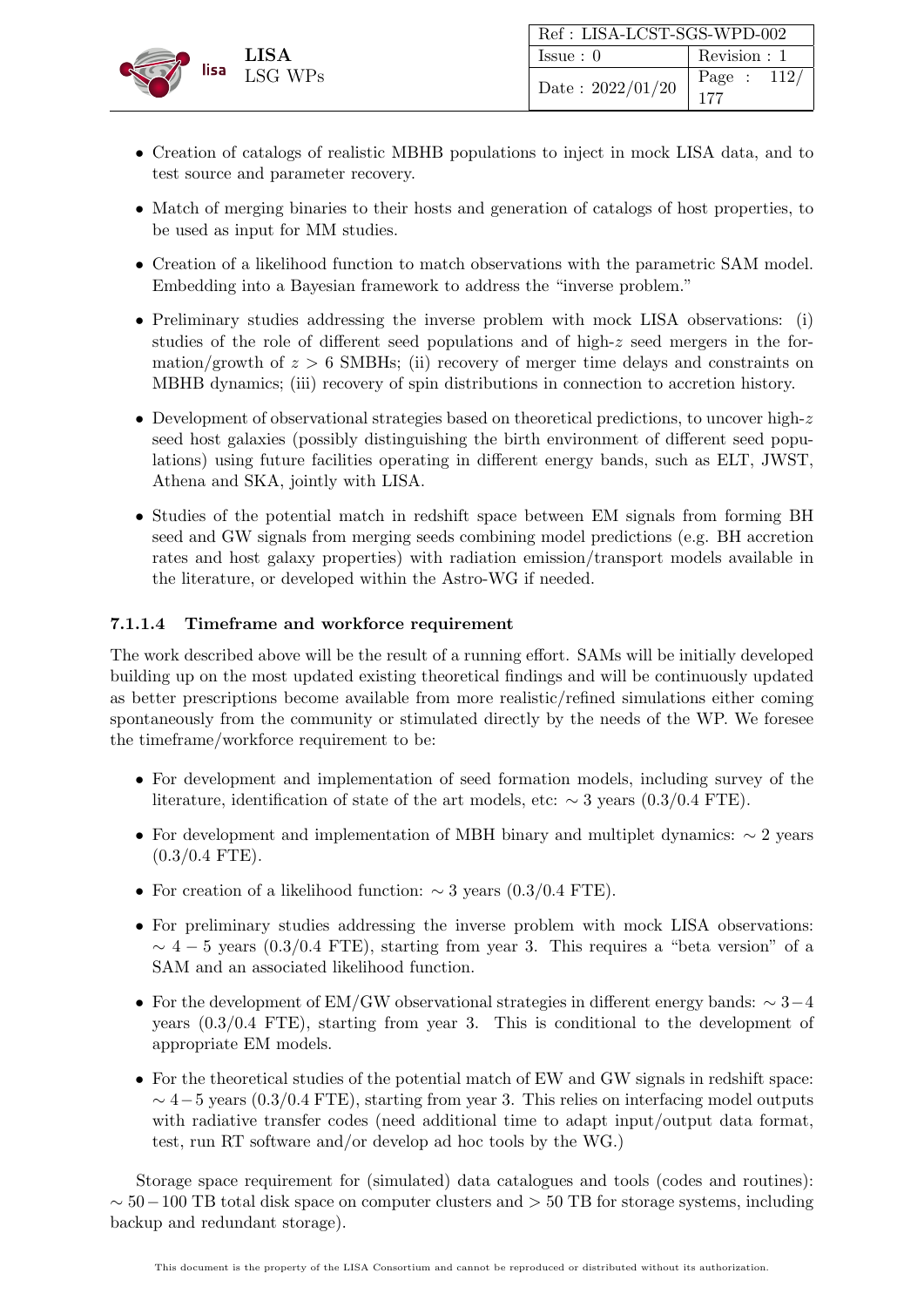- Creation of catalogs of realistic MBHB populations to inject in mock LISA data, and to test source and parameter recovery.
- Match of merging binaries to their hosts and generation of catalogs of host properties, to be used as input for MM studies.
- Creation of a likelihood function to match observations with the parametric SAM model. Embedding into a Bayesian framework to address the "inverse problem."
- Preliminary studies addressing the inverse problem with mock LISA observations: (i) studies of the role of different seed populations and of high-$z$ seed mergers in the formation/growth of $z > 6$ SMBHs; (ii) recovery of merger time delays and constraints on MBHB dynamics; (iii) recovery of spin distributions in connection to accretion history.
- Development of observational strategies based on theoretical predictions, to uncover high-$z$ seed host galaxies (possibly distinguishing the birth environment of different seed populations) using future facilities operating in different energy bands, such as ELT, JWST, Athena and SKA, jointly with LISA.
- Studies of the potential match in redshift space between EM signals from forming BH seed and GW signals from merging seeds combining model predictions (e.g. BH accretion rates and host galaxy properties) with radiation emission/transport models available in the literature, or developed within the Astro-WG if needed.

#### 7.1.1.4 Timeframe and workforce requirement

The work described above will be the result of a running effort. SAMs will be initially developed building up on the most updated existing theoretical findings and will be continuously updated as better prescriptions become available from more realistic/refined simulations either coming spontaneously from the community or stimulated directly by the needs of the WP. We foresee the timeframe/workforce requirement to be:

- For development and implementation of seed formation models, including survey of the literature, identification of state of the art models, etc: $\sim 3$ years (0.3/0.4 FTE).
- For development and implementation of MBH binary and multiplet dynamics: $\sim 2$ years (0.3/0.4 FTE).
- For creation of a likelihood function: $\sim 3$ years (0.3/0.4 FTE).
- For preliminary studies addressing the inverse problem with mock LISA observations: $\sim 4 - 5$ years (0.3/0.4 FTE), starting from year 3. This requires a "beta version" of a SAM and an associated likelihood function.
- For the development of EM/GW observational strategies in different energy bands: $\sim 3-4$ years (0.3/0.4 FTE), starting from year 3. This is conditional to the development of appropriate EM models.
- For the theoretical studies of the potential match of EW and GW signals in redshift space: $\sim 4-5$ years (0.3/0.4 FTE), starting from year 3. This relies on interfacing model outputs with radiative transfer codes (need additional time to adapt input/output data format, test, run RT software and/or develop ad hoc tools by the WG.)

Storage space requirement for (simulated) data catalogues and tools (codes and routines): $\sim 50-100$ TB total disk space on computer clusters and $> 50$ TB for storage systems, including backup and redundant storage).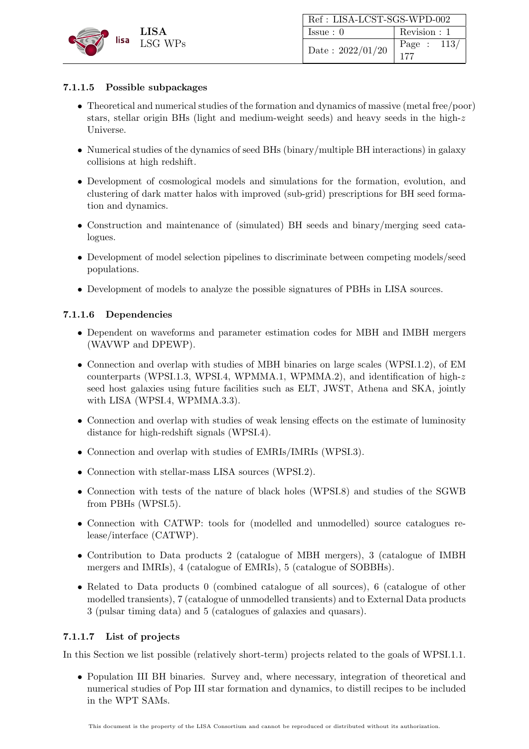#### 7.1.1.5 Possible subpackages

- Theoretical and numerical studies of the formation and dynamics of massive (metal free/poor) stars, stellar origin BHs (light and medium-weight seeds) and heavy seeds in the high-$z$ Universe.
- Numerical studies of the dynamics of seed BHs (binary/multiple BH interactions) in galaxy collisions at high redshift.
- Development of cosmological models and simulations for the formation, evolution, and clustering of dark matter halos with improved (sub-grid) prescriptions for BH seed formation and dynamics.
- Construction and maintenance of (simulated) BH seeds and binary/merging seed catalogues.
- Development of model selection pipelines to discriminate between competing models/seed populations.
- Development of models to analyze the possible signatures of PBHs in LISA sources.

#### 7.1.1.6 Dependencies

- Dependent on waveforms and parameter estimation codes for MBH and IMBH mergers (WAVWP and DPEWP).
- Connection and overlap with studies of MBH binaries on large scales (WPSI.1.2), of EM counterparts (WPSI.1.3, WPSI.4, WPMMA.1, WPMMA.2), and identification of high-$z$ seed host galaxies using future facilities such as ELT, JWST, Athena and SKA, jointly with LISA (WPSI.4, WPMMA.3.3).
- Connection and overlap with studies of weak lensing effects on the estimate of luminosity distance for high-redshift signals (WPSI.4).
- Connection and overlap with studies of EMRIs/IMRIs (WPSI.3).
- Connection with stellar-mass LISA sources (WPSI.2).
- Connection with tests of the nature of black holes (WPSI.8) and studies of the SGWB from PBHs (WPSI.5).
- Connection with CATWP: tools for (modelled and unmodelled) source catalogues release/interface (CATWP).
- Contribution to Data products 2 (catalogue of MBH mergers), 3 (catalogue of IMBH mergers and IMRIs), 4 (catalogue of EMRIs), 5 (catalogue of SOBBHs).
- Related to Data products 0 (combined catalogue of all sources), 6 (catalogue of other modelled transients), 7 (catalogue of unmodelled transients) and to External Data products 3 (pulsar timing data) and 5 (catalogues of galaxies and quasars).

#### 7.1.1.7 List of projects

In this Section we list possible (relatively short-term) projects related to the goals of WPSI.1.1.

- Population III BH binaries. Survey and, where necessary, integration of theoretical and numerical studies of Pop III star formation and dynamics, to distill recipes to be included in the WPT SAMs.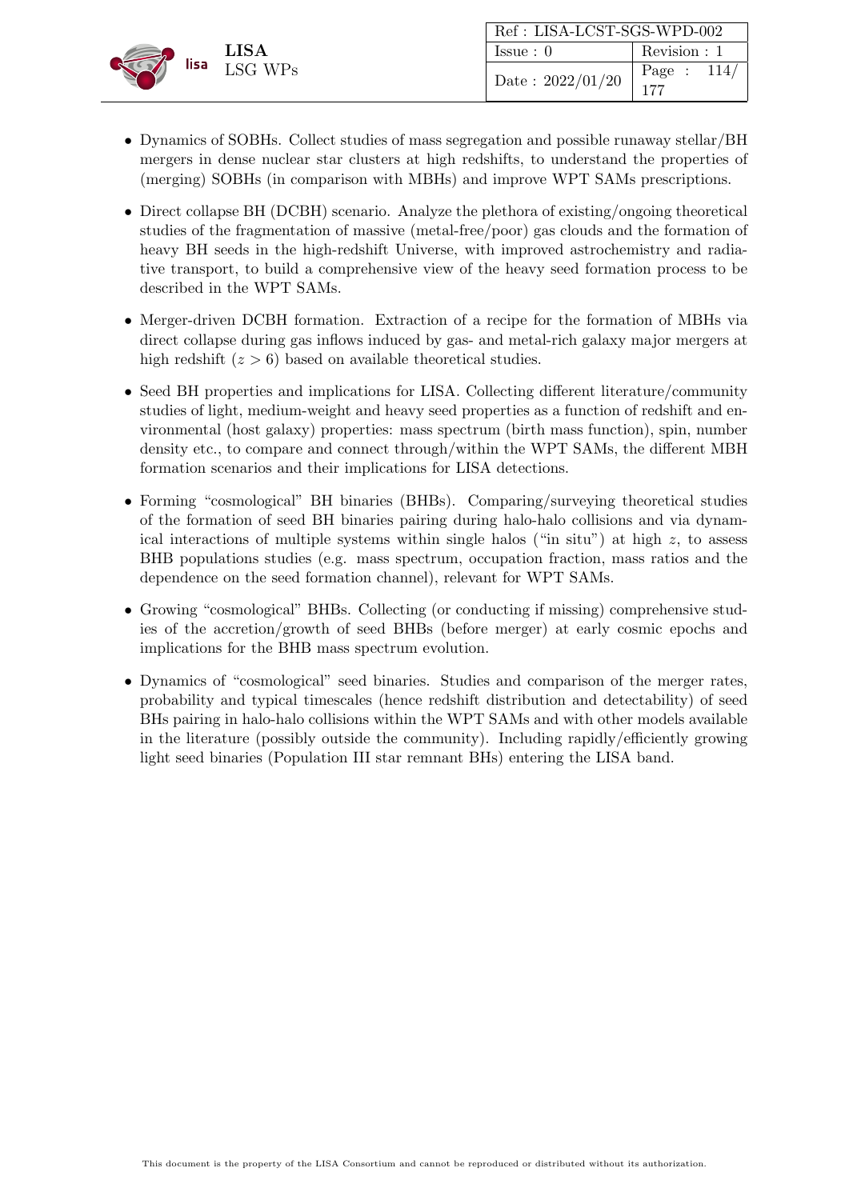- Dynamics of SOBHs. Collect studies of mass segregation and possible runaway stellar/BH mergers in dense nuclear star clusters at high redshifts, to understand the properties of (merging) SOBHs (in comparison with MBHs) and improve WPT SAMs prescriptions.

- Direct collapse BH (DCBH) scenario. Analyze the plethora of existing/ongoing theoretical studies of the fragmentation of massive (metal-free/poor) gas clouds and the formation of heavy BH seeds in the high-redshift Universe, with improved astrochemistry and radiative transport, to build a comprehensive view of the heavy seed formation process to be described in the WPT SAMs.

- Merger-driven DCBH formation. Extraction of a recipe for the formation of MBHs via direct collapse during gas inflows induced by gas- and metal-rich galaxy major mergers at high redshift ($z > 6$) based on available theoretical studies.

- Seed BH properties and implications for LISA. Collecting different literature/community studies of light, medium-weight and heavy seed properties as a function of redshift and environmental (host galaxy) properties: mass spectrum (birth mass function), spin, number density etc., to compare and connect through/within the WPT SAMs, the different MBH formation scenarios and their implications for LISA detections.

- Forming "cosmological" BH binaries (BHBs). Comparing/surveying theoretical studies of the formation of seed BH binaries pairing during halo-halo collisions and via dynamical interactions of multiple systems within single halos ("in situ") at high $z$, to assess BHB populations studies (e.g. mass spectrum, occupation fraction, mass ratios and the dependence on the seed formation channel), relevant for WPT SAMs.

- Growing "cosmological" BHBs. Collecting (or conducting if missing) comprehensive studies of the accretion/growth of seed BHBs (before merger) at early cosmic epochs and implications for the BHB mass spectrum evolution.

- Dynamics of "cosmological" seed binaries. Studies and comparison of the merger rates, probability and typical timescales (hence redshift distribution and detectability) of seed BHs pairing in halo-halo collisions within the WPT SAMs and with other models available in the literature (possibly outside the community). Including rapidly/efficiently growing light seed binaries (Population III star remnant BHs) entering the LISA band.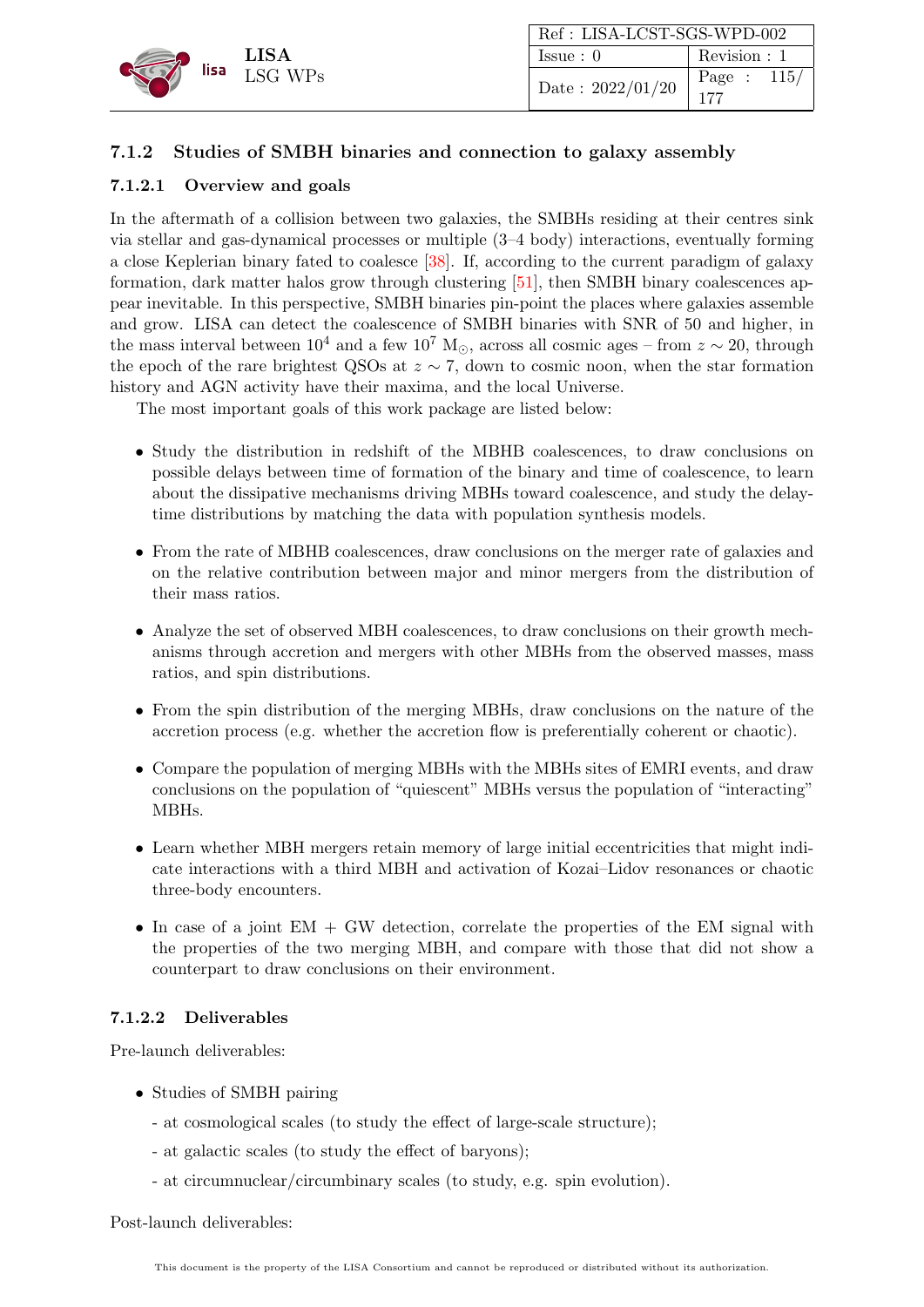### 7.1.2 Studies of SMBH binaries and connection to galaxy assembly

#### 7.1.2.1 Overview and goals

In the aftermath of a collision between two galaxies, the SMBHs residing at their centres sink via stellar and gas-dynamical processes or multiple (3–4 body) interactions, eventually forming a close Keplerian binary fated to coalesce [38]. If, according to the current paradigm of galaxy formation, dark matter halos grow through clustering [51], then SMBH binary coalescences appear inevitable. In this perspective, SMBH binaries pin-point the places where galaxies assemble and grow. LISA can detect the coalescence of SMBH binaries with SNR of 50 and higher, in the mass interval between $10^4$ and a few $10^7$ $M_{\odot}$, across all cosmic ages – from $z \sim 20$, through the epoch of the rare brightest QSOs at $z \sim 7$, down to cosmic noon, when the star formation history and AGN activity have their maxima, and the local Universe.

The most important goals of this work package are listed below:

- Study the distribution in redshift of the MBHB coalescences, to draw conclusions on possible delays between time of formation of the binary and time of coalescence, to learn about the dissipative mechanisms driving MBHs toward coalescence, and study the delay-time distributions by matching the data with population synthesis models.
- From the rate of MBHB coalescences, draw conclusions on the merger rate of galaxies and on the relative contribution between major and minor mergers from the distribution of their mass ratios.
- Analyze the set of observed MBH coalescences, to draw conclusions on their growth mechanisms through accretion and mergers with other MBHs from the observed masses, mass ratios, and spin distributions.
- From the spin distribution of the merging MBHs, draw conclusions on the nature of the accretion process (e.g. whether the accretion flow is preferentially coherent or chaotic).
- Compare the population of merging MBHs with the MBHs sites of EMRI events, and draw conclusions on the population of "quiescent" MBHs versus the population of "interacting" MBHs.
- Learn whether MBH mergers retain memory of large initial eccentricities that might indicate interactions with a third MBH and activation of Kozai–Lidov resonances or chaotic three-body encounters.
- In case of a joint EM + GW detection, correlate the properties of the EM signal with the properties of the two merging MBH, and compare with those that did not show a counterpart to draw conclusions on their environment.

#### 7.1.2.2 Deliverables

Pre-launch deliverables:

- Studies of SMBH pairing
  - at cosmological scales (to study the effect of large-scale structure);
  - at galactic scales (to study the effect of baryons);
  - at circumnuclear/circumbinary scales (to study, e.g. spin evolution).

Post-launch deliverables: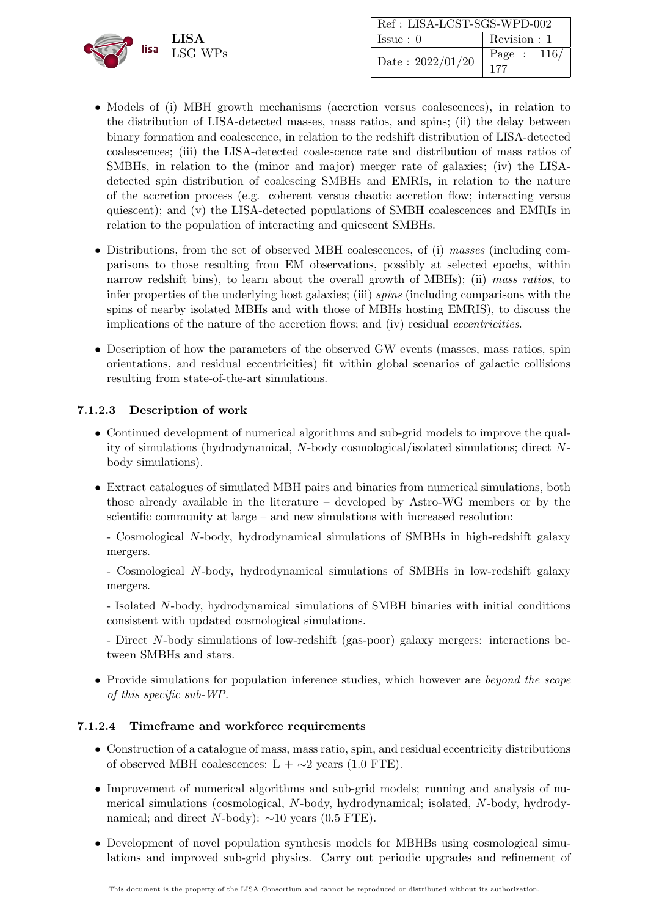- Models of (i) MBH growth mechanisms (accretion versus coalescences), in relation to the distribution of LISA-detected masses, mass ratios, and spins; (ii) the delay between binary formation and coalescence, in relation to the redshift distribution of LISA-detected coalescences; (iii) the LISA-detected coalescence rate and distribution of mass ratios of SMBHs, in relation to the (minor and major) merger rate of galaxies; (iv) the LISA-detected spin distribution of coalescing SMBHs and EMRIs, in relation to the nature of the accretion process (e.g. coherent versus chaotic accretion flow; interacting versus quiescent); and (v) the LISA-detected populations of SMBH coalescences and EMRIs in relation to the population of interacting and quiescent SMBHs.

- Distributions, from the set of observed MBH coalescences, of (i) *masses* (including comparisons to those resulting from EM observations, possibly at selected epochs, within narrow redshift bins), to learn about the overall growth of MBHs); (ii) *mass ratios*, to infer properties of the underlying host galaxies; (iii) *spins* (including comparisons with the spins of nearby isolated MBHs and with those of MBHs hosting EMRIS), to discuss the implications of the nature of the accretion flows; and (iv) residual *eccentricities*.

- Description of how the parameters of the observed GW events (masses, mass ratios, spin orientations, and residual eccentricities) fit within global scenarios of galactic collisions resulting from state-of-the-art simulations.

#### 7.1.2.3 Description of work

- Continued development of numerical algorithms and sub-grid models to improve the quality of simulations (hydrodynamical, $N$-body cosmological/isolated simulations; direct $N$-body simulations).

- Extract catalogues of simulated MBH pairs and binaries from numerical simulations, both those already available in the literature – developed by Astro-WG members or by the scientific community at large – and new simulations with increased resolution:

  - Cosmological $N$-body, hydrodynamical simulations of SMBHs in high-redshift galaxy mergers.

  - Cosmological $N$-body, hydrodynamical simulations of SMBHs in low-redshift galaxy mergers.

  - Isolated $N$-body, hydrodynamical simulations of SMBH binaries with initial conditions consistent with updated cosmological simulations.

  - Direct $N$-body simulations of low-redshift (gas-poor) galaxy mergers: interactions between SMBHs and stars.

- Provide simulations for population inference studies, which however are *beyond the scope of this specific sub-WP*.

#### 7.1.2.4 Timeframe and workforce requirements

- Construction of a catalogue of mass, mass ratio, spin, and residual eccentricity distributions of observed MBH coalescences: L + $\sim$2 years (1.0 FTE).

- Improvement of numerical algorithms and sub-grid models; running and analysis of numerical simulations (cosmological, $N$-body, hydrodynamical; isolated, $N$-body, hydrodynamical; and direct $N$-body): $\sim$10 years (0.5 FTE).

- Development of novel population synthesis models for MBHBs using cosmological simulations and improved sub-grid physics. Carry out periodic upgrades and refinement of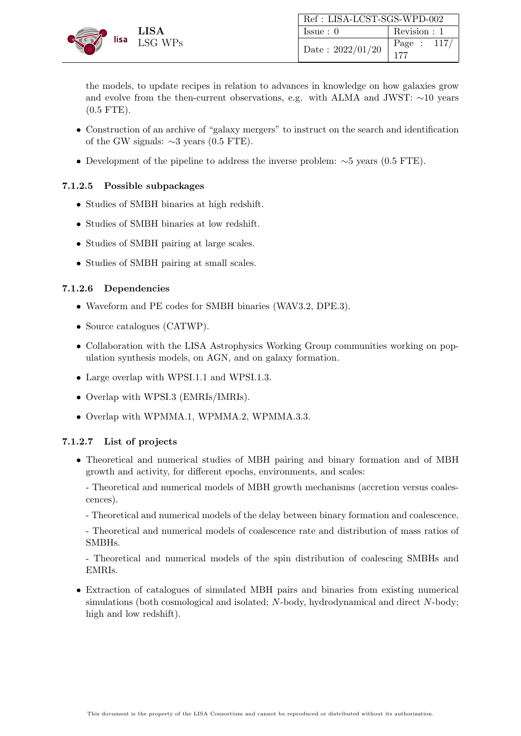the models, to update recipes in relation to advances in knowledge on how galaxies grow and evolve from the then-current observations, e.g. with ALMA and JWST: ∼10 years (0.5 FTE).

- Construction of an archive of “galaxy mergers” to instruct on the search and identification of the GW signals: ∼3 years (0.5 FTE).
- Development of the pipeline to address the inverse problem: ∼5 years (0.5 FTE).

#### 7.1.2.5 Possible subpackages

- Studies of SMBH binaries at high redshift.
- Studies of SMBH binaries at low redshift.
- Studies of SMBH pairing at large scales.
- Studies of SMBH pairing at small scales.

#### 7.1.2.6 Dependencies

- Waveform and PE codes for SMBH binaries (WAV3.2, DPE.3).
- Source catalogues (CATWP).
- Collaboration with the LISA Astrophysics Working Group communities working on population synthesis models, on AGN, and on galaxy formation.
- Large overlap with WPSI.1.1 and WPSI.1.3.
- Overlap with WPSI.3 (EMRIs/IMRIs).
- Overlap with WPMMA.1, WPMMA.2, WPMMA.3.3.

#### 7.1.2.7 List of projects

- Theoretical and numerical studies of MBH pairing and binary formation and of MBH growth and activity, for different epochs, environments, and scales:

  - Theoretical and numerical models of MBH growth mechanisms (accretion versus coalescences).

  - Theoretical and numerical models of the delay between binary formation and coalescence.

  - Theoretical and numerical models of coalescence rate and distribution of mass ratios of SMBHs.

  - Theoretical and numerical models of the spin distribution of coalescing SMBHs and EMRIs.

- Extraction of catalogues of simulated MBH pairs and binaries from existing numerical simulations (both cosmological and isolated; $N$-body, hydrodynamical and direct $N$-body; high and low redshift).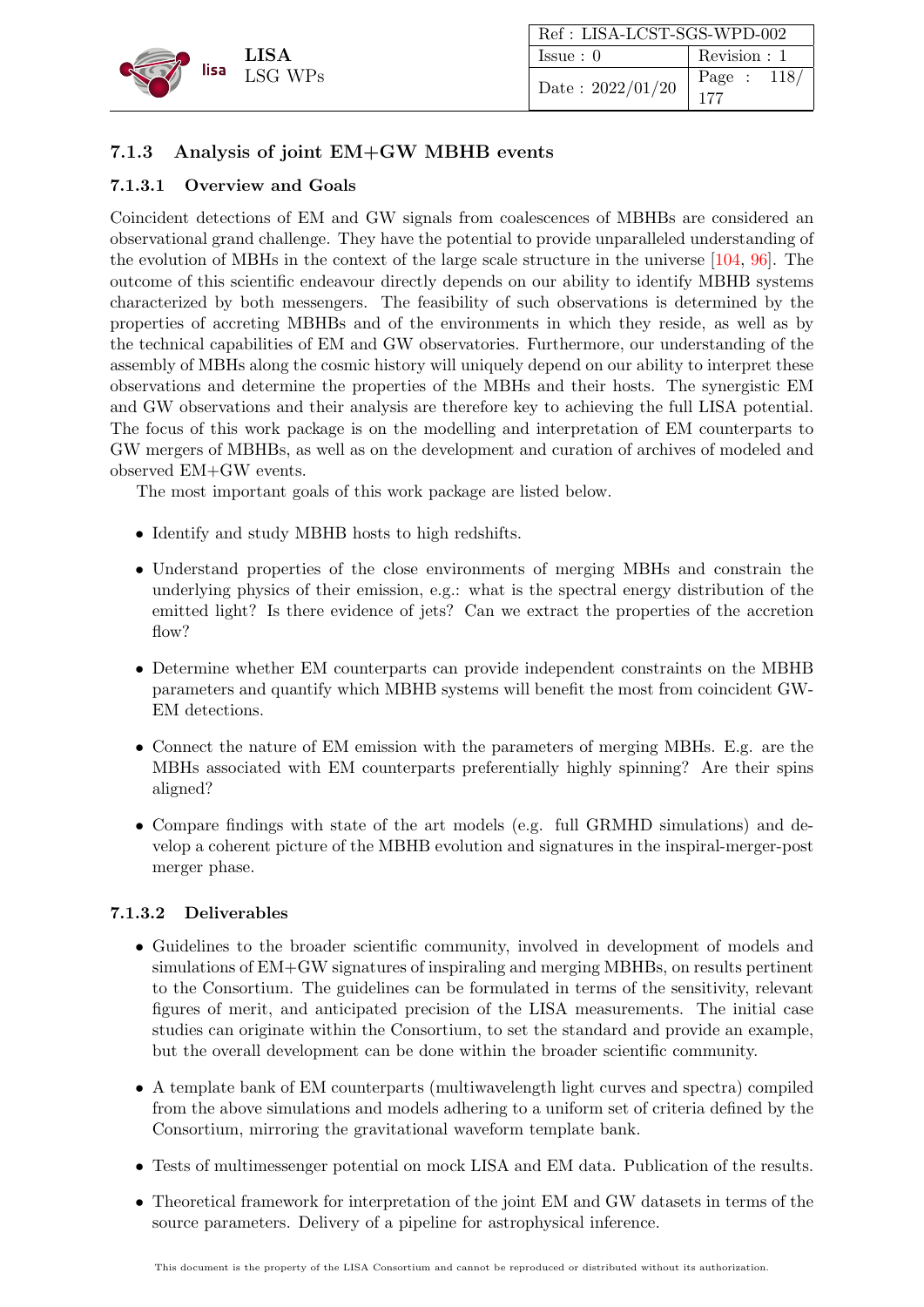### 7.1.3 Analysis of joint EM+GW MBHB events

#### 7.1.3.1 Overview and Goals

Coincident detections of EM and GW signals from coalescences of MBHBs are considered an observational grand challenge. They have the potential to provide unparalleled understanding of the evolution of MBHs in the context of the large scale structure in the universe [104, 96]. The outcome of this scientific endeavour directly depends on our ability to identify MBHB systems characterized by both messengers. The feasibility of such observations is determined by the properties of accreting MBHBs and of the environments in which they reside, as well as by the technical capabilities of EM and GW observatories. Furthermore, our understanding of the assembly of MBHs along the cosmic history will uniquely depend on our ability to interpret these observations and determine the properties of the MBHs and their hosts. The synergistic EM and GW observations and their analysis are therefore key to achieving the full LISA potential. The focus of this work package is on the modelling and interpretation of EM counterparts to GW mergers of MBHBs, as well as on the development and curation of archives of modeled and observed EM+GW events.

The most important goals of this work package are listed below.

- Identify and study MBHB hosts to high redshifts.
- Understand properties of the close environments of merging MBHs and constrain the underlying physics of their emission, e.g.: what is the spectral energy distribution of the emitted light? Is there evidence of jets? Can we extract the properties of the accretion flow?
- Determine whether EM counterparts can provide independent constraints on the MBHB parameters and quantify which MBHB systems will benefit the most from coincident GW-EM detections.
- Connect the nature of EM emission with the parameters of merging MBHs. E.g. are the MBHs associated with EM counterparts preferentially highly spinning? Are their spins aligned?
- Compare findings with state of the art models (e.g. full GRMHD simulations) and develop a coherent picture of the MBHB evolution and signatures in the inspiral-merger-post merger phase.

#### 7.1.3.2 Deliverables

- Guidelines to the broader scientific community, involved in development of models and simulations of EM+GW signatures of inspiraling and merging MBHBs, on results pertinent to the Consortium. The guidelines can be formulated in terms of the sensitivity, relevant figures of merit, and anticipated precision of the LISA measurements. The initial case studies can originate within the Consortium, to set the standard and provide an example, but the overall development can be done within the broader scientific community.
- A template bank of EM counterparts (multiwavelength light curves and spectra) compiled from the above simulations and models adhering to a uniform set of criteria defined by the Consortium, mirroring the gravitational waveform template bank.
- Tests of multimessenger potential on mock LISA and EM data. Publication of the results.
- Theoretical framework for interpretation of the joint EM and GW datasets in terms of the source parameters. Delivery of a pipeline for astrophysical inference.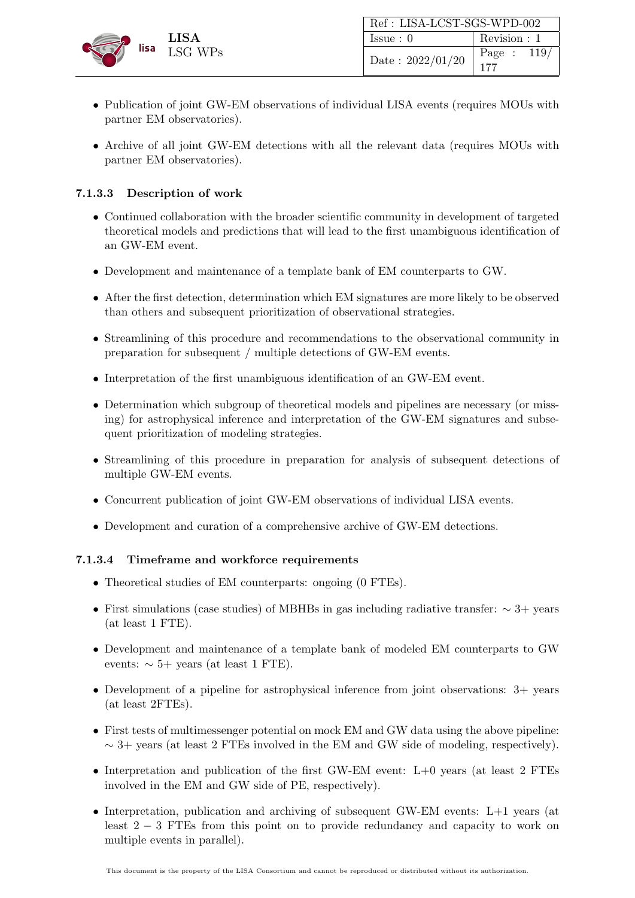- Publication of joint GW-EM observations of individual LISA events (requires MOUs with partner EM observatories).
- Archive of all joint GW-EM detections with all the relevant data (requires MOUs with partner EM observatories).

#### 7.1.3.3 Description of work

- Continued collaboration with the broader scientific community in development of targeted theoretical models and predictions that will lead to the first unambiguous identification of an GW-EM event.
- Development and maintenance of a template bank of EM counterparts to GW.
- After the first detection, determination which EM signatures are more likely to be observed than others and subsequent prioritization of observational strategies.
- Streamlining of this procedure and recommendations to the observational community in preparation for subsequent / multiple detections of GW-EM events.
- Interpretation of the first unambiguous identification of an GW-EM event.
- Determination which subgroup of theoretical models and pipelines are necessary (or missing) for astrophysical inference and interpretation of the GW-EM signatures and subsequent prioritization of modeling strategies.
- Streamlining of this procedure in preparation for analysis of subsequent detections of multiple GW-EM events.
- Concurrent publication of joint GW-EM observations of individual LISA events.
- Development and curation of a comprehensive archive of GW-EM detections.

#### 7.1.3.4 Timeframe and workforce requirements

- Theoretical studies of EM counterparts: ongoing (0 FTEs).
- First simulations (case studies) of MBHBs in gas including radiative transfer: $\sim 3+$ years (at least 1 FTE).
- Development and maintenance of a template bank of modeled EM counterparts to GW events: $\sim 5+$ years (at least 1 FTE).
- Development of a pipeline for astrophysical inference from joint observations: 3+ years (at least 2FTEs).
- First tests of multimessenger potential on mock EM and GW data using the above pipeline: $\sim 3+$ years (at least 2 FTEs involved in the EM and GW side of modeling, respectively).
- Interpretation and publication of the first GW-EM event: L+0 years (at least 2 FTEs involved in the EM and GW side of PE, respectively).
- Interpretation, publication and archiving of subsequent GW-EM events: L+1 years (at least $2-3$ FTEs from this point on to provide redundancy and capacity to work on multiple events in parallel).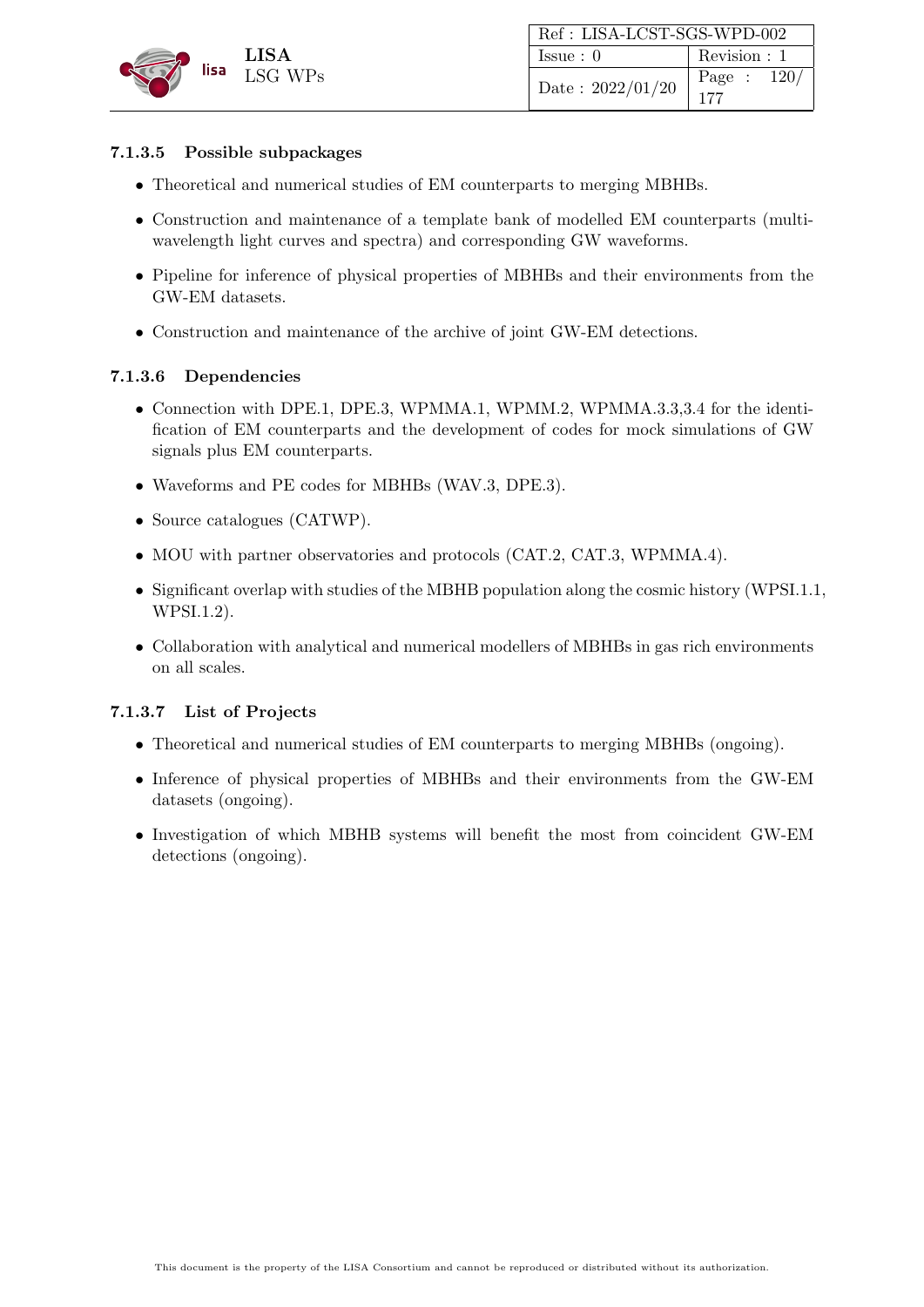#### 7.1.3.5 Possible subpackages

- Theoretical and numerical studies of EM counterparts to merging MBHBs.
- Construction and maintenance of a template bank of modelled EM counterparts (multi-wavelength light curves and spectra) and corresponding GW waveforms.
- Pipeline for inference of physical properties of MBHBs and their environments from the GW-EM datasets.
- Construction and maintenance of the archive of joint GW-EM detections.

#### 7.1.3.6 Dependencies

- Connection with DPE.1, DPE.3, WPMMA.1, WPMM.2, WPMMA.3.3,3.4 for the identification of EM counterparts and the development of codes for mock simulations of GW signals plus EM counterparts.
- Waveforms and PE codes for MBHBs (WAV.3, DPE.3).
- Source catalogues (CATWP).
- MOU with partner observatories and protocols (CAT.2, CAT.3, WPMMA.4).
- Significant overlap with studies of the MBHB population along the cosmic history (WPSI.1.1, WPSI.1.2).
- Collaboration with analytical and numerical modellers of MBHBs in gas rich environments on all scales.

#### 7.1.3.7 List of Projects

- Theoretical and numerical studies of EM counterparts to merging MBHBs (ongoing).
- Inference of physical properties of MBHBs and their environments from the GW-EM datasets (ongoing).
- Investigation of which MBHB systems will benefit the most from coincident GW-EM detections (ongoing).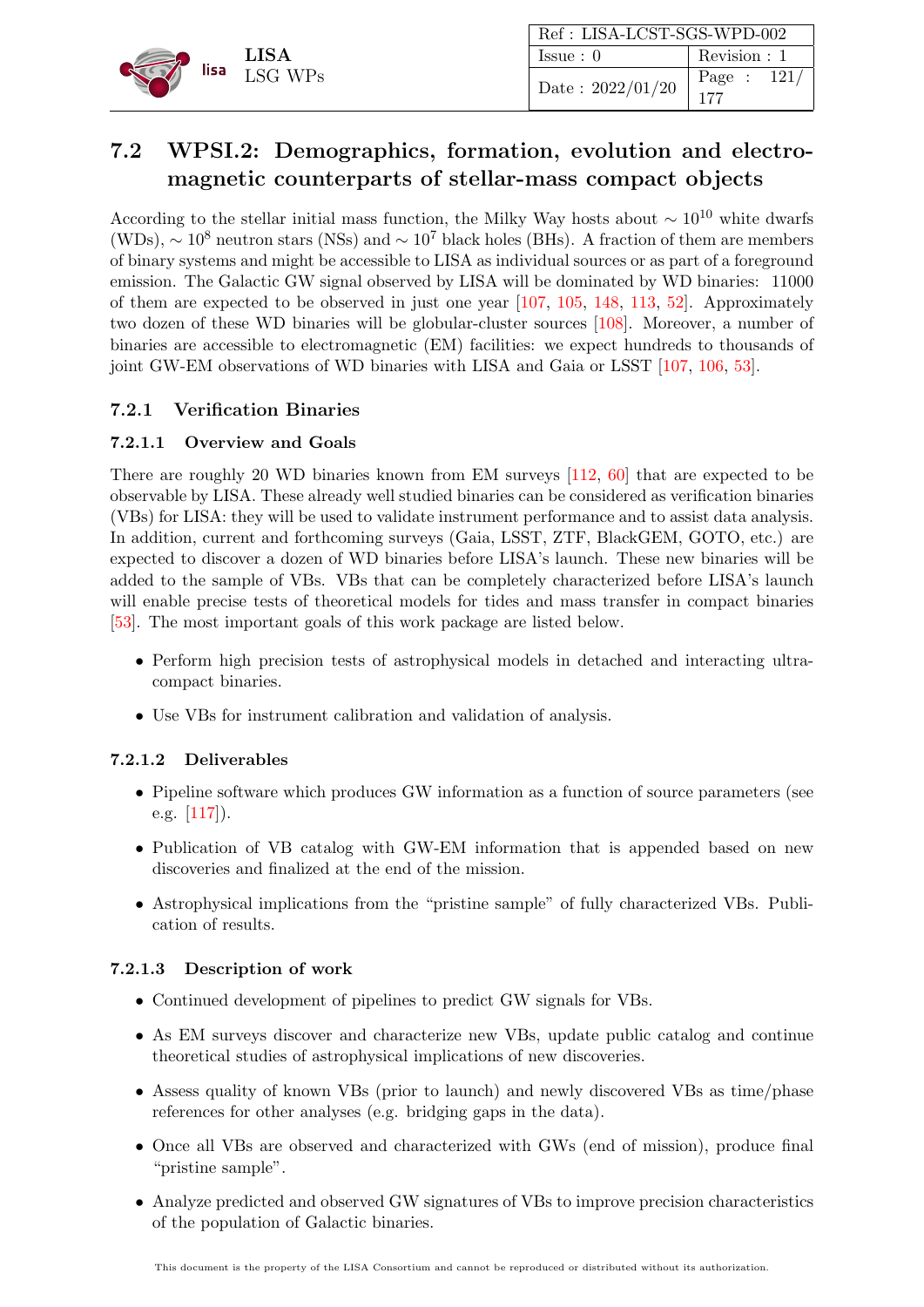## 7.2 WPSI.2: Demographics, formation, evolution and electromagnetic counterparts of stellar-mass compact objects

According to the stellar initial mass function, the Milky Way hosts about $\sim 10^{10}$ white dwarfs (WDs), $\sim 10^8$ neutron stars (NSs) and $\sim 10^7$ black holes (BHs). A fraction of them are members of binary systems and might be accessible to LISA as individual sources or as part of a foreground emission. The Galactic GW signal observed by LISA will be dominated by WD binaries: 11000 of them are expected to be observed in just one year [107, 105, 148, 113, 52]. Approximately two dozen of these WD binaries will be globular-cluster sources [108]. Moreover, a number of binaries are accessible to electromagnetic (EM) facilities: we expect hundreds to thousands of joint GW-EM observations of WD binaries with LISA and Gaia or LSST [107, 106, 53].

### 7.2.1 Verification Binaries

#### 7.2.1.1 Overview and Goals

There are roughly 20 WD binaries known from EM surveys [112, 60] that are expected to be observable by LISA. These already well studied binaries can be considered as verification binaries (VBs) for LISA: they will be used to validate instrument performance and to assist data analysis. In addition, current and forthcoming surveys (Gaia, LSST, ZTF, BlackGEM, GOTO, etc.) are expected to discover a dozen of WD binaries before LISA's launch. These new binaries will be added to the sample of VBs. VBs that can be completely characterized before LISA's launch will enable precise tests of theoretical models for tides and mass transfer in compact binaries [53]. The most important goals of this work package are listed below.

- Perform high precision tests of astrophysical models in detached and interacting ultra-compact binaries.
- Use VBs for instrument calibration and validation of analysis.

#### 7.2.1.2 Deliverables

- Pipeline software which produces GW information as a function of source parameters (see e.g. [117]).
- Publication of VB catalog with GW-EM information that is appended based on new discoveries and finalized at the end of the mission.
- Astrophysical implications from the "pristine sample" of fully characterized VBs. Publication of results.

#### 7.2.1.3 Description of work

- Continued development of pipelines to predict GW signals for VBs.
- As EM surveys discover and characterize new VBs, update public catalog and continue theoretical studies of astrophysical implications of new discoveries.
- Assess quality of known VBs (prior to launch) and newly discovered VBs as time/phase references for other analyses (e.g. bridging gaps in the data).
- Once all VBs are observed and characterized with GWs (end of mission), produce final "pristine sample".
- Analyze predicted and observed GW signatures of VBs to improve precision characteristics of the population of Galactic binaries.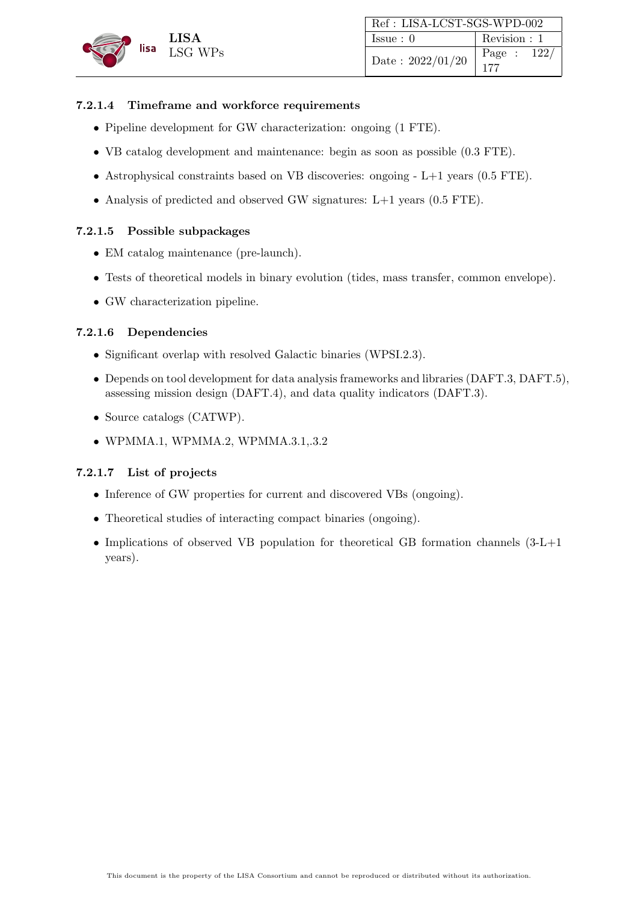#### 7.2.1.4 Timeframe and workforce requirements

- Pipeline development for GW characterization: ongoing (1 FTE).
- VB catalog development and maintenance: begin as soon as possible (0.3 FTE).
- Astrophysical constraints based on VB discoveries: ongoing - L+1 years (0.5 FTE).
- Analysis of predicted and observed GW signatures: L+1 years (0.5 FTE).

#### 7.2.1.5 Possible subpackages

- EM catalog maintenance (pre-launch).
- Tests of theoretical models in binary evolution (tides, mass transfer, common envelope).
- GW characterization pipeline.

#### 7.2.1.6 Dependencies

- Significant overlap with resolved Galactic binaries (WPSI.2.3).
- Depends on tool development for data analysis frameworks and libraries (DAFT.3, DAFT.5), assessing mission design (DAFT.4), and data quality indicators (DAFT.3).
- Source catalogs (CATWP).
- WPMMA.1, WPMMA.2, WPMMA.3.1,.3.2

#### 7.2.1.7 List of projects

- Inference of GW properties for current and discovered VBs (ongoing).
- Theoretical studies of interacting compact binaries (ongoing).
- Implications of observed VB population for theoretical GB formation channels (3-L+1 years).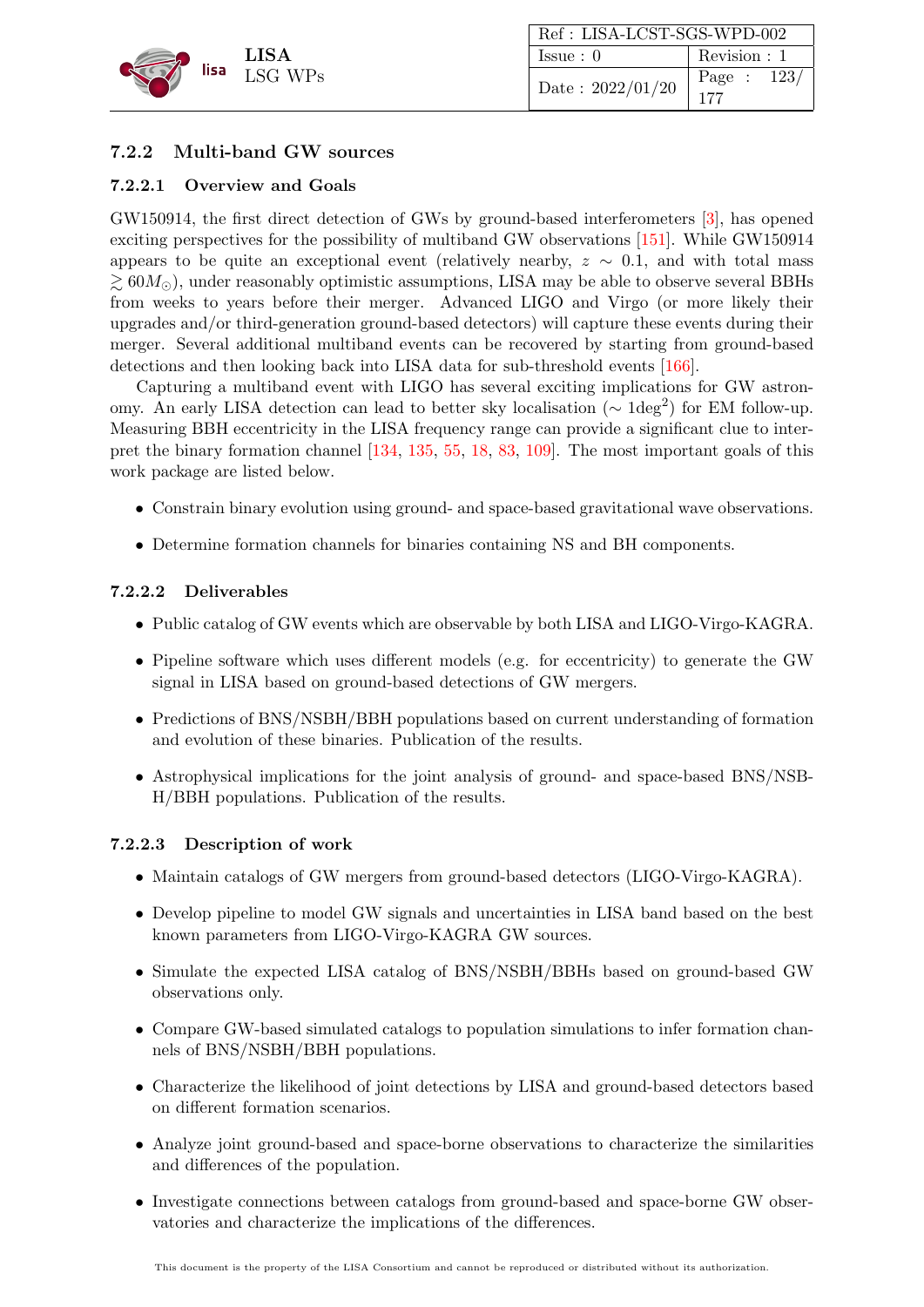### 7.2.2 Multi-band GW sources

#### 7.2.2.1 Overview and Goals

GW150914, the first direct detection of GWs by ground-based interferometers [3], has opened exciting perspectives for the possibility of multiband GW observations [151]. While GW150914 appears to be quite an exceptional event (relatively nearby, $z \sim 0.1$, and with total mass $\gtrsim 60 M_{\odot}$), under reasonably optimistic assumptions, LISA may be able to observe several BBHs from weeks to years before their merger. Advanced LIGO and Virgo (or more likely their upgrades and/or third-generation ground-based detectors) will capture these events during their merger. Several additional multiband events can be recovered by starting from ground-based detections and then looking back into LISA data for sub-threshold events [166].

Capturing a multiband event with LIGO has several exciting implications for GW astronomy. An early LISA detection can lead to better sky localisation ($\sim 1\text{deg}^2$) for EM follow-up. Measuring BBH eccentricity in the LISA frequency range can provide a significant clue to interpret the binary formation channel [134, 135, 55, 18, 83, 109]. The most important goals of this work package are listed below.

- Constrain binary evolution using ground- and space-based gravitational wave observations.
- Determine formation channels for binaries containing NS and BH components.

#### 7.2.2.2 Deliverables

- Public catalog of GW events which are observable by both LISA and LIGO-Virgo-KAGRA.
- Pipeline software which uses different models (e.g. for eccentricity) to generate the GW signal in LISA based on ground-based detections of GW mergers.
- Predictions of BNS/NSBH/BBH populations based on current understanding of formation and evolution of these binaries. Publication of the results.
- Astrophysical implications for the joint analysis of ground- and space-based BNS/NSBH/BBH populations. Publication of the results.

#### 7.2.2.3 Description of work

- Maintain catalogs of GW mergers from ground-based detectors (LIGO-Virgo-KAGRA).
- Develop pipeline to model GW signals and uncertainties in LISA band based on the best known parameters from LIGO-Virgo-KAGRA GW sources.
- Simulate the expected LISA catalog of BNS/NSBH/BBHs based on ground-based GW observations only.
- Compare GW-based simulated catalogs to population simulations to infer formation channels of BNS/NSBH/BBH populations.
- Characterize the likelihood of joint detections by LISA and ground-based detectors based on different formation scenarios.
- Analyze joint ground-based and space-borne observations to characterize the similarities and differences of the population.
- Investigate connections between catalogs from ground-based and space-borne GW observatories and characterize the implications of the differences.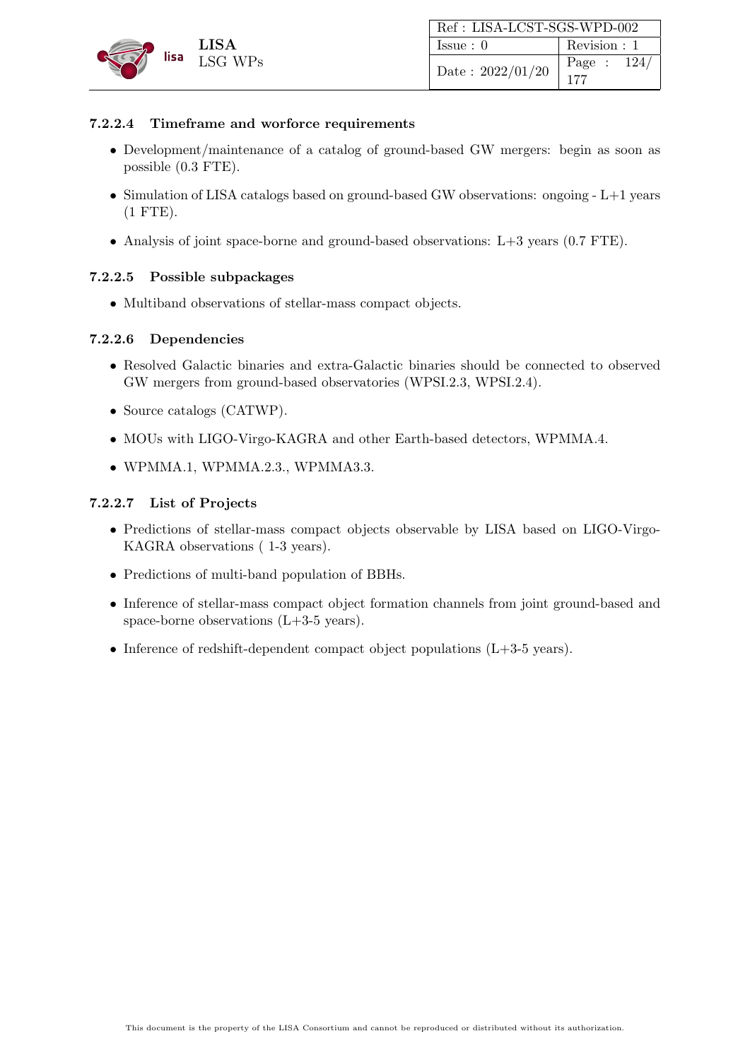#### 7.2.2.4 Timeframe and worforce requirements

- Development/maintenance of a catalog of ground-based GW mergers: begin as soon as possible (0.3 FTE).
- Simulation of LISA catalogs based on ground-based GW observations: ongoing - L+1 years (1 FTE).
- Analysis of joint space-borne and ground-based observations: L+3 years (0.7 FTE).

#### 7.2.2.5 Possible subpackages

- Multiband observations of stellar-mass compact objects.

#### 7.2.2.6 Dependencies

- Resolved Galactic binaries and extra-Galactic binaries should be connected to observed GW mergers from ground-based observatories (WPSI.2.3, WPSI.2.4).
- Source catalogs (CATWP).
- MOUs with LIGO-Virgo-KAGRA and other Earth-based detectors, WPMMA.4.
- WPMMA.1, WPMMA.2.3., WPMMA3.3.

#### 7.2.2.7 List of Projects

- Predictions of stellar-mass compact objects observable by LISA based on LIGO-Virgo-KAGRA observations ( 1-3 years).
- Predictions of multi-band population of BBHs.
- Inference of stellar-mass compact object formation channels from joint ground-based and space-borne observations (L+3-5 years).
- Inference of redshift-dependent compact object populations (L+3-5 years).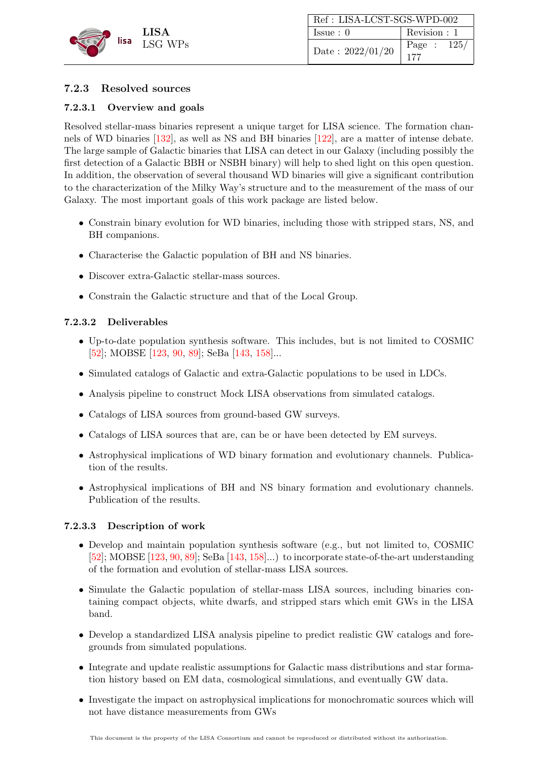### 7.2.3 Resolved sources

#### 7.2.3.1 Overview and goals

Resolved stellar-mass binaries represent a unique target for LISA science. The formation channels of WD binaries [132], as well as NS and BH binaries [122], are a matter of intense debate. The large sample of Galactic binaries that LISA can detect in our Galaxy (including possibly the first detection of a Galactic BBH or NSBH binary) will help to shed light on this open question. In addition, the observation of several thousand WD binaries will give a significant contribution to the characterization of the Milky Way's structure and to the measurement of the mass of our Galaxy. The most important goals of this work package are listed below.

- Constrain binary evolution for WD binaries, including those with stripped stars, NS, and BH companions.
- Characterise the Galactic population of BH and NS binaries.
- Discover extra-Galactic stellar-mass sources.
- Constrain the Galactic structure and that of the Local Group.

#### 7.2.3.2 Deliverables

- Up-to-date population synthesis software. This includes, but is not limited to COSMIC [52]; MOBSE [123, 90, 89]; SeBa [143, 158]...
- Simulated catalogs of Galactic and extra-Galactic populations to be used in LDCs.
- Analysis pipeline to construct Mock LISA observations from simulated catalogs.
- Catalogs of LISA sources from ground-based GW surveys.
- Catalogs of LISA sources that are, can be or have been detected by EM surveys.
- Astrophysical implications of WD binary formation and evolutionary channels. Publication of the results.
- Astrophysical implications of BH and NS binary formation and evolutionary channels. Publication of the results.

#### 7.2.3.3 Description of work

- Develop and maintain population synthesis software (e.g., but not limited to, COSMIC [52]; MOBSE [123, 90, 89]; SeBa [143, 158]...) to incorporate state-of-the-art understanding of the formation and evolution of stellar-mass LISA sources.
- Simulate the Galactic population of stellar-mass LISA sources, including binaries containing compact objects, white dwarfs, and stripped stars which emit GWs in the LISA band.
- Develop a standardized LISA analysis pipeline to predict realistic GW catalogs and foregrounds from simulated populations.
- Integrate and update realistic assumptions for Galactic mass distributions and star formation history based on EM data, cosmological simulations, and eventually GW data.
- Investigate the impact on astrophysical implications for monochromatic sources which will not have distance measurements from GWs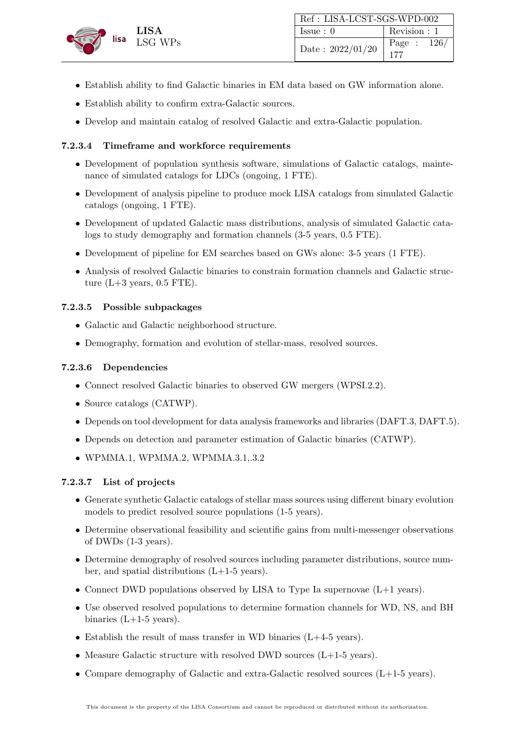- Establish ability to find Galactic binaries in EM data based on GW information alone.
- Establish ability to confirm extra-Galactic sources.
- Develop and maintain catalog of resolved Galactic and extra-Galactic population.

#### 7.2.3.4 Timeframe and workforce requirements

- Development of population synthesis software, simulations of Galactic catalogs, maintenance of simulated catalogs for LDCs (ongoing, 1 FTE).
- Development of analysis pipeline to produce mock LISA catalogs from simulated Galactic catalogs (ongoing, 1 FTE).
- Development of updated Galactic mass distributions, analysis of simulated Galactic catalogs to study demography and formation channels (3-5 years, 0.5 FTE).
- Development of pipeline for EM searches based on GWs alone: 3-5 years (1 FTE).
- Analysis of resolved Galactic binaries to constrain formation channels and Galactic structure (L+3 years, 0.5 FTE).

#### 7.2.3.5 Possible subpackages

- Galactic and Galactic neighborhood structure.
- Demography, formation and evolution of stellar-mass, resolved sources.

#### 7.2.3.6 Dependencies

- Connect resolved Galactic binaries to observed GW mergers (WPSI.2.2).
- Source catalogs (CATWP).
- Depends on tool development for data analysis frameworks and libraries (DAFT.3, DAFT.5).
- Depends on detection and parameter estimation of Galactic binaries (CATWP).
- WPMMA.1, WPMMA.2, WPMMA.3.1,.3.2

#### 7.2.3.7 List of projects

- Generate synthetic Galactic catalogs of stellar mass sources using different binary evolution models to predict resolved source populations (1-5 years).
- Determine observational feasibility and scientific gains from multi-messenger observations of DWDs (1-3 years).
- Determine demography of resolved sources including parameter distributions, source number, and spatial distributions (L+1-5 years).
- Connect DWD populations observed by LISA to Type Ia supernovae (L+1 years).
- Use observed resolved populations to determine formation channels for WD, NS, and BH binaries (L+1-5 years).
- Establish the result of mass transfer in WD binaries (L+4-5 years).
- Measure Galactic structure with resolved DWD sources (L+1-5 years).
- Compare demography of Galactic and extra-Galactic resolved sources (L+1-5 years).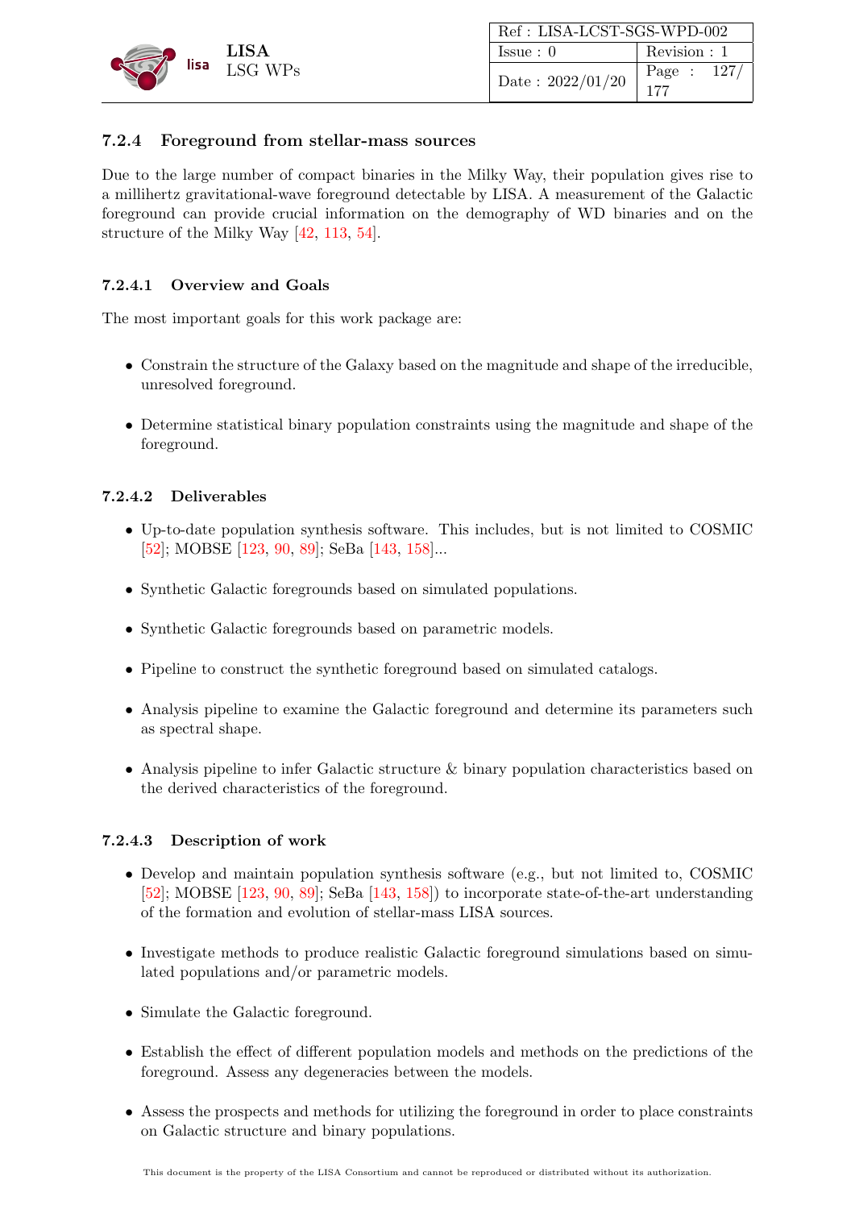### 7.2.4 Foreground from stellar-mass sources

Due to the large number of compact binaries in the Milky Way, their population gives rise to a millihertz gravitational-wave foreground detectable by LISA. A measurement of the Galactic foreground can provide crucial information on the demography of WD binaries and on the structure of the Milky Way [42, 113, 54].

#### 7.2.4.1 Overview and Goals

The most important goals for this work package are:

- Constrain the structure of the Galaxy based on the magnitude and shape of the irreducible, unresolved foreground.
- Determine statistical binary population constraints using the magnitude and shape of the foreground.

#### 7.2.4.2 Deliverables

- Up-to-date population synthesis software. This includes, but is not limited to COSMIC [52]; MOBSE [123, 90, 89]; SeBa [143, 158]...
- Synthetic Galactic foregrounds based on simulated populations.
- Synthetic Galactic foregrounds based on parametric models.
- Pipeline to construct the synthetic foreground based on simulated catalogs.
- Analysis pipeline to examine the Galactic foreground and determine its parameters such as spectral shape.
- Analysis pipeline to infer Galactic structure & binary population characteristics based on the derived characteristics of the foreground.

#### 7.2.4.3 Description of work

- Develop and maintain population synthesis software (e.g., but not limited to, COSMIC [52]; MOBSE [123, 90, 89]; SeBa [143, 158]) to incorporate state-of-the-art understanding of the formation and evolution of stellar-mass LISA sources.
- Investigate methods to produce realistic Galactic foreground simulations based on simulated populations and/or parametric models.
- Simulate the Galactic foreground.
- Establish the effect of different population models and methods on the predictions of the foreground. Assess any degeneracies between the models.
- Assess the prospects and methods for utilizing the foreground in order to place constraints on Galactic structure and binary populations.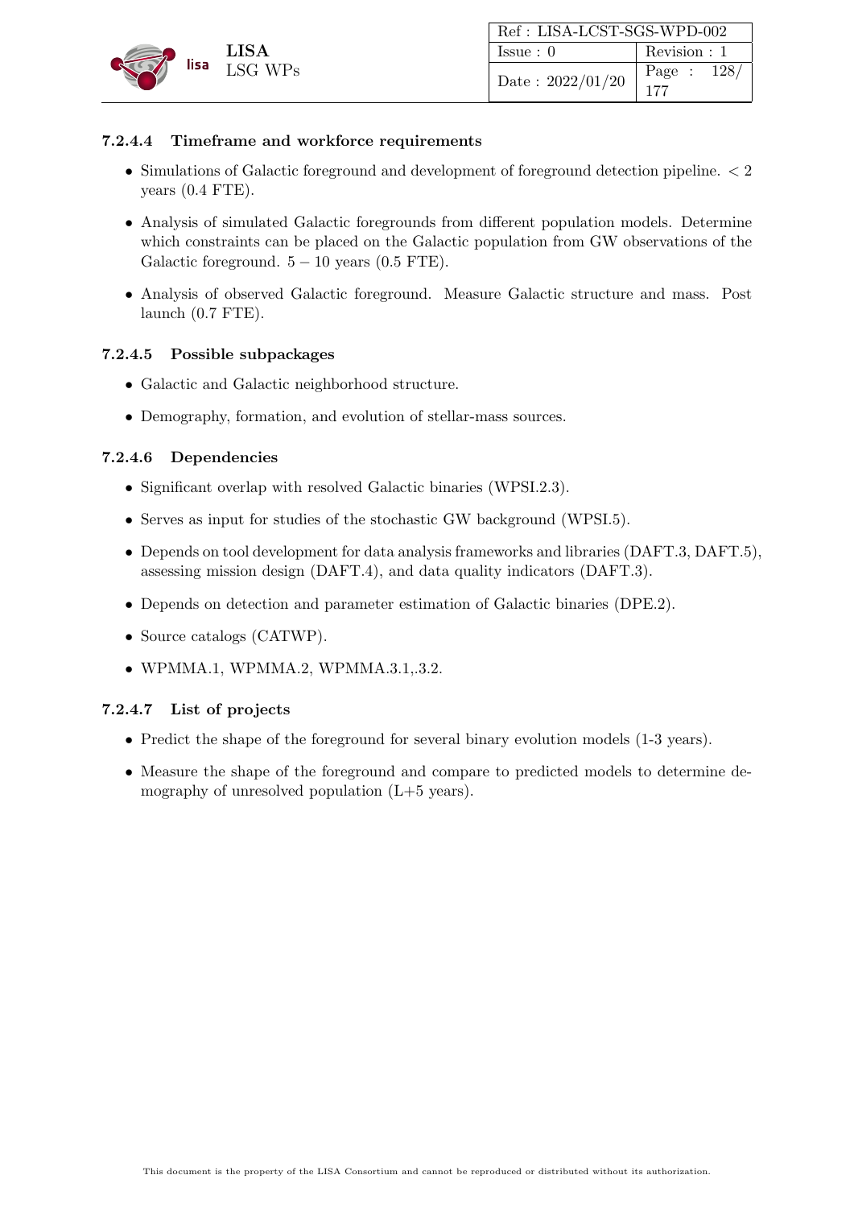#### 7.2.4.4 Timeframe and workforce requirements

- Simulations of Galactic foreground and development of foreground detection pipeline. $< 2$ years (0.4 FTE).
- Analysis of simulated Galactic foregrounds from different population models. Determine which constraints can be placed on the Galactic population from GW observations of the Galactic foreground. $5 - 10$ years (0.5 FTE).
- Analysis of observed Galactic foreground. Measure Galactic structure and mass. Post launch (0.7 FTE).

#### 7.2.4.5 Possible subpackages

- Galactic and Galactic neighborhood structure.
- Demography, formation, and evolution of stellar-mass sources.

#### 7.2.4.6 Dependencies

- Significant overlap with resolved Galactic binaries (WPSI.2.3).
- Serves as input for studies of the stochastic GW background (WPSI.5).
- Depends on tool development for data analysis frameworks and libraries (DAFT.3, DAFT.5), assessing mission design (DAFT.4), and data quality indicators (DAFT.3).
- Depends on detection and parameter estimation of Galactic binaries (DPE.2).
- Source catalogs (CATWP).
- WPMMA.1, WPMMA.2, WPMMA.3.1,.3.2.

#### 7.2.4.7 List of projects

- Predict the shape of the foreground for several binary evolution models (1-3 years).
- Measure the shape of the foreground and compare to predicted models to determine demography of unresolved population (L+5 years).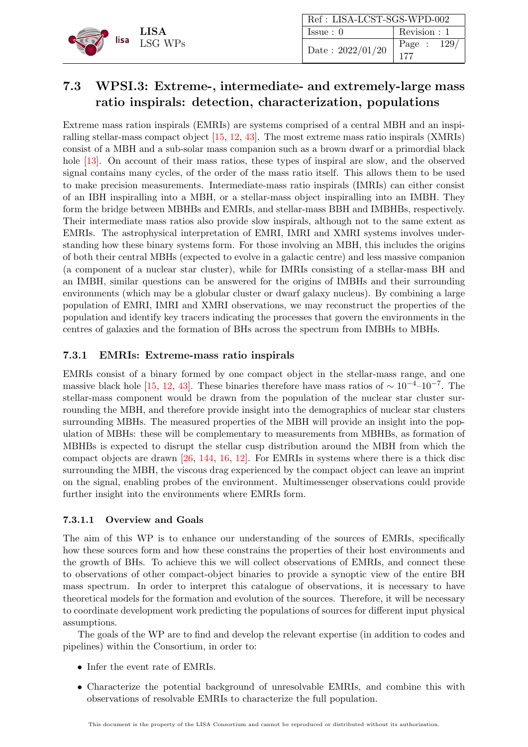## 7.3 WPSI.3: Extreme-, intermediate- and extremely-large mass ratio inspirals: detection, characterization, populations

Extreme mass ration inspirals (EMRIs) are systems comprised of a central MBH and an inspiralling stellar-mass compact object [15, 12, 43]. The most extreme mass ratio inspirals (XMRIs) consist of a MBH and a sub-solar mass companion such as a brown dwarf or a primordial black hole [13]. On account of their mass ratios, these types of inspiral are slow, and the observed signal contains many cycles, of the order of the mass ratio itself. This allows them to be used to make precision measurements. Intermediate-mass ratio inspirals (IMRIs) can either consist of an IBH inspiralling into a MBH, or a stellar-mass object inspiralling into an IMBH. They form the bridge between MBHBs and EMRIs, and stellar-mass BBH and IMBHBs, respectively. Their intermediate mass ratios also provide slow inspirals, although not to the same extent as EMRIs. The astrophysical interpretation of EMRI, IMRI and XMRI systems involves understanding how these binary systems form. For those involving an MBH, this includes the origins of both their central MBHs (expected to evolve in a galactic centre) and less massive companion (a component of a nuclear star cluster), while for IMRIs consisting of a stellar-mass BH and an IMBH, similar questions can be answered for the origins of IMBHs and their surrounding environments (which may be a globular cluster or dwarf galaxy nucleus). By combining a large population of EMRI, IMRI and XMRI observations, we may reconstruct the properties of the population and identify key tracers indicating the processes that govern the environments in the centres of galaxies and the formation of BHs across the spectrum from IMBHs to MBHs.

### 7.3.1 EMRIs: Extreme-mass ratio inspirals

EMRIs consist of a binary formed by one compact object in the stellar-mass range, and one massive black hole [15, 12, 43]. These binaries therefore have mass ratios of $\sim 10^{-4}$–$10^{-7}$. The stellar-mass component would be drawn from the population of the nuclear star cluster surrounding the MBH, and therefore provide insight into the demographics of nuclear star clusters surrounding MBHs. The measured properties of the MBH will provide an insight into the population of MBHs: these will be complementary to measurements from MBHBs, as formation of MBHBs is expected to disrupt the stellar cusp distribution around the MBH from which the compact objects are drawn [26, 144, 16, 12]. For EMRIs in systems where there is a thick disc surrounding the MBH, the viscous drag experienced by the compact object can leave an imprint on the signal, enabling probes of the environment. Multimessenger observations could provide further insight into the environments where EMRIs form.

#### 7.3.1.1 Overview and Goals

The aim of this WP is to enhance our understanding of the sources of EMRIs, specifically how these sources form and how these constrains the properties of their host environments and the growth of BHs. To achieve this we will collect observations of EMRIs, and connect these to observations of other compact-object binaries to provide a synoptic view of the entire BH mass spectrum. In order to interpret this catalogue of observations, it is necessary to have theoretical models for the formation and evolution of the sources. Therefore, it will be necessary to coordinate development work predicting the populations of sources for different input physical assumptions.

The goals of the WP are to find and develop the relevant expertise (in addition to codes and pipelines) within the Consortium, in order to:

- Infer the event rate of EMRIs.
- Characterize the potential background of unresolvable EMRIs, and combine this with observations of resolvable EMRIs to characterize the full population.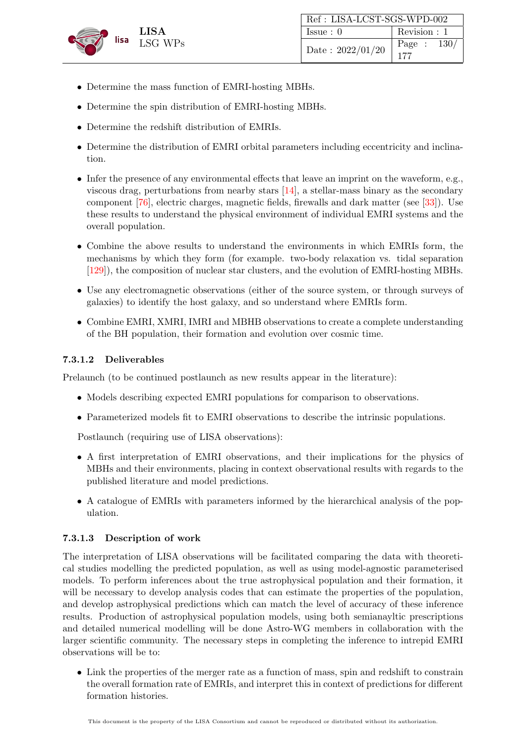- Determine the mass function of EMRI-hosting MBHs.
- Determine the spin distribution of EMRI-hosting MBHs.
- Determine the redshift distribution of EMRIs.
- Determine the distribution of EMRI orbital parameters including eccentricity and inclination.
- Infer the presence of any environmental effects that leave an imprint on the waveform, e.g., viscous drag, perturbations from nearby stars [14], a stellar-mass binary as the secondary component [76], electric charges, magnetic fields, firewalls and dark matter (see [33]). Use these results to understand the physical environment of individual EMRI systems and the overall population.
- Combine the above results to understand the environments in which EMRIs form, the mechanisms by which they form (for example. two-body relaxation vs. tidal separation [129]), the composition of nuclear star clusters, and the evolution of EMRI-hosting MBHs.
- Use any electromagnetic observations (either of the source system, or through surveys of galaxies) to identify the host galaxy, and so understand where EMRIs form.
- Combine EMRI, XMRI, IMRI and MBHB observations to create a complete understanding of the BH population, their formation and evolution over cosmic time.

#### 7.3.1.2 Deliverables

Prelaunch (to be continued postlaunch as new results appear in the literature):

- Models describing expected EMRI populations for comparison to observations.
- Parameterized models fit to EMRI observations to describe the intrinsic populations.

Postlaunch (requiring use of LISA observations):

- A first interpretation of EMRI observations, and their implications for the physics of MBHs and their environments, placing in context observational results with regards to the published literature and model predictions.
- A catalogue of EMRIs with parameters informed by the hierarchical analysis of the population.

#### 7.3.1.3 Description of work

The interpretation of LISA observations will be facilitated comparing the data with theoretical studies modelling the predicted population, as well as using model-agnostic parameterised models. To perform inferences about the true astrophysical population and their formation, it will be necessary to develop analysis codes that can estimate the properties of the population, and develop astrophysical predictions which can match the level of accuracy of these inference results. Production of astrophysical population models, using both semianayltic prescriptions and detailed numerical modelling will be done Astro-WG members in collaboration with the larger scientific community. The necessary steps in completing the inference to intrepid EMRI observations will be to:

- Link the properties of the merger rate as a function of mass, spin and redshift to constrain the overall formation rate of EMRIs, and interpret this in context of predictions for different formation histories.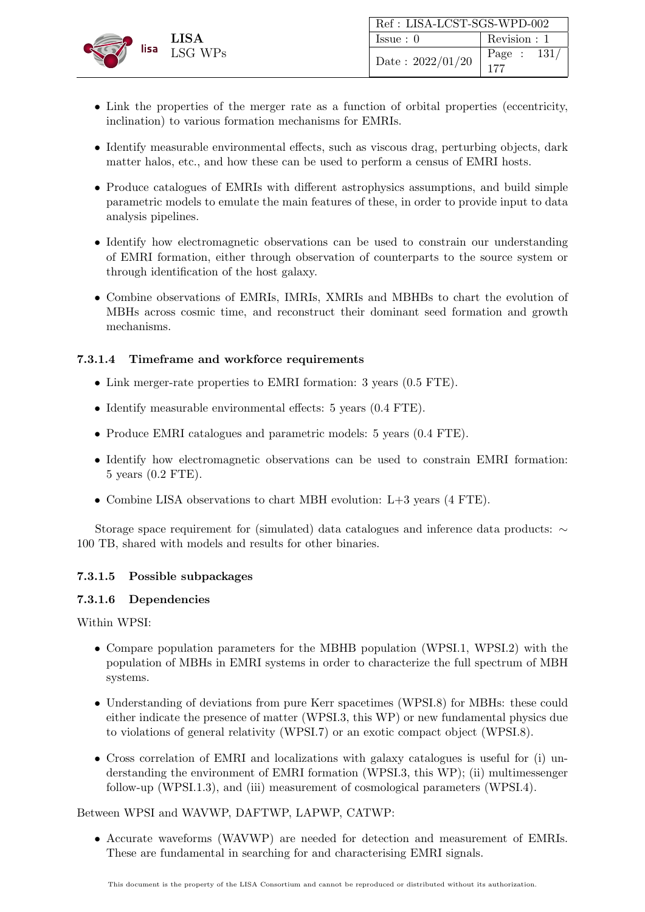- Link the properties of the merger rate as a function of orbital properties (eccentricity, inclination) to various formation mechanisms for EMRIs.
- Identify measurable environmental effects, such as viscous drag, perturbing objects, dark matter halos, etc., and how these can be used to perform a census of EMRI hosts.
- Produce catalogues of EMRIs with different astrophysics assumptions, and build simple parametric models to emulate the main features of these, in order to provide input to data analysis pipelines.
- Identify how electromagnetic observations can be used to constrain our understanding of EMRI formation, either through observation of counterparts to the source system or through identification of the host galaxy.
- Combine observations of EMRIs, IMRIs, XMRIs and MBHBs to chart the evolution of MBHs across cosmic time, and reconstruct their dominant seed formation and growth mechanisms.

#### 7.3.1.4 Timeframe and workforce requirements

- Link merger-rate properties to EMRI formation: 3 years (0.5 FTE).
- Identify measurable environmental effects: 5 years (0.4 FTE).
- Produce EMRI catalogues and parametric models: 5 years (0.4 FTE).
- Identify how electromagnetic observations can be used to constrain EMRI formation: 5 years (0.2 FTE).
- Combine LISA observations to chart MBH evolution: L+3 years (4 FTE).

Storage space requirement for (simulated) data catalogues and inference data products: $\sim$ 100 TB, shared with models and results for other binaries.

#### 7.3.1.5 Possible subpackages

#### 7.3.1.6 Dependencies

Within WPSI:

- Compare population parameters for the MBHB population (WPSI.1, WPSI.2) with the population of MBHs in EMRI systems in order to characterize the full spectrum of MBH systems.
- Understanding of deviations from pure Kerr spacetimes (WPSI.8) for MBHs: these could either indicate the presence of matter (WPSI.3, this WP) or new fundamental physics due to violations of general relativity (WPSI.7) or an exotic compact object (WPSI.8).
- Cross correlation of EMRI and localizations with galaxy catalogues is useful for (i) understanding the environment of EMRI formation (WPSI.3, this WP); (ii) multimessenger follow-up (WPSI.1.3), and (iii) measurement of cosmological parameters (WPSI.4).

Between WPSI and WAVWP, DAFTWP, LAPWP, CATWP:

- Accurate waveforms (WAVWP) are needed for detection and measurement of EMRIs. These are fundamental in searching for and characterising EMRI signals.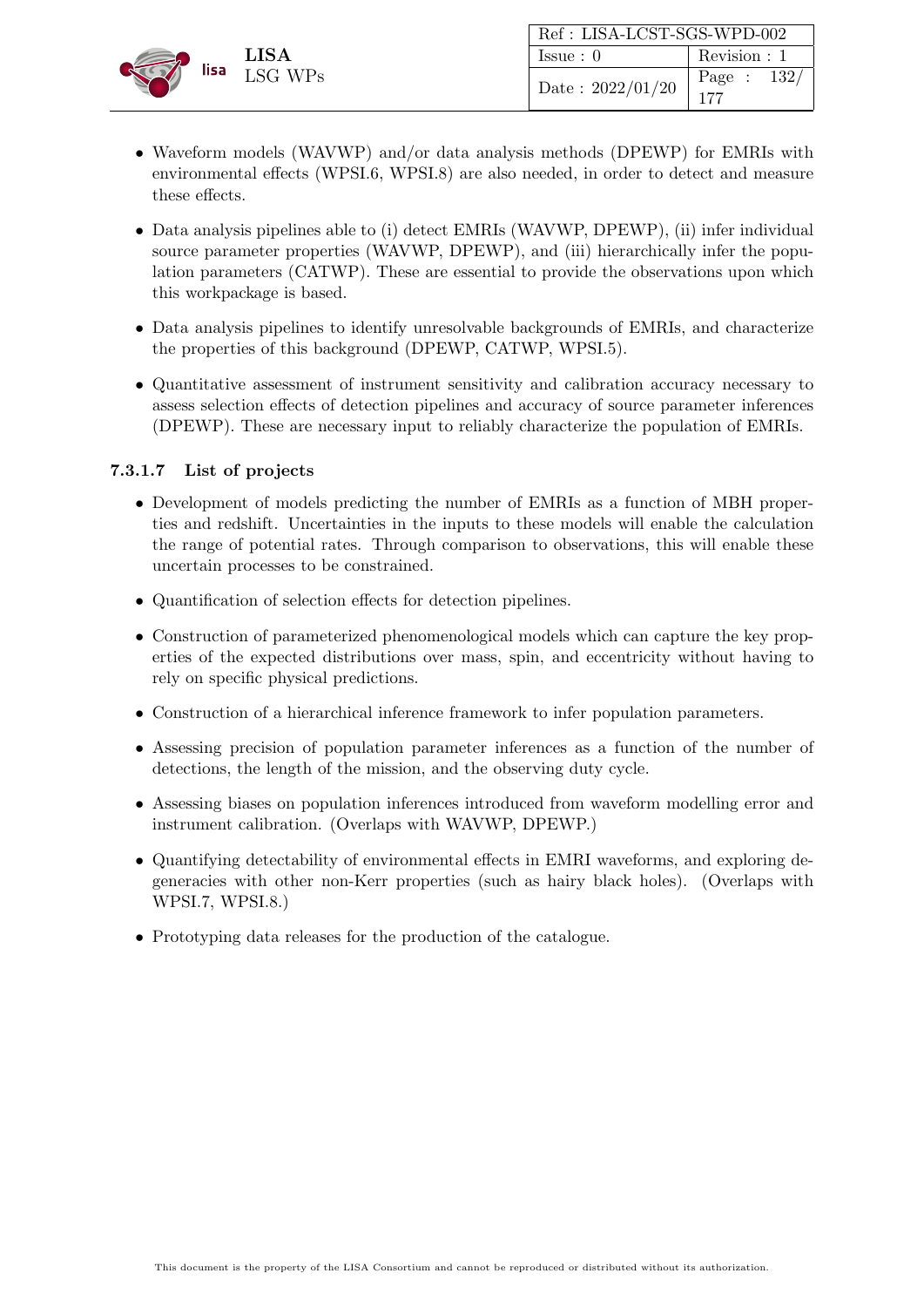- Waveform models (WAVWP) and/or data analysis methods (DPEWP) for EMRIs with environmental effects (WPSI.6, WPSI.8) are also needed, in order to detect and measure these effects.
- Data analysis pipelines able to (i) detect EMRIs (WAVWP, DPEWP), (ii) infer individual source parameter properties (WAVWP, DPEWP), and (iii) hierarchically infer the population parameters (CATWP). These are essential to provide the observations upon which this workpackage is based.
- Data analysis pipelines to identify unresolvable backgrounds of EMRIs, and characterize the properties of this background (DPEWP, CATWP, WPSI.5).
- Quantitative assessment of instrument sensitivity and calibration accuracy necessary to assess selection effects of detection pipelines and accuracy of source parameter inferences (DPEWP). These are necessary input to reliably characterize the population of EMRIs.

#### 7.3.1.7 List of projects

- Development of models predicting the number of EMRIs as a function of MBH properties and redshift. Uncertainties in the inputs to these models will enable the calculation the range of potential rates. Through comparison to observations, this will enable these uncertain processes to be constrained.
- Quantification of selection effects for detection pipelines.
- Construction of parameterized phenomenological models which can capture the key properties of the expected distributions over mass, spin, and eccentricity without having to rely on specific physical predictions.
- Construction of a hierarchical inference framework to infer population parameters.
- Assessing precision of population parameter inferences as a function of the number of detections, the length of the mission, and the observing duty cycle.
- Assessing biases on population inferences introduced from waveform modelling error and instrument calibration. (Overlaps with WAVWP, DPEWP.)
- Quantifying detectability of environmental effects in EMRI waveforms, and exploring degeneracies with other non-Kerr properties (such as hairy black holes). (Overlaps with WPSI.7, WPSI.8.)
- Prototyping data releases for the production of the catalogue.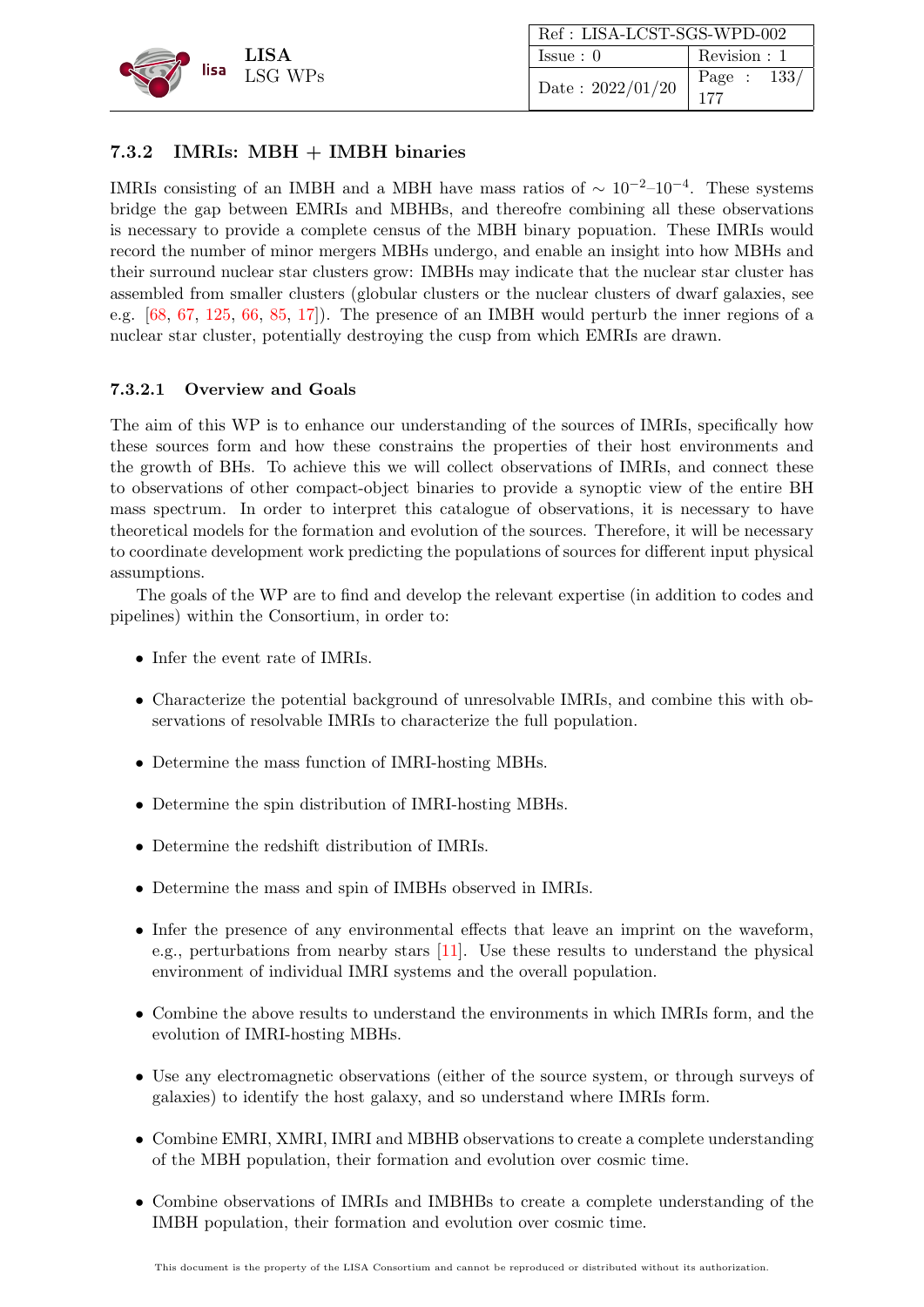### 7.3.2 IMRIs: MBH + IMBH binaries

IMRIs consisting of an IMBH and a MBH have mass ratios of $\sim 10^{-2}$–$10^{-4}$. These systems bridge the gap between EMRIs and MBHBs, and thereofre combining all these observations is necessary to provide a complete census of the MBH binary popuation. These IMRIs would record the number of minor mergers MBHs undergo, and enable an insight into how MBHs and their surround nuclear star clusters grow: IMBHs may indicate that the nuclear star cluster has assembled from smaller clusters (globular clusters or the nuclear clusters of dwarf galaxies, see e.g. [68, 67, 125, 66, 85, 17]). The presence of an IMBH would perturb the inner regions of a nuclear star cluster, potentially destroying the cusp from which EMRIs are drawn.

#### 7.3.2.1 Overview and Goals

The aim of this WP is to enhance our understanding of the sources of IMRIs, specifically how these sources form and how these constrains the properties of their host environments and the growth of BHs. To achieve this we will collect observations of IMRIs, and connect these to observations of other compact-object binaries to provide a synoptic view of the entire BH mass spectrum. In order to interpret this catalogue of observations, it is necessary to have theoretical models for the formation and evolution of the sources. Therefore, it will be necessary to coordinate development work predicting the populations of sources for different input physical assumptions.

The goals of the WP are to find and develop the relevant expertise (in addition to codes and pipelines) within the Consortium, in order to:

- Infer the event rate of IMRIs.
- Characterize the potential background of unresolvable IMRIs, and combine this with observations of resolvable IMRIs to characterize the full population.
- Determine the mass function of IMRI-hosting MBHs.
- Determine the spin distribution of IMRI-hosting MBHs.
- Determine the redshift distribution of IMRIs.
- Determine the mass and spin of IMBHs observed in IMRIs.
- Infer the presence of any environmental effects that leave an imprint on the waveform, e.g., perturbations from nearby stars [11]. Use these results to understand the physical environment of individual IMRI systems and the overall population.
- Combine the above results to understand the environments in which IMRIs form, and the evolution of IMRI-hosting MBHs.
- Use any electromagnetic observations (either of the source system, or through surveys of galaxies) to identify the host galaxy, and so understand where IMRIs form.
- Combine EMRI, XMRI, IMRI and MBHB observations to create a complete understanding of the MBH population, their formation and evolution over cosmic time.
- Combine observations of IMRIs and IMBHBs to create a complete understanding of the IMBH population, their formation and evolution over cosmic time.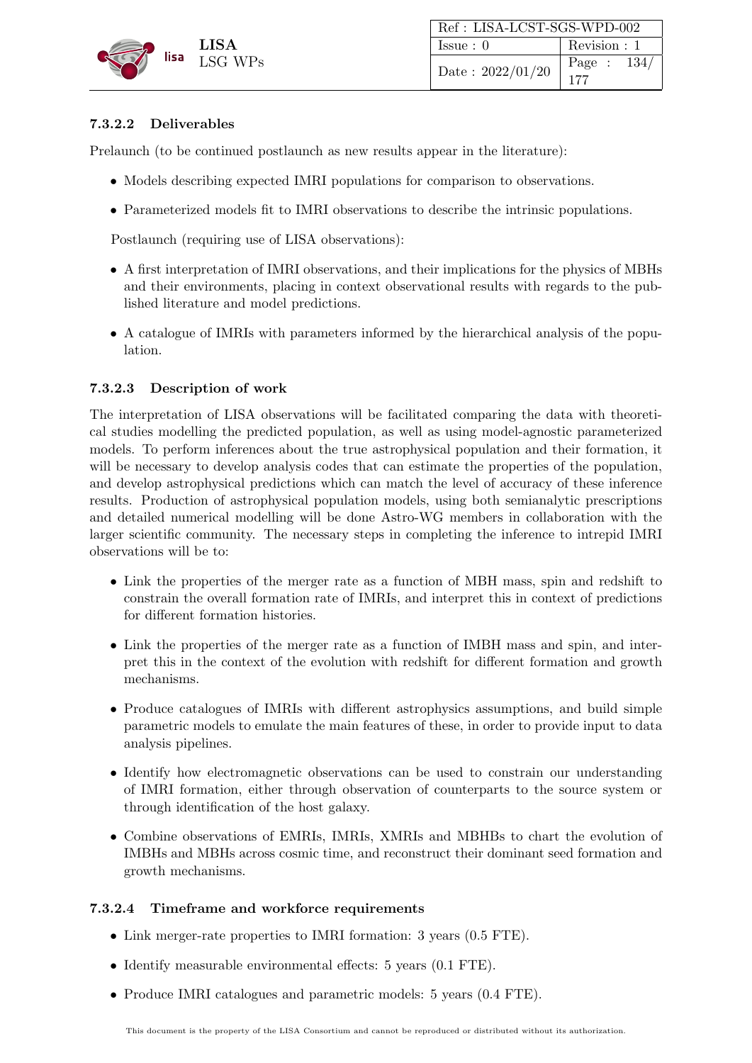#### 7.3.2.2 Deliverables

Prelaunch (to be continued postlaunch as new results appear in the literature):

- Models describing expected IMRI populations for comparison to observations.
- Parameterized models fit to IMRI observations to describe the intrinsic populations.

Postlaunch (requiring use of LISA observations):

- A first interpretation of IMRI observations, and their implications for the physics of MBHs and their environments, placing in context observational results with regards to the published literature and model predictions.
- A catalogue of IMRIs with parameters informed by the hierarchical analysis of the population.

#### 7.3.2.3 Description of work

The interpretation of LISA observations will be facilitated comparing the data with theoretical studies modelling the predicted population, as well as using model-agnostic parameterized models. To perform inferences about the true astrophysical population and their formation, it will be necessary to develop analysis codes that can estimate the properties of the population, and develop astrophysical predictions which can match the level of accuracy of these inference results. Production of astrophysical population models, using both semianalytic prescriptions and detailed numerical modelling will be done Astro-WG members in collaboration with the larger scientific community. The necessary steps in completing the inference to intrepid IMRI observations will be to:

- Link the properties of the merger rate as a function of MBH mass, spin and redshift to constrain the overall formation rate of IMRIs, and interpret this in context of predictions for different formation histories.
- Link the properties of the merger rate as a function of IMBH mass and spin, and interpret this in the context of the evolution with redshift for different formation and growth mechanisms.
- Produce catalogues of IMRIs with different astrophysics assumptions, and build simple parametric models to emulate the main features of these, in order to provide input to data analysis pipelines.
- Identify how electromagnetic observations can be used to constrain our understanding of IMRI formation, either through observation of counterparts to the source system or through identification of the host galaxy.
- Combine observations of EMRIs, IMRIs, XMRIs and MBHBs to chart the evolution of IMBHs and MBHs across cosmic time, and reconstruct their dominant seed formation and growth mechanisms.

#### 7.3.2.4 Timeframe and workforce requirements

- Link merger-rate properties to IMRI formation: 3 years (0.5 FTE).
- Identify measurable environmental effects: 5 years (0.1 FTE).
- Produce IMRI catalogues and parametric models: 5 years (0.4 FTE).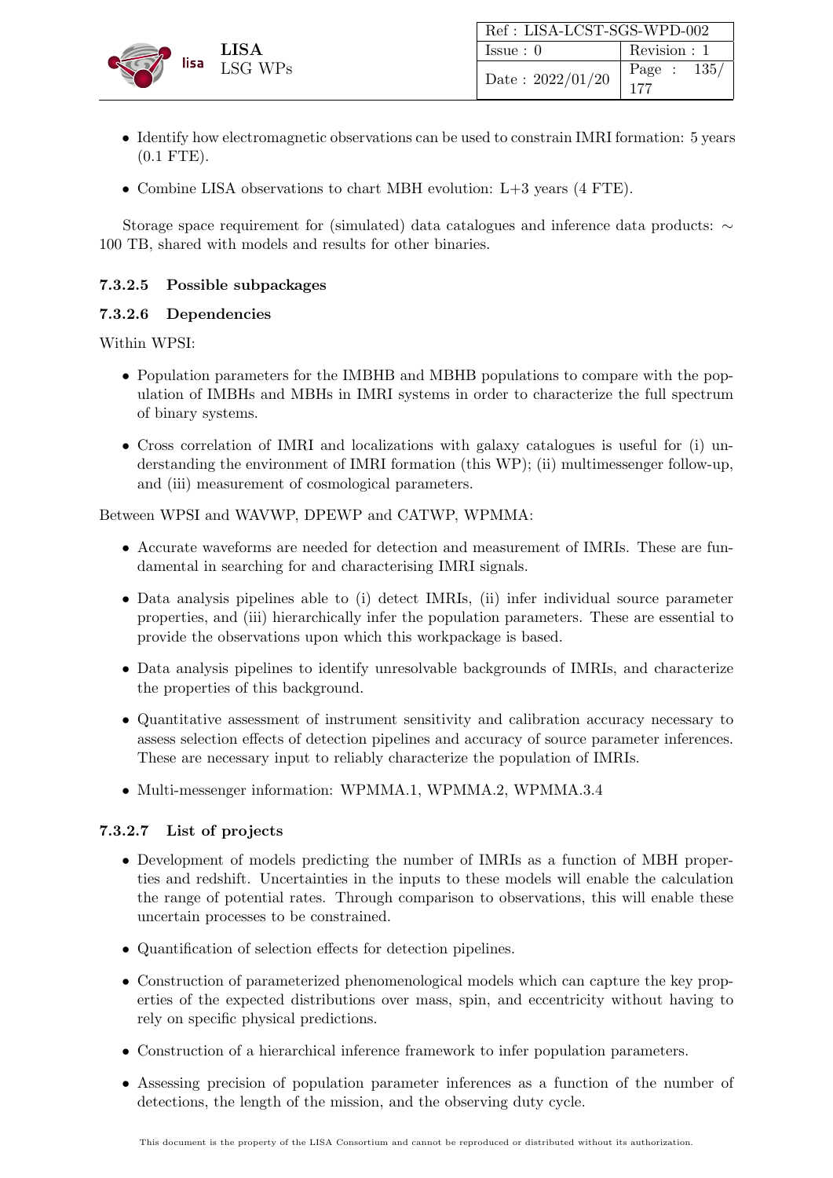- Identify how electromagnetic observations can be used to constrain IMRI formation: 5 years (0.1 FTE).
- Combine LISA observations to chart MBH evolution: L+3 years (4 FTE).

Storage space requirement for (simulated) data catalogues and inference data products: ∼ 100 TB, shared with models and results for other binaries.

#### 7.3.2.5 Possible subpackages

#### 7.3.2.6 Dependencies

Within WPSI:

- Population parameters for the IMBHB and MBHB populations to compare with the population of IMBHs and MBHs in IMRI systems in order to characterize the full spectrum of binary systems.
- Cross correlation of IMRI and localizations with galaxy catalogues is useful for (i) understanding the environment of IMRI formation (this WP); (ii) multimessenger follow-up, and (iii) measurement of cosmological parameters.

Between WPSI and WAVWP, DPEWP and CATWP, WPMMA:

- Accurate waveforms are needed for detection and measurement of IMRIs. These are fundamental in searching for and characterising IMRI signals.
- Data analysis pipelines able to (i) detect IMRIs, (ii) infer individual source parameter properties, and (iii) hierarchically infer the population parameters. These are essential to provide the observations upon which this workpackage is based.
- Data analysis pipelines to identify unresolvable backgrounds of IMRIs, and characterize the properties of this background.
- Quantitative assessment of instrument sensitivity and calibration accuracy necessary to assess selection effects of detection pipelines and accuracy of source parameter inferences. These are necessary input to reliably characterize the population of IMRIs.
- Multi-messenger information: WPMMA.1, WPMMA.2, WPMMA.3.4

#### 7.3.2.7 List of projects

- Development of models predicting the number of IMRIs as a function of MBH properties and redshift. Uncertainties in the inputs to these models will enable the calculation the range of potential rates. Through comparison to observations, this will enable these uncertain processes to be constrained.
- Quantification of selection effects for detection pipelines.
- Construction of parameterized phenomenological models which can capture the key properties of the expected distributions over mass, spin, and eccentricity without having to rely on specific physical predictions.
- Construction of a hierarchical inference framework to infer population parameters.
- Assessing precision of population parameter inferences as a function of the number of detections, the length of the mission, and the observing duty cycle.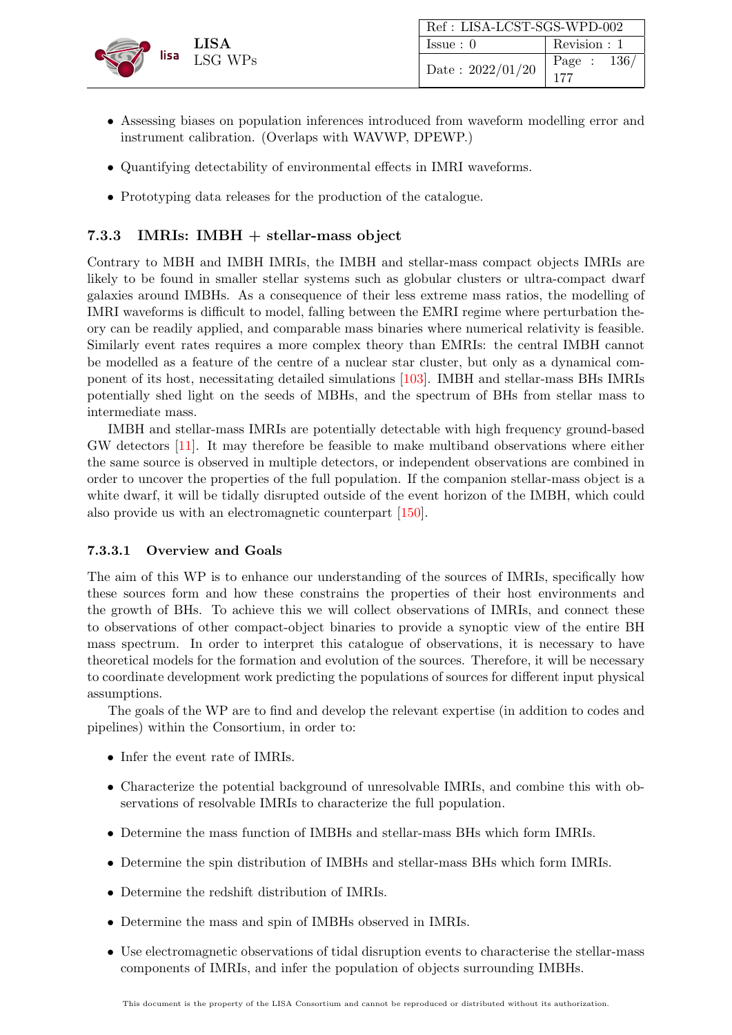- Assessing biases on population inferences introduced from waveform modelling error and instrument calibration. (Overlaps with WAVWP, DPEWP.)
- Quantifying detectability of environmental effects in IMRI waveforms.
- Prototyping data releases for the production of the catalogue.

### 7.3.3 IMRIs: IMBH + stellar-mass object

Contrary to MBH and IMBH IMRIs, the IMBH and stellar-mass compact objects IMRIs are likely to be found in smaller stellar systems such as globular clusters or ultra-compact dwarf galaxies around IMBHs. As a consequence of their less extreme mass ratios, the modelling of IMRI waveforms is difficult to model, falling between the EMRI regime where perturbation theory can be readily applied, and comparable mass binaries where numerical relativity is feasible. Similarly event rates requires a more complex theory than EMRIs: the central IMBH cannot be modelled as a feature of the centre of a nuclear star cluster, but only as a dynamical component of its host, necessitating detailed simulations [103]. IMBH and stellar-mass BHs IMRIs potentially shed light on the seeds of MBHs, and the spectrum of BHs from stellar mass to intermediate mass.

IMBH and stellar-mass IMRIs are potentially detectable with high frequency ground-based GW detectors [11]. It may therefore be feasible to make multiband observations where either the same source is observed in multiple detectors, or independent observations are combined in order to uncover the properties of the full population. If the companion stellar-mass object is a white dwarf, it will be tidally disrupted outside of the event horizon of the IMBH, which could also provide us with an electromagnetic counterpart [150].

#### 7.3.3.1 Overview and Goals

The aim of this WP is to enhance our understanding of the sources of IMRIs, specifically how these sources form and how these constrains the properties of their host environments and the growth of BHs. To achieve this we will collect observations of IMRIs, and connect these to observations of other compact-object binaries to provide a synoptic view of the entire BH mass spectrum. In order to interpret this catalogue of observations, it is necessary to have theoretical models for the formation and evolution of the sources. Therefore, it will be necessary to coordinate development work predicting the populations of sources for different input physical assumptions.

The goals of the WP are to find and develop the relevant expertise (in addition to codes and pipelines) within the Consortium, in order to:

- Infer the event rate of IMRIs.
- Characterize the potential background of unresolvable IMRIs, and combine this with observations of resolvable IMRIs to characterize the full population.
- Determine the mass function of IMBHs and stellar-mass BHs which form IMRIs.
- Determine the spin distribution of IMBHs and stellar-mass BHs which form IMRIs.
- Determine the redshift distribution of IMRIs.
- Determine the mass and spin of IMBHs observed in IMRIs.
- Use electromagnetic observations of tidal disruption events to characterise the stellar-mass components of IMRIs, and infer the population of objects surrounding IMBHs.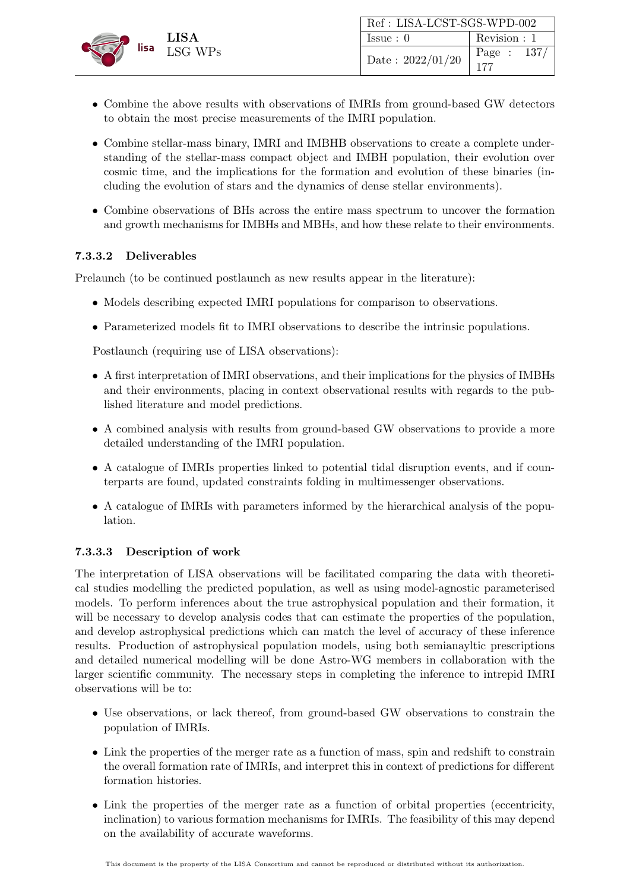- Combine the above results with observations of IMRIs from ground-based GW detectors to obtain the most precise measurements of the IMRI population.
- Combine stellar-mass binary, IMRI and IMBHB observations to create a complete understanding of the stellar-mass compact object and IMBH population, their evolution over cosmic time, and the implications for the formation and evolution of these binaries (including the evolution of stars and the dynamics of dense stellar environments).
- Combine observations of BHs across the entire mass spectrum to uncover the formation and growth mechanisms for IMBHs and MBHs, and how these relate to their environments.

#### 7.3.3.2 Deliverables

Prelaunch (to be continued postlaunch as new results appear in the literature):

- Models describing expected IMRI populations for comparison to observations.
- Parameterized models fit to IMRI observations to describe the intrinsic populations.

Postlaunch (requiring use of LISA observations):

- A first interpretation of IMRI observations, and their implications for the physics of IMBHs and their environments, placing in context observational results with regards to the published literature and model predictions.
- A combined analysis with results from ground-based GW observations to provide a more detailed understanding of the IMRI population.
- A catalogue of IMRIs properties linked to potential tidal disruption events, and if counterparts are found, updated constraints folding in multimessenger observations.
- A catalogue of IMRIs with parameters informed by the hierarchical analysis of the population.

#### 7.3.3.3 Description of work

The interpretation of LISA observations will be facilitated comparing the data with theoretical studies modelling the predicted population, as well as using model-agnostic parameterised models. To perform inferences about the true astrophysical population and their formation, it will be necessary to develop analysis codes that can estimate the properties of the population, and develop astrophysical predictions which can match the level of accuracy of these inference results. Production of astrophysical population models, using both semianayltic prescriptions and detailed numerical modelling will be done Astro-WG members in collaboration with the larger scientific community. The necessary steps in completing the inference to intrepid IMRI observations will be to:

- Use observations, or lack thereof, from ground-based GW observations to constrain the population of IMRIs.
- Link the properties of the merger rate as a function of mass, spin and redshift to constrain the overall formation rate of IMRIs, and interpret this in context of predictions for different formation histories.
- Link the properties of the merger rate as a function of orbital properties (eccentricity, inclination) to various formation mechanisms for IMRIs. The feasibility of this may depend on the availability of accurate waveforms.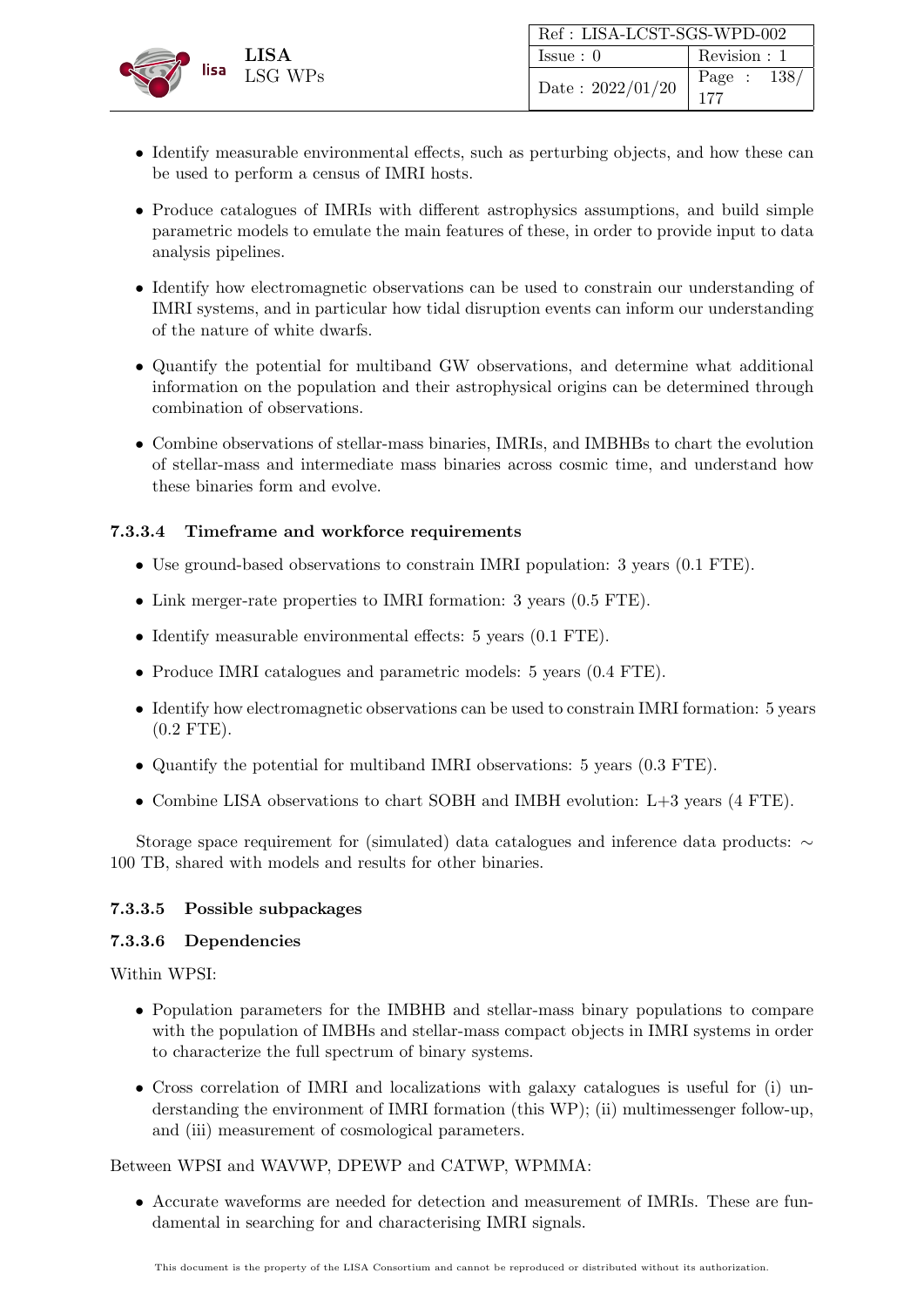- Identify measurable environmental effects, such as perturbing objects, and how these can be used to perform a census of IMRI hosts.
- Produce catalogues of IMRIs with different astrophysics assumptions, and build simple parametric models to emulate the main features of these, in order to provide input to data analysis pipelines.
- Identify how electromagnetic observations can be used to constrain our understanding of IMRI systems, and in particular how tidal disruption events can inform our understanding of the nature of white dwarfs.
- Quantify the potential for multiband GW observations, and determine what additional information on the population and their astrophysical origins can be determined through combination of observations.
- Combine observations of stellar-mass binaries, IMRIs, and IMBHBs to chart the evolution of stellar-mass and intermediate mass binaries across cosmic time, and understand how these binaries form and evolve.

#### 7.3.3.4 Timeframe and workforce requirements

- Use ground-based observations to constrain IMRI population: 3 years (0.1 FTE).
- Link merger-rate properties to IMRI formation: 3 years (0.5 FTE).
- Identify measurable environmental effects: 5 years (0.1 FTE).
- Produce IMRI catalogues and parametric models: 5 years (0.4 FTE).
- Identify how electromagnetic observations can be used to constrain IMRI formation: 5 years (0.2 FTE).
- Quantify the potential for multiband IMRI observations: 5 years (0.3 FTE).
- Combine LISA observations to chart SOBH and IMBH evolution: L+3 years (4 FTE).

Storage space requirement for (simulated) data catalogues and inference data products: $\sim$ 100 TB, shared with models and results for other binaries.

#### 7.3.3.5 Possible subpackages

#### 7.3.3.6 Dependencies

Within WPSI:

- Population parameters for the IMBHB and stellar-mass binary populations to compare with the population of IMBHs and stellar-mass compact objects in IMRI systems in order to characterize the full spectrum of binary systems.
- Cross correlation of IMRI and localizations with galaxy catalogues is useful for (i) understanding the environment of IMRI formation (this WP); (ii) multimessenger follow-up, and (iii) measurement of cosmological parameters.

Between WPSI and WAVWP, DPEWP and CATWP, WPMMA:

- Accurate waveforms are needed for detection and measurement of IMRIs. These are fundamental in searching for and characterising IMRI signals.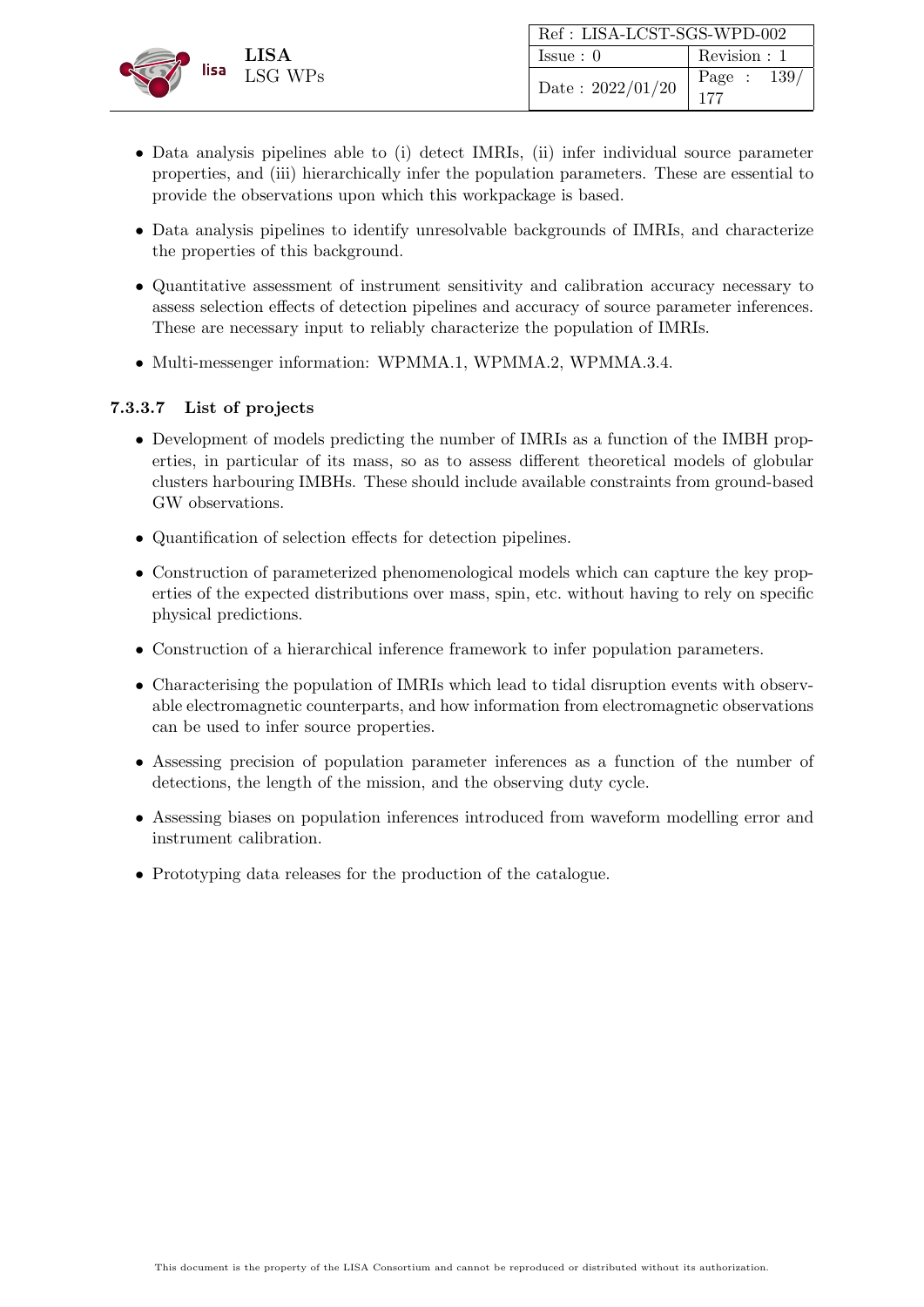- Data analysis pipelines able to (i) detect IMRIs, (ii) infer individual source parameter properties, and (iii) hierarchically infer the population parameters. These are essential to provide the observations upon which this workpackage is based.
- Data analysis pipelines to identify unresolvable backgrounds of IMRIs, and characterize the properties of this background.
- Quantitative assessment of instrument sensitivity and calibration accuracy necessary to assess selection effects of detection pipelines and accuracy of source parameter inferences. These are necessary input to reliably characterize the population of IMRIs.
- Multi-messenger information: WPMMA.1, WPMMA.2, WPMMA.3.4.

#### 7.3.3.7 List of projects

- Development of models predicting the number of IMRIs as a function of the IMBH properties, in particular of its mass, so as to assess different theoretical models of globular clusters harbouring IMBHs. These should include available constraints from ground-based GW observations.
- Quantification of selection effects for detection pipelines.
- Construction of parameterized phenomenological models which can capture the key properties of the expected distributions over mass, spin, etc. without having to rely on specific physical predictions.
- Construction of a hierarchical inference framework to infer population parameters.
- Characterising the population of IMRIs which lead to tidal disruption events with observable electromagnetic counterparts, and how information from electromagnetic observations can be used to infer source properties.
- Assessing precision of population parameter inferences as a function of the number of detections, the length of the mission, and the observing duty cycle.
- Assessing biases on population inferences introduced from waveform modelling error and instrument calibration.
- Prototyping data releases for the production of the catalogue.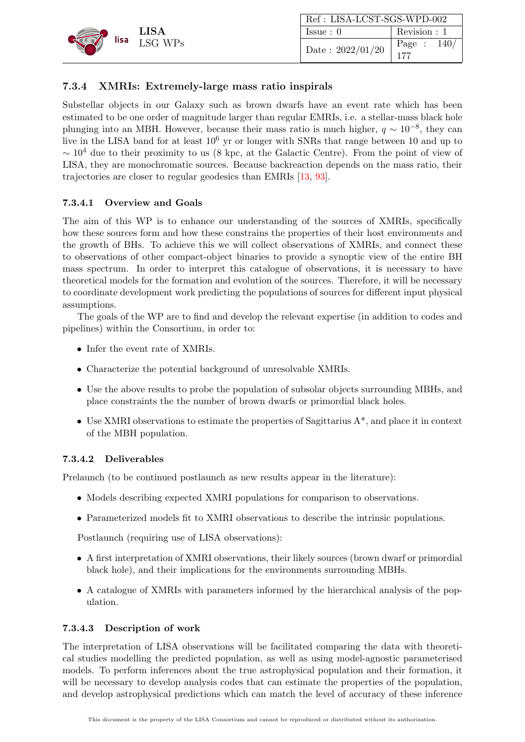### 7.3.4 XMRIs: Extremely-large mass ratio inspirals

Substellar objects in our Galaxy such as brown dwarfs have an event rate which has been estimated to be one order of magnitude larger than regular EMRIs, i.e. a stellar-mass black hole plunging into an MBH. However, because their mass ratio is much higher, $q \sim 10^{-8}$, they can live in the LISA band for at least $10^6$ yr or longer with SNRs that range between 10 and up to $\sim 10^4$ due to their proximity to us (8 kpc, at the Galactic Centre). From the point of view of LISA, they are monochromatic sources. Because backreaction depends on the mass ratio, their trajectories are closer to regular geodesics than EMRIs [13, 93].

#### 7.3.4.1 Overview and Goals

The aim of this WP is to enhance our understanding of the sources of XMRIs, specifically how these sources form and how these constrains the properties of their host environments and the growth of BHs. To achieve this we will collect observations of XMRIs, and connect these to observations of other compact-object binaries to provide a synoptic view of the entire BH mass spectrum. In order to interpret this catalogue of observations, it is necessary to have theoretical models for the formation and evolution of the sources. Therefore, it will be necessary to coordinate development work predicting the populations of sources for different input physical assumptions.

The goals of the WP are to find and develop the relevant expertise (in addition to codes and pipelines) within the Consortium, in order to:

- Infer the event rate of XMRIs.
- Characterize the potential background of unresolvable XMRIs.
- Use the above results to probe the population of subsolar objects surrounding MBHs, and place constraints the the number of brown dwarfs or primordial black holes.
- Use XMRI observations to estimate the properties of Sagittarius A*, and place it in context of the MBH population.

#### 7.3.4.2 Deliverables

Prelaunch (to be continued postlaunch as new results appear in the literature):

- Models describing expected XMRI populations for comparison to observations.
- Parameterized models fit to XMRI observations to describe the intrinsic populations.

Postlaunch (requiring use of LISA observations):

- A first interpretation of XMRI observations, their likely sources (brown dwarf or primordial black hole), and their implications for the environments surrounding MBHs.
- A catalogue of XMRIs with parameters informed by the hierarchical analysis of the population.

#### 7.3.4.3 Description of work

The interpretation of LISA observations will be facilitated comparing the data with theoretical studies modelling the predicted population, as well as using model-agnostic parameterised models. To perform inferences about the true astrophysical population and their formation, it will be necessary to develop analysis codes that can estimate the properties of the population, and develop astrophysical predictions which can match the level of accuracy of these inference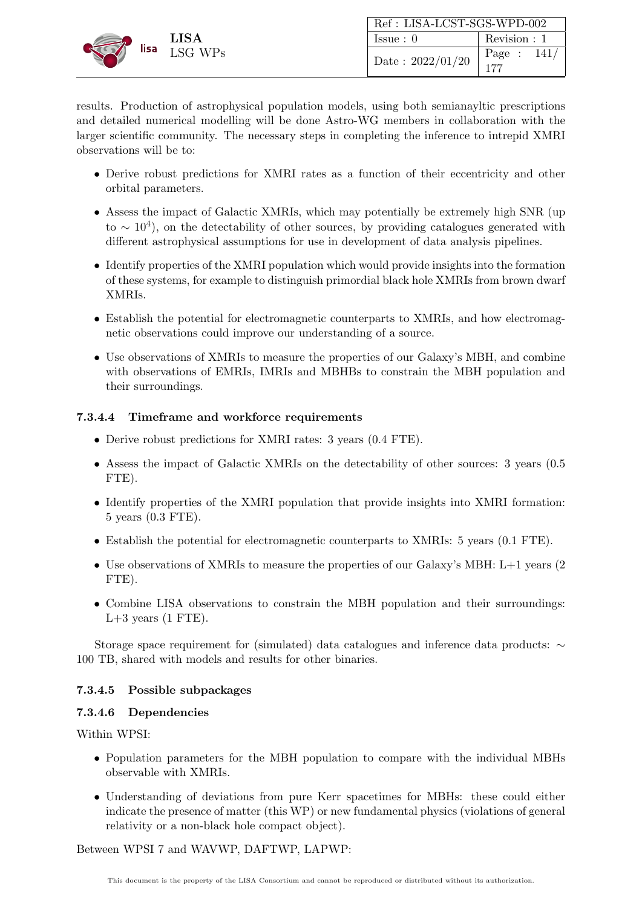results. Production of astrophysical population models, using both semianayltic prescriptions and detailed numerical modelling will be done Astro-WG members in collaboration with the larger scientific community. The necessary steps in completing the inference to intrepid XMRI observations will be to:

- Derive robust predictions for XMRI rates as a function of their eccentricity and other orbital parameters.
- Assess the impact of Galactic XMRIs, which may potentially be extremely high SNR (up to $\sim 10^4$), on the detectability of other sources, by providing catalogues generated with different astrophysical assumptions for use in development of data analysis pipelines.
- Identify properties of the XMRI population which would provide insights into the formation of these systems, for example to distinguish primordial black hole XMRIs from brown dwarf XMRIs.
- Establish the potential for electromagnetic counterparts to XMRIs, and how electromagnetic observations could improve our understanding of a source.
- Use observations of XMRIs to measure the properties of our Galaxy's MBH, and combine with observations of EMRIs, IMRIs and MBHBs to constrain the MBH population and their surroundings.

#### 7.3.4.4 Timeframe and workforce requirements

- Derive robust predictions for XMRI rates: 3 years (0.4 FTE).
- Assess the impact of Galactic XMRIs on the detectability of other sources: 3 years (0.5 FTE).
- Identify properties of the XMRI population that provide insights into XMRI formation: 5 years (0.3 FTE).
- Establish the potential for electromagnetic counterparts to XMRIs: 5 years (0.1 FTE).
- Use observations of XMRIs to measure the properties of our Galaxy's MBH: L+1 years (2 FTE).
- Combine LISA observations to constrain the MBH population and their surroundings: L+3 years (1 FTE).

Storage space requirement for (simulated) data catalogues and inference data products: $\sim$ 100 TB, shared with models and results for other binaries.

#### 7.3.4.5 Possible subpackages

#### 7.3.4.6 Dependencies

Within WPSI:

- Population parameters for the MBH population to compare with the individual MBHs observable with XMRIs.
- Understanding of deviations from pure Kerr spacetimes for MBHs: these could either indicate the presence of matter (this WP) or new fundamental physics (violations of general relativity or a non-black hole compact object).

Between WPSI 7 and WAVWP, DAFTWP, LAPWP: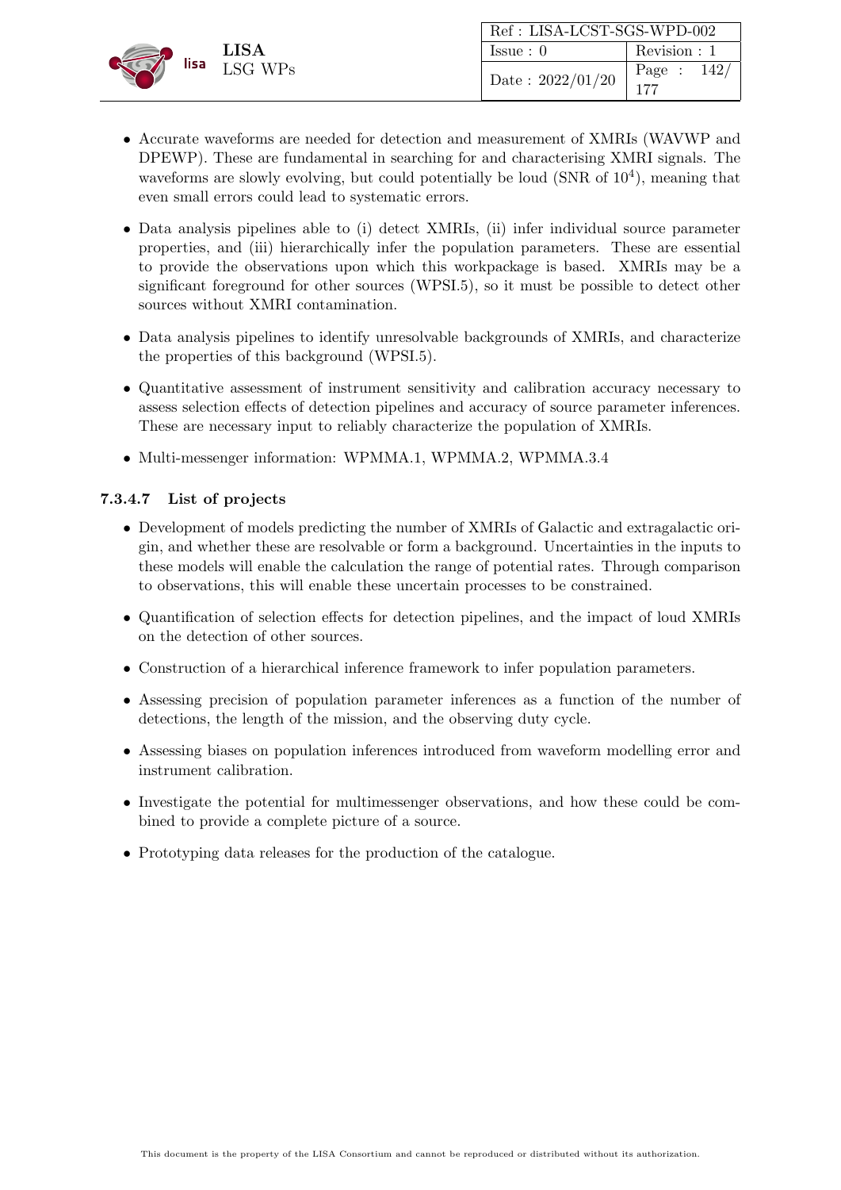- Accurate waveforms are needed for detection and measurement of XMRIs (WAVWP and DPEWP). These are fundamental in searching for and characterising XMRI signals. The waveforms are slowly evolving, but could potentially be loud (SNR of $10^4$), meaning that even small errors could lead to systematic errors.
- Data analysis pipelines able to (i) detect XMRIs, (ii) infer individual source parameter properties, and (iii) hierarchically infer the population parameters. These are essential to provide the observations upon which this workpackage is based. XMRIs may be a significant foreground for other sources (WPSI.5), so it must be possible to detect other sources without XMRI contamination.
- Data analysis pipelines to identify unresolvable backgrounds of XMRIs, and characterize the properties of this background (WPSI.5).
- Quantitative assessment of instrument sensitivity and calibration accuracy necessary to assess selection effects of detection pipelines and accuracy of source parameter inferences. These are necessary input to reliably characterize the population of XMRIs.
- Multi-messenger information: WPMMA.1, WPMMA.2, WPMMA.3.4

#### 7.3.4.7 List of projects

- Development of models predicting the number of XMRIs of Galactic and extragalactic origin, and whether these are resolvable or form a background. Uncertainties in the inputs to these models will enable the calculation the range of potential rates. Through comparison to observations, this will enable these uncertain processes to be constrained.
- Quantification of selection effects for detection pipelines, and the impact of loud XMRIs on the detection of other sources.
- Construction of a hierarchical inference framework to infer population parameters.
- Assessing precision of population parameter inferences as a function of the number of detections, the length of the mission, and the observing duty cycle.
- Assessing biases on population inferences introduced from waveform modelling error and instrument calibration.
- Investigate the potential for multimessenger observations, and how these could be combined to provide a complete picture of a source.
- Prototyping data releases for the production of the catalogue.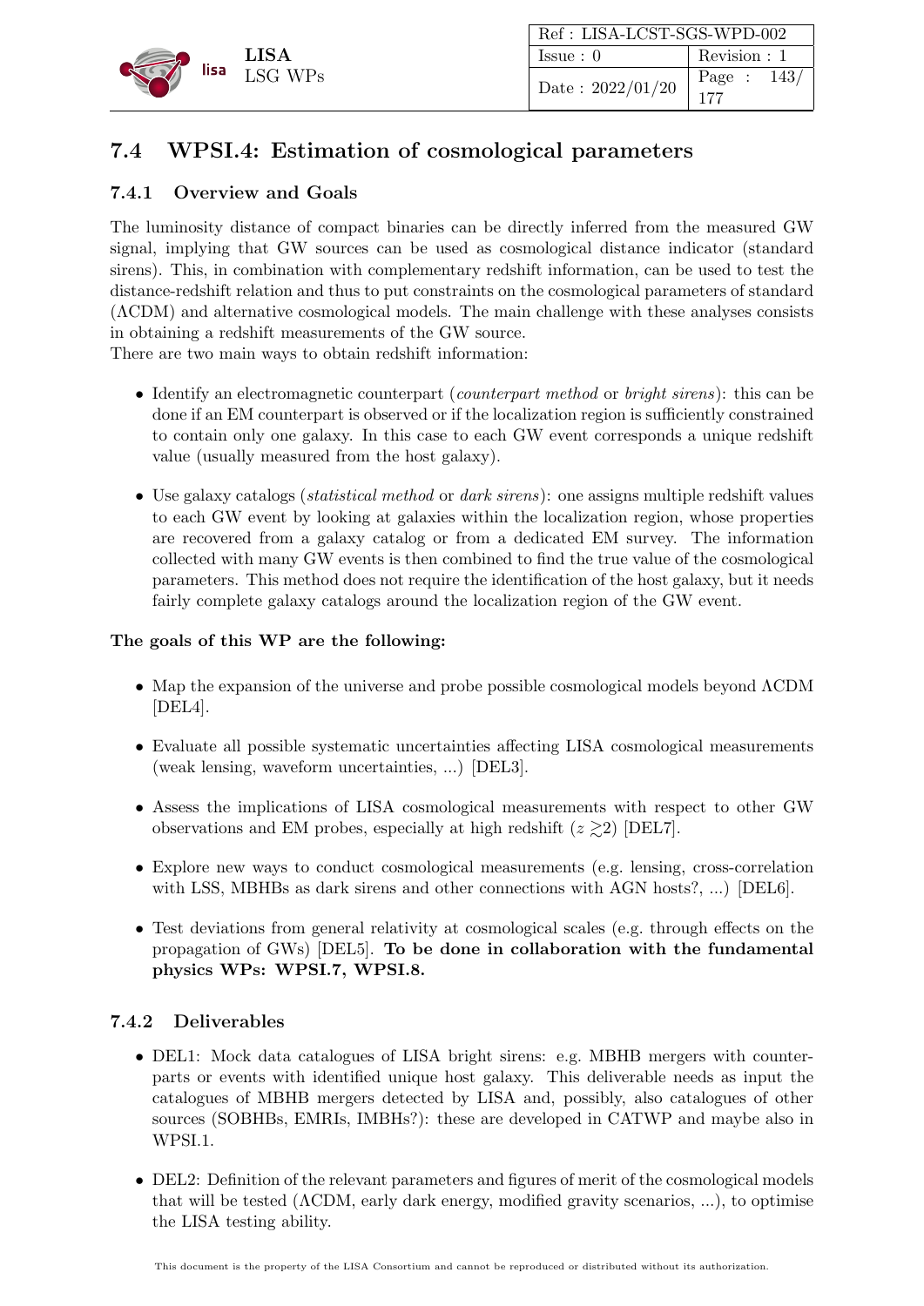## 7.4 WPSI.4: Estimation of cosmological parameters

### 7.4.1 Overview and Goals

The luminosity distance of compact binaries can be directly inferred from the measured GW signal, implying that GW sources can be used as cosmological distance indicator (standard sirens). This, in combination with complementary redshift information, can be used to test the distance-redshift relation and thus to put constraints on the cosmological parameters of standard ($\Lambda$CDM) and alternative cosmological models. The main challenge with these analyses consists in obtaining a redshift measurements of the GW source.
There are two main ways to obtain redshift information:

- Identify an electromagnetic counterpart (*counterpart method* or *bright sirens*): this can be done if an EM counterpart is observed or if the localization region is sufficiently constrained to contain only one galaxy. In this case to each GW event corresponds a unique redshift value (usually measured from the host galaxy).
- Use galaxy catalogs (*statistical method* or *dark sirens*): one assigns multiple redshift values to each GW event by looking at galaxies within the localization region, whose properties are recovered from a galaxy catalog or from a dedicated EM survey. The information collected with many GW events is then combined to find the true value of the cosmological parameters. This method does not require the identification of the host galaxy, but it needs fairly complete galaxy catalogs around the localization region of the GW event.

**The goals of this WP are the following:**

- Map the expansion of the universe and probe possible cosmological models beyond $\Lambda$CDM [DEL4].
- Evaluate all possible systematic uncertainties affecting LISA cosmological measurements (weak lensing, waveform uncertainties, ...) [DEL3].
- Assess the implications of LISA cosmological measurements with respect to other GW observations and EM probes, especially at high redshift ($z \gtrsim 2$) [DEL7].
- Explore new ways to conduct cosmological measurements (e.g. lensing, cross-correlation with LSS, MBHBs as dark sirens and other connections with AGN hosts?, ...) [DEL6].
- Test deviations from general relativity at cosmological scales (e.g. through effects on the propagation of GWs) [DEL5]. **To be done in collaboration with the fundamental physics WPs: WPSI.7, WPSI.8.**

### 7.4.2 Deliverables

- DEL1: Mock data catalogues of LISA bright sirens: e.g. MBHB mergers with counterparts or events with identified unique host galaxy. This deliverable needs as input the catalogues of MBHB mergers detected by LISA and, possibly, also catalogues of other sources (SOBHBs, EMRIs, IMBHs?): these are developed in CATWP and maybe also in WPSI.1.
- DEL2: Definition of the relevant parameters and figures of merit of the cosmological models that will be tested ($\Lambda$CDM, early dark energy, modified gravity scenarios, ...), to optimise the LISA testing ability.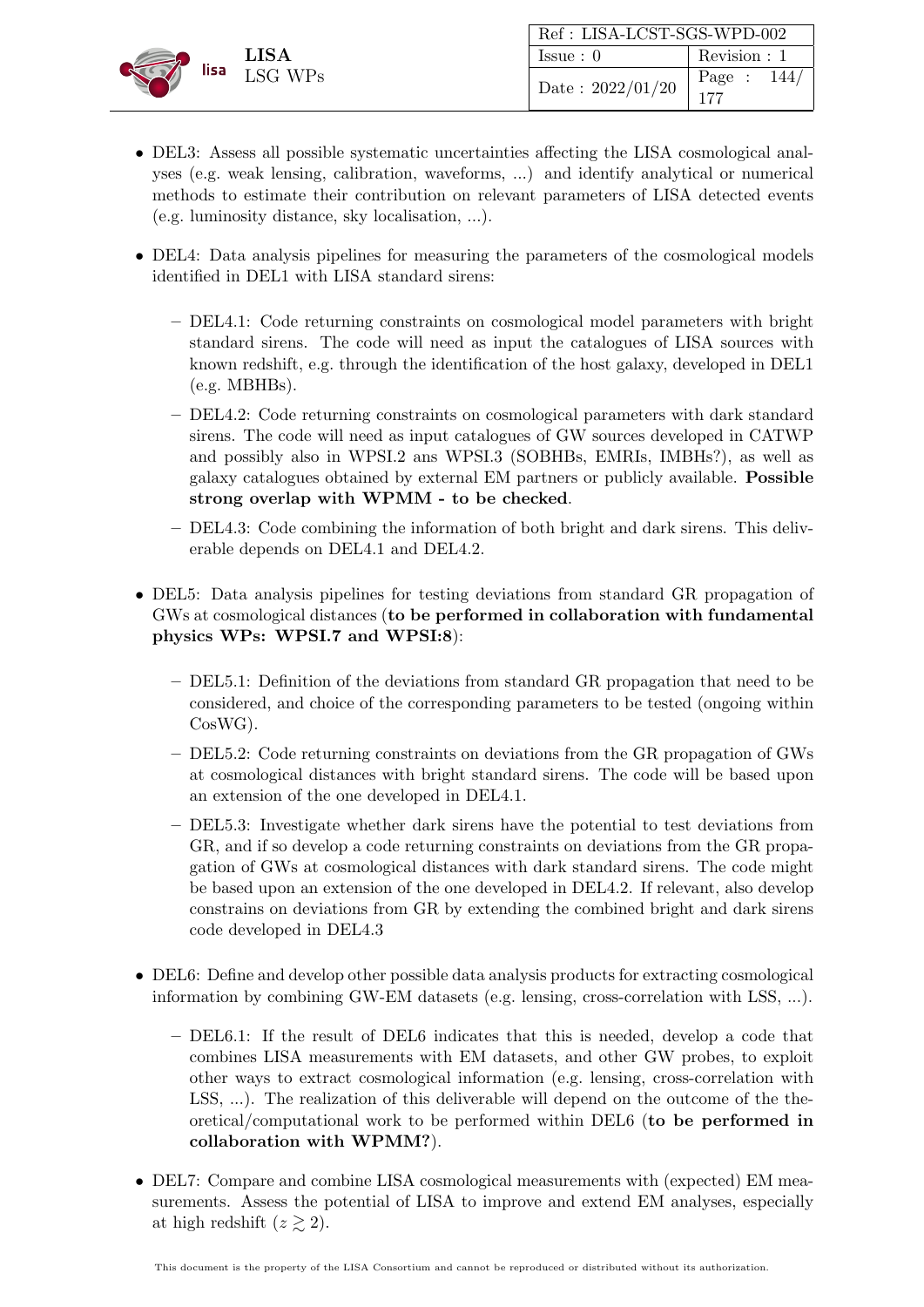- DEL3: Assess all possible systematic uncertainties affecting the LISA cosmological analyses (e.g. weak lensing, calibration, waveforms, ...) and identify analytical or numerical methods to estimate their contribution on relevant parameters of LISA detected events (e.g. luminosity distance, sky localisation, ...).
- DEL4: Data analysis pipelines for measuring the parameters of the cosmological models identified in DEL1 with LISA standard sirens:
  - DEL4.1: Code returning constraints on cosmological model parameters with bright standard sirens. The code will need as input the catalogues of LISA sources with known redshift, e.g. through the identification of the host galaxy, developed in DEL1 (e.g. MBHBs).
  - DEL4.2: Code returning constraints on cosmological parameters with dark standard sirens. The code will need as input catalogues of GW sources developed in CATWP and possibly also in WPSI.2 ans WPSI.3 (SOBHBs, EMRIs, IMBHs?), as well as galaxy catalogues obtained by external EM partners or publicly available. **Possible strong overlap with WPMM - to be checked**.
  - DEL4.3: Code combining the information of both bright and dark sirens. This deliverable depends on DEL4.1 and DEL4.2.
- DEL5: Data analysis pipelines for testing deviations from standard GR propagation of GWs at cosmological distances (**to be performed in collaboration with fundamental physics WPs: WPSI.7 and WPSI:8**):
  - DEL5.1: Definition of the deviations from standard GR propagation that need to be considered, and choice of the corresponding parameters to be tested (ongoing within CosWG).
  - DEL5.2: Code returning constraints on deviations from the GR propagation of GWs at cosmological distances with bright standard sirens. The code will be based upon an extension of the one developed in DEL4.1.
  - DEL5.3: Investigate whether dark sirens have the potential to test deviations from GR, and if so develop a code returning constraints on deviations from the GR propagation of GWs at cosmological distances with dark standard sirens. The code might be based upon an extension of the one developed in DEL4.2. If relevant, also develop constrains on deviations from GR by extending the combined bright and dark sirens code developed in DEL4.3
- DEL6: Define and develop other possible data analysis products for extracting cosmological information by combining GW-EM datasets (e.g. lensing, cross-correlation with LSS, ...).
  - DEL6.1: If the result of DEL6 indicates that this is needed, develop a code that combines LISA measurements with EM datasets, and other GW probes, to exploit other ways to extract cosmological information (e.g. lensing, cross-correlation with LSS, ...). The realization of this deliverable will depend on the outcome of the theoretical/computational work to be performed within DEL6 (**to be performed in collaboration with WPMM?**).
- DEL7: Compare and combine LISA cosmological measurements with (expected) EM measurements. Assess the potential of LISA to improve and extend EM analyses, especially at high redshift ($z \gtrsim 2$).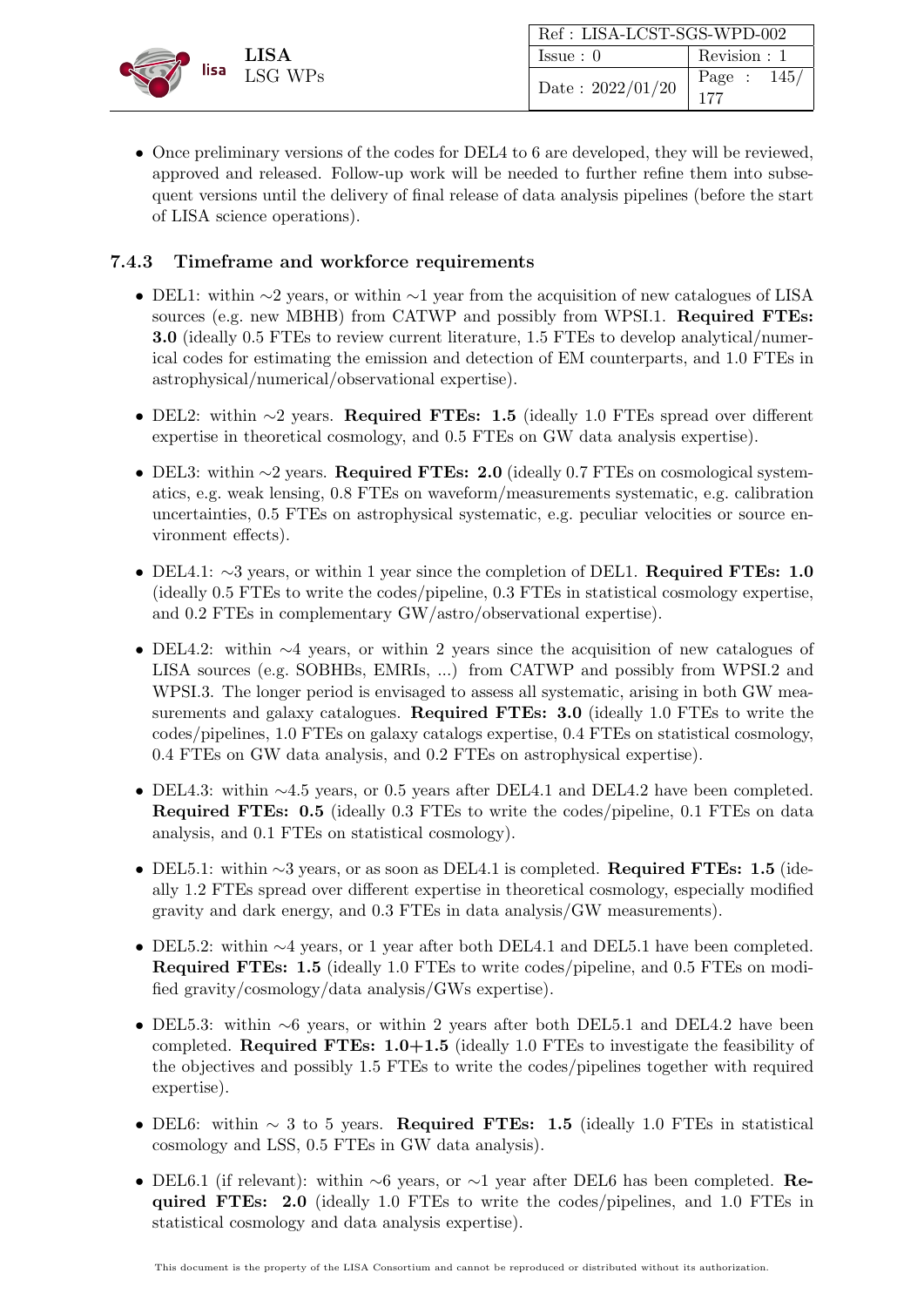- Once preliminary versions of the codes for DEL4 to 6 are developed, they will be reviewed, approved and released. Follow-up work will be needed to further refine them into subsequent versions until the delivery of final release of data analysis pipelines (before the start of LISA science operations).

### 7.4.3 Timeframe and workforce requirements

- DEL1: within ∼2 years, or within ∼1 year from the acquisition of new catalogues of LISA sources (e.g. new MBHB) from CATWP and possibly from WPSI.1. **Required FTEs: 3.0** (ideally 0.5 FTEs to review current literature, 1.5 FTEs to develop analytical/numerical codes for estimating the emission and detection of EM counterparts, and 1.0 FTEs in astrophysical/numerical/observational expertise).

- DEL2: within ∼2 years. **Required FTEs: 1.5** (ideally 1.0 FTEs spread over different expertise in theoretical cosmology, and 0.5 FTEs on GW data analysis expertise).

- DEL3: within ∼2 years. **Required FTEs: 2.0** (ideally 0.7 FTEs on cosmological systematics, e.g. weak lensing, 0.8 FTEs on waveform/measurements systematic, e.g. calibration uncertainties, 0.5 FTEs on astrophysical systematic, e.g. peculiar velocities or source environment effects).

- DEL4.1: ∼3 years, or within 1 year since the completion of DEL1. **Required FTEs: 1.0** (ideally 0.5 FTEs to write the codes/pipeline, 0.3 FTEs in statistical cosmology expertise, and 0.2 FTEs in complementary GW/astro/observational expertise).

- DEL4.2: within ∼4 years, or within 2 years since the acquisition of new catalogues of LISA sources (e.g. SOBHBs, EMRIs, ...) from CATWP and possibly from WPSI.2 and WPSI.3. The longer period is envisaged to assess all systematic, arising in both GW measurements and galaxy catalogues. **Required FTEs: 3.0** (ideally 1.0 FTEs to write the codes/pipelines, 1.0 FTEs on galaxy catalogs expertise, 0.4 FTEs on statistical cosmology, 0.4 FTEs on GW data analysis, and 0.2 FTEs on astrophysical expertise).

- DEL4.3: within ∼4.5 years, or 0.5 years after DEL4.1 and DEL4.2 have been completed. **Required FTEs: 0.5** (ideally 0.3 FTEs to write the codes/pipeline, 0.1 FTEs on data analysis, and 0.1 FTEs on statistical cosmology).

- DEL5.1: within ∼3 years, or as soon as DEL4.1 is completed. **Required FTEs: 1.5** (ideally 1.2 FTEs spread over different expertise in theoretical cosmology, especially modified gravity and dark energy, and 0.3 FTEs in data analysis/GW measurements).

- DEL5.2: within ∼4 years, or 1 year after both DEL4.1 and DEL5.1 have been completed. **Required FTEs: 1.5** (ideally 1.0 FTEs to write codes/pipeline, and 0.5 FTEs on modified gravity/cosmology/data analysis/GWs expertise).

- DEL5.3: within ∼6 years, or within 2 years after both DEL5.1 and DEL4.2 have been completed. **Required FTEs: 1.0+1.5** (ideally 1.0 FTEs to investigate the feasibility of the objectives and possibly 1.5 FTEs to write the codes/pipelines together with required expertise).

- DEL6: within ∼ 3 to 5 years. **Required FTEs: 1.5** (ideally 1.0 FTEs in statistical cosmology and LSS, 0.5 FTEs in GW data analysis).

- DEL6.1 (if relevant): within ∼6 years, or ∼1 year after DEL6 has been completed. **Required FTEs: 2.0** (ideally 1.0 FTEs to write the codes/pipelines, and 1.0 FTEs in statistical cosmology and data analysis expertise).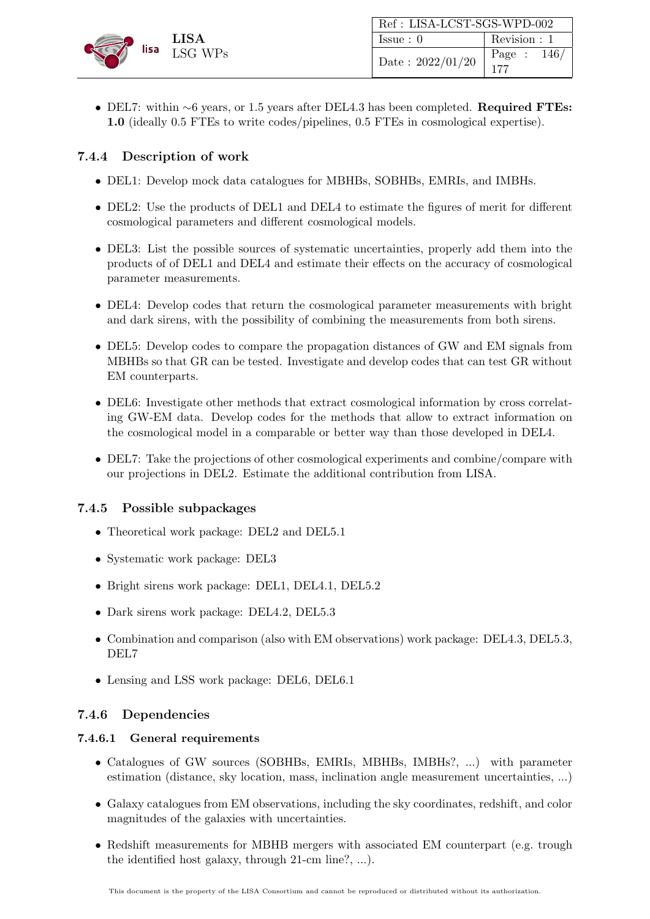- DEL7: within ∼6 years, or 1.5 years after DEL4.3 has been completed. **Required FTEs: 1.0** (ideally 0.5 FTEs to write codes/pipelines, 0.5 FTEs in cosmological expertise).

### 7.4.4 Description of work

- DEL1: Develop mock data catalogues for MBHBs, SOBHBs, EMRIs, and IMBHs.
- DEL2: Use the products of DEL1 and DEL4 to estimate the figures of merit for different cosmological parameters and different cosmological models.
- DEL3: List the possible sources of systematic uncertainties, properly add them into the products of of DEL1 and DEL4 and estimate their effects on the accuracy of cosmological parameter measurements.
- DEL4: Develop codes that return the cosmological parameter measurements with bright and dark sirens, with the possibility of combining the measurements from both sirens.
- DEL5: Develop codes to compare the propagation distances of GW and EM signals from MBHBs so that GR can be tested. Investigate and develop codes that can test GR without EM counterparts.
- DEL6: Investigate other methods that extract cosmological information by cross correlating GW-EM data. Develop codes for the methods that allow to extract information on the cosmological model in a comparable or better way than those developed in DEL4.
- DEL7: Take the projections of other cosmological experiments and combine/compare with our projections in DEL2. Estimate the additional contribution from LISA.

### 7.4.5 Possible subpackages

- Theoretical work package: DEL2 and DEL5.1
- Systematic work package: DEL3
- Bright sirens work package: DEL1, DEL4.1, DEL5.2
- Dark sirens work package: DEL4.2, DEL5.3
- Combination and comparison (also with EM observations) work package: DEL4.3, DEL5.3, DEL7
- Lensing and LSS work package: DEL6, DEL6.1

### 7.4.6 Dependencies

#### 7.4.6.1 General requirements

- Catalogues of GW sources (SOBHBs, EMRIs, MBHBs, IMBHs?, ...) with parameter estimation (distance, sky location, mass, inclination angle measurement uncertainties, ...)
- Galaxy catalogues from EM observations, including the sky coordinates, redshift, and color magnitudes of the galaxies with uncertainties.
- Redshift measurements for MBHB mergers with associated EM counterpart (e.g. trough the identified host galaxy, through 21-cm line?, ...).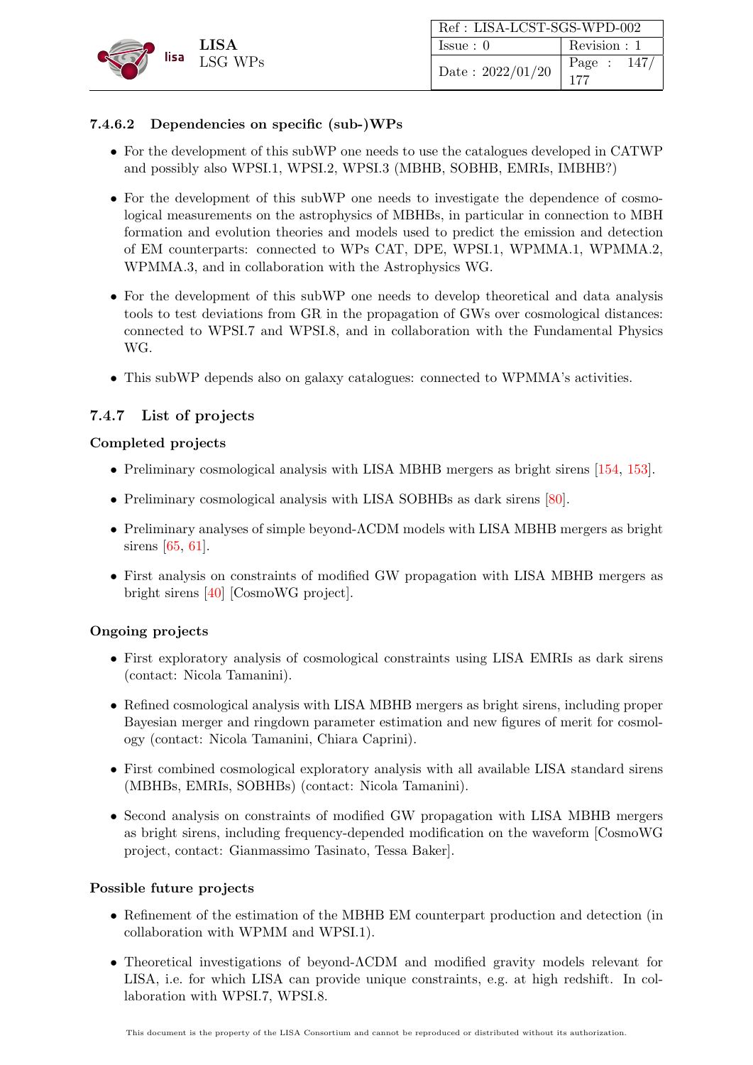#### 7.4.6.2 Dependencies on specific (sub-)WPs

- For the development of this subWP one needs to use the catalogues developed in CATWP and possibly also WPSI.1, WPSI.2, WPSI.3 (MBHB, SOBHB, EMRIs, IMBHB?)
- For the development of this subWP one needs to investigate the dependence of cosmological measurements on the astrophysics of MBHBs, in particular in connection to MBH formation and evolution theories and models used to predict the emission and detection of EM counterparts: connected to WPs CAT, DPE, WPSI.1, WPMMA.1, WPMMA.2, WPMMA.3, and in collaboration with the Astrophysics WG.
- For the development of this subWP one needs to develop theoretical and data analysis tools to test deviations from GR in the propagation of GWs over cosmological distances: connected to WPSI.7 and WPSI.8, and in collaboration with the Fundamental Physics WG.
- This subWP depends also on galaxy catalogues: connected to WPMMA's activities.

### 7.4.7 List of projects

**Completed projects**

- Preliminary cosmological analysis with LISA MBHB mergers as bright sirens [154, 153].
- Preliminary cosmological analysis with LISA SOBHBs as dark sirens [80].
- Preliminary analyses of simple beyond-ΛCDM models with LISA MBHB mergers as bright sirens [65, 61].
- First analysis on constraints of modified GW propagation with LISA MBHB mergers as bright sirens [40] [CosmoWG project].

**Ongoing projects**

- First exploratory analysis of cosmological constraints using LISA EMRIs as dark sirens (contact: Nicola Tamanini).
- Refined cosmological analysis with LISA MBHB mergers as bright sirens, including proper Bayesian merger and ringdown parameter estimation and new figures of merit for cosmology (contact: Nicola Tamanini, Chiara Caprini).
- First combined cosmological exploratory analysis with all available LISA standard sirens (MBHBs, EMRIs, SOBHBs) (contact: Nicola Tamanini).
- Second analysis on constraints of modified GW propagation with LISA MBHB mergers as bright sirens, including frequency-depended modification on the waveform [CosmoWG project, contact: Gianmassimo Tasinato, Tessa Baker].

**Possible future projects**

- Refinement of the estimation of the MBHB EM counterpart production and detection (in collaboration with WPMM and WPSI.1).
- Theoretical investigations of beyond-ΛCDM and modified gravity models relevant for LISA, i.e. for which LISA can provide unique constraints, e.g. at high redshift. In collaboration with WPSI.7, WPSI.8.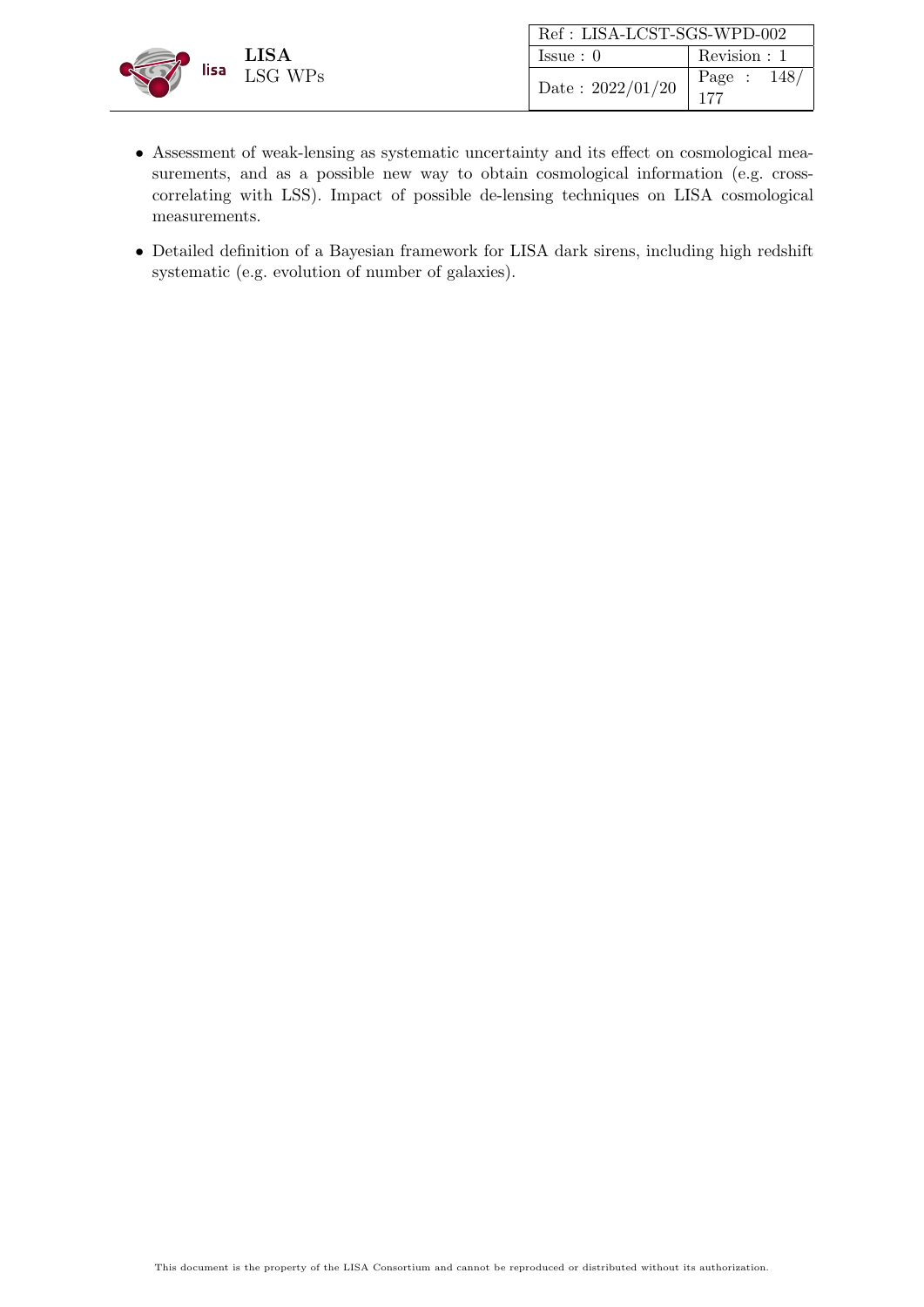- Assessment of weak-lensing as systematic uncertainty and its effect on cosmological measurements, and as a possible new way to obtain cosmological information (e.g. cross-correlating with LSS). Impact of possible de-lensing techniques on LISA cosmological measurements.
- Detailed definition of a Bayesian framework for LISA dark sirens, including high redshift systematic (e.g. evolution of number of galaxies).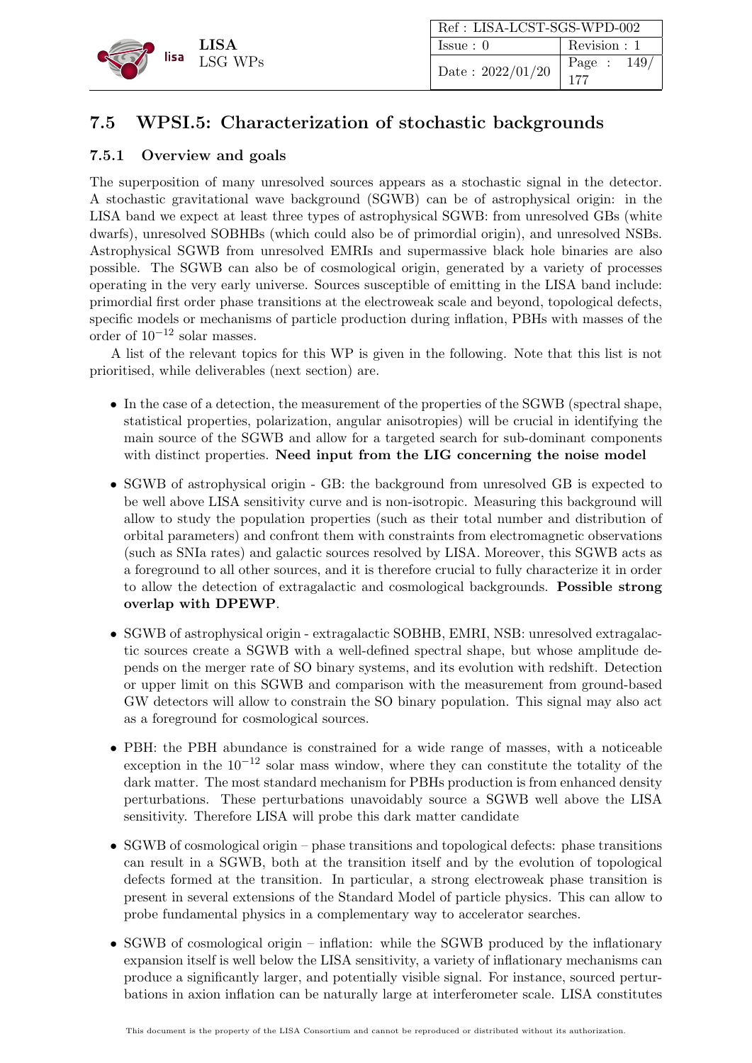## 7.5 WPSI.5: Characterization of stochastic backgrounds

### 7.5.1 Overview and goals

The superposition of many unresolved sources appears as a stochastic signal in the detector. A stochastic gravitational wave background (SGWB) can be of astrophysical origin: in the LISA band we expect at least three types of astrophysical SGWB: from unresolved GBs (white dwarfs), unresolved SOBHBs (which could also be of primordial origin), and unresolved NSBs. Astrophysical SGWB from unresolved EMRIs and supermassive black hole binaries are also possible. The SGWB can also be of cosmological origin, generated by a variety of processes operating in the very early universe. Sources susceptible of emitting in the LISA band include: primordial first order phase transitions at the electroweak scale and beyond, topological defects, specific models or mechanisms of particle production during inflation, PBHs with masses of the order of $10^{-12}$ solar masses.

A list of the relevant topics for this WP is given in the following. Note that this list is not prioritised, while deliverables (next section) are.

- In the case of a detection, the measurement of the properties of the SGWB (spectral shape, statistical properties, polarization, angular anisotropies) will be crucial in identifying the main source of the SGWB and allow for a targeted search for sub-dominant components with distinct properties. **Need input from the LIG concerning the noise model**
- SGWB of astrophysical origin - GB: the background from unresolved GB is expected to be well above LISA sensitivity curve and is non-isotropic. Measuring this background will allow to study the population properties (such as their total number and distribution of orbital parameters) and confront them with constraints from electromagnetic observations (such as SNIa rates) and galactic sources resolved by LISA. Moreover, this SGWB acts as a foreground to all other sources, and it is therefore crucial to fully characterize it in order to allow the detection of extragalactic and cosmological backgrounds. **Possible strong overlap with DPEWP**.
- SGWB of astrophysical origin - extragalactic SOBHB, EMRI, NSB: unresolved extragalactic sources create a SGWB with a well-defined spectral shape, but whose amplitude depends on the merger rate of SO binary systems, and its evolution with redshift. Detection or upper limit on this SGWB and comparison with the measurement from ground-based GW detectors will allow to constrain the SO binary population. This signal may also act as a foreground for cosmological sources.
- PBH: the PBH abundance is constrained for a wide range of masses, with a noticeable exception in the $10^{-12}$ solar mass window, where they can constitute the totality of the dark matter. The most standard mechanism for PBHs production is from enhanced density perturbations. These perturbations unavoidably source a SGWB well above the LISA sensitivity. Therefore LISA will probe this dark matter candidate
- SGWB of cosmological origin – phase transitions and topological defects: phase transitions can result in a SGWB, both at the transition itself and by the evolution of topological defects formed at the transition. In particular, a strong electroweak phase transition is present in several extensions of the Standard Model of particle physics. This can allow to probe fundamental physics in a complementary way to accelerator searches.
- SGWB of cosmological origin – inflation: while the SGWB produced by the inflationary expansion itself is well below the LISA sensitivity, a variety of inflationary mechanisms can produce a significantly larger, and potentially visible signal. For instance, sourced perturbations in axion inflation can be naturally large at interferometer scale. LISA constitutes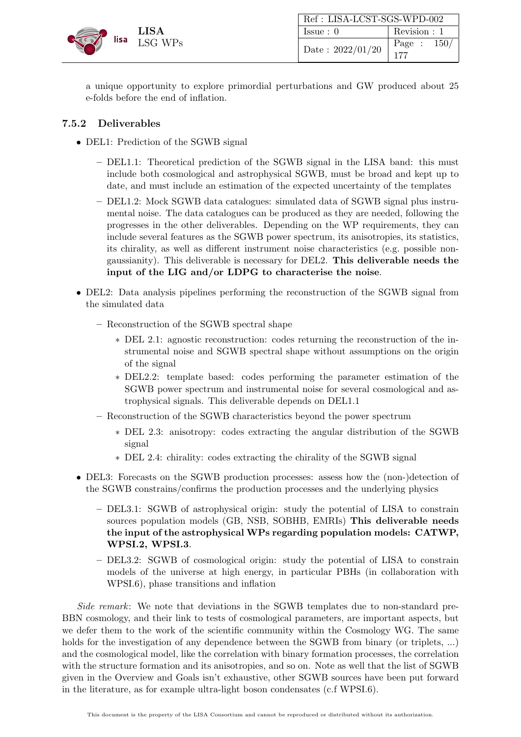a unique opportunity to explore primordial perturbations and GW produced about 25 e-folds before the end of inflation.

### 7.5.2 Deliverables

- DEL1: Prediction of the SGWB signal
  - DEL1.1: Theoretical prediction of the SGWB signal in the LISA band: this must include both cosmological and astrophysical SGWB, must be broad and kept up to date, and must include an estimation of the expected uncertainty of the templates
  - DEL1.2: Mock SGWB data catalogues: simulated data of SGWB signal plus instrumental noise. The data catalogues can be produced as they are needed, following the progresses in the other deliverables. Depending on the WP requirements, they can include several features as the SGWB power spectrum, its anisotropies, its statistics, its chirality, as well as different instrument noise characteristics (e.g. possible non-gaussianity). This deliverable is necessary for DEL2. **This deliverable needs the input of the LIG and/or LDPG to characterise the noise**.
- DEL2: Data analysis pipelines performing the reconstruction of the SGWB signal from the simulated data
  - Reconstruction of the SGWB spectral shape
    - DEL 2.1: agnostic reconstruction: codes returning the reconstruction of the instrumental noise and SGWB spectral shape without assumptions on the origin of the signal
    - DEL2.2: template based: codes performing the parameter estimation of the SGWB power spectrum and instrumental noise for several cosmological and astrophysical signals. This deliverable depends on DEL1.1
  - Reconstruction of the SGWB characteristics beyond the power spectrum
    - DEL 2.3: anisotropy: codes extracting the angular distribution of the SGWB signal
    - DEL 2.4: chirality: codes extracting the chirality of the SGWB signal
- DEL3: Forecasts on the SGWB production processes: assess how the (non-)detection of the SGWB constrains/confirms the production processes and the underlying physics
  - DEL3.1: SGWB of astrophysical origin: study the potential of LISA to constrain sources population models (GB, NSB, SOBHB, EMRIs) **This deliverable needs the input of the astrophysical WPs regarding population models: CATWP, WPSI.2, WPSI.3**.
  - DEL3.2: SGWB of cosmological origin: study the potential of LISA to constrain models of the universe at high energy, in particular PBHs (in collaboration with WPSI.6), phase transitions and inflation

*Side remark*: We note that deviations in the SGWB templates due to non-standard pre-BBN cosmology, and their link to tests of cosmological parameters, are important aspects, but we defer them to the work of the scientific community within the Cosmology WG. The same holds for the investigation of any dependence between the SGWB from binary (or triplets, ...) and the cosmological model, like the correlation with binary formation processes, the correlation with the structure formation and its anisotropies, and so on. Note as well that the list of SGWB given in the Overview and Goals isn't exhaustive, other SGWB sources have been put forward in the literature, as for example ultra-light boson condensates (c.f WPSI.6).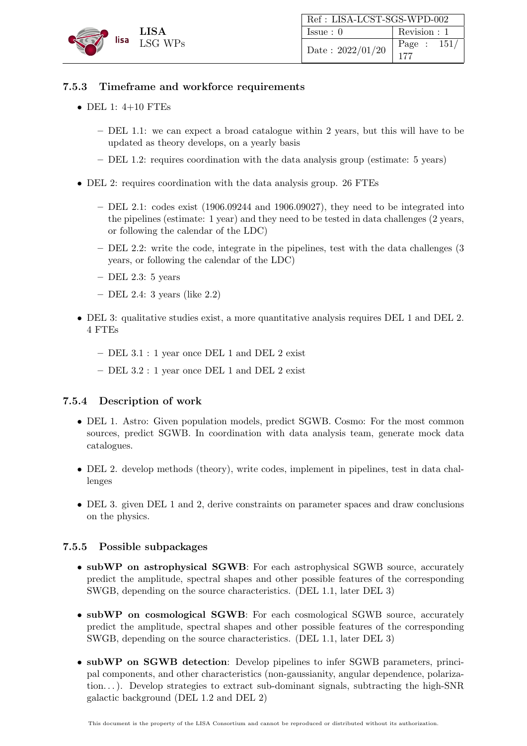### 7.5.3 Timeframe and workforce requirements

- DEL 1: 4+10 FTEs
  - DEL 1.1: we can expect a broad catalogue within 2 years, but this will have to be updated as theory develops, on a yearly basis
  - DEL 1.2: requires coordination with the data analysis group (estimate: 5 years)
- DEL 2: requires coordination with the data analysis group. 26 FTEs
  - DEL 2.1: codes exist (1906.09244 and 1906.09027), they need to be integrated into the pipelines (estimate: 1 year) and they need to be tested in data challenges (2 years, or following the calendar of the LDC)
  - DEL 2.2: write the code, integrate in the pipelines, test with the data challenges (3 years, or following the calendar of the LDC)
  - DEL 2.3: 5 years
  - DEL 2.4: 3 years (like 2.2)
- DEL 3: qualitative studies exist, a more quantitative analysis requires DEL 1 and DEL 2. 4 FTEs
  - DEL 3.1 : 1 year once DEL 1 and DEL 2 exist
  - DEL 3.2 : 1 year once DEL 1 and DEL 2 exist

### 7.5.4 Description of work

- DEL 1. Astro: Given population models, predict SGWB. Cosmo: For the most common sources, predict SGWB. In coordination with data analysis team, generate mock data catalogues.
- DEL 2. develop methods (theory), write codes, implement in pipelines, test in data challenges
- DEL 3. given DEL 1 and 2, derive constraints on parameter spaces and draw conclusions on the physics.

### 7.5.5 Possible subpackages

- **subWP on astrophysical SGWB**: For each astrophysical SGWB source, accurately predict the amplitude, spectral shapes and other possible features of the corresponding SWGB, depending on the source characteristics. (DEL 1.1, later DEL 3)
- **subWP on cosmological SGWB**: For each cosmological SGWB source, accurately predict the amplitude, spectral shapes and other possible features of the corresponding SWGB, depending on the source characteristics. (DEL 1.1, later DEL 3)
- **subWP on SGWB detection**: Develop pipelines to infer SGWB parameters, principal components, and other characteristics (non-gaussianity, angular dependence, polarization. . . ). Develop strategies to extract sub-dominant signals, subtracting the high-SNR galactic background (DEL 1.2 and DEL 2)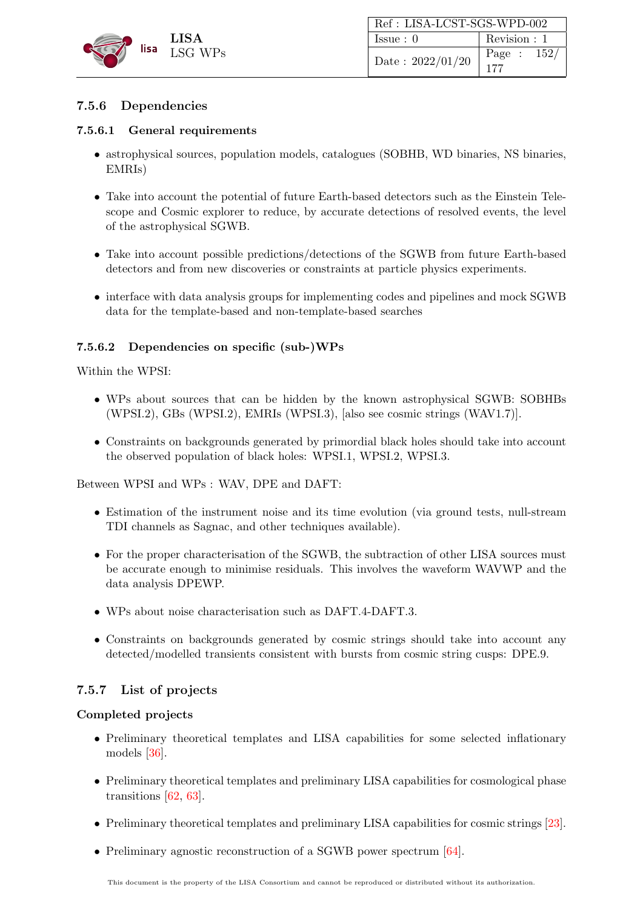### 7.5.6 Dependencies

#### 7.5.6.1 General requirements

- astrophysical sources, population models, catalogues (SOBHB, WD binaries, NS binaries, EMRIs)
- Take into account the potential of future Earth-based detectors such as the Einstein Telescope and Cosmic explorer to reduce, by accurate detections of resolved events, the level of the astrophysical SGWB.
- Take into account possible predictions/detections of the SGWB from future Earth-based detectors and from new discoveries or constraints at particle physics experiments.
- interface with data analysis groups for implementing codes and pipelines and mock SGWB data for the template-based and non-template-based searches

#### 7.5.6.2 Dependencies on specific (sub-)WPs

Within the WPSI:

- WPs about sources that can be hidden by the known astrophysical SGWB: SOBHBs (WPSI.2), GBs (WPSI.2), EMRIs (WPSI.3), [also see cosmic strings (WAV1.7)].
- Constraints on backgrounds generated by primordial black holes should take into account the observed population of black holes: WPSI.1, WPSI.2, WPSI.3.

Between WPSI and WPs : WAV, DPE and DAFT:

- Estimation of the instrument noise and its time evolution (via ground tests, null-stream TDI channels as Sagnac, and other techniques available).
- For the proper characterisation of the SGWB, the subtraction of other LISA sources must be accurate enough to minimise residuals. This involves the waveform WAVWP and the data analysis DPEWP.
- WPs about noise characterisation such as DAFT.4-DAFT.3.
- Constraints on backgrounds generated by cosmic strings should take into account any detected/modelled transients consistent with bursts from cosmic string cusps: DPE.9.

### 7.5.7 List of projects

**Completed projects**

- Preliminary theoretical templates and LISA capabilities for some selected inflationary models [36].
- Preliminary theoretical templates and preliminary LISA capabilities for cosmological phase transitions [62, 63].
- Preliminary theoretical templates and preliminary LISA capabilities for cosmic strings [23].
- Preliminary agnostic reconstruction of a SGWB power spectrum [64].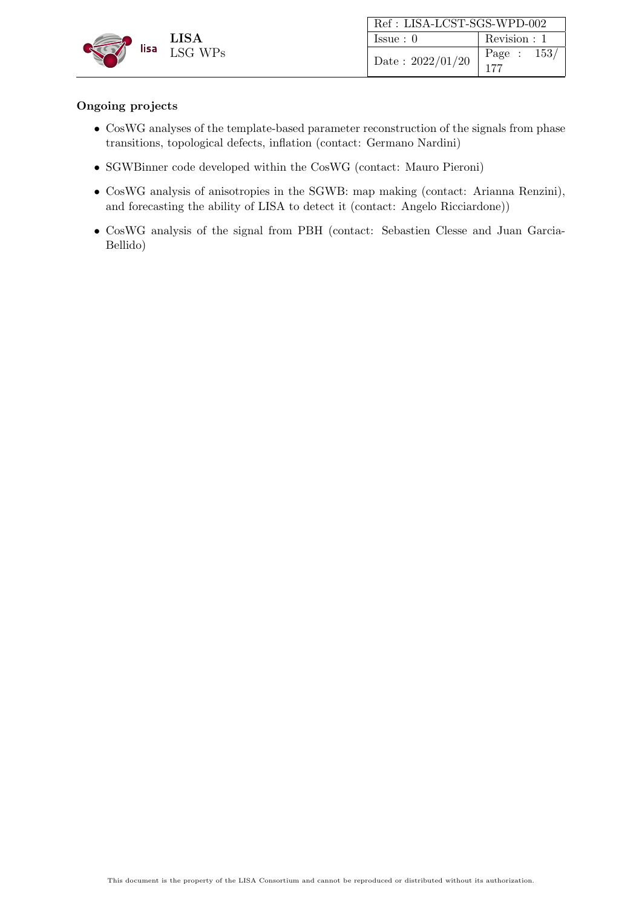**Ongoing projects**

- CosWG analyses of the template-based parameter reconstruction of the signals from phase transitions, topological defects, inflation (contact: Germano Nardini)
- SGWBinner code developed within the CosWG (contact: Mauro Pieroni)
- CosWG analysis of anisotropies in the SGWB: map making (contact: Arianna Renzini), and forecasting the ability of LISA to detect it (contact: Angelo Ricciardone))
- CosWG analysis of the signal from PBH (contact: Sebastien Clesse and Juan Garcia-Bellido)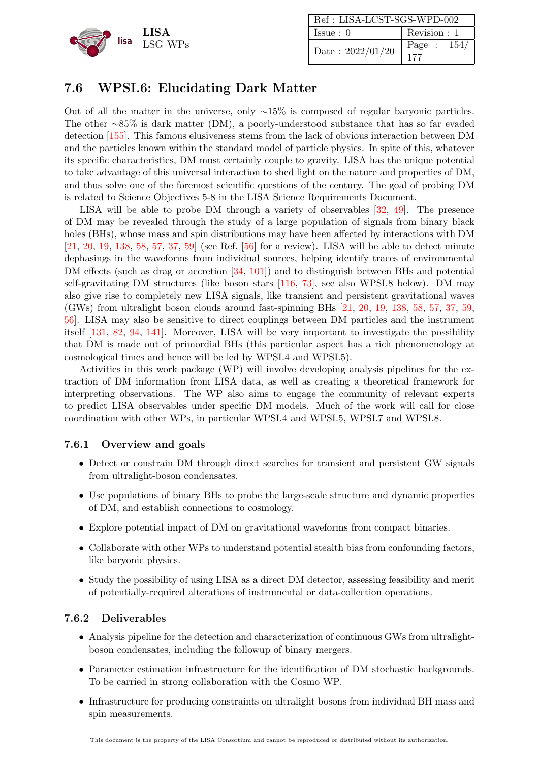## 7.6 WPSI.6: Elucidating Dark Matter

Out of all the matter in the universe, only ∼15% is composed of regular baryonic particles. The other ∼85% is dark matter (DM), a poorly-understood substance that has so far evaded detection [155]. This famous elusiveness stems from the lack of obvious interaction between DM and the particles known within the standard model of particle physics. In spite of this, whatever its specific characteristics, DM must certainly couple to gravity. LISA has the unique potential to take advantage of this universal interaction to shed light on the nature and properties of DM, and thus solve one of the foremost scientific questions of the century. The goal of probing DM is related to Science Objectives 5-8 in the LISA Science Requirements Document.

LISA will be able to probe DM through a variety of observables [32, 49]. The presence of DM may be revealed through the study of a large population of signals from binary black holes (BHs), whose mass and spin distributions may have been affected by interactions with DM [21, 20, 19, 138, 58, 57, 37, 59] (see Ref. [56] for a review). LISA will be able to detect minute dephasings in the waveforms from individual sources, helping identify traces of environmental DM effects (such as drag or accretion [34, 101]) and to distinguish between BHs and potential self-gravitating DM structures (like boson stars [116, 73], see also WPSI.8 below). DM may also give rise to completely new LISA signals, like transient and persistent gravitational waves (GWs) from ultralight boson clouds around fast-spinning BHs [21, 20, 19, 138, 58, 57, 37, 59, 56]. LISA may also be sensitive to direct couplings between DM particles and the instrument itself [131, 82, 94, 141]. Moreover, LISA will be very important to investigate the possibility that DM is made out of primordial BHs (this particular aspect has a rich phenomenology at cosmological times and hence will be led by WPSI.4 and WPSI.5).

Activities in this work package (WP) will involve developing analysis pipelines for the extraction of DM information from LISA data, as well as creating a theoretical framework for interpreting observations. The WP also aims to engage the community of relevant experts to predict LISA observables under specific DM models. Much of the work will call for close coordination with other WPs, in particular WPSI.4 and WPSI.5, WPSI.7 and WPSI.8.

### 7.6.1 Overview and goals

- Detect or constrain DM through direct searches for transient and persistent GW signals from ultralight-boson condensates.
- Use populations of binary BHs to probe the large-scale structure and dynamic properties of DM, and establish connections to cosmology.
- Explore potential impact of DM on gravitational waveforms from compact binaries.
- Collaborate with other WPs to understand potential stealth bias from confounding factors, like baryonic physics.
- Study the possibility of using LISA as a direct DM detector, assessing feasibility and merit of potentially-required alterations of instrumental or data-collection operations.

### 7.6.2 Deliverables

- Analysis pipeline for the detection and characterization of continuous GWs from ultralight-boson condensates, including the followup of binary mergers.
- Parameter estimation infrastructure for the identification of DM stochastic backgrounds. To be carried in strong collaboration with the Cosmo WP.
- Infrastructure for producing constraints on ultralight bosons from individual BH mass and spin measurements.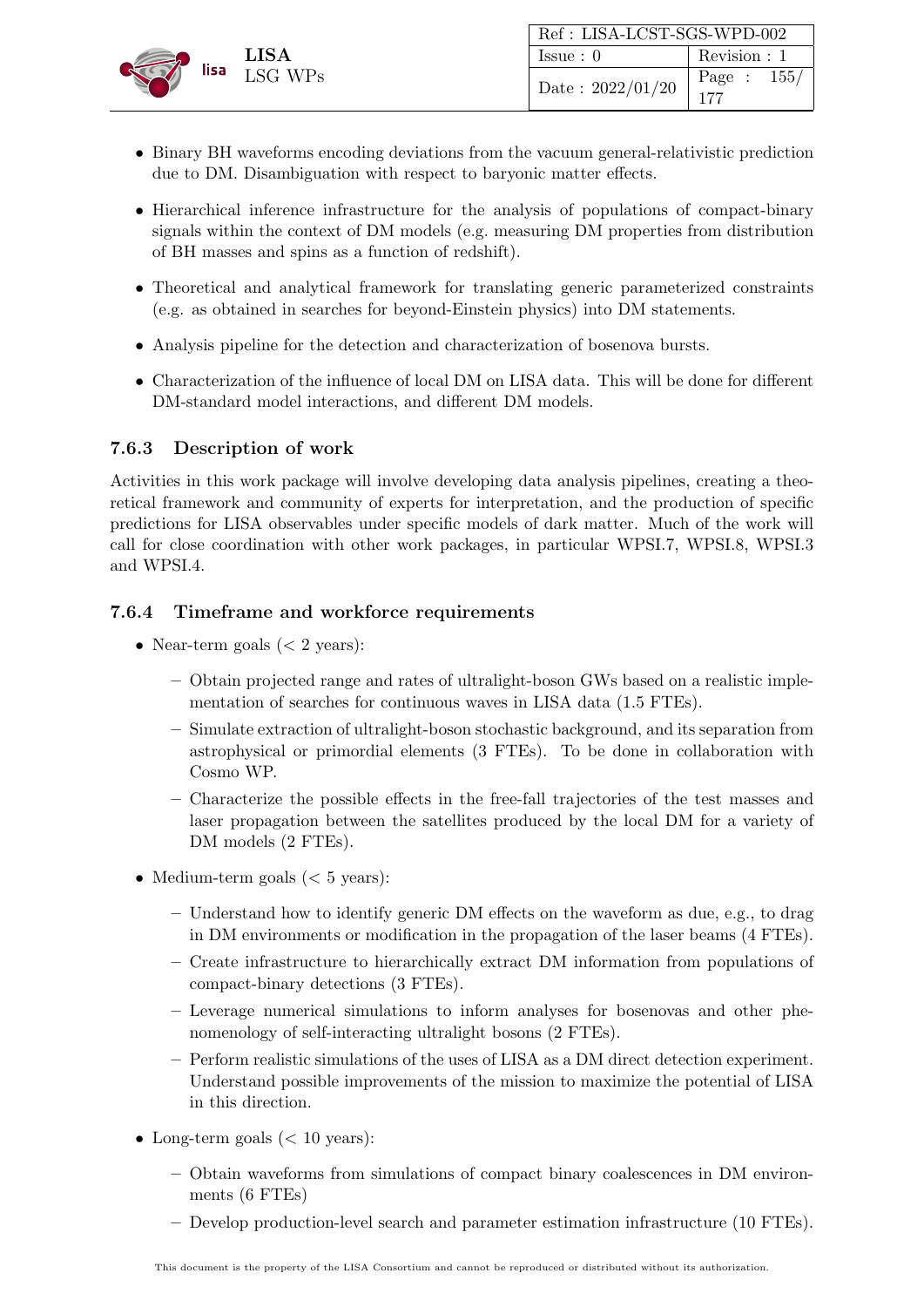- Binary BH waveforms encoding deviations from the vacuum general-relativistic prediction due to DM. Disambiguation with respect to baryonic matter effects.
- Hierarchical inference infrastructure for the analysis of populations of compact-binary signals within the context of DM models (e.g. measuring DM properties from distribution of BH masses and spins as a function of redshift).
- Theoretical and analytical framework for translating generic parameterized constraints (e.g. as obtained in searches for beyond-Einstein physics) into DM statements.
- Analysis pipeline for the detection and characterization of bosenova bursts.
- Characterization of the influence of local DM on LISA data. This will be done for different DM-standard model interactions, and different DM models.

### 7.6.3 Description of work

Activities in this work package will involve developing data analysis pipelines, creating a theoretical framework and community of experts for interpretation, and the production of specific predictions for LISA observables under specific models of dark matter. Much of the work will call for close coordination with other work packages, in particular WPSI.7, WPSI.8, WPSI.3 and WPSI.4.

### 7.6.4 Timeframe and workforce requirements

- Near-term goals (< 2 years):
  - Obtain projected range and rates of ultralight-boson GWs based on a realistic implementation of searches for continuous waves in LISA data (1.5 FTEs).
  - Simulate extraction of ultralight-boson stochastic background, and its separation from astrophysical or primordial elements (3 FTEs). To be done in collaboration with Cosmo WP.
  - Characterize the possible effects in the free-fall trajectories of the test masses and laser propagation between the satellites produced by the local DM for a variety of DM models (2 FTEs).
- Medium-term goals (< 5 years):
  - Understand how to identify generic DM effects on the waveform as due, e.g., to drag in DM environments or modification in the propagation of the laser beams (4 FTEs).
  - Create infrastructure to hierarchically extract DM information from populations of compact-binary detections (3 FTEs).
  - Leverage numerical simulations to inform analyses for bosenovas and other phenomenology of self-interacting ultralight bosons (2 FTEs).
  - Perform realistic simulations of the uses of LISA as a DM direct detection experiment. Understand possible improvements of the mission to maximize the potential of LISA in this direction.
- Long-term goals (< 10 years):
  - Obtain waveforms from simulations of compact binary coalescences in DM environments (6 FTEs)
  - Develop production-level search and parameter estimation infrastructure (10 FTEs).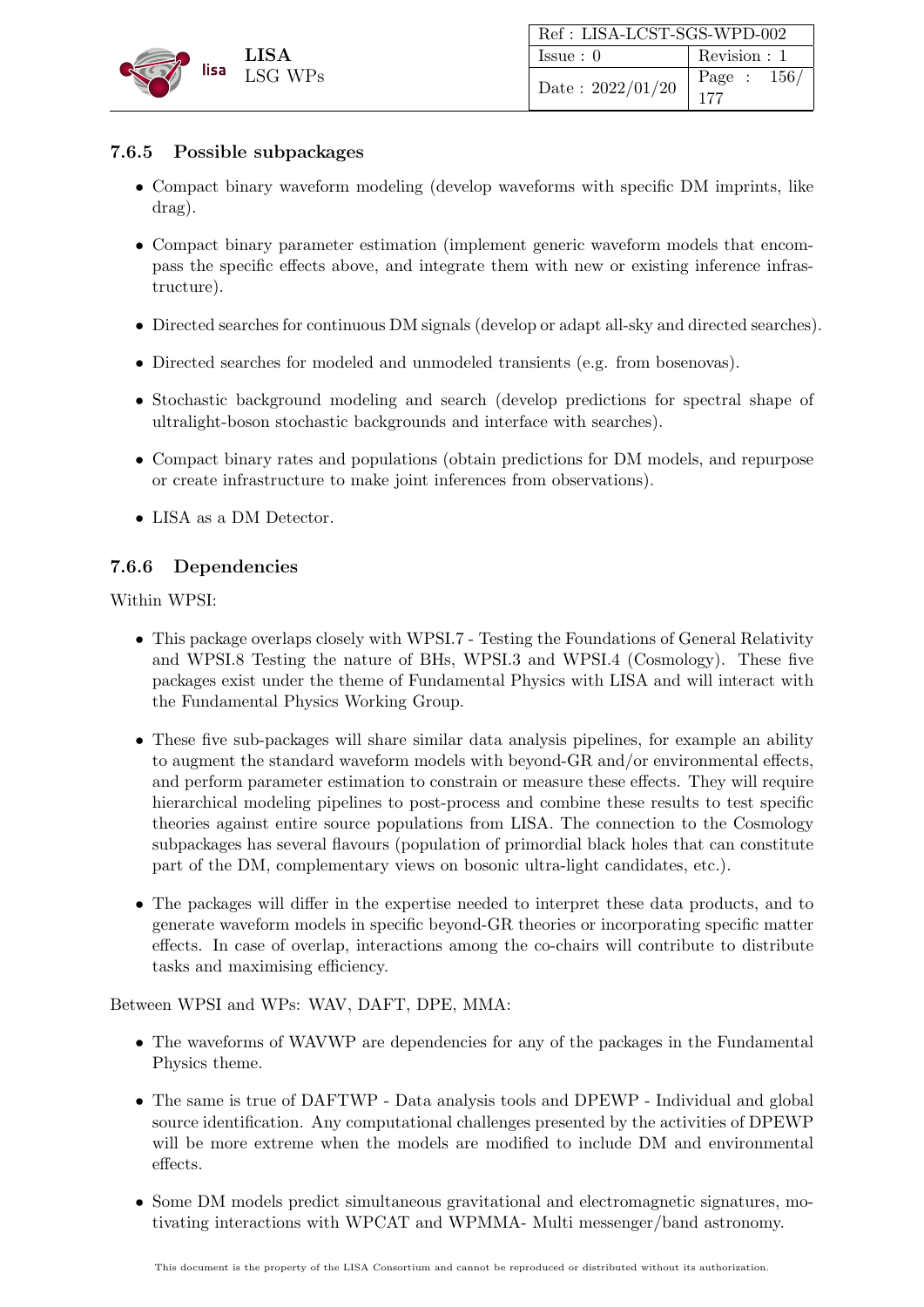### 7.6.5 Possible subpackages

- Compact binary waveform modeling (develop waveforms with specific DM imprints, like drag).
- Compact binary parameter estimation (implement generic waveform models that encompass the specific effects above, and integrate them with new or existing inference infrastructure).
- Directed searches for continuous DM signals (develop or adapt all-sky and directed searches).
- Directed searches for modeled and unmodeled transients (e.g. from bosenovas).
- Stochastic background modeling and search (develop predictions for spectral shape of ultralight-boson stochastic backgrounds and interface with searches).
- Compact binary rates and populations (obtain predictions for DM models, and repurpose or create infrastructure to make joint inferences from observations).
- LISA as a DM Detector.

### 7.6.6 Dependencies

Within WPSI:

- This package overlaps closely with WPSI.7 - Testing the Foundations of General Relativity and WPSI.8 Testing the nature of BHs, WPSI.3 and WPSI.4 (Cosmology). These five packages exist under the theme of Fundamental Physics with LISA and will interact with the Fundamental Physics Working Group.
- These five sub-packages will share similar data analysis pipelines, for example an ability to augment the standard waveform models with beyond-GR and/or environmental effects, and perform parameter estimation to constrain or measure these effects. They will require hierarchical modeling pipelines to post-process and combine these results to test specific theories against entire source populations from LISA. The connection to the Cosmology subpackages has several flavours (population of primordial black holes that can constitute part of the DM, complementary views on bosonic ultra-light candidates, etc.).
- The packages will differ in the expertise needed to interpret these data products, and to generate waveform models in specific beyond-GR theories or incorporating specific matter effects. In case of overlap, interactions among the co-chairs will contribute to distribute tasks and maximising efficiency.

Between WPSI and WPs: WAV, DAFT, DPE, MMA:

- The waveforms of WAVWP are dependencies for any of the packages in the Fundamental Physics theme.
- The same is true of DAFTWP - Data analysis tools and DPEWP - Individual and global source identification. Any computational challenges presented by the activities of DPEWP will be more extreme when the models are modified to include DM and environmental effects.
- Some DM models predict simultaneous gravitational and electromagnetic signatures, motivating interactions with WPCAT and WPMMA- Multi messenger/band astronomy.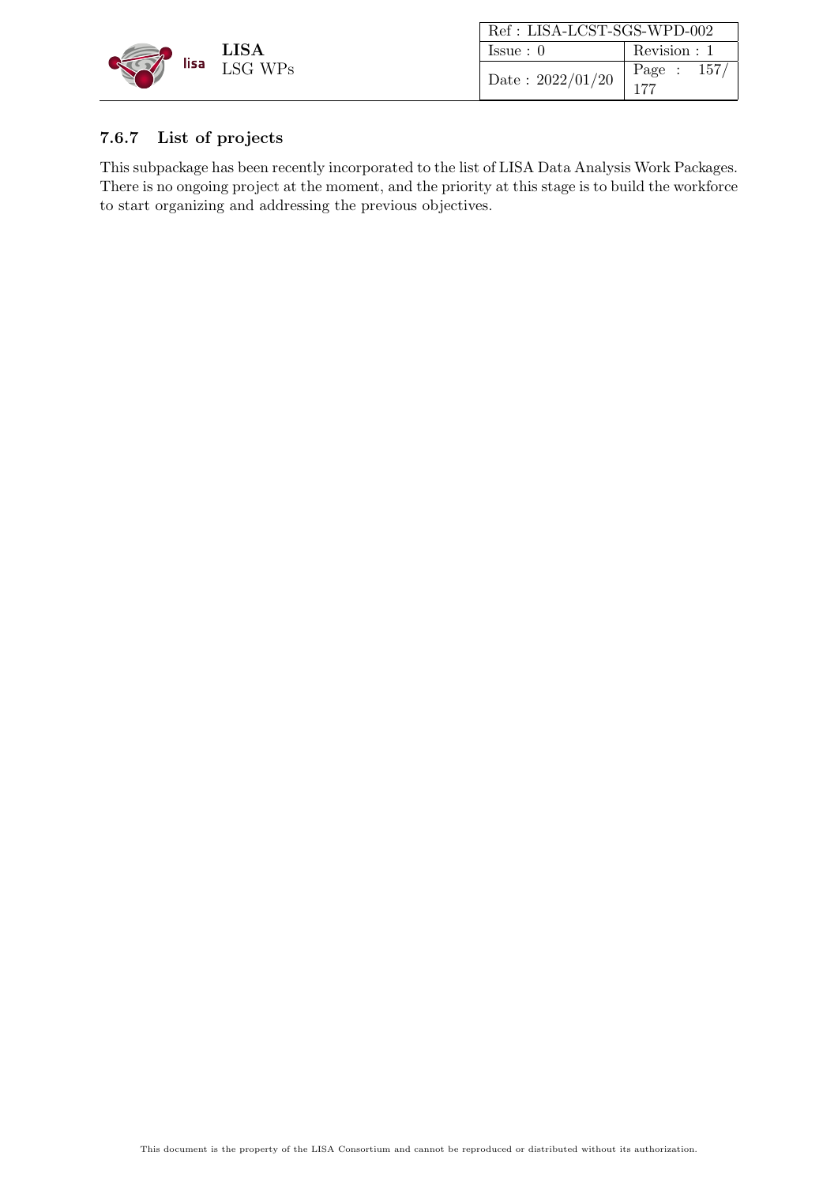### 7.6.7 List of projects

This subpackage has been recently incorporated to the list of LISA Data Analysis Work Packages. There is no ongoing project at the moment, and the priority at this stage is to build the workforce to start organizing and addressing the previous objectives.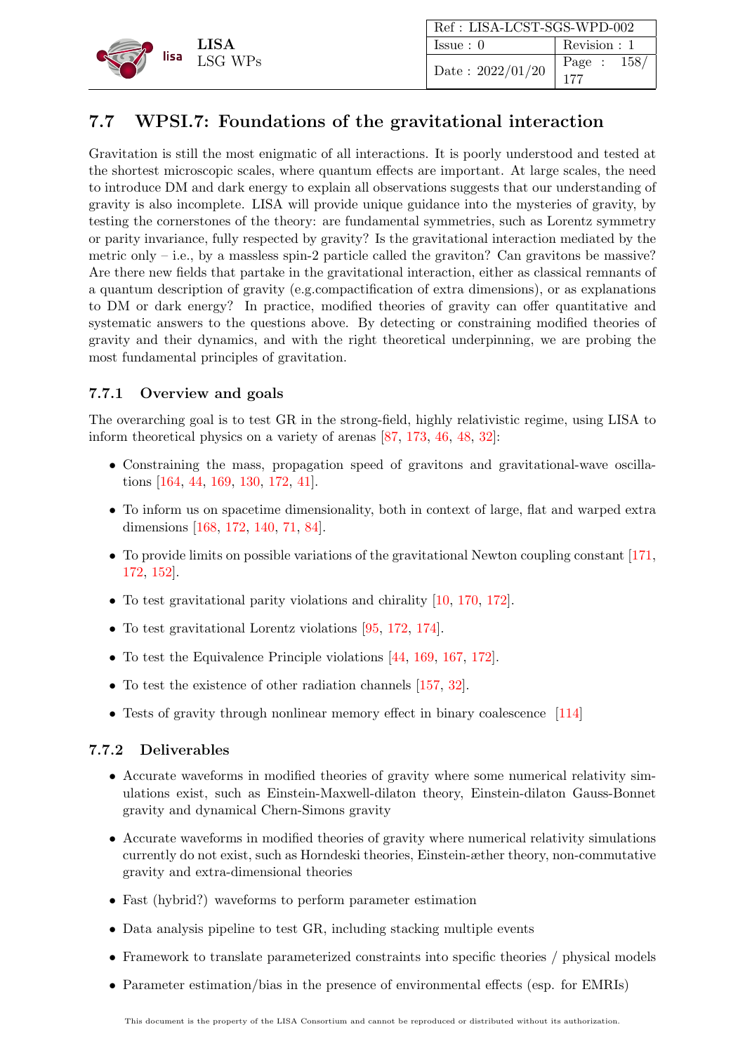## 7.7 WPSI.7: Foundations of the gravitational interaction

Gravitation is still the most enigmatic of all interactions. It is poorly understood and tested at the shortest microscopic scales, where quantum effects are important. At large scales, the need to introduce DM and dark energy to explain all observations suggests that our understanding of gravity is also incomplete. LISA will provide unique guidance into the mysteries of gravity, by testing the cornerstones of the theory: are fundamental symmetries, such as Lorentz symmetry or parity invariance, fully respected by gravity? Is the gravitational interaction mediated by the metric only – i.e., by a massless spin-2 particle called the graviton? Can gravitons be massive? Are there new fields that partake in the gravitational interaction, either as classical remnants of a quantum description of gravity (e.g.compactification of extra dimensions), or as explanations to DM or dark energy? In practice, modified theories of gravity can offer quantitative and systematic answers to the questions above. By detecting or constraining modified theories of gravity and their dynamics, and with the right theoretical underpinning, we are probing the most fundamental principles of gravitation.

### 7.7.1 Overview and goals

The overarching goal is to test GR in the strong-field, highly relativistic regime, using LISA to inform theoretical physics on a variety of arenas [87, 173, 46, 48, 32]:

- Constraining the mass, propagation speed of gravitons and gravitational-wave oscillations [164, 44, 169, 130, 172, 41].
- To inform us on spacetime dimensionality, both in context of large, flat and warped extra dimensions [168, 172, 140, 71, 84].
- To provide limits on possible variations of the gravitational Newton coupling constant [171, 172, 152].
- To test gravitational parity violations and chirality [10, 170, 172].
- To test gravitational Lorentz violations [95, 172, 174].
- To test the Equivalence Principle violations [44, 169, 167, 172].
- To test the existence of other radiation channels [157, 32].
- Tests of gravity through nonlinear memory effect in binary coalescence [114]

### 7.7.2 Deliverables

- Accurate waveforms in modified theories of gravity where some numerical relativity simulations exist, such as Einstein-Maxwell-dilaton theory, Einstein-dilaton Gauss-Bonnet gravity and dynamical Chern-Simons gravity
- Accurate waveforms in modified theories of gravity where numerical relativity simulations currently do not exist, such as Horndeski theories, Einstein-æther theory, non-commutative gravity and extra-dimensional theories
- Fast (hybrid?) waveforms to perform parameter estimation
- Data analysis pipeline to test GR, including stacking multiple events
- Framework to translate parameterized constraints into specific theories / physical models
- Parameter estimation/bias in the presence of environmental effects (esp. for EMRIs)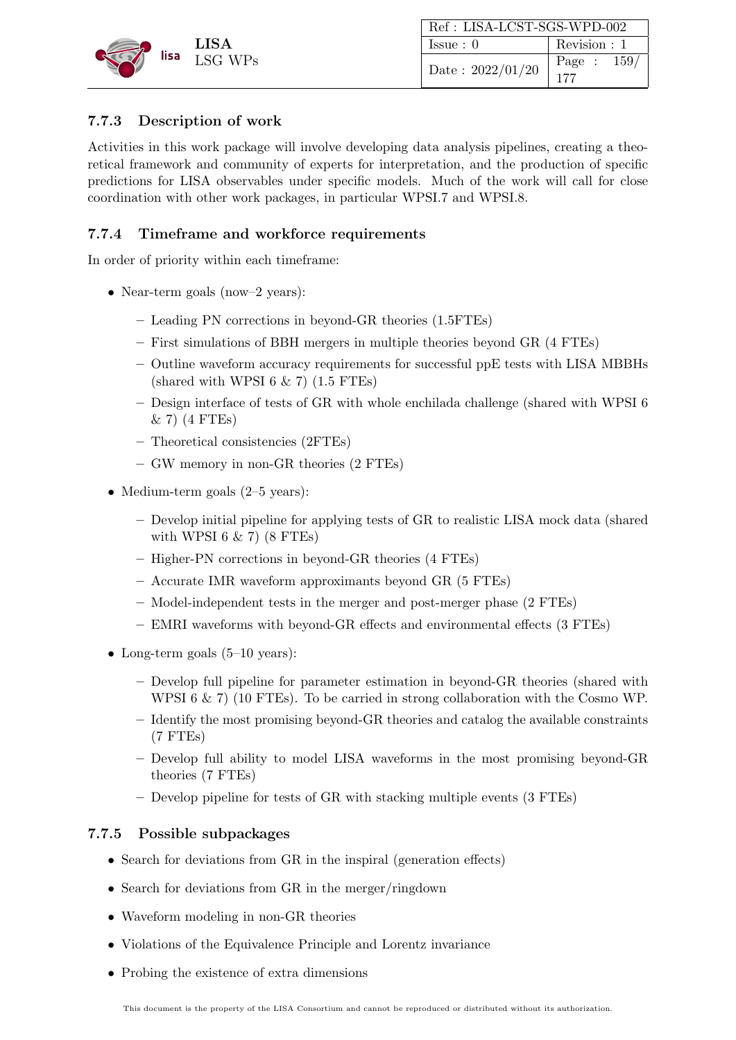### 7.7.3 Description of work

Activities in this work package will involve developing data analysis pipelines, creating a theoretical framework and community of experts for interpretation, and the production of specific predictions for LISA observables under specific models. Much of the work will call for close coordination with other work packages, in particular WPSI.7 and WPSI.8.

### 7.7.4 Timeframe and workforce requirements

In order of priority within each timeframe:

- Near-term goals (now–2 years):
  - Leading PN corrections in beyond-GR theories (1.5FTEs)
  - First simulations of BBH mergers in multiple theories beyond GR (4 FTEs)
  - Outline waveform accuracy requirements for successful ppE tests with LISA MBBHs (shared with WPSI 6 & 7) (1.5 FTEs)
  - Design interface of tests of GR with whole enchilada challenge (shared with WPSI 6 & 7) (4 FTEs)
  - Theoretical consistencies (2FTEs)
  - GW memory in non-GR theories (2 FTEs)
- Medium-term goals (2–5 years):
  - Develop initial pipeline for applying tests of GR to realistic LISA mock data (shared with WPSI 6 & 7) (8 FTEs)
  - Higher-PN corrections in beyond-GR theories (4 FTEs)
  - Accurate IMR waveform approximants beyond GR (5 FTEs)
  - Model-independent tests in the merger and post-merger phase (2 FTEs)
  - EMRI waveforms with beyond-GR effects and environmental effects (3 FTEs)
- Long-term goals (5–10 years):
  - Develop full pipeline for parameter estimation in beyond-GR theories (shared with WPSI 6 & 7) (10 FTEs). To be carried in strong collaboration with the Cosmo WP.
  - Identify the most promising beyond-GR theories and catalog the available constraints (7 FTEs)
  - Develop full ability to model LISA waveforms in the most promising beyond-GR theories (7 FTEs)
  - Develop pipeline for tests of GR with stacking multiple events (3 FTEs)

### 7.7.5 Possible subpackages

- Search for deviations from GR in the inspiral (generation effects)
- Search for deviations from GR in the merger/ringdown
- Waveform modeling in non-GR theories
- Violations of the Equivalence Principle and Lorentz invariance
- Probing the existence of extra dimensions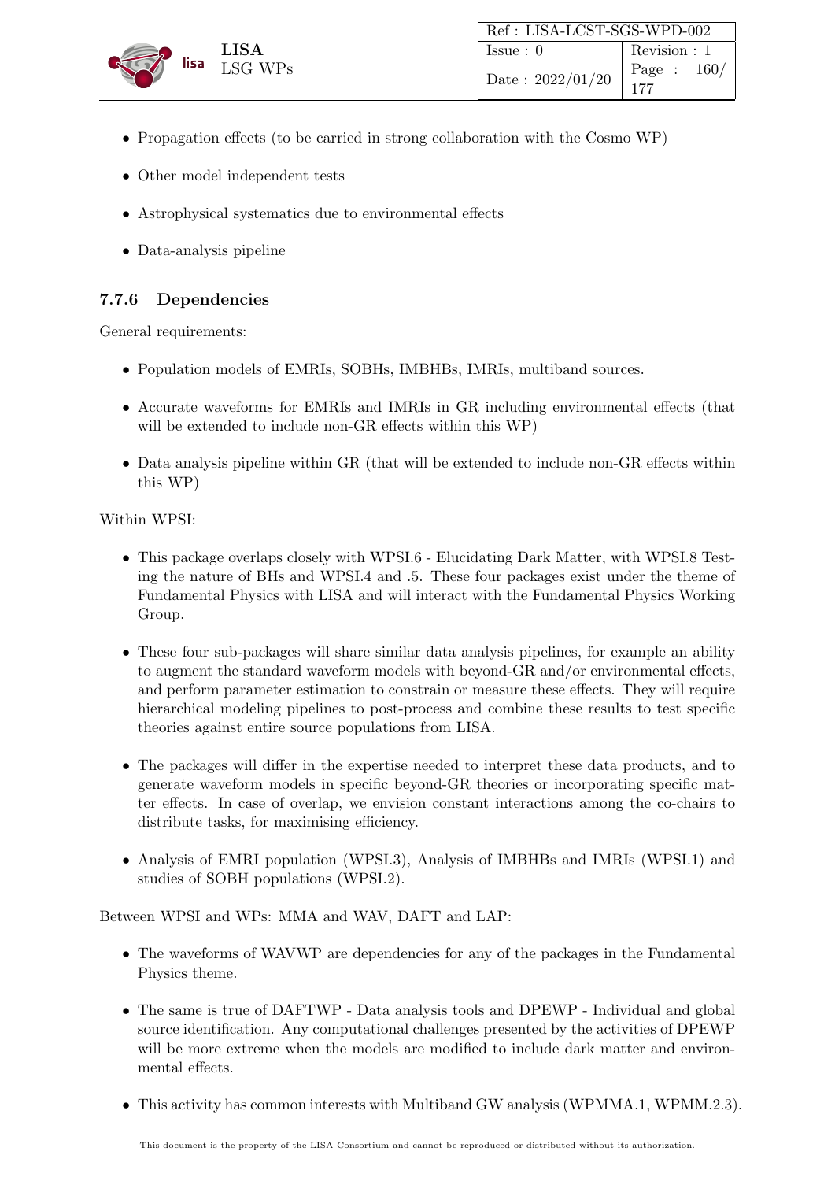- Propagation effects (to be carried in strong collaboration with the Cosmo WP)
- Other model independent tests
- Astrophysical systematics due to environmental effects
- Data-analysis pipeline

### 7.7.6 Dependencies

General requirements:

- Population models of EMRIs, SOBHs, IMBHBs, IMRIs, multiband sources.
- Accurate waveforms for EMRIs and IMRIs in GR including environmental effects (that will be extended to include non-GR effects within this WP)
- Data analysis pipeline within GR (that will be extended to include non-GR effects within this WP)

Within WPSI:

- This package overlaps closely with WPSI.6 - Elucidating Dark Matter, with WPSI.8 Testing the nature of BHs and WPSI.4 and .5. These four packages exist under the theme of Fundamental Physics with LISA and will interact with the Fundamental Physics Working Group.
- These four sub-packages will share similar data analysis pipelines, for example an ability to augment the standard waveform models with beyond-GR and/or environmental effects, and perform parameter estimation to constrain or measure these effects. They will require hierarchical modeling pipelines to post-process and combine these results to test specific theories against entire source populations from LISA.
- The packages will differ in the expertise needed to interpret these data products, and to generate waveform models in specific beyond-GR theories or incorporating specific matter effects. In case of overlap, we envision constant interactions among the co-chairs to distribute tasks, for maximising efficiency.
- Analysis of EMRI population (WPSI.3), Analysis of IMBHBs and IMRIs (WPSI.1) and studies of SOBH populations (WPSI.2).

Between WPSI and WPs: MMA and WAV, DAFT and LAP:

- The waveforms of WAVWP are dependencies for any of the packages in the Fundamental Physics theme.
- The same is true of DAFTWP - Data analysis tools and DPEWP - Individual and global source identification. Any computational challenges presented by the activities of DPEWP will be more extreme when the models are modified to include dark matter and environmental effects.
- This activity has common interests with Multiband GW analysis (WPMMA.1, WPMM.2.3).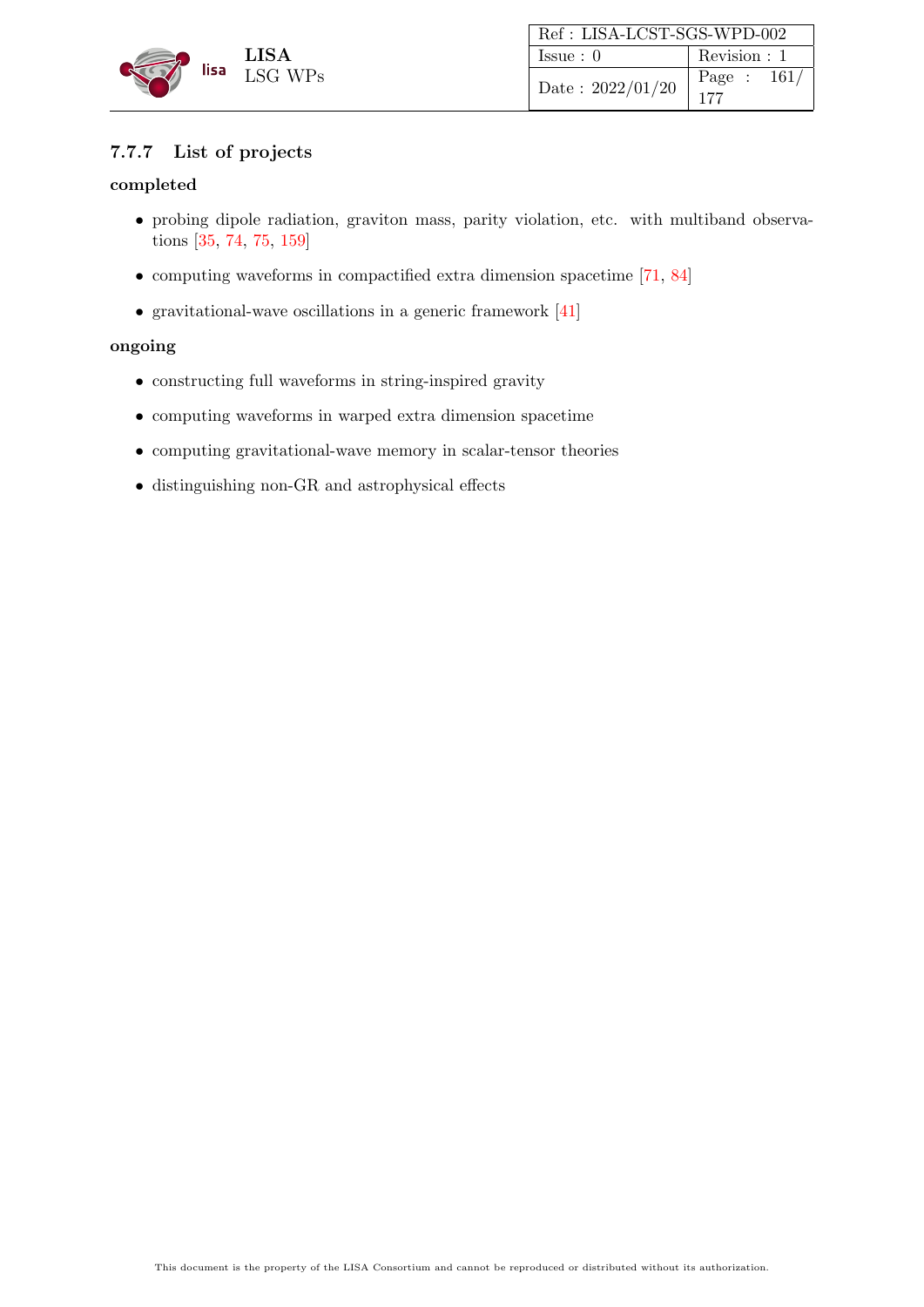### 7.7.7 List of projects

**completed**

- probing dipole radiation, graviton mass, parity violation, etc. with multiband observations [35, 74, 75, 159]
- computing waveforms in compactified extra dimension spacetime [71, 84]
- gravitational-wave oscillations in a generic framework [41]

**ongoing**

- constructing full waveforms in string-inspired gravity
- computing waveforms in warped extra dimension spacetime
- computing gravitational-wave memory in scalar-tensor theories
- distinguishing non-GR and astrophysical effects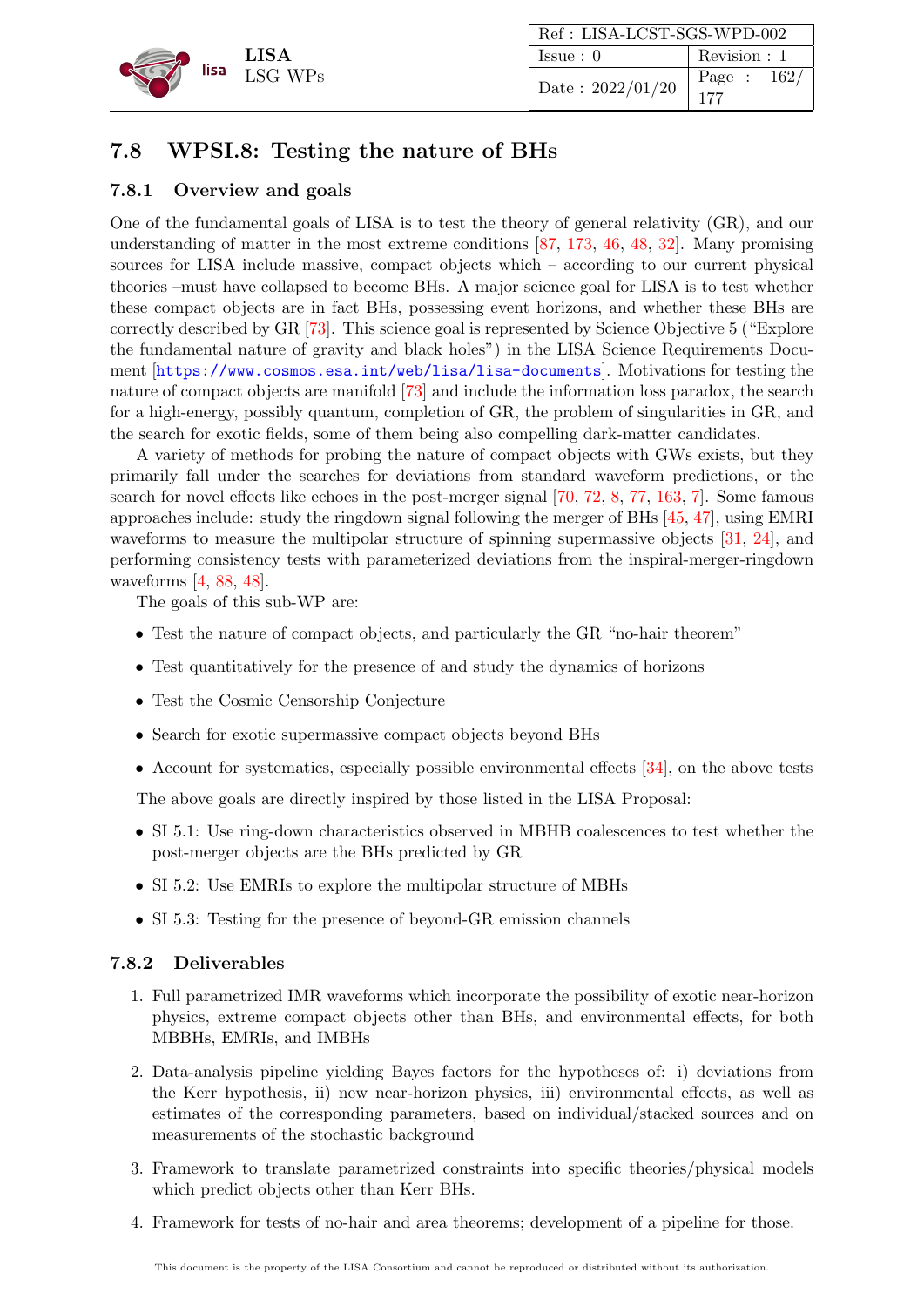## 7.8 WPSI.8: Testing the nature of BHs

### 7.8.1 Overview and goals

One of the fundamental goals of LISA is to test the theory of general relativity (GR), and our understanding of matter in the most extreme conditions [87, 173, 46, 48, 32]. Many promising sources for LISA include massive, compact objects which – according to our current physical theories –must have collapsed to become BHs. A major science goal for LISA is to test whether these compact objects are in fact BHs, possessing event horizons, and whether these BHs are correctly described by GR [73]. This science goal is represented by Science Objective 5 ("Explore the fundamental nature of gravity and black holes") in the LISA Science Requirements Document [https://www.cosmos.esa.int/web/lisa/lisa-documents]. Motivations for testing the nature of compact objects are manifold [73] and include the information loss paradox, the search for a high-energy, possibly quantum, completion of GR, the problem of singularities in GR, and the search for exotic fields, some of them being also compelling dark-matter candidates.

A variety of methods for probing the nature of compact objects with GWs exists, but they primarily fall under the searches for deviations from standard waveform predictions, or the search for novel effects like echoes in the post-merger signal [70, 72, 8, 77, 163, 7]. Some famous approaches include: study the ringdown signal following the merger of BHs [45, 47], using EMRI waveforms to measure the multipolar structure of spinning supermassive objects [31, 24], and performing consistency tests with parameterized deviations from the inspiral-merger-ringdown waveforms [4, 88, 48].

The goals of this sub-WP are:

- Test the nature of compact objects, and particularly the GR "no-hair theorem"
- Test quantitatively for the presence of and study the dynamics of horizons
- Test the Cosmic Censorship Conjecture
- Search for exotic supermassive compact objects beyond BHs
- Account for systematics, especially possible environmental effects [34], on the above tests

The above goals are directly inspired by those listed in the LISA Proposal:

- SI 5.1: Use ring-down characteristics observed in MBHB coalescences to test whether the post-merger objects are the BHs predicted by GR
- SI 5.2: Use EMRIs to explore the multipolar structure of MBHs
- SI 5.3: Testing for the presence of beyond-GR emission channels

### 7.8.2 Deliverables

1. Full parametrized IMR waveforms which incorporate the possibility of exotic near-horizon physics, extreme compact objects other than BHs, and environmental effects, for both MBBHs, EMRIs, and IMBHs
2. Data-analysis pipeline yielding Bayes factors for the hypotheses of: i) deviations from the Kerr hypothesis, ii) new near-horizon physics, iii) environmental effects, as well as estimates of the corresponding parameters, based on individual/stacked sources and on measurements of the stochastic background
3. Framework to translate parametrized constraints into specific theories/physical models which predict objects other than Kerr BHs.
4. Framework for tests of no-hair and area theorems; development of a pipeline for those.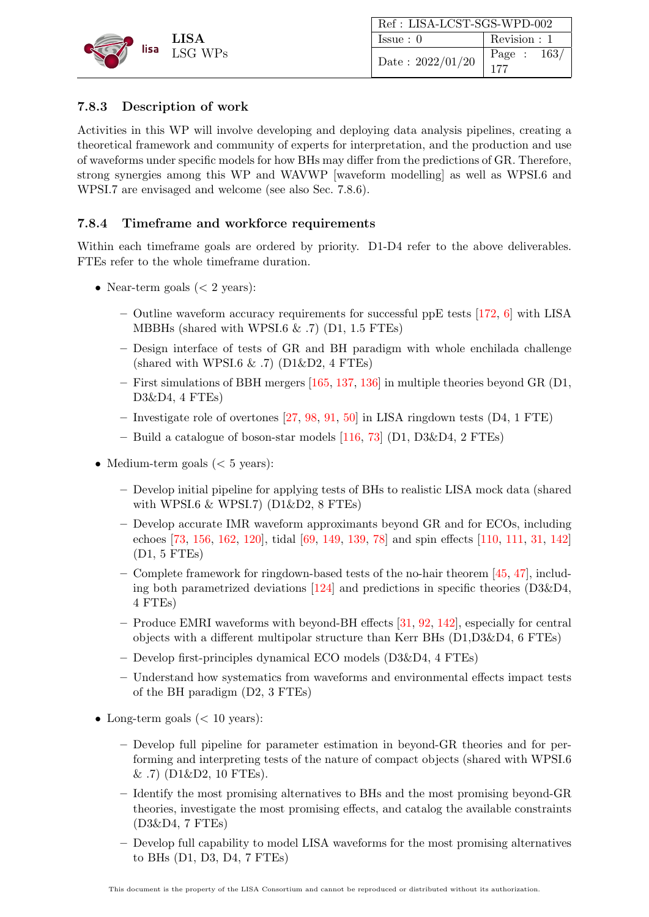### 7.8.3 Description of work

Activities in this WP will involve developing and deploying data analysis pipelines, creating a theoretical framework and community of experts for interpretation, and the production and use of waveforms under specific models for how BHs may differ from the predictions of GR. Therefore, strong synergies among this WP and WAVWP [waveform modelling] as well as WPSI.6 and WPSI.7 are envisaged and welcome (see also Sec. 7.8.6).

### 7.8.4 Timeframe and workforce requirements

Within each timeframe goals are ordered by priority. D1-D4 refer to the above deliverables. FTEs refer to the whole timeframe duration.

- Near-term goals (< 2 years):
  - Outline waveform accuracy requirements for successful ppE tests [172, 6] with LISA MBBHs (shared with WPSI.6 & .7) (D1, 1.5 FTEs)
  - Design interface of tests of GR and BH paradigm with whole enchilada challenge (shared with WPSI.6 & .7) (D1&D2, 4 FTEs)
  - First simulations of BBH mergers [165, 137, 136] in multiple theories beyond GR (D1, D3&D4, 4 FTEs)
  - Investigate role of overtones [27, 98, 91, 50] in LISA ringdown tests (D4, 1 FTE)
  - Build a catalogue of boson-star models [116, 73] (D1, D3&D4, 2 FTEs)
- Medium-term goals (< 5 years):
  - Develop initial pipeline for applying tests of BHs to realistic LISA mock data (shared with WPSI.6 & WPSI.7) (D1&D2, 8 FTEs)
  - Develop accurate IMR waveform approximants beyond GR and for ECOs, including echoes [73, 156, 162, 120], tidal [69, 149, 139, 78] and spin effects [110, 111, 31, 142] (D1, 5 FTEs)
  - Complete framework for ringdown-based tests of the no-hair theorem [45, 47], including both parametrized deviations [124] and predictions in specific theories (D3&D4, 4 FTEs)
  - Produce EMRI waveforms with beyond-BH effects [31, 92, 142], especially for central objects with a different multipolar structure than Kerr BHs (D1,D3&D4, 6 FTEs)
  - Develop first-principles dynamical ECO models (D3&D4, 4 FTEs)
  - Understand how systematics from waveforms and environmental effects impact tests of the BH paradigm (D2, 3 FTEs)
- Long-term goals (< 10 years):
  - Develop full pipeline for parameter estimation in beyond-GR theories and for performing and interpreting tests of the nature of compact objects (shared with WPSI.6 & .7) (D1&D2, 10 FTEs).
  - Identify the most promising alternatives to BHs and the most promising beyond-GR theories, investigate the most promising effects, and catalog the available constraints (D3&D4, 7 FTEs)
  - Develop full capability to model LISA waveforms for the most promising alternatives to BHs (D1, D3, D4, 7 FTEs)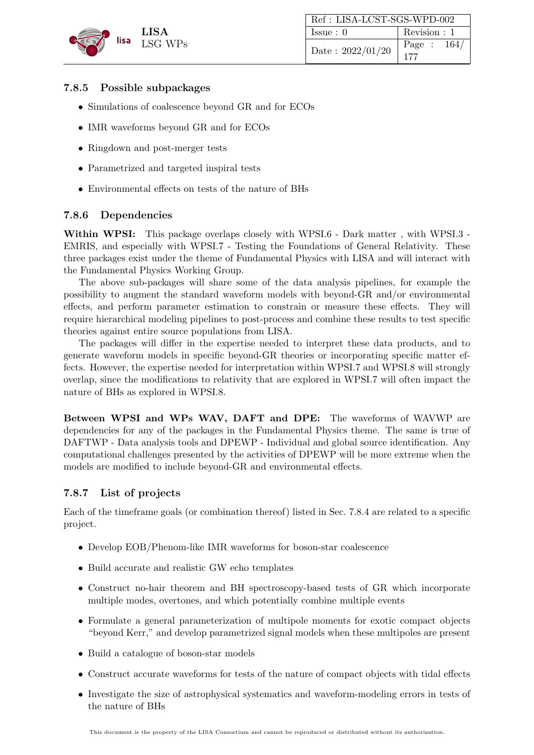### 7.8.5 Possible subpackages

- Simulations of coalescence beyond GR and for ECOs
- IMR waveforms beyond GR and for ECOs
- Ringdown and post-merger tests
- Parametrized and targeted inspiral tests
- Environmental effects on tests of the nature of BHs

### 7.8.6 Dependencies

**Within WPSI:** This package overlaps closely with WPSI.6 - Dark matter , with WPSI.3 - EMRIS, and especially with WPSI.7 - Testing the Foundations of General Relativity. These three packages exist under the theme of Fundamental Physics with LISA and will interact with the Fundamental Physics Working Group.

The above sub-packages will share some of the data analysis pipelines, for example the possibility to augment the standard waveform models with beyond-GR and/or environmental effects, and perform parameter estimation to constrain or measure these effects. They will require hierarchical modeling pipelines to post-process and combine these results to test specific theories against entire source populations from LISA.

The packages will differ in the expertise needed to interpret these data products, and to generate waveform models in specific beyond-GR theories or incorporating specific matter effects. However, the expertise needed for interpretation within WPSI.7 and WPSI.8 will strongly overlap, since the modifications to relativity that are explored in WPSI.7 will often impact the nature of BHs as explored in WPSI.8.

**Between WPSI and WPs WAV, DAFT and DPE:** The waveforms of WAVWP are dependencies for any of the packages in the Fundamental Physics theme. The same is true of DAFTWP - Data analysis tools and DPEWP - Individual and global source identification. Any computational challenges presented by the activities of DPEWP will be more extreme when the models are modified to include beyond-GR and environmental effects.

### 7.8.7 List of projects

Each of the timeframe goals (or combination thereof) listed in Sec. 7.8.4 are related to a specific project.

- Develop EOB/Phenom-like IMR waveforms for boson-star coalescence
- Build accurate and realistic GW echo templates
- Construct no-hair theorem and BH spectroscopy-based tests of GR which incorporate multiple modes, overtones, and which potentially combine multiple events
- Formulate a general parameterization of multipole moments for exotic compact objects "beyond Kerr," and develop parametrized signal models when these multipoles are present
- Build a catalogue of boson-star models
- Construct accurate waveforms for tests of the nature of compact objects with tidal effects
- Investigate the size of astrophysical systematics and waveform-modeling errors in tests of the nature of BHs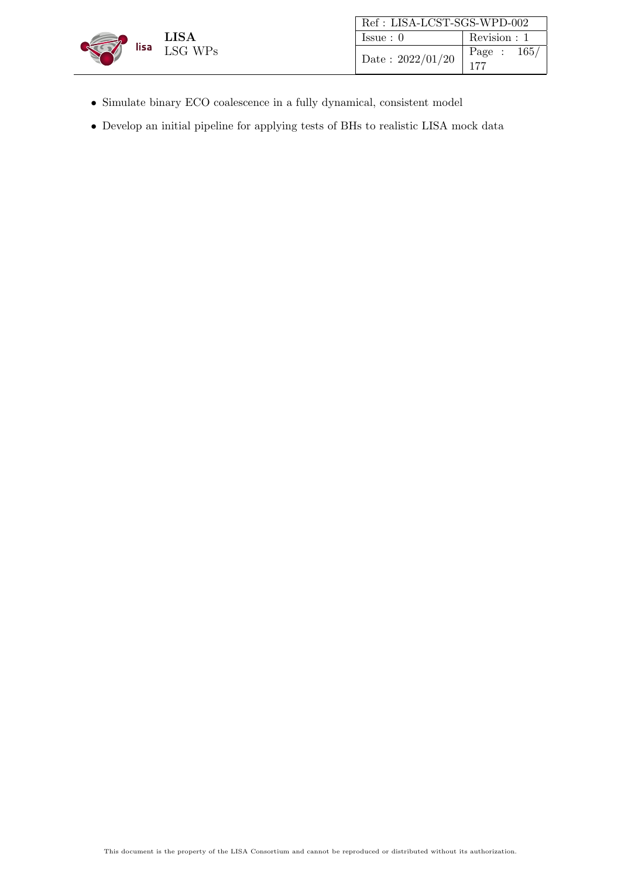- Simulate binary ECO coalescence in a fully dynamical, consistent model
- Develop an initial pipeline for applying tests of BHs to realistic LISA mock data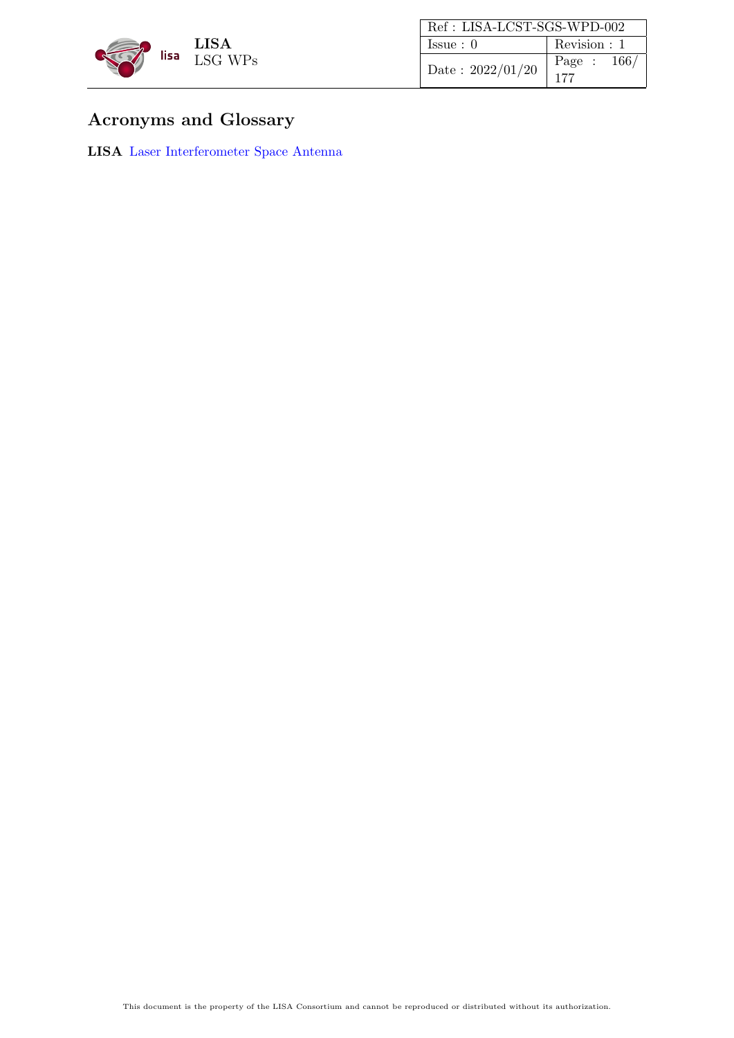# Acronyms and Glossary

**LISA** Laser Interferometer Space Antenna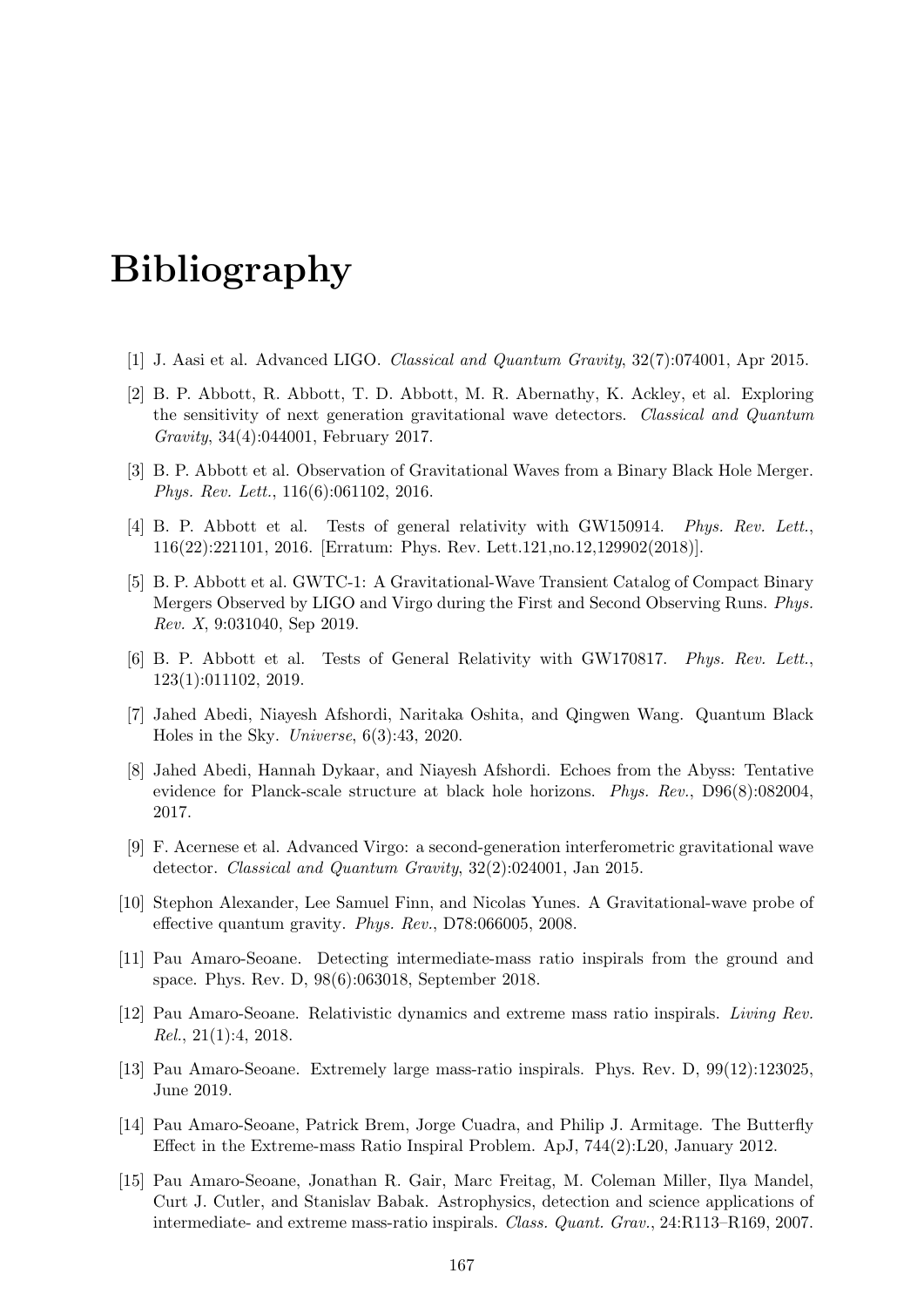# Bibliography

[1] J. Aasi et al. Advanced LIGO. *Classical and Quantum Gravity*, 32(7):074001, Apr 2015.

[2] B. P. Abbott, R. Abbott, T. D. Abbott, M. R. Abernathy, K. Ackley, et al. Exploring the sensitivity of next generation gravitational wave detectors. *Classical and Quantum Gravity*, 34(4):044001, February 2017.

[3] B. P. Abbott et al. Observation of Gravitational Waves from a Binary Black Hole Merger. *Phys. Rev. Lett.*, 116(6):061102, 2016.

[4] B. P. Abbott et al. Tests of general relativity with GW150914. *Phys. Rev. Lett.*, 116(22):221101, 2016. [Erratum: Phys. Rev. Lett.121,no.12,129902(2018)].

[5] B. P. Abbott et al. GWTC-1: A Gravitational-Wave Transient Catalog of Compact Binary Mergers Observed by LIGO and Virgo during the First and Second Observing Runs. *Phys. Rev. X*, 9:031040, Sep 2019.

[6] B. P. Abbott et al. Tests of General Relativity with GW170817. *Phys. Rev. Lett.*, 123(1):011102, 2019.

[7] Jahed Abedi, Niayesh Afshordi, Naritaka Oshita, and Qingwen Wang. Quantum Black Holes in the Sky. *Universe*, 6(3):43, 2020.

[8] Jahed Abedi, Hannah Dykaar, and Niayesh Afshordi. Echoes from the Abyss: Tentative evidence for Planck-scale structure at black hole horizons. *Phys. Rev.*, D96(8):082004, 2017.

[9] F. Acernese et al. Advanced Virgo: a second-generation interferometric gravitational wave detector. *Classical and Quantum Gravity*, 32(2):024001, Jan 2015.

[10] Stephon Alexander, Lee Samuel Finn, and Nicolas Yunes. A Gravitational-wave probe of effective quantum gravity. *Phys. Rev.*, D78:066005, 2008.

[11] Pau Amaro-Seoane. Detecting intermediate-mass ratio inspirals from the ground and space. Phys. Rev. D, 98(6):063018, September 2018.

[12] Pau Amaro-Seoane. Relativistic dynamics and extreme mass ratio inspirals. *Living Rev. Rel.*, 21(1):4, 2018.

[13] Pau Amaro-Seoane. Extremely large mass-ratio inspirals. Phys. Rev. D, 99(12):123025, June 2019.

[14] Pau Amaro-Seoane, Patrick Brem, Jorge Cuadra, and Philip J. Armitage. The Butterfly Effect in the Extreme-mass Ratio Inspiral Problem. ApJ, 744(2):L20, January 2012.

[15] Pau Amaro-Seoane, Jonathan R. Gair, Marc Freitag, M. Coleman Miller, Ilya Mandel, Curt J. Cutler, and Stanislav Babak. Astrophysics, detection and science applications of intermediate- and extreme mass-ratio inspirals. *Class. Quant. Grav.*, 24:R113–R169, 2007.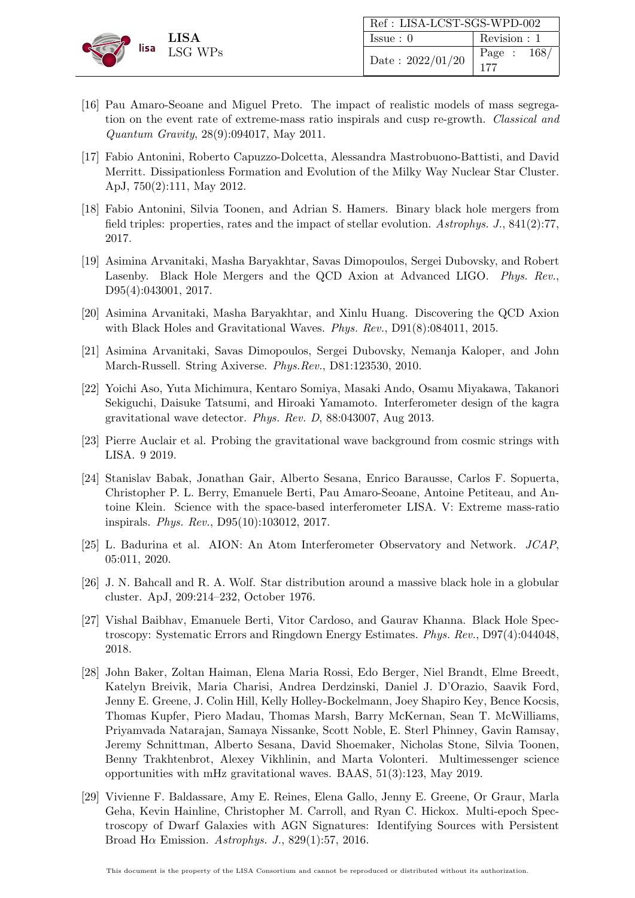[16] Pau Amaro-Seoane and Miguel Preto. The impact of realistic models of mass segregation on the event rate of extreme-mass ratio inspirals and cusp re-growth. *Classical and Quantum Gravity*, 28(9):094017, May 2011.

[17] Fabio Antonini, Roberto Capuzzo-Dolcetta, Alessandra Mastrobuono-Battisti, and David Merritt. Dissipationless Formation and Evolution of the Milky Way Nuclear Star Cluster. ApJ, 750(2):111, May 2012.

[18] Fabio Antonini, Silvia Toonen, and Adrian S. Hamers. Binary black hole mergers from field triples: properties, rates and the impact of stellar evolution. *Astrophys. J.*, 841(2):77, 2017.

[19] Asimina Arvanitaki, Masha Baryakhtar, Savas Dimopoulos, Sergei Dubovsky, and Robert Lasenby. Black Hole Mergers and the QCD Axion at Advanced LIGO. *Phys. Rev.*, D95(4):043001, 2017.

[20] Asimina Arvanitaki, Masha Baryakhtar, and Xinlu Huang. Discovering the QCD Axion with Black Holes and Gravitational Waves. *Phys. Rev.*, D91(8):084011, 2015.

[21] Asimina Arvanitaki, Savas Dimopoulos, Sergei Dubovsky, Nemanja Kaloper, and John March-Russell. String Axiverse. *Phys.Rev.*, D81:123530, 2010.

[22] Yoichi Aso, Yuta Michimura, Kentaro Somiya, Masaki Ando, Osamu Miyakawa, Takanori Sekiguchi, Daisuke Tatsumi, and Hiroaki Yamamoto. Interferometer design of the kagra gravitational wave detector. *Phys. Rev. D*, 88:043007, Aug 2013.

[23] Pierre Auclair et al. Probing the gravitational wave background from cosmic strings with LISA. 9 2019.

[24] Stanislav Babak, Jonathan Gair, Alberto Sesana, Enrico Barausse, Carlos F. Sopuerta, Christopher P. L. Berry, Emanuele Berti, Pau Amaro-Seoane, Antoine Petiteau, and Antoine Klein. Science with the space-based interferometer LISA. V: Extreme mass-ratio inspirals. *Phys. Rev.*, D95(10):103012, 2017.

[25] L. Badurina et al. AION: An Atom Interferometer Observatory and Network. *JCAP*, 05:011, 2020.

[26] J. N. Bahcall and R. A. Wolf. Star distribution around a massive black hole in a globular cluster. ApJ, 209:214–232, October 1976.

[27] Vishal Baibhav, Emanuele Berti, Vitor Cardoso, and Gaurav Khanna. Black Hole Spectroscopy: Systematic Errors and Ringdown Energy Estimates. *Phys. Rev.*, D97(4):044048, 2018.

[28] John Baker, Zoltan Haiman, Elena Maria Rossi, Edo Berger, Niel Brandt, Elme Breedt, Katelyn Breivik, Maria Charisi, Andrea Derdzinski, Daniel J. D'Orazio, Saavik Ford, Jenny E. Greene, J. Colin Hill, Kelly Holley-Bockelmann, Joey Shapiro Key, Bence Kocsis, Thomas Kupfer, Piero Madau, Thomas Marsh, Barry McKernan, Sean T. McWilliams, Priyamvada Natarajan, Samaya Nissanke, Scott Noble, E. Sterl Phinney, Gavin Ramsay, Jeremy Schnittman, Alberto Sesana, David Shoemaker, Nicholas Stone, Silvia Toonen, Benny Trakhtenbrot, Alexey Vikhlinin, and Marta Volonteri. Multimessenger science opportunities with mHz gravitational waves. BAAS, 51(3):123, May 2019.

[29] Vivienne F. Baldassare, Amy E. Reines, Elena Gallo, Jenny E. Greene, Or Graur, Marla Geha, Kevin Hainline, Christopher M. Carroll, and Ryan C. Hickox. Multi-epoch Spectroscopy of Dwarf Galaxies with AGN Signatures: Identifying Sources with Persistent Broad H$\alpha$ Emission. *Astrophys. J.*, 829(1):57, 2016.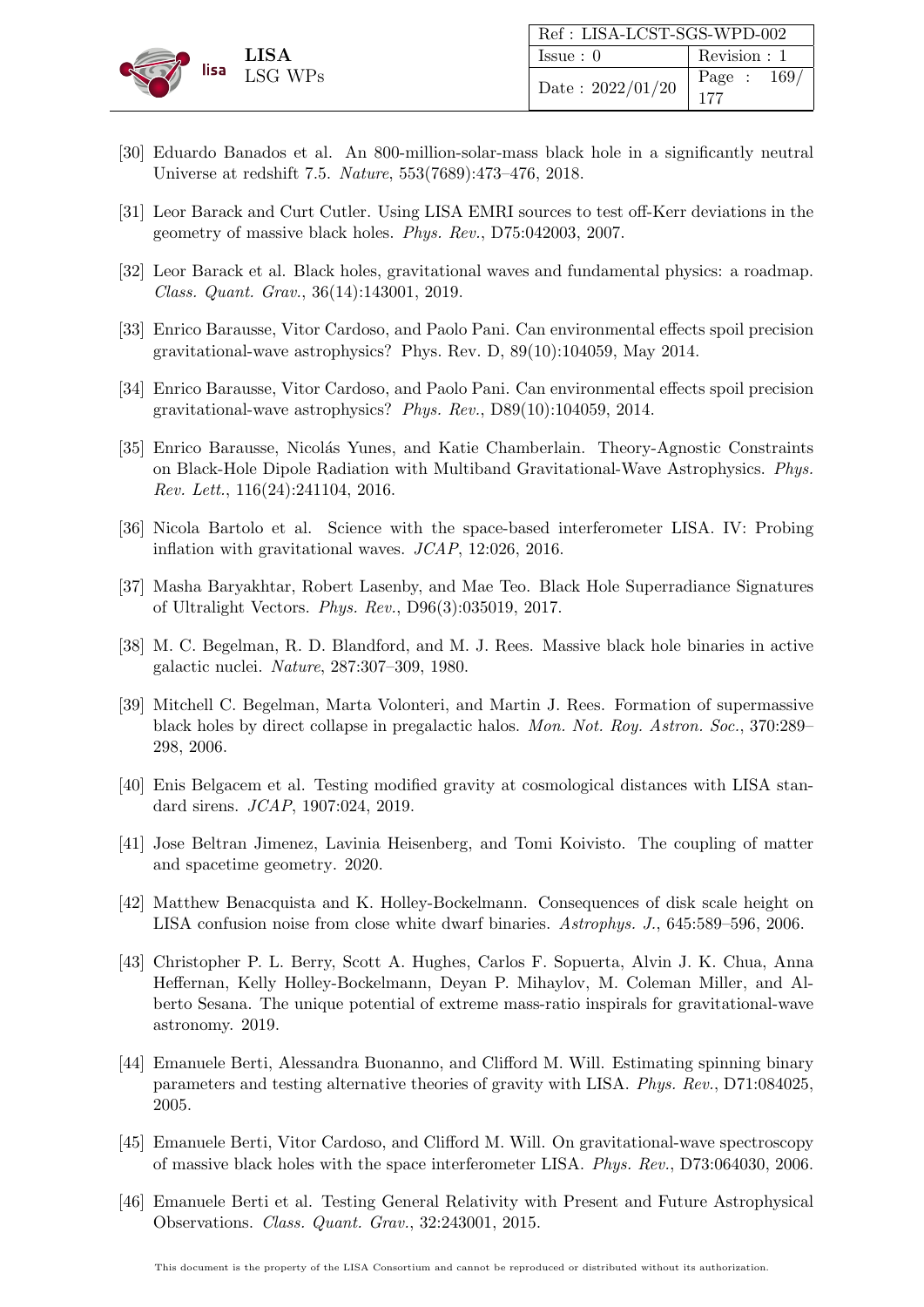[30] Eduardo Banados et al. An 800-million-solar-mass black hole in a significantly neutral Universe at redshift 7.5. *Nature*, 553(7689):473–476, 2018.

[31] Leor Barack and Curt Cutler. Using LISA EMRI sources to test off-Kerr deviations in the geometry of massive black holes. *Phys. Rev.*, D75:042003, 2007.

[32] Leor Barack et al. Black holes, gravitational waves and fundamental physics: a roadmap. *Class. Quant. Grav.*, 36(14):143001, 2019.

[33] Enrico Barausse, Vitor Cardoso, and Paolo Pani. Can environmental effects spoil precision gravitational-wave astrophysics? Phys. Rev. D, 89(10):104059, May 2014.

[34] Enrico Barausse, Vitor Cardoso, and Paolo Pani. Can environmental effects spoil precision gravitational-wave astrophysics? *Phys. Rev.*, D89(10):104059, 2014.

[35] Enrico Barausse, Nicolás Yunes, and Katie Chamberlain. Theory-Agnostic Constraints on Black-Hole Dipole Radiation with Multiband Gravitational-Wave Astrophysics. *Phys. Rev. Lett.*, 116(24):241104, 2016.

[36] Nicola Bartolo et al. Science with the space-based interferometer LISA. IV: Probing inflation with gravitational waves. *JCAP*, 12:026, 2016.

[37] Masha Baryakhtar, Robert Lasenby, and Mae Teo. Black Hole Superradiance Signatures of Ultralight Vectors. *Phys. Rev.*, D96(3):035019, 2017.

[38] M. C. Begelman, R. D. Blandford, and M. J. Rees. Massive black hole binaries in active galactic nuclei. *Nature*, 287:307–309, 1980.

[39] Mitchell C. Begelman, Marta Volonteri, and Martin J. Rees. Formation of supermassive black holes by direct collapse in pregalactic halos. *Mon. Not. Roy. Astron. Soc.*, 370:289–298, 2006.

[40] Enis Belgacem et al. Testing modified gravity at cosmological distances with LISA standard sirens. *JCAP*, 1907:024, 2019.

[41] Jose Beltran Jimenez, Lavinia Heisenberg, and Tomi Koivisto. The coupling of matter and spacetime geometry. 2020.

[42] Matthew Benacquista and K. Holley-Bockelmann. Consequences of disk scale height on LISA confusion noise from close white dwarf binaries. *Astrophys. J.*, 645:589–596, 2006.

[43] Christopher P. L. Berry, Scott A. Hughes, Carlos F. Sopuerta, Alvin J. K. Chua, Anna Heffernan, Kelly Holley-Bockelmann, Deyan P. Mihaylov, M. Coleman Miller, and Alberto Sesana. The unique potential of extreme mass-ratio inspirals for gravitational-wave astronomy. 2019.

[44] Emanuele Berti, Alessandra Buonanno, and Clifford M. Will. Estimating spinning binary parameters and testing alternative theories of gravity with LISA. *Phys. Rev.*, D71:084025, 2005.

[45] Emanuele Berti, Vitor Cardoso, and Clifford M. Will. On gravitational-wave spectroscopy of massive black holes with the space interferometer LISA. *Phys. Rev.*, D73:064030, 2006.

[46] Emanuele Berti et al. Testing General Relativity with Present and Future Astrophysical Observations. *Class. Quant. Grav.*, 32:243001, 2015.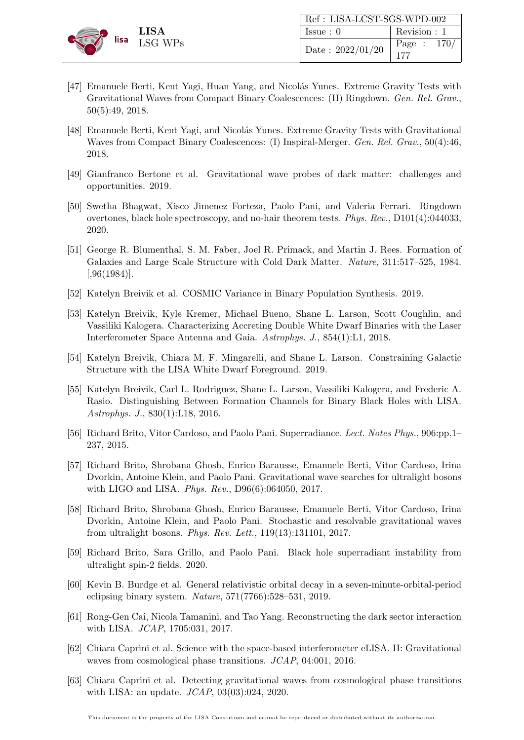[47] Emanuele Berti, Kent Yagi, Huan Yang, and Nicolás Yunes. Extreme Gravity Tests with Gravitational Waves from Compact Binary Coalescences: (II) Ringdown. *Gen. Rel. Grav.*, 50(5):49, 2018.

[48] Emanuele Berti, Kent Yagi, and Nicolás Yunes. Extreme Gravity Tests with Gravitational Waves from Compact Binary Coalescences: (I) Inspiral-Merger. *Gen. Rel. Grav.*, 50(4):46, 2018.

[49] Gianfranco Bertone et al. Gravitational wave probes of dark matter: challenges and opportunities. 2019.

[50] Swetha Bhagwat, Xisco Jimenez Forteza, Paolo Pani, and Valeria Ferrari. Ringdown overtones, black hole spectroscopy, and no-hair theorem tests. *Phys. Rev.*, D101(4):044033, 2020.

[51] George R. Blumenthal, S. M. Faber, Joel R. Primack, and Martin J. Rees. Formation of Galaxies and Large Scale Structure with Cold Dark Matter. *Nature*, 311:517–525, 1984. [,96(1984)].

[52] Katelyn Breivik et al. COSMIC Variance in Binary Population Synthesis. 2019.

[53] Katelyn Breivik, Kyle Kremer, Michael Bueno, Shane L. Larson, Scott Coughlin, and Vassiliki Kalogera. Characterizing Accreting Double White Dwarf Binaries with the Laser Interferometer Space Antenna and Gaia. *Astrophys. J.*, 854(1):L1, 2018.

[54] Katelyn Breivik, Chiara M. F. Mingarelli, and Shane L. Larson. Constraining Galactic Structure with the LISA White Dwarf Foreground. 2019.

[55] Katelyn Breivik, Carl L. Rodriguez, Shane L. Larson, Vassiliki Kalogera, and Frederic A. Rasio. Distinguishing Between Formation Channels for Binary Black Holes with LISA. *Astrophys. J.*, 830(1):L18, 2016.

[56] Richard Brito, Vitor Cardoso, and Paolo Pani. Superradiance. *Lect. Notes Phys.*, 906:pp.1–237, 2015.

[57] Richard Brito, Shrobana Ghosh, Enrico Barausse, Emanuele Berti, Vitor Cardoso, Irina Dvorkin, Antoine Klein, and Paolo Pani. Gravitational wave searches for ultralight bosons with LIGO and LISA. *Phys. Rev.*, D96(6):064050, 2017.

[58] Richard Brito, Shrobana Ghosh, Enrico Barausse, Emanuele Berti, Vitor Cardoso, Irina Dvorkin, Antoine Klein, and Paolo Pani. Stochastic and resolvable gravitational waves from ultralight bosons. *Phys. Rev. Lett.*, 119(13):131101, 2017.

[59] Richard Brito, Sara Grillo, and Paolo Pani. Black hole superradiant instability from ultralight spin-2 fields. 2020.

[60] Kevin B. Burdge et al. General relativistic orbital decay in a seven-minute-orbital-period eclipsing binary system. *Nature*, 571(7766):528–531, 2019.

[61] Rong-Gen Cai, Nicola Tamanini, and Tao Yang. Reconstructing the dark sector interaction with LISA. *JCAP*, 1705:031, 2017.

[62] Chiara Caprini et al. Science with the space-based interferometer eLISA. II: Gravitational waves from cosmological phase transitions. *JCAP*, 04:001, 2016.

[63] Chiara Caprini et al. Detecting gravitational waves from cosmological phase transitions with LISA: an update. *JCAP*, 03(03):024, 2020.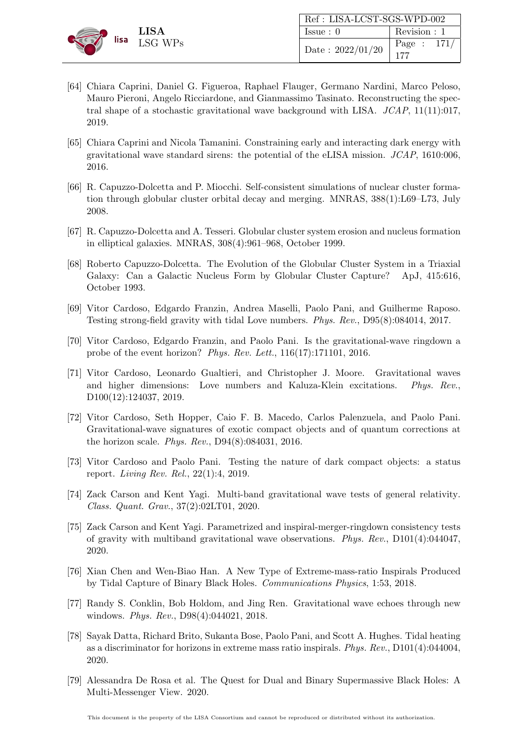[64] Chiara Caprini, Daniel G. Figueroa, Raphael Flauger, Germano Nardini, Marco Peloso, Mauro Pieroni, Angelo Ricciardone, and Gianmassimo Tasinato. Reconstructing the spectral shape of a stochastic gravitational wave background with LISA. *JCAP*, 11(11):017, 2019.

[65] Chiara Caprini and Nicola Tamanini. Constraining early and interacting dark energy with gravitational wave standard sirens: the potential of the eLISA mission. *JCAP*, 1610:006, 2016.

[66] R. Capuzzo-Dolcetta and P. Miocchi. Self-consistent simulations of nuclear cluster formation through globular cluster orbital decay and merging. MNRAS, 388(1):L69–L73, July 2008.

[67] R. Capuzzo-Dolcetta and A. Tesseri. Globular cluster system erosion and nucleus formation in elliptical galaxies. MNRAS, 308(4):961–968, October 1999.

[68] Roberto Capuzzo-Dolcetta. The Evolution of the Globular Cluster System in a Triaxial Galaxy: Can a Galactic Nucleus Form by Globular Cluster Capture? ApJ, 415:616, October 1993.

[69] Vitor Cardoso, Edgardo Franzin, Andrea Maselli, Paolo Pani, and Guilherme Raposo. Testing strong-field gravity with tidal Love numbers. *Phys. Rev.*, D95(8):084014, 2017.

[70] Vitor Cardoso, Edgardo Franzin, and Paolo Pani. Is the gravitational-wave ringdown a probe of the event horizon? *Phys. Rev. Lett.*, 116(17):171101, 2016.

[71] Vitor Cardoso, Leonardo Gualtieri, and Christopher J. Moore. Gravitational waves and higher dimensions: Love numbers and Kaluza-Klein excitations. *Phys. Rev.*, D100(12):124037, 2019.

[72] Vitor Cardoso, Seth Hopper, Caio F. B. Macedo, Carlos Palenzuela, and Paolo Pani. Gravitational-wave signatures of exotic compact objects and of quantum corrections at the horizon scale. *Phys. Rev.*, D94(8):084031, 2016.

[73] Vitor Cardoso and Paolo Pani. Testing the nature of dark compact objects: a status report. *Living Rev. Rel.*, 22(1):4, 2019.

[74] Zack Carson and Kent Yagi. Multi-band gravitational wave tests of general relativity. *Class. Quant. Grav.*, 37(2):02LT01, 2020.

[75] Zack Carson and Kent Yagi. Parametrized and inspiral-merger-ringdown consistency tests of gravity with multiband gravitational wave observations. *Phys. Rev.*, D101(4):044047, 2020.

[76] Xian Chen and Wen-Biao Han. A New Type of Extreme-mass-ratio Inspirals Produced by Tidal Capture of Binary Black Holes. *Communications Physics*, 1:53, 2018.

[77] Randy S. Conklin, Bob Holdom, and Jing Ren. Gravitational wave echoes through new windows. *Phys. Rev.*, D98(4):044021, 2018.

[78] Sayak Datta, Richard Brito, Sukanta Bose, Paolo Pani, and Scott A. Hughes. Tidal heating as a discriminator for horizons in extreme mass ratio inspirals. *Phys. Rev.*, D101(4):044004, 2020.

[79] Alessandra De Rosa et al. The Quest for Dual and Binary Supermassive Black Holes: A Multi-Messenger View. 2020.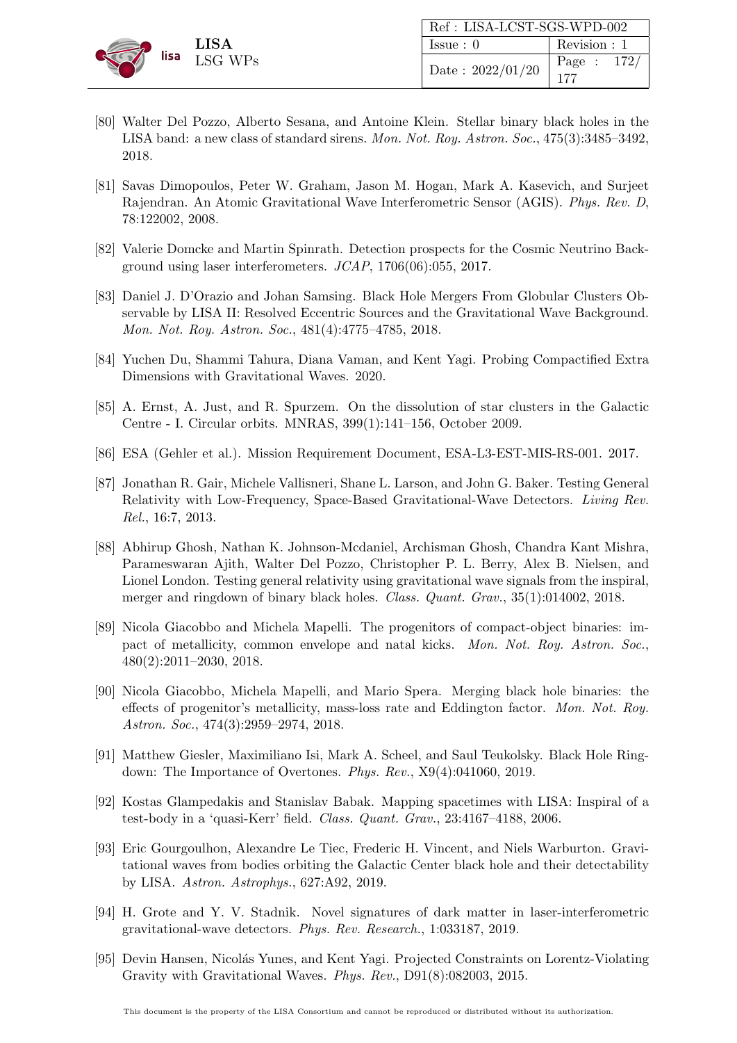[80] Walter Del Pozzo, Alberto Sesana, and Antoine Klein. Stellar binary black holes in the LISA band: a new class of standard sirens. *Mon. Not. Roy. Astron. Soc.*, 475(3):3485–3492, 2018.

[81] Savas Dimopoulos, Peter W. Graham, Jason M. Hogan, Mark A. Kasevich, and Surjeet Rajendran. An Atomic Gravitational Wave Interferometric Sensor (AGIS). *Phys. Rev. D*, 78:122002, 2008.

[82] Valerie Domcke and Martin Spinrath. Detection prospects for the Cosmic Neutrino Background using laser interferometers. *JCAP*, 1706(06):055, 2017.

[83] Daniel J. D'Orazio and Johan Samsing. Black Hole Mergers From Globular Clusters Observable by LISA II: Resolved Eccentric Sources and the Gravitational Wave Background. *Mon. Not. Roy. Astron. Soc.*, 481(4):4775–4785, 2018.

[84] Yuchen Du, Shammi Tahura, Diana Vaman, and Kent Yagi. Probing Compactified Extra Dimensions with Gravitational Waves. 2020.

[85] A. Ernst, A. Just, and R. Spurzem. On the dissolution of star clusters in the Galactic Centre - I. Circular orbits. MNRAS, 399(1):141–156, October 2009.

[86] ESA (Gehler et al.). Mission Requirement Document, ESA-L3-EST-MIS-RS-001. 2017.

[87] Jonathan R. Gair, Michele Vallisneri, Shane L. Larson, and John G. Baker. Testing General Relativity with Low-Frequency, Space-Based Gravitational-Wave Detectors. *Living Rev. Rel.*, 16:7, 2013.

[88] Abhirup Ghosh, Nathan K. Johnson-Mcdaniel, Archisman Ghosh, Chandra Kant Mishra, Parameswaran Ajith, Walter Del Pozzo, Christopher P. L. Berry, Alex B. Nielsen, and Lionel London. Testing general relativity using gravitational wave signals from the inspiral, merger and ringdown of binary black holes. *Class. Quant. Grav.*, 35(1):014002, 2018.

[89] Nicola Giacobbo and Michela Mapelli. The progenitors of compact-object binaries: impact of metallicity, common envelope and natal kicks. *Mon. Not. Roy. Astron. Soc.*, 480(2):2011–2030, 2018.

[90] Nicola Giacobbo, Michela Mapelli, and Mario Spera. Merging black hole binaries: the effects of progenitor's metallicity, mass-loss rate and Eddington factor. *Mon. Not. Roy. Astron. Soc.*, 474(3):2959–2974, 2018.

[91] Matthew Giesler, Maximiliano Isi, Mark A. Scheel, and Saul Teukolsky. Black Hole Ringdown: The Importance of Overtones. *Phys. Rev.*, X9(4):041060, 2019.

[92] Kostas Glampedakis and Stanislav Babak. Mapping spacetimes with LISA: Inspiral of a test-body in a 'quasi-Kerr' field. *Class. Quant. Grav.*, 23:4167–4188, 2006.

[93] Eric Gourgoulhon, Alexandre Le Tiec, Frederic H. Vincent, and Niels Warburton. Gravitational waves from bodies orbiting the Galactic Center black hole and their detectability by LISA. *Astron. Astrophys.*, 627:A92, 2019.

[94] H. Grote and Y. V. Stadnik. Novel signatures of dark matter in laser-interferometric gravitational-wave detectors. *Phys. Rev. Research.*, 1:033187, 2019.

[95] Devin Hansen, Nicolás Yunes, and Kent Yagi. Projected Constraints on Lorentz-Violating Gravity with Gravitational Waves. *Phys. Rev.*, D91(8):082003, 2015.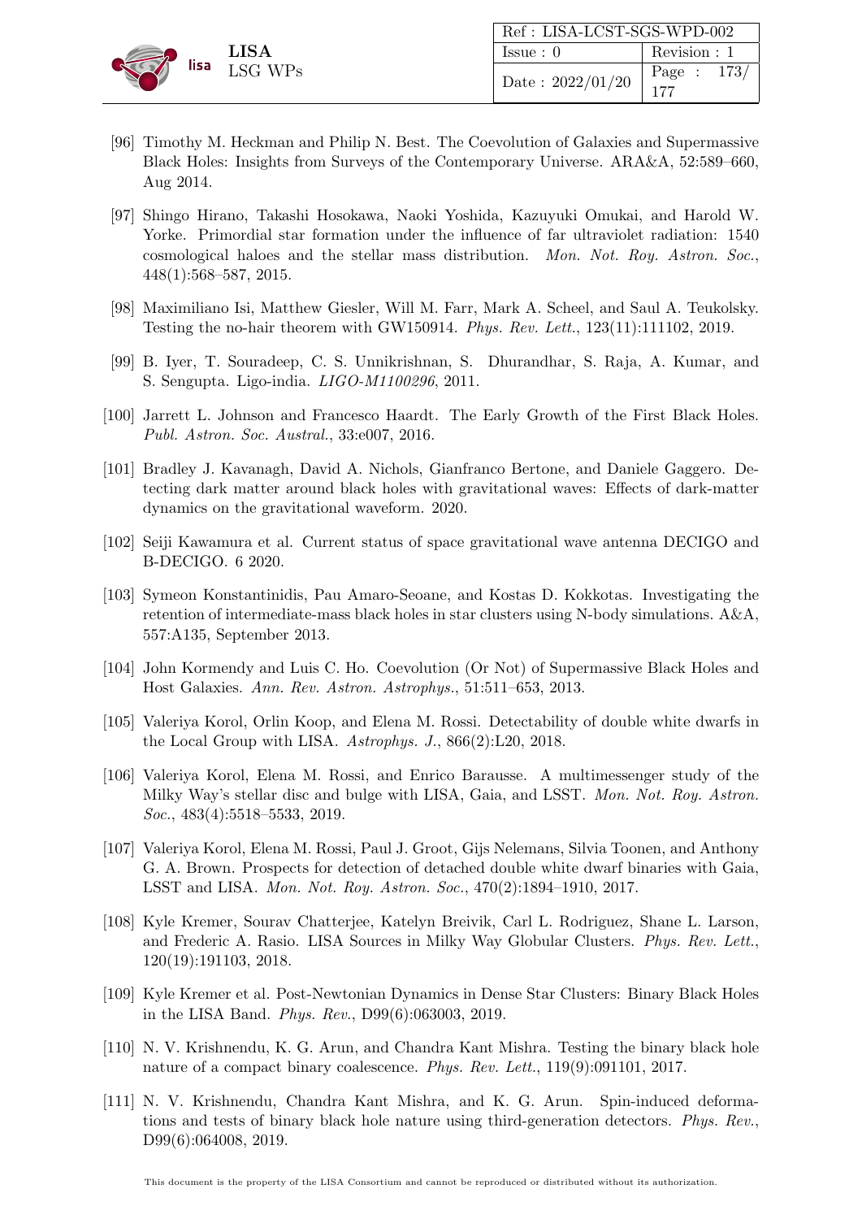[96] Timothy M. Heckman and Philip N. Best. The Coevolution of Galaxies and Supermassive Black Holes: Insights from Surveys of the Contemporary Universe. ARA&A, 52:589–660, Aug 2014.

[97] Shingo Hirano, Takashi Hosokawa, Naoki Yoshida, Kazuyuki Omukai, and Harold W. Yorke. Primordial star formation under the influence of far ultraviolet radiation: 1540 cosmological haloes and the stellar mass distribution. *Mon. Not. Roy. Astron. Soc.*, 448(1):568–587, 2015.

[98] Maximiliano Isi, Matthew Giesler, Will M. Farr, Mark A. Scheel, and Saul A. Teukolsky. Testing the no-hair theorem with GW150914. *Phys. Rev. Lett.*, 123(11):111102, 2019.

[99] B. Iyer, T. Souradeep, C. S. Unnikrishnan, S. Dhurandhar, S. Raja, A. Kumar, and S. Sengupta. Ligo-india. *LIGO-M1100296*, 2011.

[100] Jarrett L. Johnson and Francesco Haardt. The Early Growth of the First Black Holes. *Publ. Astron. Soc. Austral.*, 33:e007, 2016.

[101] Bradley J. Kavanagh, David A. Nichols, Gianfranco Bertone, and Daniele Gaggero. Detecting dark matter around black holes with gravitational waves: Effects of dark-matter dynamics on the gravitational waveform. 2020.

[102] Seiji Kawamura et al. Current status of space gravitational wave antenna DECIGO and B-DECIGO. 6 2020.

[103] Symeon Konstantinidis, Pau Amaro-Seoane, and Kostas D. Kokkotas. Investigating the retention of intermediate-mass black holes in star clusters using N-body simulations. A&A, 557:A135, September 2013.

[104] John Kormendy and Luis C. Ho. Coevolution (Or Not) of Supermassive Black Holes and Host Galaxies. *Ann. Rev. Astron. Astrophys.*, 51:511–653, 2013.

[105] Valeriya Korol, Orlin Koop, and Elena M. Rossi. Detectability of double white dwarfs in the Local Group with LISA. *Astrophys. J.*, 866(2):L20, 2018.

[106] Valeriya Korol, Elena M. Rossi, and Enrico Barausse. A multimessenger study of the Milky Way's stellar disc and bulge with LISA, Gaia, and LSST. *Mon. Not. Roy. Astron. Soc.*, 483(4):5518–5533, 2019.

[107] Valeriya Korol, Elena M. Rossi, Paul J. Groot, Gijs Nelemans, Silvia Toonen, and Anthony G. A. Brown. Prospects for detection of detached double white dwarf binaries with Gaia, LSST and LISA. *Mon. Not. Roy. Astron. Soc.*, 470(2):1894–1910, 2017.

[108] Kyle Kremer, Sourav Chatterjee, Katelyn Breivik, Carl L. Rodriguez, Shane L. Larson, and Frederic A. Rasio. LISA Sources in Milky Way Globular Clusters. *Phys. Rev. Lett.*, 120(19):191103, 2018.

[109] Kyle Kremer et al. Post-Newtonian Dynamics in Dense Star Clusters: Binary Black Holes in the LISA Band. *Phys. Rev.*, D99(6):063003, 2019.

[110] N. V. Krishnendu, K. G. Arun, and Chandra Kant Mishra. Testing the binary black hole nature of a compact binary coalescence. *Phys. Rev. Lett.*, 119(9):091101, 2017.

[111] N. V. Krishnendu, Chandra Kant Mishra, and K. G. Arun. Spin-induced deformations and tests of binary black hole nature using third-generation detectors. *Phys. Rev.*, D99(6):064008, 2019.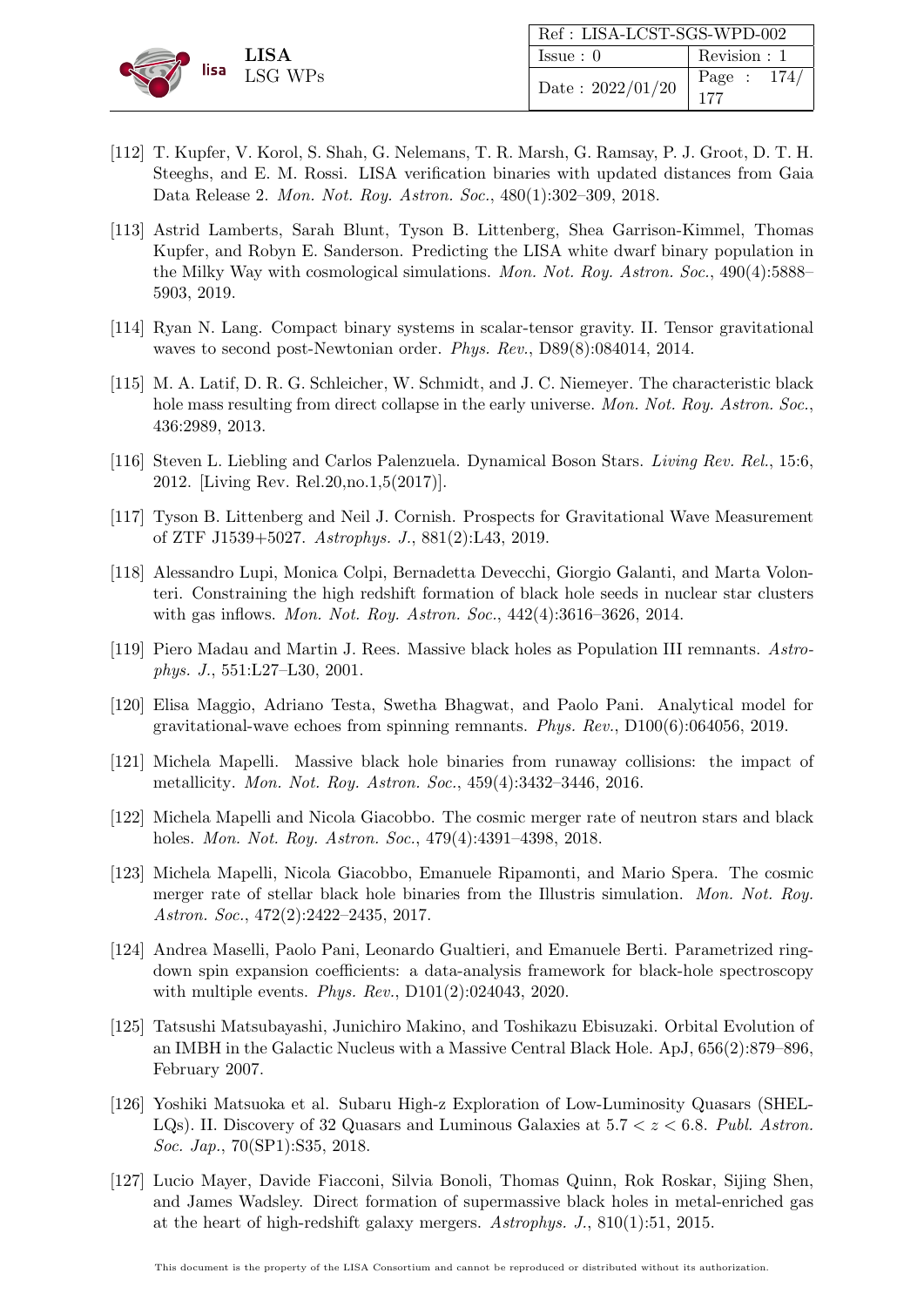[112] T. Kupfer, V. Korol, S. Shah, G. Nelemans, T. R. Marsh, G. Ramsay, P. J. Groot, D. T. H. Steeghs, and E. M. Rossi. LISA verification binaries with updated distances from Gaia Data Release 2. *Mon. Not. Roy. Astron. Soc.*, 480(1):302–309, 2018.

[113] Astrid Lamberts, Sarah Blunt, Tyson B. Littenberg, Shea Garrison-Kimmel, Thomas Kupfer, and Robyn E. Sanderson. Predicting the LISA white dwarf binary population in the Milky Way with cosmological simulations. *Mon. Not. Roy. Astron. Soc.*, 490(4):5888–5903, 2019.

[114] Ryan N. Lang. Compact binary systems in scalar-tensor gravity. II. Tensor gravitational waves to second post-Newtonian order. *Phys. Rev.*, D89(8):084014, 2014.

[115] M. A. Latif, D. R. G. Schleicher, W. Schmidt, and J. C. Niemeyer. The characteristic black hole mass resulting from direct collapse in the early universe. *Mon. Not. Roy. Astron. Soc.*, 436:2989, 2013.

[116] Steven L. Liebling and Carlos Palenzuela. Dynamical Boson Stars. *Living Rev. Rel.*, 15:6, 2012. [Living Rev. Rel.20,no.1,5(2017)].

[117] Tyson B. Littenberg and Neil J. Cornish. Prospects for Gravitational Wave Measurement of ZTF J1539+5027. *Astrophys. J.*, 881(2):L43, 2019.

[118] Alessandro Lupi, Monica Colpi, Bernadetta Devecchi, Giorgio Galanti, and Marta Volonteri. Constraining the high redshift formation of black hole seeds in nuclear star clusters with gas inflows. *Mon. Not. Roy. Astron. Soc.*, 442(4):3616–3626, 2014.

[119] Piero Madau and Martin J. Rees. Massive black holes as Population III remnants. *Astrophys. J.*, 551:L27–L30, 2001.

[120] Elisa Maggio, Adriano Testa, Swetha Bhagwat, and Paolo Pani. Analytical model for gravitational-wave echoes from spinning remnants. *Phys. Rev.*, D100(6):064056, 2019.

[121] Michela Mapelli. Massive black hole binaries from runaway collisions: the impact of metallicity. *Mon. Not. Roy. Astron. Soc.*, 459(4):3432–3446, 2016.

[122] Michela Mapelli and Nicola Giacobbo. The cosmic merger rate of neutron stars and black holes. *Mon. Not. Roy. Astron. Soc.*, 479(4):4391–4398, 2018.

[123] Michela Mapelli, Nicola Giacobbo, Emanuele Ripamonti, and Mario Spera. The cosmic merger rate of stellar black hole binaries from the Illustris simulation. *Mon. Not. Roy. Astron. Soc.*, 472(2):2422–2435, 2017.

[124] Andrea Maselli, Paolo Pani, Leonardo Gualtieri, and Emanuele Berti. Parametrized ringdown spin expansion coefficients: a data-analysis framework for black-hole spectroscopy with multiple events. *Phys. Rev.*, D101(2):024043, 2020.

[125] Tatsushi Matsubayashi, Junichiro Makino, and Toshikazu Ebisuzaki. Orbital Evolution of an IMBH in the Galactic Nucleus with a Massive Central Black Hole. ApJ, 656(2):879–896, February 2007.

[126] Yoshiki Matsuoka et al. Subaru High-z Exploration of Low-Luminosity Quasars (SHELLQs). II. Discovery of 32 Quasars and Luminous Galaxies at $5.7 < z < 6.8$. *Publ. Astron. Soc. Jap.*, 70(SP1):S35, 2018.

[127] Lucio Mayer, Davide Fiacconi, Silvia Bonoli, Thomas Quinn, Rok Roskar, Sijing Shen, and James Wadsley. Direct formation of supermassive black holes in metal-enriched gas at the heart of high-redshift galaxy mergers. *Astrophys. J.*, 810(1):51, 2015.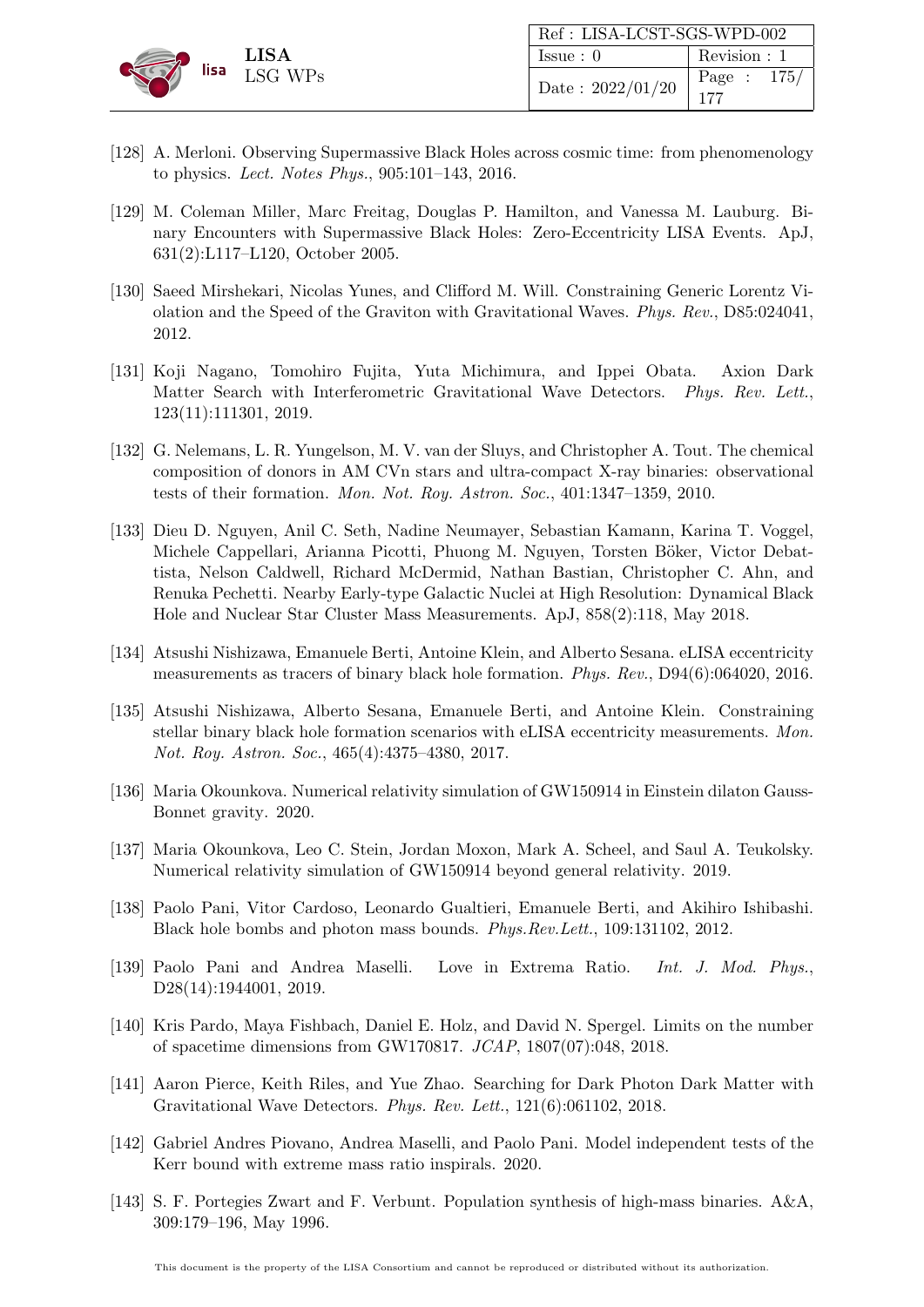[128] A. Merloni. Observing Supermassive Black Holes across cosmic time: from phenomenology to physics. *Lect. Notes Phys.*, 905:101–143, 2016.

[129] M. Coleman Miller, Marc Freitag, Douglas P. Hamilton, and Vanessa M. Lauburg. Binary Encounters with Supermassive Black Holes: Zero-Eccentricity LISA Events. ApJ, 631(2):L117–L120, October 2005.

[130] Saeed Mirshekari, Nicolas Yunes, and Clifford M. Will. Constraining Generic Lorentz Violation and the Speed of the Graviton with Gravitational Waves. *Phys. Rev.*, D85:024041, 2012.

[131] Koji Nagano, Tomohiro Fujita, Yuta Michimura, and Ippei Obata. Axion Dark Matter Search with Interferometric Gravitational Wave Detectors. *Phys. Rev. Lett.*, 123(11):111301, 2019.

[132] G. Nelemans, L. R. Yungelson, M. V. van der Sluys, and Christopher A. Tout. The chemical composition of donors in AM CVn stars and ultra-compact X-ray binaries: observational tests of their formation. *Mon. Not. Roy. Astron. Soc.*, 401:1347–1359, 2010.

[133] Dieu D. Nguyen, Anil C. Seth, Nadine Neumayer, Sebastian Kamann, Karina T. Voggel, Michele Cappellari, Arianna Picotti, Phuong M. Nguyen, Torsten Böker, Victor Debattista, Nelson Caldwell, Richard McDermid, Nathan Bastian, Christopher C. Ahn, and Renuka Pechetti. Nearby Early-type Galactic Nuclei at High Resolution: Dynamical Black Hole and Nuclear Star Cluster Mass Measurements. ApJ, 858(2):118, May 2018.

[134] Atsushi Nishizawa, Emanuele Berti, Antoine Klein, and Alberto Sesana. eLISA eccentricity measurements as tracers of binary black hole formation. *Phys. Rev.*, D94(6):064020, 2016.

[135] Atsushi Nishizawa, Alberto Sesana, Emanuele Berti, and Antoine Klein. Constraining stellar binary black hole formation scenarios with eLISA eccentricity measurements. *Mon. Not. Roy. Astron. Soc.*, 465(4):4375–4380, 2017.

[136] Maria Okounkova. Numerical relativity simulation of GW150914 in Einstein dilaton Gauss-Bonnet gravity. 2020.

[137] Maria Okounkova, Leo C. Stein, Jordan Moxon, Mark A. Scheel, and Saul A. Teukolsky. Numerical relativity simulation of GW150914 beyond general relativity. 2019.

[138] Paolo Pani, Vitor Cardoso, Leonardo Gualtieri, Emanuele Berti, and Akihiro Ishibashi. Black hole bombs and photon mass bounds. *Phys.Rev.Lett.*, 109:131102, 2012.

[139] Paolo Pani and Andrea Maselli. Love in Extrema Ratio. *Int. J. Mod. Phys.*, D28(14):1944001, 2019.

[140] Kris Pardo, Maya Fishbach, Daniel E. Holz, and David N. Spergel. Limits on the number of spacetime dimensions from GW170817. *JCAP*, 1807(07):048, 2018.

[141] Aaron Pierce, Keith Riles, and Yue Zhao. Searching for Dark Photon Dark Matter with Gravitational Wave Detectors. *Phys. Rev. Lett.*, 121(6):061102, 2018.

[142] Gabriel Andres Piovano, Andrea Maselli, and Paolo Pani. Model independent tests of the Kerr bound with extreme mass ratio inspirals. 2020.

[143] S. F. Portegies Zwart and F. Verbunt. Population synthesis of high-mass binaries. A&A, 309:179–196, May 1996.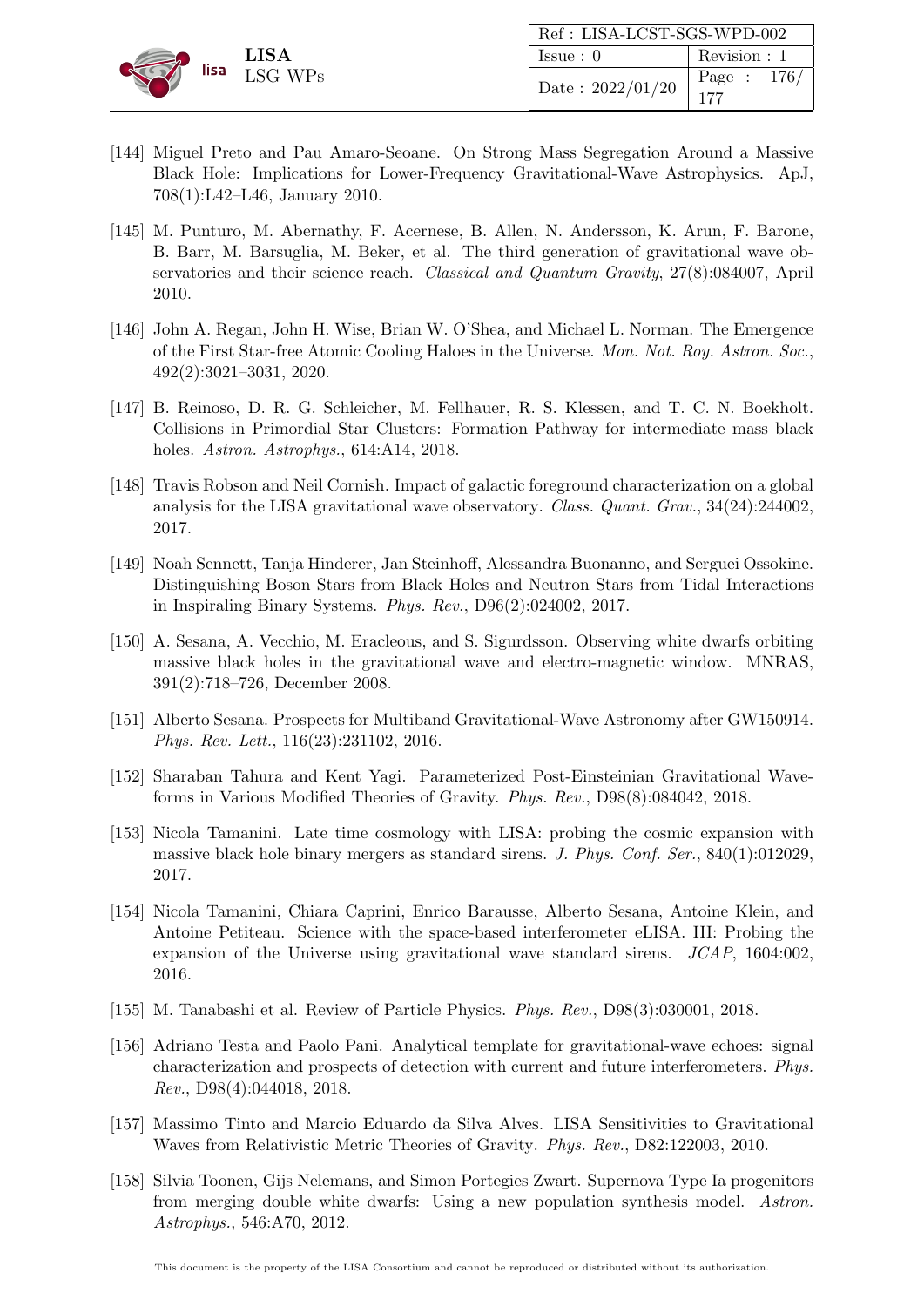[144] Miguel Preto and Pau Amaro-Seoane. On Strong Mass Segregation Around a Massive Black Hole: Implications for Lower-Frequency Gravitational-Wave Astrophysics. ApJ, 708(1):L42–L46, January 2010.

[145] M. Punturo, M. Abernathy, F. Acernese, B. Allen, N. Andersson, K. Arun, F. Barone, B. Barr, M. Barsuglia, M. Beker, et al. The third generation of gravitational wave observatories and their science reach. *Classical and Quantum Gravity*, 27(8):084007, April 2010.

[146] John A. Regan, John H. Wise, Brian W. O'Shea, and Michael L. Norman. The Emergence of the First Star-free Atomic Cooling Haloes in the Universe. *Mon. Not. Roy. Astron. Soc.*, 492(2):3021–3031, 2020.

[147] B. Reinoso, D. R. G. Schleicher, M. Fellhauer, R. S. Klessen, and T. C. N. Boekholt. Collisions in Primordial Star Clusters: Formation Pathway for intermediate mass black holes. *Astron. Astrophys.*, 614:A14, 2018.

[148] Travis Robson and Neil Cornish. Impact of galactic foreground characterization on a global analysis for the LISA gravitational wave observatory. *Class. Quant. Grav.*, 34(24):244002, 2017.

[149] Noah Sennett, Tanja Hinderer, Jan Steinhoff, Alessandra Buonanno, and Serguei Ossokine. Distinguishing Boson Stars from Black Holes and Neutron Stars from Tidal Interactions in Inspiraling Binary Systems. *Phys. Rev.*, D96(2):024002, 2017.

[150] A. Sesana, A. Vecchio, M. Eracleous, and S. Sigurdsson. Observing white dwarfs orbiting massive black holes in the gravitational wave and electro-magnetic window. MNRAS, 391(2):718–726, December 2008.

[151] Alberto Sesana. Prospects for Multiband Gravitational-Wave Astronomy after GW150914. *Phys. Rev. Lett.*, 116(23):231102, 2016.

[152] Sharaban Tahura and Kent Yagi. Parameterized Post-Einsteinian Gravitational Waveforms in Various Modified Theories of Gravity. *Phys. Rev.*, D98(8):084042, 2018.

[153] Nicola Tamanini. Late time cosmology with LISA: probing the cosmic expansion with massive black hole binary mergers as standard sirens. *J. Phys. Conf. Ser.*, 840(1):012029, 2017.

[154] Nicola Tamanini, Chiara Caprini, Enrico Barausse, Alberto Sesana, Antoine Klein, and Antoine Petiteau. Science with the space-based interferometer eLISA. III: Probing the expansion of the Universe using gravitational wave standard sirens. *JCAP*, 1604:002, 2016.

[155] M. Tanabashi et al. Review of Particle Physics. *Phys. Rev.*, D98(3):030001, 2018.

[156] Adriano Testa and Paolo Pani. Analytical template for gravitational-wave echoes: signal characterization and prospects of detection with current and future interferometers. *Phys. Rev.*, D98(4):044018, 2018.

[157] Massimo Tinto and Marcio Eduardo da Silva Alves. LISA Sensitivities to Gravitational Waves from Relativistic Metric Theories of Gravity. *Phys. Rev.*, D82:122003, 2010.

[158] Silvia Toonen, Gijs Nelemans, and Simon Portegies Zwart. Supernova Type Ia progenitors from merging double white dwarfs: Using a new population synthesis model. *Astron. Astrophys.*, 546:A70, 2012.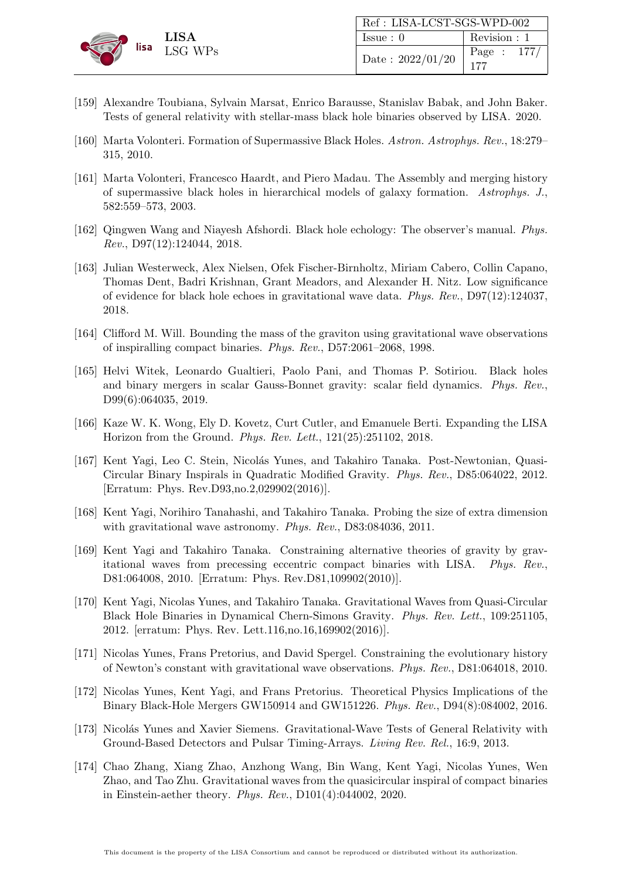[159] Alexandre Toubiana, Sylvain Marsat, Enrico Barausse, Stanislav Babak, and John Baker. Tests of general relativity with stellar-mass black hole binaries observed by LISA. 2020.

[160] Marta Volonteri. Formation of Supermassive Black Holes. *Astron. Astrophys. Rev.*, 18:279–315, 2010.

[161] Marta Volonteri, Francesco Haardt, and Piero Madau. The Assembly and merging history of supermassive black holes in hierarchical models of galaxy formation. *Astrophys. J.*, 582:559–573, 2003.

[162] Qingwen Wang and Niayesh Afshordi. Black hole echology: The observer's manual. *Phys. Rev.*, D97(12):124044, 2018.

[163] Julian Westerweck, Alex Nielsen, Ofek Fischer-Birnholtz, Miriam Cabero, Collin Capano, Thomas Dent, Badri Krishnan, Grant Meadors, and Alexander H. Nitz. Low significance of evidence for black hole echoes in gravitational wave data. *Phys. Rev.*, D97(12):124037, 2018.

[164] Clifford M. Will. Bounding the mass of the graviton using gravitational wave observations of inspiralling compact binaries. *Phys. Rev.*, D57:2061–2068, 1998.

[165] Helvi Witek, Leonardo Gualtieri, Paolo Pani, and Thomas P. Sotiriou. Black holes and binary mergers in scalar Gauss-Bonnet gravity: scalar field dynamics. *Phys. Rev.*, D99(6):064035, 2019.

[166] Kaze W. K. Wong, Ely D. Kovetz, Curt Cutler, and Emanuele Berti. Expanding the LISA Horizon from the Ground. *Phys. Rev. Lett.*, 121(25):251102, 2018.

[167] Kent Yagi, Leo C. Stein, Nicolás Yunes, and Takahiro Tanaka. Post-Newtonian, Quasi-Circular Binary Inspirals in Quadratic Modified Gravity. *Phys. Rev.*, D85:064022, 2012. [Erratum: Phys. Rev.D93,no.2,029902(2016)].

[168] Kent Yagi, Norihiro Tanahashi, and Takahiro Tanaka. Probing the size of extra dimension with gravitational wave astronomy. *Phys. Rev.*, D83:084036, 2011.

[169] Kent Yagi and Takahiro Tanaka. Constraining alternative theories of gravity by gravitational waves from precessing eccentric compact binaries with LISA. *Phys. Rev.*, D81:064008, 2010. [Erratum: Phys. Rev.D81,109902(2010)].

[170] Kent Yagi, Nicolas Yunes, and Takahiro Tanaka. Gravitational Waves from Quasi-Circular Black Hole Binaries in Dynamical Chern-Simons Gravity. *Phys. Rev. Lett.*, 109:251105, 2012. [erratum: Phys. Rev. Lett.116,no.16,169902(2016)].

[171] Nicolas Yunes, Frans Pretorius, and David Spergel. Constraining the evolutionary history of Newton's constant with gravitational wave observations. *Phys. Rev.*, D81:064018, 2010.

[172] Nicolas Yunes, Kent Yagi, and Frans Pretorius. Theoretical Physics Implications of the Binary Black-Hole Mergers GW150914 and GW151226. *Phys. Rev.*, D94(8):084002, 2016.

[173] Nicolás Yunes and Xavier Siemens. Gravitational-Wave Tests of General Relativity with Ground-Based Detectors and Pulsar Timing-Arrays. *Living Rev. Rel.*, 16:9, 2013.

[174] Chao Zhang, Xiang Zhao, Anzhong Wang, Bin Wang, Kent Yagi, Nicolas Yunes, Wen Zhao, and Tao Zhu. Gravitational waves from the quasicircular inspiral of compact binaries in Einstein-aether theory. *Phys. Rev.*, D101(4):044002, 2020.